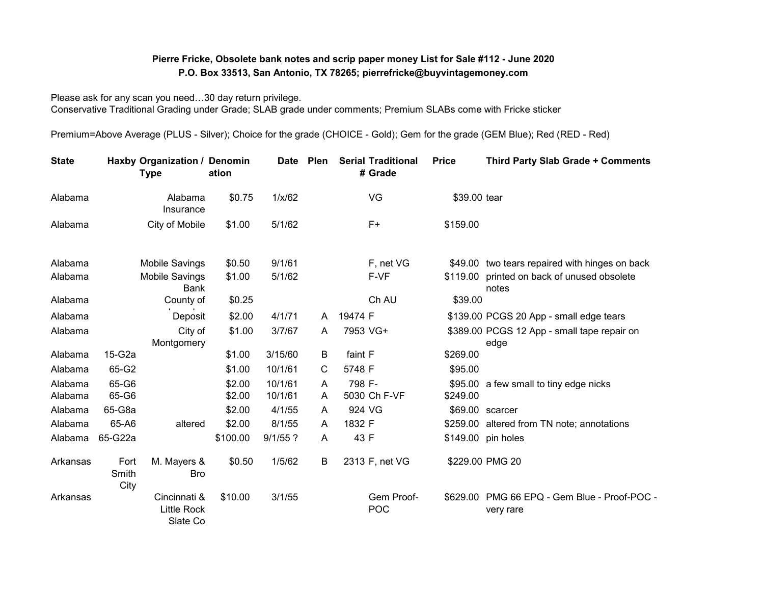**Pierre Fricke, Obsolete bank notes and scrip paper money List for Sale #112 - June 2020**
**P.O. Box 33513, San Antonio, TX 78265; pierrefricke@buyvintagemoney.com**

Please ask for any scan you need…30 day return privilege.
Conservative Traditional Grading under Grade; SLAB grade under comments; Premium SLABs come with Fricke sticker

Premium=Above Average (PLUS - Silver); Choice for the grade (CHOICE - Gold); Gem for the grade (GEM Blue); Red (RED - Red)

| State | Haxby | Organization / Type | Denomination | Date | Plen | Serial # | Traditional Grade | Price | Third Party Slab Grade + Comments |
|---|---|---|---|---|---|---|---|---|---|
| Alabama | | Alabama Insurance | $0.75 | 1/x/62 | | | VG | $39.00 | tear |
| Alabama | | City of Mobile | $1.00 | 5/1/62 | | | F+ | $159.00 | |
| Alabama | | Mobile Savings | $0.50 | 9/1/61 | | | F, net VG | $49.00 | two tears repaired with hinges on back |
| Alabama | | Mobile Savings Bank | $1.00 | 5/1/62 | | | F-VF | $119.00 | printed on back of unused obsolete notes |
| Alabama | | County of | $0.25 | | | | Ch AU | $39.00 | |
| Alabama | | Deposit | $2.00 | 4/1/71 | A | 19474 | F | $139.00 | PCGS 20 App - small edge tears |
| Alabama | | City of Montgomery | $1.00 | 3/7/67 | A | 7953 | VG+ | $389.00 | PCGS 12 App - small tape repair on edge |
| Alabama | 15-G2a | | $1.00 | 3/15/60 | B | faint | F | $269.00 | |
| Alabama | 65-G2 | | $1.00 | 10/1/61 | C | 5748 | F | $95.00 | |
| Alabama | 65-G6 | | $2.00 | 10/1/61 | A | 798 | F- | $95.00 | a few small to tiny edge nicks |
| Alabama | 65-G6 | | $2.00 | 10/1/61 | A | 5030 | Ch F-VF | $249.00 | |
| Alabama | 65-G8a | | $2.00 | 4/1/55 | A | 924 | VG | $69.00 | scarcer |
| Alabama | 65-A6 | altered | $2.00 | 8/1/55 | A | 1832 | F | $259.00 | altered from TN note; annotations |
| Alabama | 65-G22a | | $100.00 | 9/1/55 ? | A | 43 | F | $149.00 | pin holes |
| Arkansas | Fort Smith City | M. Mayers & Bro | $0.50 | 1/5/62 | B | 2313 | F, net VG | $229.00 | PMG 20 |
| Arkansas | | Cincinnati & Little Rock Slate Co | $10.00 | 3/1/55 | | | Gem Proof-POC | $629.00 | PMG 66 EPQ - Gem Blue - Proof-POC - very rare |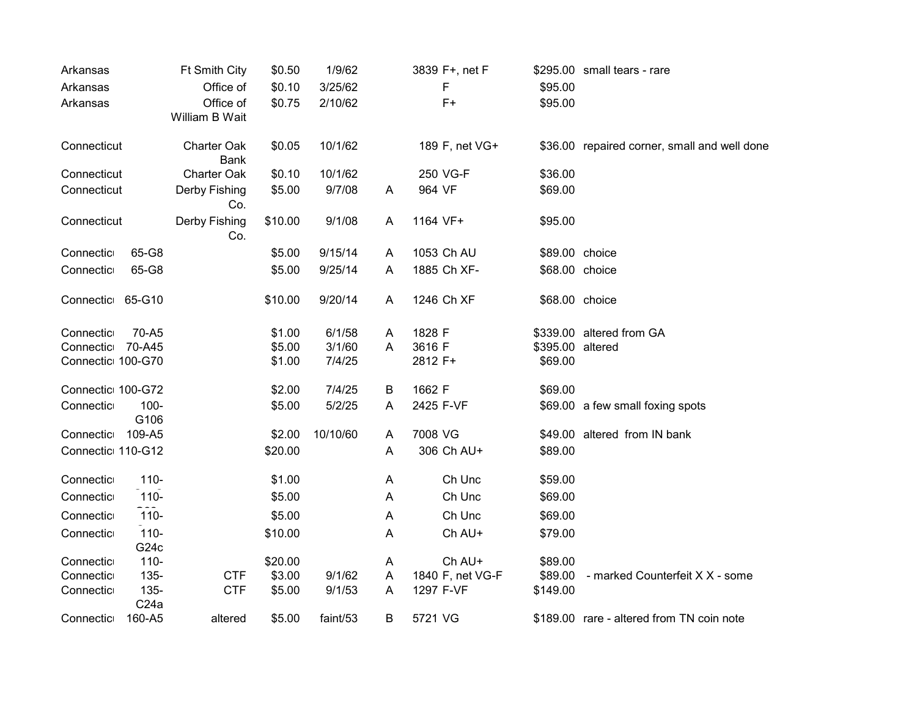| State | Cat # | Bank | Denom | Date | Let | Serial | Grade | Price | Notes |
|---|---|---|---|---|---|---|---|---|---|
| Arkansas | | Ft Smith City | $0.50 | 1/9/62 | | 3839 | F+, net F | $295.00 | small tears - rare |
| Arkansas | | Office of | $0.10 | 3/25/62 | | | F | $95.00 | |
| Arkansas | | Office of William B Wait | $0.75 | 2/10/62 | | | F+ | $95.00 | |
| Connecticut | | Charter Oak Bank | $0.05 | 10/1/62 | | 189 | F, net VG+ | $36.00 | repaired corner, small and well done |
| Connecticut | | Charter Oak | $0.10 | 10/1/62 | | 250 | VG-F | $36.00 | |
| Connecticut | | Derby Fishing Co. | $5.00 | 9/7/08 | A | 964 | VF | $69.00 | |
| Connecticut | | Derby Fishing Co. | $10.00 | 9/1/08 | A | 1164 | VF+ | $95.00 | |
| Connectic | 65-G8 | | $5.00 | 9/15/14 | A | 1053 | Ch AU | $89.00 | choice |
| Connectic | 65-G8 | | $5.00 | 9/25/14 | A | 1885 | Ch XF- | $68.00 | choice |
| Connectic | 65-G10 | | $10.00 | 9/20/14 | A | 1246 | Ch XF | $68.00 | choice |
| Connectic | 70-A5 | | $1.00 | 6/1/58 | A | 1828 | F | $339.00 | altered from GA |
| Connectic | 70-A45 | | $5.00 | 3/1/60 | A | 3616 | F | $395.00 | altered |
| Connectic | 100-G70 | | $1.00 | 7/4/25 | | 2812 | F+ | $69.00 | |
| Connectic | 100-G72 | | $2.00 | 7/4/25 | B | 1662 | F | $69.00 | |
| Connectic | 100-G106 | | $5.00 | 5/2/25 | A | 2425 | F-VF | $69.00 | a few small foxing spots |
| Connectic | 109-A5 | | $2.00 | 10/10/60 | A | 7008 | VG | $49.00 | altered from IN bank |
| Connectic | 110-G12 | | $20.00 | | A | 306 | Ch AU+ | $89.00 | |
| Connectic | 110- | | $1.00 | | A | | Ch Unc | $59.00 | |
| Connectic | 110- | | $5.00 | | A | | Ch Unc | $69.00 | |
| Connectic | 110- | | $5.00 | | A | | Ch Unc | $69.00 | |
| Connectic | 110-G24c | | $10.00 | | A | | Ch AU+ | $79.00 | |
| Connectic | 110- | | $20.00 | | A | | Ch AU+ | $89.00 | |
| Connectic | 135- | CTF | $3.00 | 9/1/62 | A | 1840 | F, net VG-F | $89.00 | - marked Counterfeit X X - some |
| Connectic | 135-C24a | CTF | $5.00 | 9/1/53 | A | 1297 | F-VF | $149.00 | |
| Connectic | 160-A5 | altered | $5.00 | faint/53 | B | 5721 | VG | $189.00 | rare - altered from TN coin note |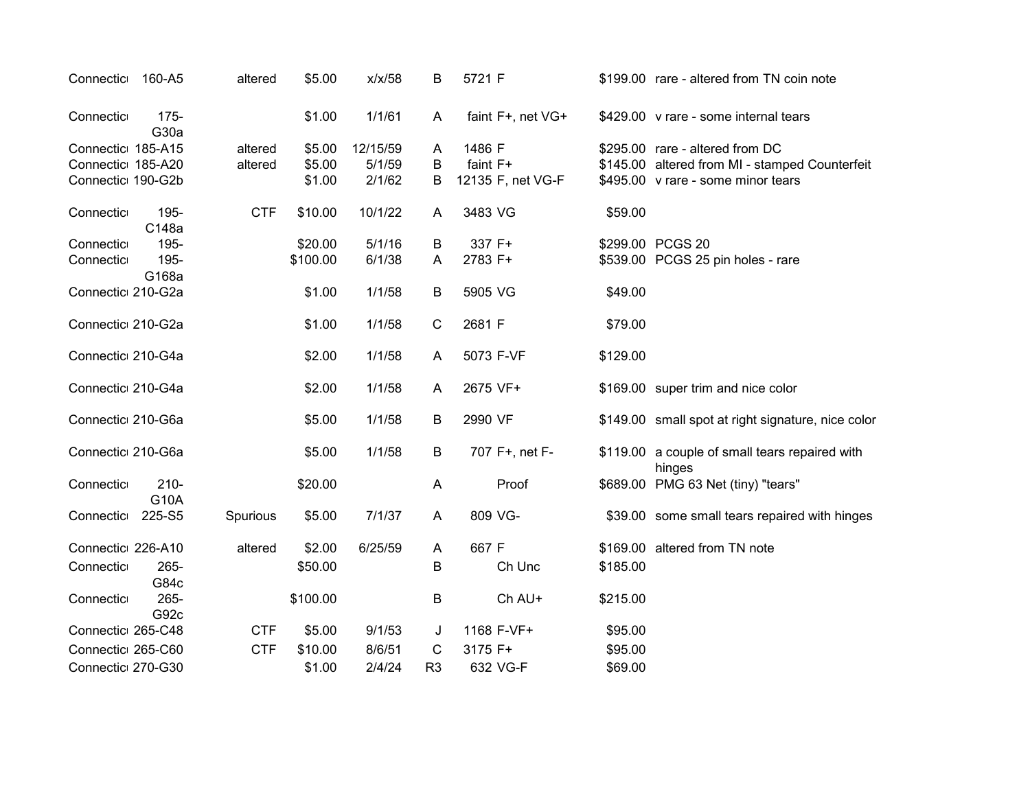| | | | | | | | | | |
|---|---|---|---|---|---|---|---|---|---|
| Connecticu | 160-A5 | altered | $5.00 | x/x/58 | B | 5721 | F | $199.00 | rare - altered from TN coin note |
| Connecticu | 175-G30a | | $1.00 | 1/1/61 | A | faint | F+, net VG+ | $429.00 | v rare - some internal tears |
| Connecticu | 185-A15 | altered | $5.00 | 12/15/59 | A | 1486 | F | $295.00 | rare - altered from DC |
| Connecticu | 185-A20 | altered | $5.00 | 5/1/59 | B | faint | F+ | $145.00 | altered from MI - stamped Counterfeit |
| Connecticu | 190-G2b | | $1.00 | 2/1/62 | B | 12135 | F, net VG-F | $495.00 | v rare - some minor tears |
| Connecticu | 195-C148a | CTF | $10.00 | 10/1/22 | A | 3483 | VG | $59.00 | |
| Connecticu | 195- | | $20.00 | 5/1/16 | B | 337 | F+ | $299.00 | PCGS 20 |
| Connecticu | 195-G168a | | $100.00 | 6/1/38 | A | 2783 | F+ | $539.00 | PCGS 25 pin holes - rare |
| Connecticu | 210-G2a | | $1.00 | 1/1/58 | B | 5905 | VG | $49.00 | |
| Connecticu | 210-G2a | | $1.00 | 1/1/58 | C | 2681 | F | $79.00 | |
| Connecticu | 210-G4a | | $2.00 | 1/1/58 | A | 5073 | F-VF | $129.00 | |
| Connecticu | 210-G4a | | $2.00 | 1/1/58 | A | 2675 | VF+ | $169.00 | super trim and nice color |
| Connecticu | 210-G6a | | $5.00 | 1/1/58 | B | 2990 | VF | $149.00 | small spot at right signature, nice color |
| Connecticu | 210-G6a | | $5.00 | 1/1/58 | B | 707 | F+, net F- | $119.00 | a couple of small tears repaired with hinges |
| Connecticu | 210-G10A | | $20.00 | | A | | Proof | $689.00 | PMG 63 Net (tiny) "tears" |
| Connecticu | 225-S5 | Spurious | $5.00 | 7/1/37 | A | 809 | VG- | $39.00 | some small tears repaired with hinges |
| Connecticu | 226-A10 | altered | $2.00 | 6/25/59 | A | 667 | F | $169.00 | altered from TN note |
| Connecticu | 265-G84c | | $50.00 | | B | | Ch Unc | $185.00 | |
| Connecticu | 265-G92c | | $100.00 | | B | | Ch AU+ | $215.00 | |
| Connecticu | 265-C48 | CTF | $5.00 | 9/1/53 | J | 1168 | F-VF+ | $95.00 | |
| Connecticu | 265-C60 | CTF | $10.00 | 8/6/51 | C | 3175 | F+ | $95.00 | |
| Connecticu | 270-G30 | | $1.00 | 2/4/24 | R3 | 632 | VG-F | $69.00 | |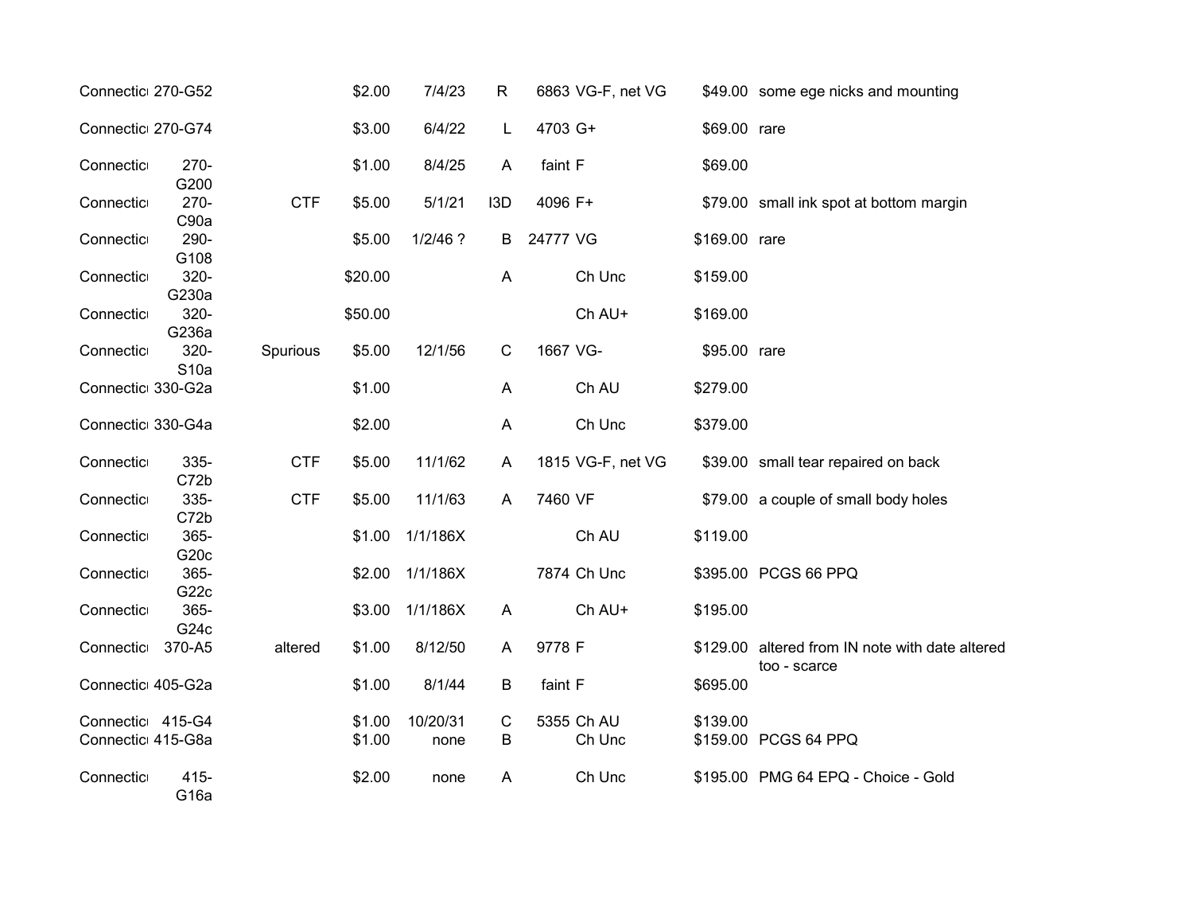| | | | | | | | | | |
|---|---|---|---|---|---|---|---|---|---|
| Connecticı | 270-G52 | | $2.00 | 7/4/23 | R | 6863 | VG-F, net VG | $49.00 | some ege nicks and mounting |
| Connecticı | 270-G74 | | $3.00 | 6/4/22 | L | 4703 | G+ | $69.00 | rare |
| Connecticı | 270-G200 | | $1.00 | 8/4/25 | A | faint | F | $69.00 | |
| Connecticı | 270-C90a | CTF | $5.00 | 5/1/21 | I3D | 4096 | F+ | $79.00 | small ink spot at bottom margin |
| Connecticı | 290-G108 | | $5.00 | 1/2/46 ? | B | 24777 | VG | $169.00 | rare |
| Connecticı | 320-G230a | | $20.00 | | A | | Ch Unc | $159.00 | |
| Connecticı | 320-G236a | | $50.00 | | | | Ch AU+ | $169.00 | |
| Connecticı | 320-S10a | Spurious | $5.00 | 12/1/56 | C | 1667 | VG- | $95.00 | rare |
| Connecticı | 330-G2a | | $1.00 | | A | | Ch AU | $279.00 | |
| Connecticı | 330-G4a | | $2.00 | | A | | Ch Unc | $379.00 | |
| Connecticı | 335-C72b | CTF | $5.00 | 11/1/62 | A | 1815 | VG-F, net VG | $39.00 | small tear repaired on back |
| Connecticı | 335-C72b | CTF | $5.00 | 11/1/63 | A | 7460 | VF | $79.00 | a couple of small body holes |
| Connecticı | 365-G20c | | $1.00 | 1/1/186X | | | Ch AU | $119.00 | |
| Connecticı | 365-G22c | | $2.00 | 1/1/186X | | 7874 | Ch Unc | $395.00 | PCGS 66 PPQ |
| Connecticı | 365-G24c | | $3.00 | 1/1/186X | A | | Ch AU+ | $195.00 | |
| Connecticı | 370-A5 | altered | $1.00 | 8/12/50 | A | 9778 | F | $129.00 | altered from IN note with date altered too - scarce |
| Connecticı | 405-G2a | | $1.00 | 8/1/44 | B | faint | F | $695.00 | |
| Connecticı | 415-G4 | | $1.00 | 10/20/31 | C | 5355 | Ch AU | $139.00 | |
| Connecticı | 415-G8a | | $1.00 | none | B | | Ch Unc | $159.00 | PCGS 64 PPQ |
| Connecticı | 415-G16a | | $2.00 | none | A | | Ch Unc | $195.00 | PMG 64 EPQ - Choice - Gold |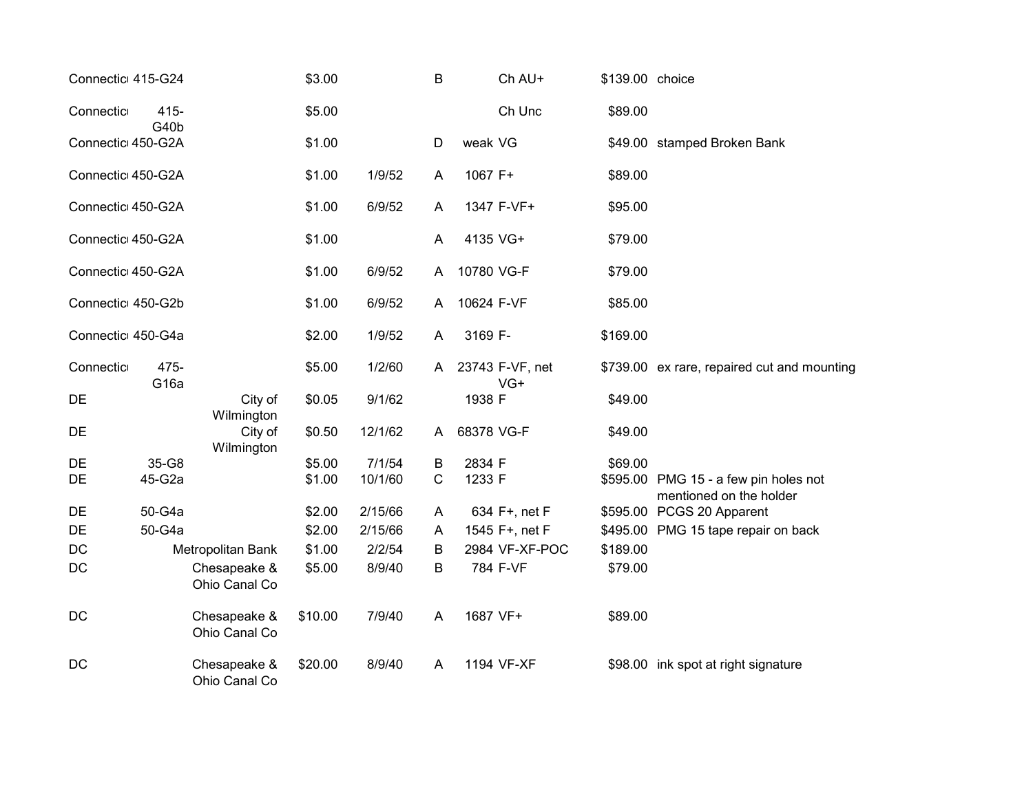| | | | | | | | | | |
|---|---|---|---|---|---|---|---|---|---|
| Connecticu | 415-G24 | | $3.00 | | B | | Ch AU+ | $139.00 | choice |
| Connecticu | 415-G40b | | $5.00 | | | | Ch Unc | $89.00 | |
| Connecticu | 450-G2A | | $1.00 | | D | weak | VG | $49.00 | stamped Broken Bank |
| Connecticu | 450-G2A | | $1.00 | 1/9/52 | A | 1067 | F+ | $89.00 | |
| Connecticu | 450-G2A | | $1.00 | 6/9/52 | A | 1347 | F-VF+ | $95.00 | |
| Connecticu | 450-G2A | | $1.00 | | A | 4135 | VG+ | $79.00 | |
| Connecticu | 450-G2A | | $1.00 | 6/9/52 | A | 10780 | VG-F | $79.00 | |
| Connecticu | 450-G2b | | $1.00 | 6/9/52 | A | 10624 | F-VF | $85.00 | |
| Connecticu | 450-G4a | | $2.00 | 1/9/52 | A | 3169 | F- | $169.00 | |
| Connecticu | 475-G16a | | $5.00 | 1/2/60 | A | 23743 | F-VF, net VG+ | $739.00 | ex rare, repaired cut and mounting |
| DE | | City of Wilmington | $0.05 | 9/1/62 | | 1938 | F | $49.00 | |
| DE | | City of Wilmington | $0.50 | 12/1/62 | A | 68378 | VG-F | $49.00 | |
| DE | 35-G8 | | $5.00 | 7/1/54 | B | 2834 | F | $69.00 | |
| DE | 45-G2a | | $1.00 | 10/1/60 | C | 1233 | F | $595.00 | PMG 15 - a few pin holes not mentioned on the holder |
| DE | 50-G4a | | $2.00 | 2/15/66 | A | 634 | F+, net F | $595.00 | PCGS 20 Apparent |
| DE | 50-G4a | | $2.00 | 2/15/66 | A | 1545 | F+, net F | $495.00 | PMG 15 tape repair on back |
| DC | | Metropolitan Bank | $1.00 | 2/2/54 | B | 2984 | VF-XF-POC | $189.00 | |
| DC | | Chesapeake & Ohio Canal Co | $5.00 | 8/9/40 | B | 784 | F-VF | $79.00 | |
| DC | | Chesapeake & Ohio Canal Co | $10.00 | 7/9/40 | A | 1687 | VF+ | $89.00 | |
| DC | | Chesapeake & Ohio Canal Co | $20.00 | 8/9/40 | A | 1194 | VF-XF | $98.00 | ink spot at right signature |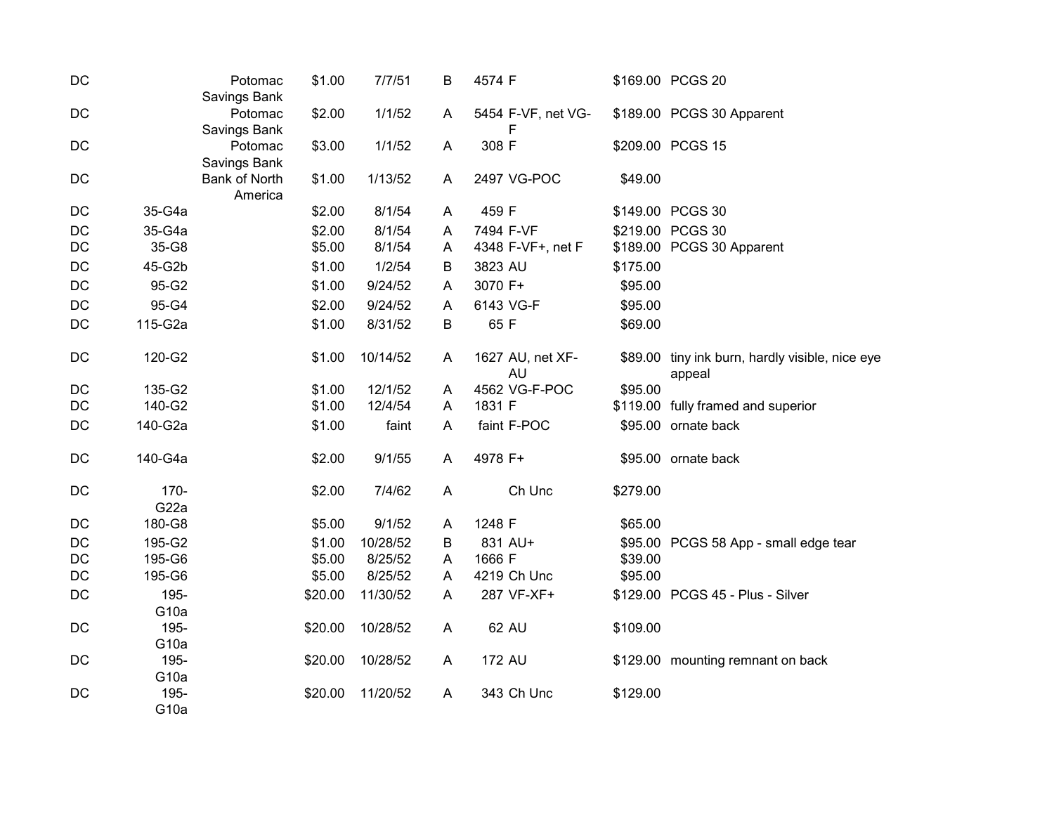| | | | | | | | | | |
|---|---|---|---|---|---|---|---|---|---|
| DC | | Potomac Savings Bank | $1.00 | 7/7/51 | B | 4574 | F | $169.00 | PCGS 20 |
| DC | | Potomac Savings Bank | $2.00 | 1/1/52 | A | 5454 | F-VF, net VG-F | $189.00 | PCGS 30 Apparent |
| DC | | Potomac Savings Bank | $3.00 | 1/1/52 | A | 308 | F | $209.00 | PCGS 15 |
| DC | | Bank of North America | $1.00 | 1/13/52 | A | 2497 | VG-POC | $49.00 | |
| DC | 35-G4a | | $2.00 | 8/1/54 | A | 459 | F | $149.00 | PCGS 30 |
| DC | 35-G4a | | $2.00 | 8/1/54 | A | 7494 | F-VF | $219.00 | PCGS 30 |
| DC | 35-G8 | | $5.00 | 8/1/54 | A | 4348 | F-VF+, net F | $189.00 | PCGS 30 Apparent |
| DC | 45-G2b | | $1.00 | 1/2/54 | B | 3823 | AU | $175.00 | |
| DC | 95-G2 | | $1.00 | 9/24/52 | A | 3070 | F+ | $95.00 | |
| DC | 95-G4 | | $2.00 | 9/24/52 | A | 6143 | VG-F | $95.00 | |
| DC | 115-G2a | | $1.00 | 8/31/52 | B | 65 | F | $69.00 | |
| DC | 120-G2 | | $1.00 | 10/14/52 | A | 1627 | AU, net XF-AU | $89.00 | tiny ink burn, hardly visible, nice eye appeal |
| DC | 135-G2 | | $1.00 | 12/1/52 | A | 4562 | VG-F-POC | $95.00 | |
| DC | 140-G2 | | $1.00 | 12/4/54 | A | 1831 | F | $119.00 | fully framed and superior |
| DC | 140-G2a | | $1.00 | faint | A | faint | F-POC | $95.00 | ornate back |
| DC | 140-G4a | | $2.00 | 9/1/55 | A | 4978 | F+ | $95.00 | ornate back |
| DC | 170-G22a | | $2.00 | 7/4/62 | A | | Ch Unc | $279.00 | |
| DC | 180-G8 | | $5.00 | 9/1/52 | A | 1248 | F | $65.00 | |
| DC | 195-G2 | | $1.00 | 10/28/52 | B | 831 | AU+ | $95.00 | PCGS 58 App - small edge tear |
| DC | 195-G6 | | $5.00 | 8/25/52 | A | 1666 | F | $39.00 | |
| DC | 195-G6 | | $5.00 | 8/25/52 | A | 4219 | Ch Unc | $95.00 | |
| DC | 195-G10a | | $20.00 | 11/30/52 | A | 287 | VF-XF+ | $129.00 | PCGS 45 - Plus - Silver |
| DC | 195-G10a | | $20.00 | 10/28/52 | A | 62 | AU | $109.00 | |
| DC | 195-G10a | | $20.00 | 10/28/52 | A | 172 | AU | $129.00 | mounting remnant on back |
| DC | 195-G10a | | $20.00 | 11/20/52 | A | 343 | Ch Unc | $129.00 | |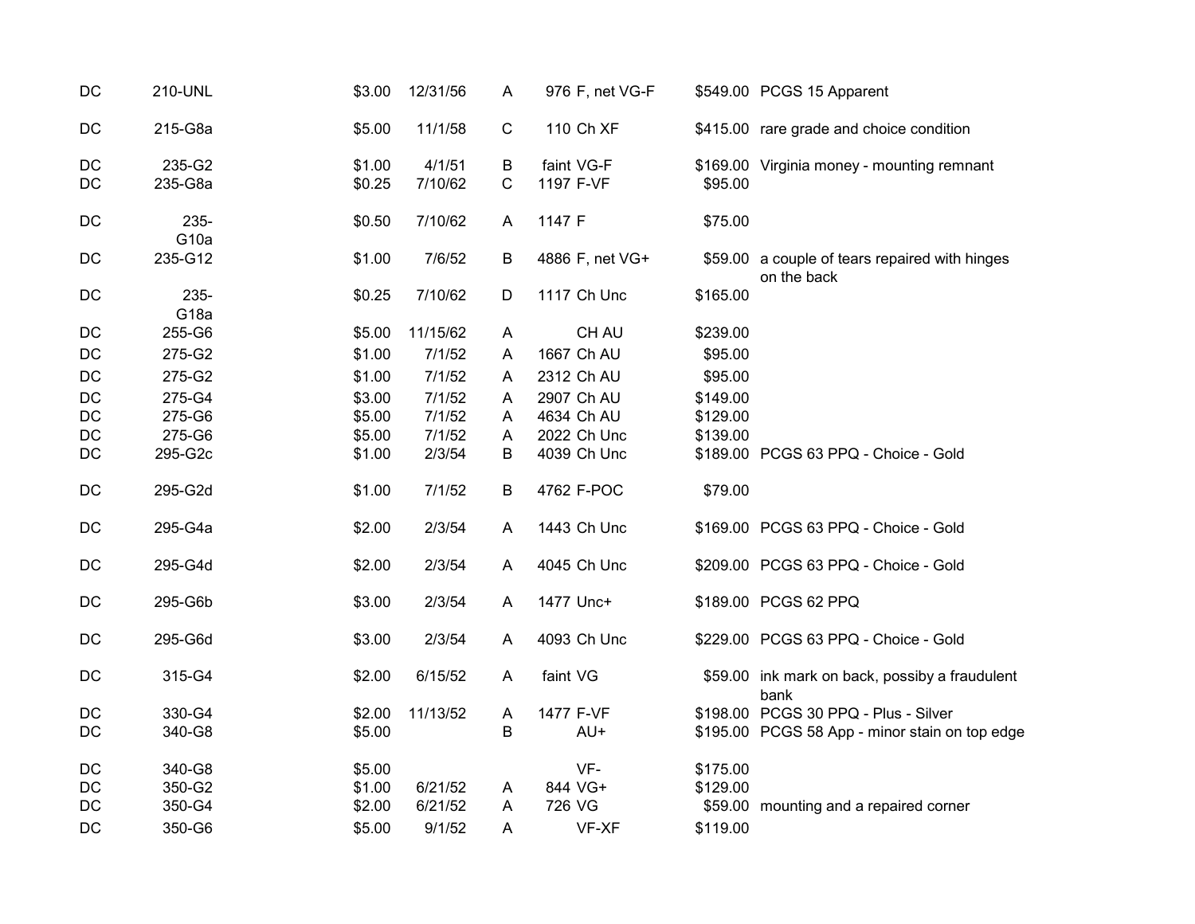| | | | | | | | | |
|---|---|---|---|---|---|---|---|---|
| DC | 210-UNL | $3.00 | 12/31/56 | A | 976 | F, net VG-F | $549.00 | PCGS 15 Apparent |
| DC | 215-G8a | $5.00 | 11/1/58 | C | 110 | Ch XF | $415.00 | rare grade and choice condition |
| DC | 235-G2 | $1.00 | 4/1/51 | B | faint | VG-F | $169.00 | Virginia money - mounting remnant |
| DC | 235-G8a | $0.25 | 7/10/62 | C | 1197 | F-VF | $95.00 | |
| DC | 235-G10a | $0.50 | 7/10/62 | A | 1147 | F | $75.00 | |
| DC | 235-G12 | $1.00 | 7/6/52 | B | 4886 | F, net VG+ | $59.00 | a couple of tears repaired with hinges on the back |
| DC | 235-G18a | $0.25 | 7/10/62 | D | 1117 | Ch Unc | $165.00 | |
| DC | 255-G6 | $5.00 | 11/15/62 | A | | CH AU | $239.00 | |
| DC | 275-G2 | $1.00 | 7/1/52 | A | 1667 | Ch AU | $95.00 | |
| DC | 275-G2 | $1.00 | 7/1/52 | A | 2312 | Ch AU | $95.00 | |
| DC | 275-G4 | $3.00 | 7/1/52 | A | 2907 | Ch AU | $149.00 | |
| DC | 275-G6 | $5.00 | 7/1/52 | A | 4634 | Ch AU | $129.00 | |
| DC | 275-G6 | $5.00 | 7/1/52 | A | 2022 | Ch Unc | $139.00 | |
| DC | 295-G2c | $1.00 | 2/3/54 | B | 4039 | Ch Unc | $189.00 | PCGS 63 PPQ - Choice - Gold |
| DC | 295-G2d | $1.00 | 7/1/52 | B | 4762 | F-POC | $79.00 | |
| DC | 295-G4a | $2.00 | 2/3/54 | A | 1443 | Ch Unc | $169.00 | PCGS 63 PPQ - Choice - Gold |
| DC | 295-G4d | $2.00 | 2/3/54 | A | 4045 | Ch Unc | $209.00 | PCGS 63 PPQ - Choice - Gold |
| DC | 295-G6b | $3.00 | 2/3/54 | A | 1477 | Unc+ | $189.00 | PCGS 62 PPQ |
| DC | 295-G6d | $3.00 | 2/3/54 | A | 4093 | Ch Unc | $229.00 | PCGS 63 PPQ - Choice - Gold |
| DC | 315-G4 | $2.00 | 6/15/52 | A | faint | VG | $59.00 | ink mark on back, possiby a fraudulent bank |
| DC | 330-G4 | $2.00 | 11/13/52 | A | 1477 | F-VF | $198.00 | PCGS 30 PPQ - Plus - Silver |
| DC | 340-G8 | $5.00 | | B | | AU+ | $195.00 | PCGS 58 App - minor stain on top edge |
| DC | 340-G8 | $5.00 | | | | VF- | $175.00 | |
| DC | 350-G2 | $1.00 | 6/21/52 | A | 844 | VG+ | $129.00 | |
| DC | 350-G4 | $2.00 | 6/21/52 | A | 726 | VG | $59.00 | mounting and a repaired corner |
| DC | 350-G6 | $5.00 | 9/1/52 | A | | VF-XF | $119.00 | |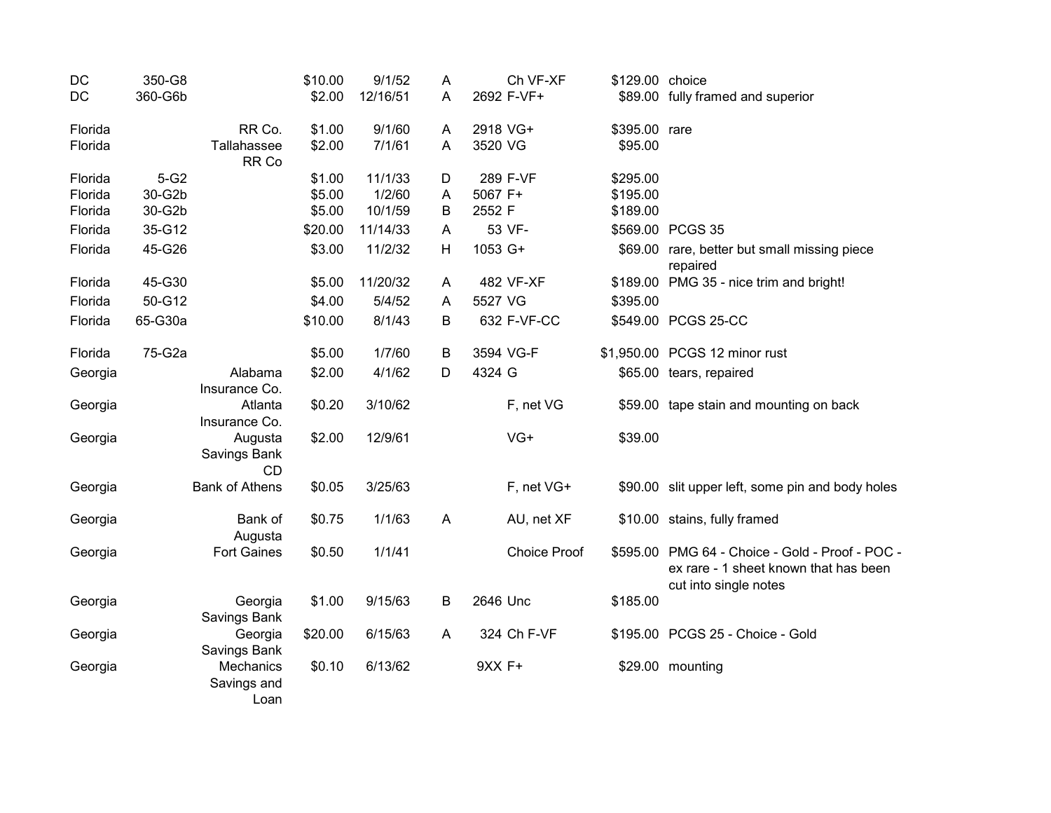| | | | | | | | | | |
|---|---|---|---|---|---|---|---|---|---|
| DC | 350-G8 | | $10.00 | 9/1/52 | A | | Ch VF-XF | $129.00 | choice |
| DC | 360-G6b | | $2.00 | 12/16/51 | A | 2692 | F-VF+ | $89.00 | fully framed and superior |
| Florida | | RR Co. | $1.00 | 9/1/60 | A | 2918 | VG+ | $395.00 | rare |
| Florida | | Tallahassee RR Co | $2.00 | 7/1/61 | A | 3520 | VG | $95.00 | |
| Florida | 5-G2 | | $1.00 | 11/1/33 | D | 289 | F-VF | $295.00 | |
| Florida | 30-G2b | | $5.00 | 1/2/60 | A | 5067 | F+ | $195.00 | |
| Florida | 30-G2b | | $5.00 | 10/1/59 | B | 2552 | F | $189.00 | |
| Florida | 35-G12 | | $20.00 | 11/14/33 | A | 53 | VF- | $569.00 | PCGS 35 |
| Florida | 45-G26 | | $3.00 | 11/2/32 | H | 1053 | G+ | $69.00 | rare, better but small missing piece repaired |
| Florida | 45-G30 | | $5.00 | 11/20/32 | A | 482 | VF-XF | $189.00 | PMG 35 - nice trim and bright! |
| Florida | 50-G12 | | $4.00 | 5/4/52 | A | 5527 | VG | $395.00 | |
| Florida | 65-G30a | | $10.00 | 8/1/43 | B | 632 | F-VF-CC | $549.00 | PCGS 25-CC |
| Florida | 75-G2a | | $5.00 | 1/7/60 | B | 3594 | VG-F | $1,950.00 | PCGS 12 minor rust |
| Georgia | | Alabama Insurance Co. | $2.00 | 4/1/62 | D | 4324 | G | $65.00 | tears, repaired |
| Georgia | | Atlanta Insurance Co. | $0.20 | 3/10/62 | | | F, net VG | $59.00 | tape stain and mounting on back |
| Georgia | | Augusta Savings Bank CD | $2.00 | 12/9/61 | | | VG+ | $39.00 | |
| Georgia | | Bank of Athens | $0.05 | 3/25/63 | | | F, net VG+ | $90.00 | slit upper left, some pin and body holes |
| Georgia | | Bank of Augusta | $0.75 | 1/1/63 | A | | AU, net XF | $10.00 | stains, fully framed |
| Georgia | | Fort Gaines | $0.50 | 1/1/41 | | | Choice Proof | $595.00 | PMG 64 - Choice - Gold - Proof - POC - ex rare - 1 sheet known that has been cut into single notes |
| Georgia | | Georgia Savings Bank | $1.00 | 9/15/63 | B | 2646 | Unc | $185.00 | |
| Georgia | | Georgia Savings Bank | $20.00 | 6/15/63 | A | 324 | Ch F-VF | $195.00 | PCGS 25 - Choice - Gold |
| Georgia | | Mechanics Savings and Loan | $0.10 | 6/13/62 | | 9XX | F+ | $29.00 | mounting |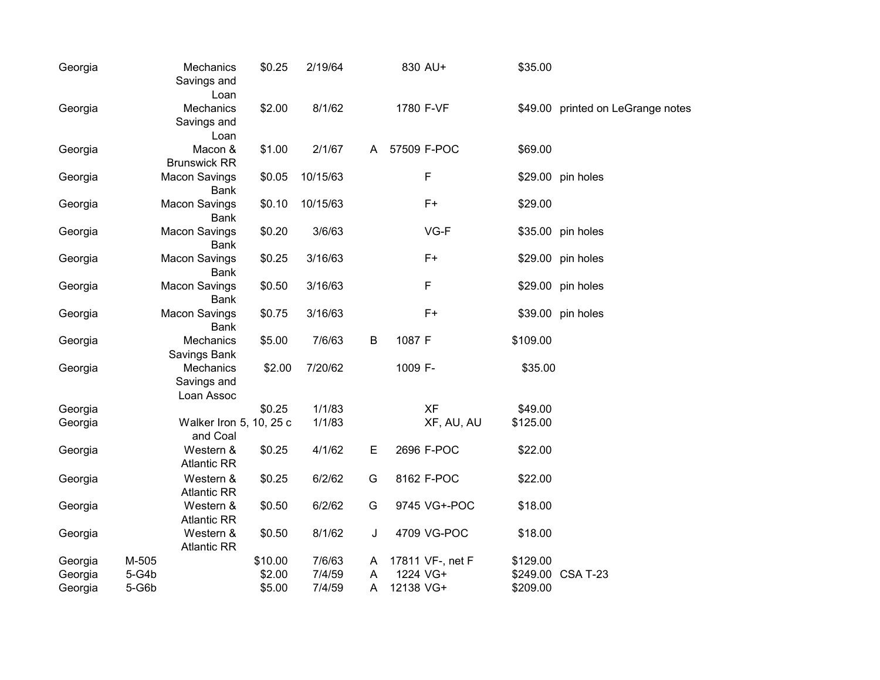| | | | | | | | | | |
|---|---|---|---|---|---|---|---|---|---|
| Georgia | | Mechanics Savings and Loan | $0.25 | 2/19/64 | | 830 | AU+ | $35.00 | |
| Georgia | | Mechanics Savings and Loan | $2.00 | 8/1/62 | | 1780 | F-VF | $49.00 | printed on LeGrange notes |
| Georgia | | Macon & Brunswick RR | $1.00 | 2/1/67 | A | 57509 | F-POC | $69.00 | |
| Georgia | | Macon Savings Bank | $0.05 | 10/15/63 | | | F | $29.00 | pin holes |
| Georgia | | Macon Savings Bank | $0.10 | 10/15/63 | | | F+ | $29.00 | |
| Georgia | | Macon Savings Bank | $0.20 | 3/6/63 | | | VG-F | $35.00 | pin holes |
| Georgia | | Macon Savings Bank | $0.25 | 3/16/63 | | | F+ | $29.00 | pin holes |
| Georgia | | Macon Savings Bank | $0.50 | 3/16/63 | | | F | $29.00 | pin holes |
| Georgia | | Macon Savings Bank | $0.75 | 3/16/63 | | | F+ | $39.00 | pin holes |
| Georgia | | Mechanics Savings Bank | $5.00 | 7/6/63 | B | 1087 | F | $109.00 | |
| Georgia | | Mechanics Savings and Loan Assoc | $2.00 | 7/20/62 | | 1009 | F- | $35.00 | |
| Georgia | | | $0.25 | 1/1/83 | | | XF | $49.00 | |
| Georgia | | Walker Iron and Coal | 5, 10, 25 c | 1/1/83 | | | XF, AU, AU | $125.00 | |
| Georgia | | Western & Atlantic RR | $0.25 | 4/1/62 | E | 2696 | F-POC | $22.00 | |
| Georgia | | Western & Atlantic RR | $0.25 | 6/2/62 | G | 8162 | F-POC | $22.00 | |
| Georgia | | Western & Atlantic RR | $0.50 | 6/2/62 | G | 9745 | VG+-POC | $18.00 | |
| Georgia | | Western & Atlantic RR | $0.50 | 8/1/62 | J | 4709 | VG-POC | $18.00 | |
| Georgia | M-505 | | $10.00 | 7/6/63 | A | 17811 | VF-, net F | $129.00 | |
| Georgia | 5-G4b | | $2.00 | 7/4/59 | A | 1224 | VG+ | $249.00 | CSA T-23 |
| Georgia | 5-G6b | | $5.00 | 7/4/59 | A | 12138 | VG+ | $209.00 | |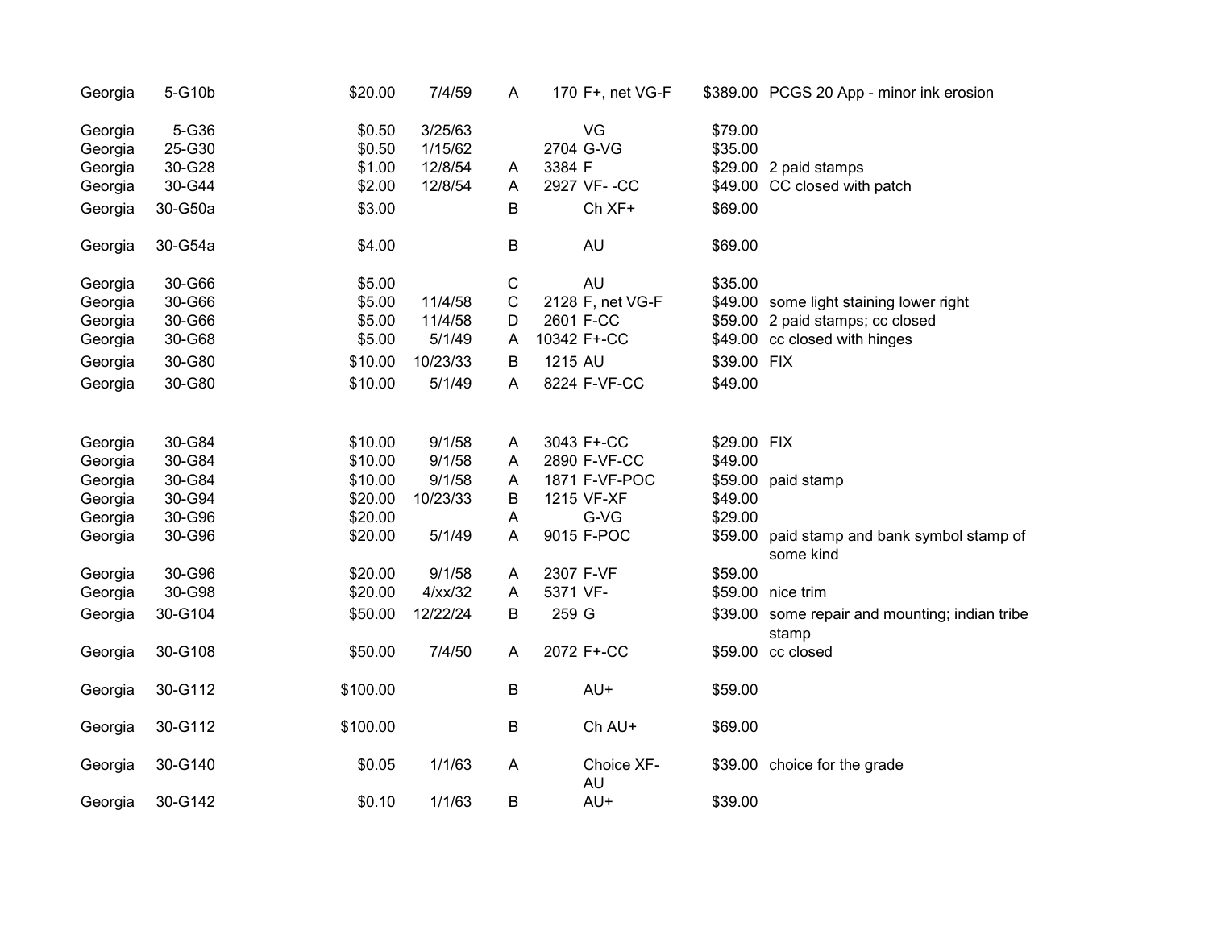| | | | | | | | | |
|---|---|---|---|---|---|---|---|---|
| Georgia | 5-G10b | $20.00 | 7/4/59 | A | 170 | F+, net VG-F | $389.00 | PCGS 20 App - minor ink erosion |
| Georgia | 5-G36 | $0.50 | 3/25/63 | | | VG | $79.00 | |
| Georgia | 25-G30 | $0.50 | 1/15/62 | | 2704 | G-VG | $35.00 | |
| Georgia | 30-G28 | $1.00 | 12/8/54 | A | 3384 | F | $29.00 | 2 paid stamps |
| Georgia | 30-G44 | $2.00 | 12/8/54 | A | 2927 | VF- -CC | $49.00 | CC closed with patch |
| Georgia | 30-G50a | $3.00 | | B | | Ch XF+ | $69.00 | |
| Georgia | 30-G54a | $4.00 | | B | | AU | $69.00 | |
| Georgia | 30-G66 | $5.00 | | C | | AU | $35.00 | |
| Georgia | 30-G66 | $5.00 | 11/4/58 | C | 2128 | F, net VG-F | $49.00 | some light staining lower right |
| Georgia | 30-G66 | $5.00 | 11/4/58 | D | 2601 | F-CC | $59.00 | 2 paid stamps; cc closed |
| Georgia | 30-G68 | $5.00 | 5/1/49 | A | 10342 | F+-CC | $49.00 | cc closed with hinges |
| Georgia | 30-G80 | $10.00 | 10/23/33 | B | 1215 | AU | $39.00 | FIX |
| Georgia | 30-G80 | $10.00 | 5/1/49 | A | 8224 | F-VF-CC | $49.00 | |
| Georgia | 30-G84 | $10.00 | 9/1/58 | A | 3043 | F+-CC | $29.00 | FIX |
| Georgia | 30-G84 | $10.00 | 9/1/58 | A | 2890 | F-VF-CC | $49.00 | |
| Georgia | 30-G84 | $10.00 | 9/1/58 | A | 1871 | F-VF-POC | $59.00 | paid stamp |
| Georgia | 30-G94 | $20.00 | 10/23/33 | B | 1215 | VF-XF | $49.00 | |
| Georgia | 30-G96 | $20.00 | | A | | G-VG | $29.00 | |
| Georgia | 30-G96 | $20.00 | 5/1/49 | A | 9015 | F-POC | $59.00 | paid stamp and bank symbol stamp of some kind |
| Georgia | 30-G96 | $20.00 | 9/1/58 | A | 2307 | F-VF | $59.00 | |
| Georgia | 30-G98 | $20.00 | 4/xx/32 | A | 5371 | VF- | $59.00 | nice trim |
| Georgia | 30-G104 | $50.00 | 12/22/24 | B | 259 | G | $39.00 | some repair and mounting; indian tribe stamp |
| Georgia | 30-G108 | $50.00 | 7/4/50 | A | 2072 | F+-CC | $59.00 | cc closed |
| Georgia | 30-G112 | $100.00 | | B | | AU+ | $59.00 | |
| Georgia | 30-G112 | $100.00 | | B | | Ch AU+ | $69.00 | |
| Georgia | 30-G140 | $0.05 | 1/1/63 | A | | Choice XF-AU | $39.00 | choice for the grade |
| Georgia | 30-G142 | $0.10 | 1/1/63 | B | | AU+ | $39.00 | |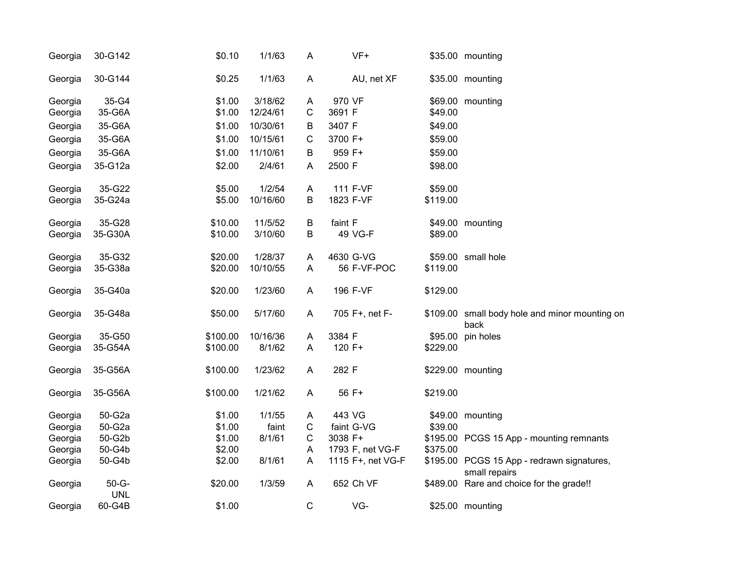| | | | | | | | | |
|---|---|---|---|---|---|---|---|---|
| Georgia | 30-G142 | $0.10 | 1/1/63 | A | | VF+ | $35.00 | mounting |
| Georgia | 30-G144 | $0.25 | 1/1/63 | A | | AU, net XF | $35.00 | mounting |
| Georgia | 35-G4 | $1.00 | 3/18/62 | A | 970 | VF | $69.00 | mounting |
| Georgia | 35-G6A | $1.00 | 12/24/61 | C | 3691 | F | $49.00 | |
| Georgia | 35-G6A | $1.00 | 10/30/61 | B | 3407 | F | $49.00 | |
| Georgia | 35-G6A | $1.00 | 10/15/61 | C | 3700 | F+ | $59.00 | |
| Georgia | 35-G6A | $1.00 | 11/10/61 | B | 959 | F+ | $59.00 | |
| Georgia | 35-G12a | $2.00 | 2/4/61 | A | 2500 | F | $98.00 | |
| Georgia | 35-G22 | $5.00 | 1/2/54 | A | 111 | F-VF | $59.00 | |
| Georgia | 35-G24a | $5.00 | 10/16/60 | B | 1823 | F-VF | $119.00 | |
| Georgia | 35-G28 | $10.00 | 11/5/52 | B | faint | F | $49.00 | mounting |
| Georgia | 35-G30A | $10.00 | 3/10/60 | B | 49 | VG-F | $89.00 | |
| Georgia | 35-G32 | $20.00 | 1/28/37 | A | 4630 | G-VG | $59.00 | small hole |
| Georgia | 35-G38a | $20.00 | 10/10/55 | A | 56 | F-VF-POC | $119.00 | |
| Georgia | 35-G40a | $20.00 | 1/23/60 | A | 196 | F-VF | $129.00 | |
| Georgia | 35-G48a | $50.00 | 5/17/60 | A | 705 | F+, net F- | $109.00 | small body hole and minor mounting on back |
| Georgia | 35-G50 | $100.00 | 10/16/36 | A | 3384 | F | $95.00 | pin holes |
| Georgia | 35-G54A | $100.00 | 8/1/62 | A | 120 | F+ | $229.00 | |
| Georgia | 35-G56A | $100.00 | 1/23/62 | A | 282 | F | $229.00 | mounting |
| Georgia | 35-G56A | $100.00 | 1/21/62 | A | 56 | F+ | $219.00 | |
| Georgia | 50-G2a | $1.00 | 1/1/55 | A | 443 | VG | $49.00 | mounting |
| Georgia | 50-G2a | $1.00 | faint | C | faint | G-VG | $39.00 | |
| Georgia | 50-G2b | $1.00 | 8/1/61 | C | 3038 | F+ | $195.00 | PCGS 15 App - mounting remnants |
| Georgia | 50-G4b | $2.00 | | A | 1793 | F, net VG-F | $375.00 | |
| Georgia | 50-G4b | $2.00 | 8/1/61 | A | 1115 | F+, net VG-F | $195.00 | PCGS 15 App - redrawn signatures, small repairs |
| Georgia | 50-G-UNL | $20.00 | 1/3/59 | A | 652 | Ch VF | $489.00 | Rare and choice for the grade!! |
| Georgia | 60-G4B | $1.00 | | C | | VG- | $25.00 | mounting |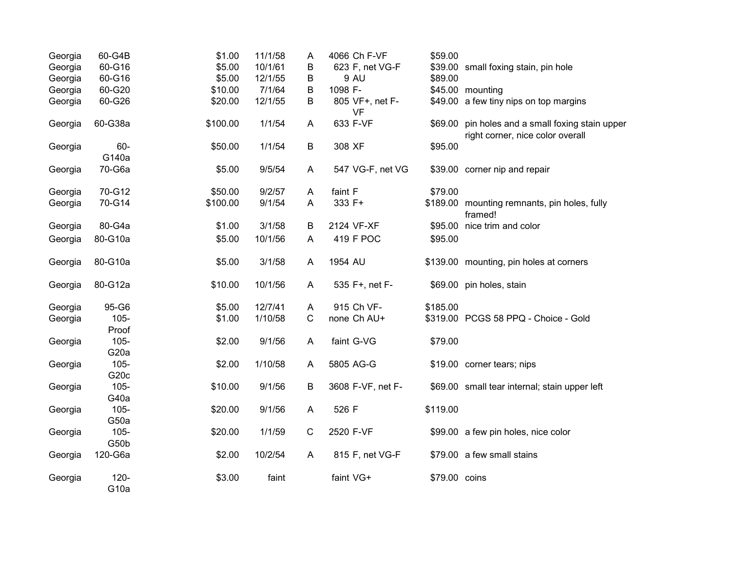| | | | | | | | | |
|---|---|---|---|---|---|---|---|---|
| Georgia | 60-G4B | $1.00 | 11/1/58 | A | 4066 | Ch F-VF | $59.00 | |
| Georgia | 60-G16 | $5.00 | 10/1/61 | B | 623 | F, net VG-F | $39.00 | small foxing stain, pin hole |
| Georgia | 60-G16 | $5.00 | 12/1/55 | B | 9 | AU | $89.00 | |
| Georgia | 60-G20 | $10.00 | 7/1/64 | B | 1098 | F- | $45.00 | mounting |
| Georgia | 60-G26 | $20.00 | 12/1/55 | B | 805 | VF+, net F-VF | $49.00 | a few tiny nips on top margins |
| Georgia | 60-G38a | $100.00 | 1/1/54 | A | 633 | F-VF | $69.00 | pin holes and a small foxing stain upper right corner, nice color overall |
| Georgia | 60-G140a | $50.00 | 1/1/54 | B | 308 | XF | $95.00 | |
| Georgia | 70-G6a | $5.00 | 9/5/54 | A | 547 | VG-F, net VG | $39.00 | corner nip and repair |
| Georgia | 70-G12 | $50.00 | 9/2/57 | A | faint | F | $79.00 | |
| Georgia | 70-G14 | $100.00 | 9/1/54 | A | 333 | F+ | $189.00 | mounting remnants, pin holes, fully framed! |
| Georgia | 80-G4a | $1.00 | 3/1/58 | B | 2124 | VF-XF | $95.00 | nice trim and color |
| Georgia | 80-G10a | $5.00 | 10/1/56 | A | 419 | F POC | $95.00 | |
| Georgia | 80-G10a | $5.00 | 3/1/58 | A | 1954 | AU | $139.00 | mounting, pin holes at corners |
| Georgia | 80-G12a | $10.00 | 10/1/56 | A | 535 | F+, net F- | $69.00 | pin holes, stain |
| Georgia | 95-G6 | $5.00 | 12/7/41 | A | 915 | Ch VF- | $185.00 | |
| Georgia | 105-Proof | $1.00 | 1/10/58 | C | none | Ch AU+ | $319.00 | PCGS 58 PPQ - Choice - Gold |
| Georgia | 105-G20a | $2.00 | 9/1/56 | A | faint | G-VG | $79.00 | |
| Georgia | 105-G20c | $2.00 | 1/10/58 | A | 5805 | AG-G | $19.00 | corner tears; nips |
| Georgia | 105-G40a | $10.00 | 9/1/56 | B | 3608 | F-VF, net F- | $69.00 | small tear internal; stain upper left |
| Georgia | 105-G50a | $20.00 | 9/1/56 | A | 526 | F | $119.00 | |
| Georgia | 105-G50b | $20.00 | 1/1/59 | C | 2520 | F-VF | $99.00 | a few pin holes, nice color |
| Georgia | 120-G6a | $2.00 | 10/2/54 | A | 815 | F, net VG-F | $79.00 | a few small stains |
| Georgia | 120-G10a | $3.00 | faint | | faint | VG+ | $79.00 | coins |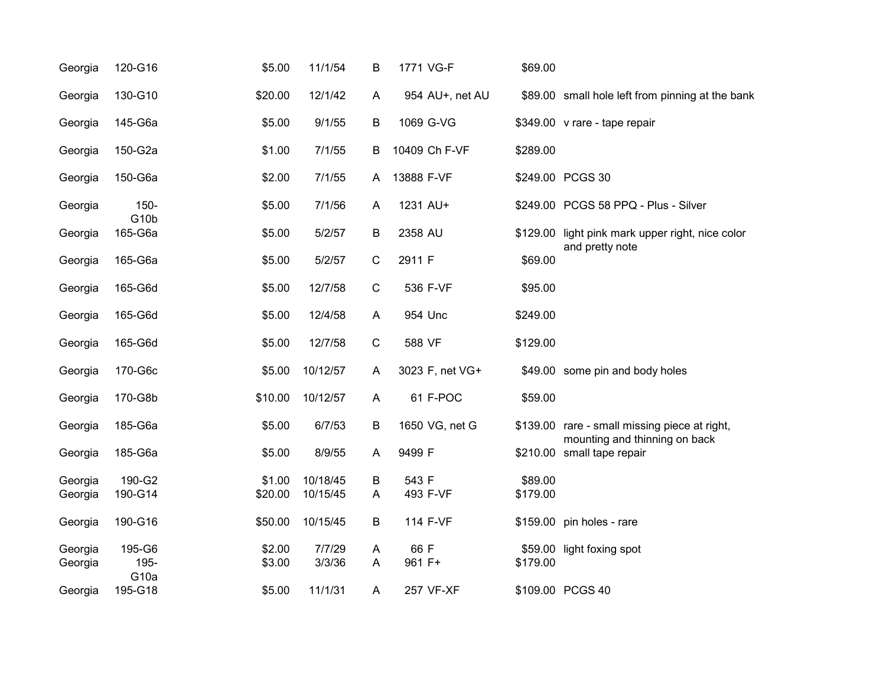| | | | | | | | | |
|---|---|---|---|---|---|---|---|---|
| Georgia | 120-G16 | $5.00 | 11/1/54 | B | 1771 | VG-F | $69.00 | |
| Georgia | 130-G10 | $20.00 | 12/1/42 | A | 954 | AU+, net AU | $89.00 | small hole left from pinning at the bank |
| Georgia | 145-G6a | $5.00 | 9/1/55 | B | 1069 | G-VG | $349.00 | v rare - tape repair |
| Georgia | 150-G2a | $1.00 | 7/1/55 | B | 10409 | Ch F-VF | $289.00 | |
| Georgia | 150-G6a | $2.00 | 7/1/55 | A | 13888 | F-VF | $249.00 | PCGS 30 |
| Georgia | 150-G10b | $5.00 | 7/1/56 | A | 1231 | AU+ | $249.00 | PCGS 58 PPQ - Plus - Silver |
| Georgia | 165-G6a | $5.00 | 5/2/57 | B | 2358 | AU | $129.00 | light pink mark upper right, nice color and pretty note |
| Georgia | 165-G6a | $5.00 | 5/2/57 | C | 2911 | F | $69.00 | |
| Georgia | 165-G6d | $5.00 | 12/7/58 | C | 536 | F-VF | $95.00 | |
| Georgia | 165-G6d | $5.00 | 12/4/58 | A | 954 | Unc | $249.00 | |
| Georgia | 165-G6d | $5.00 | 12/7/58 | C | 588 | VF | $129.00 | |
| Georgia | 170-G6c | $5.00 | 10/12/57 | A | 3023 | F, net VG+ | $49.00 | some pin and body holes |
| Georgia | 170-G8b | $10.00 | 10/12/57 | A | 61 | F-POC | $59.00 | |
| Georgia | 185-G6a | $5.00 | 6/7/53 | B | 1650 | VG, net G | $139.00 | rare - small missing piece at right, mounting and thinning on back |
| Georgia | 185-G6a | $5.00 | 8/9/55 | A | 9499 | F | $210.00 | small tape repair |
| Georgia | 190-G2 | $1.00 | 10/18/45 | B | 543 | F | $89.00 | |
| Georgia | 190-G14 | $20.00 | 10/15/45 | A | 493 | F-VF | $179.00 | |
| Georgia | 190-G16 | $50.00 | 10/15/45 | B | 114 | F-VF | $159.00 | pin holes - rare |
| Georgia | 195-G6 | $2.00 | 7/7/29 | A | 66 | F | $59.00 | light foxing spot |
| Georgia | 195-G10a | $3.00 | 3/3/36 | A | 961 | F+ | $179.00 | |
| Georgia | 195-G18 | $5.00 | 11/1/31 | A | 257 | VF-XF | $109.00 | PCGS 40 |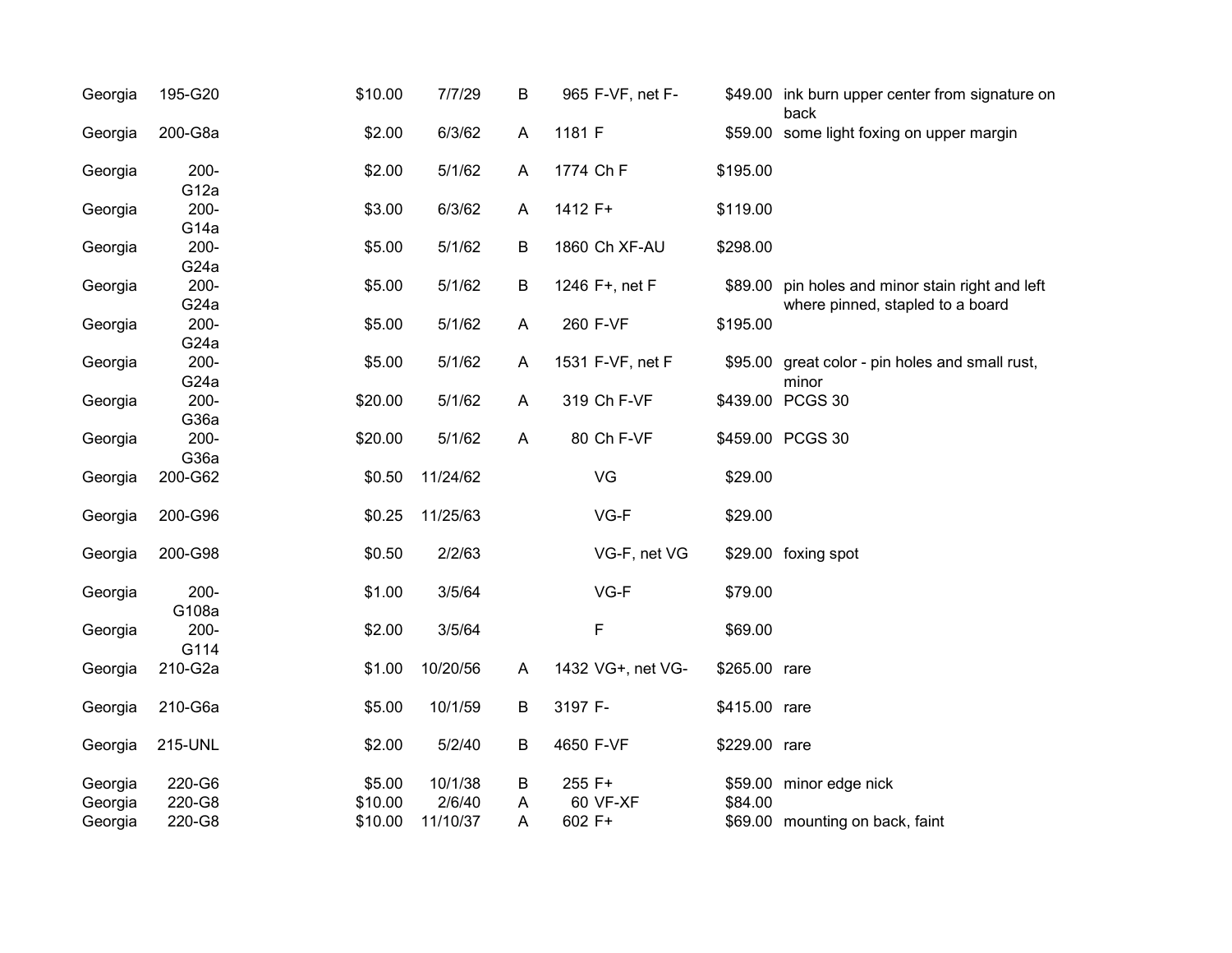| | | | | | | | | |
|---|---|---|---|---|---|---|---|---|
| Georgia | 195-G20 | $10.00 | 7/7/29 | B | 965 | F-VF, net F- | $49.00 | ink burn upper center from signature on back |
| Georgia | 200-G8a | $2.00 | 6/3/62 | A | 1181 | F | $59.00 | some light foxing on upper margin |
| Georgia | 200-G12a | $2.00 | 5/1/62 | A | 1774 | Ch F | $195.00 | |
| Georgia | 200-G14a | $3.00 | 6/3/62 | A | 1412 | F+ | $119.00 | |
| Georgia | 200-G24a | $5.00 | 5/1/62 | B | 1860 | Ch XF-AU | $298.00 | |
| Georgia | 200-G24a | $5.00 | 5/1/62 | B | 1246 | F+, net F | $89.00 | pin holes and minor stain right and left where pinned, stapled to a board |
| Georgia | 200-G24a | $5.00 | 5/1/62 | A | 260 | F-VF | $195.00 | |
| Georgia | 200-G24a | $5.00 | 5/1/62 | A | 1531 | F-VF, net F | $95.00 | great color - pin holes and small rust, minor |
| Georgia | 200-G36a | $20.00 | 5/1/62 | A | 319 | Ch F-VF | $439.00 | PCGS 30 |
| Georgia | 200-G36a | $20.00 | 5/1/62 | A | 80 | Ch F-VF | $459.00 | PCGS 30 |
| Georgia | 200-G62 | $0.50 | 11/24/62 | | | VG | $29.00 | |
| Georgia | 200-G96 | $0.25 | 11/25/63 | | | VG-F | $29.00 | |
| Georgia | 200-G98 | $0.50 | 2/2/63 | | | VG-F, net VG | $29.00 | foxing spot |
| Georgia | 200-G108a | $1.00 | 3/5/64 | | | VG-F | $79.00 | |
| Georgia | 200-G114 | $2.00 | 3/5/64 | | | F | $69.00 | |
| Georgia | 210-G2a | $1.00 | 10/20/56 | A | 1432 | VG+, net VG- | $265.00 | rare |
| Georgia | 210-G6a | $5.00 | 10/1/59 | B | 3197 | F- | $415.00 | rare |
| Georgia | 215-UNL | $2.00 | 5/2/40 | B | 4650 | F-VF | $229.00 | rare |
| Georgia | 220-G6 | $5.00 | 10/1/38 | B | 255 | F+ | $59.00 | minor edge nick |
| Georgia | 220-G8 | $10.00 | 2/6/40 | A | 60 | VF-XF | $84.00 | |
| Georgia | 220-G8 | $10.00 | 11/10/37 | A | 602 | F+ | $69.00 | mounting on back, faint |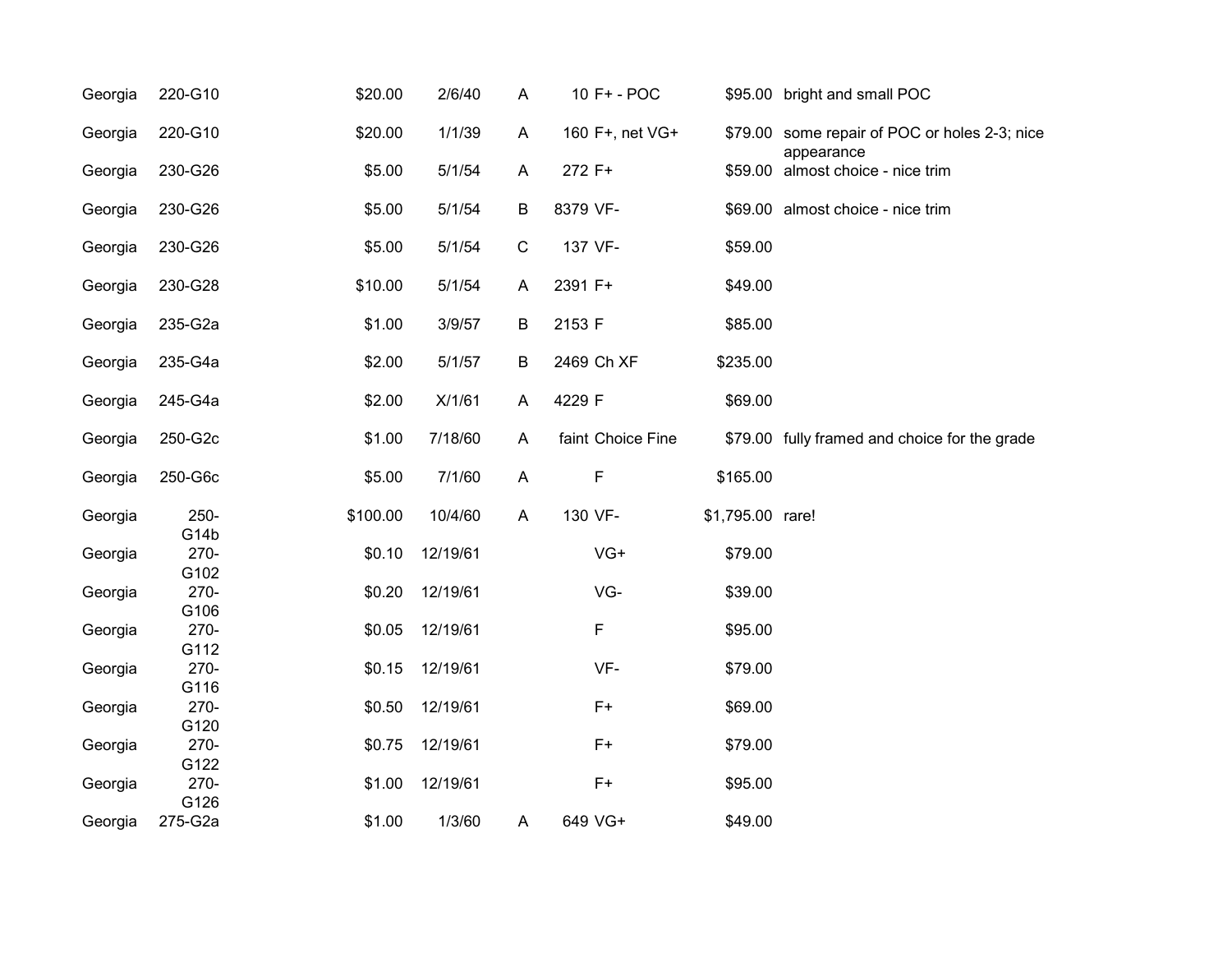| | | | | | | | | |
|---|---|---|---|---|---|---|---|---|
| Georgia | 220-G10 | $20.00 | 2/6/40 | A | 10 | F+ - POC | $95.00 | bright and small POC |
| Georgia | 220-G10 | $20.00 | 1/1/39 | A | 160 | F+, net VG+ | $79.00 | some repair of POC or holes 2-3; nice appearance |
| Georgia | 230-G26 | $5.00 | 5/1/54 | A | 272 | F+ | $59.00 | almost choice - nice trim |
| Georgia | 230-G26 | $5.00 | 5/1/54 | B | 8379 | VF- | $69.00 | almost choice - nice trim |
| Georgia | 230-G26 | $5.00 | 5/1/54 | C | 137 | VF- | $59.00 | |
| Georgia | 230-G28 | $10.00 | 5/1/54 | A | 2391 | F+ | $49.00 | |
| Georgia | 235-G2a | $1.00 | 3/9/57 | B | 2153 | F | $85.00 | |
| Georgia | 235-G4a | $2.00 | 5/1/57 | B | 2469 | Ch XF | $235.00 | |
| Georgia | 245-G4a | $2.00 | X/1/61 | A | 4229 | F | $69.00 | |
| Georgia | 250-G2c | $1.00 | 7/18/60 | A | faint | Choice Fine | $79.00 | fully framed and choice for the grade |
| Georgia | 250-G6c | $5.00 | 7/1/60 | A | | F | $165.00 | |
| Georgia | 250-G14b | $100.00 | 10/4/60 | A | 130 | VF- | $1,795.00 | rare! |
| Georgia | 270-G102 | $0.10 | 12/19/61 | | | VG+ | $79.00 | |
| Georgia | 270-G106 | $0.20 | 12/19/61 | | | VG- | $39.00 | |
| Georgia | 270-G112 | $0.05 | 12/19/61 | | | F | $95.00 | |
| Georgia | 270-G116 | $0.15 | 12/19/61 | | | VF- | $79.00 | |
| Georgia | 270-G120 | $0.50 | 12/19/61 | | | F+ | $69.00 | |
| Georgia | 270-G122 | $0.75 | 12/19/61 | | | F+ | $79.00 | |
| Georgia | 270-G126 | $1.00 | 12/19/61 | | | F+ | $95.00 | |
| Georgia | 275-G2a | $1.00 | 1/3/60 | A | 649 | VG+ | $49.00 | |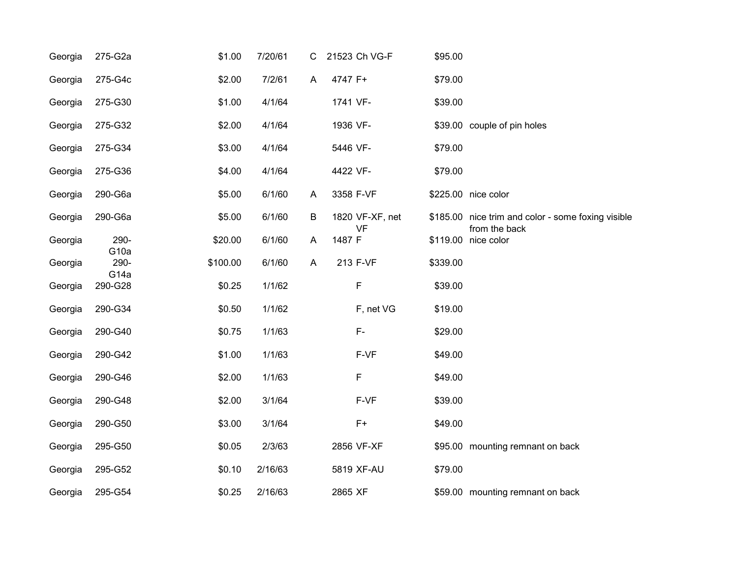| | | | | | | | | |
|---|---|---|---|---|---|---|---|---|
| Georgia | 275-G2a | $1.00 | 7/20/61 | C | 21523 | Ch VG-F | $95.00 | |
| Georgia | 275-G4c | $2.00 | 7/2/61 | A | 4747 | F+ | $79.00 | |
| Georgia | 275-G30 | $1.00 | 4/1/64 | | 1741 | VF- | $39.00 | |
| Georgia | 275-G32 | $2.00 | 4/1/64 | | 1936 | VF- | $39.00 | couple of pin holes |
| Georgia | 275-G34 | $3.00 | 4/1/64 | | 5446 | VF- | $79.00 | |
| Georgia | 275-G36 | $4.00 | 4/1/64 | | 4422 | VF- | $79.00 | |
| Georgia | 290-G6a | $5.00 | 6/1/60 | A | 3358 | F-VF | $225.00 | nice color |
| Georgia | 290-G6a | $5.00 | 6/1/60 | B | 1820 | VF-XF, net VF | $185.00 | nice trim and color - some foxing visible from the back |
| Georgia | 290-G10a | $20.00 | 6/1/60 | A | 1487 | F | $119.00 | nice color |
| Georgia | 290-G14a | $100.00 | 6/1/60 | A | 213 | F-VF | $339.00 | |
| Georgia | 290-G28 | $0.25 | 1/1/62 | | | F | $39.00 | |
| Georgia | 290-G34 | $0.50 | 1/1/62 | | | F, net VG | $19.00 | |
| Georgia | 290-G40 | $0.75 | 1/1/63 | | | F- | $29.00 | |
| Georgia | 290-G42 | $1.00 | 1/1/63 | | | F-VF | $49.00 | |
| Georgia | 290-G46 | $2.00 | 1/1/63 | | | F | $49.00 | |
| Georgia | 290-G48 | $2.00 | 3/1/64 | | | F-VF | $39.00 | |
| Georgia | 290-G50 | $3.00 | 3/1/64 | | | F+ | $49.00 | |
| Georgia | 295-G50 | $0.05 | 2/3/63 | | 2856 | VF-XF | $95.00 | mounting remnant on back |
| Georgia | 295-G52 | $0.10 | 2/16/63 | | 5819 | XF-AU | $79.00 | |
| Georgia | 295-G54 | $0.25 | 2/16/63 | | 2865 | XF | $59.00 | mounting remnant on back |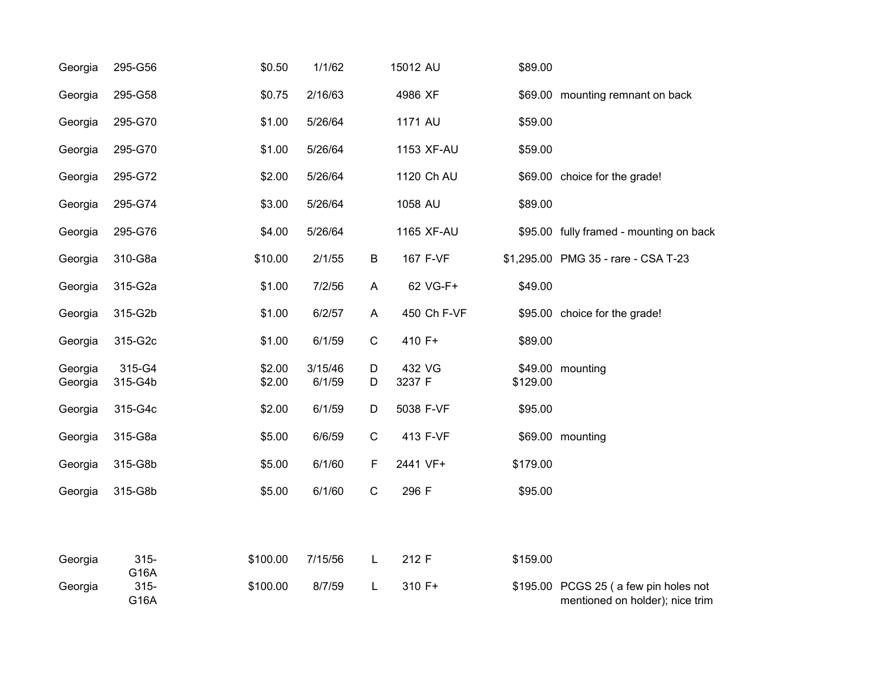| | | | | | | | | |
|---|---|---|---|---|---|---|---|---|
| Georgia | 295-G56 | $0.50 | 1/1/62 | | 15012 | AU | $89.00 | |
| Georgia | 295-G58 | $0.75 | 2/16/63 | | 4986 | XF | $69.00 | mounting remnant on back |
| Georgia | 295-G70 | $1.00 | 5/26/64 | | 1171 | AU | $59.00 | |
| Georgia | 295-G70 | $1.00 | 5/26/64 | | 1153 | XF-AU | $59.00 | |
| Georgia | 295-G72 | $2.00 | 5/26/64 | | 1120 | Ch AU | $69.00 | choice for the grade! |
| Georgia | 295-G74 | $3.00 | 5/26/64 | | 1058 | AU | $89.00 | |
| Georgia | 295-G76 | $4.00 | 5/26/64 | | 1165 | XF-AU | $95.00 | fully framed - mounting on back |
| Georgia | 310-G8a | $10.00 | 2/1/55 | B | 167 | F-VF | $1,295.00 | PMG 35 - rare - CSA T-23 |
| Georgia | 315-G2a | $1.00 | 7/2/56 | A | 62 | VG-F+ | $49.00 | |
| Georgia | 315-G2b | $1.00 | 6/2/57 | A | 450 | Ch F-VF | $95.00 | choice for the grade! |
| Georgia | 315-G2c | $1.00 | 6/1/59 | C | 410 | F+ | $89.00 | |
| Georgia | 315-G4 | $2.00 | 3/15/46 | D | 432 | VG | $49.00 | mounting |
| Georgia | 315-G4b | $2.00 | 6/1/59 | D | 3237 | F | $129.00 | |
| Georgia | 315-G4c | $2.00 | 6/1/59 | D | 5038 | F-VF | $95.00 | |
| Georgia | 315-G8a | $5.00 | 6/6/59 | C | 413 | F-VF | $69.00 | mounting |
| Georgia | 315-G8b | $5.00 | 6/1/60 | F | 2441 | VF+ | $179.00 | |
| Georgia | 315-G8b | $5.00 | 6/1/60 | C | 296 | F | $95.00 | |
| Georgia | 315-G16A | $100.00 | 7/15/56 | L | 212 | F | $159.00 | |
| Georgia | 315-G16A | $100.00 | 8/7/59 | L | 310 | F+ | $195.00 | PCGS 25 ( a few pin holes not mentioned on holder); nice trim |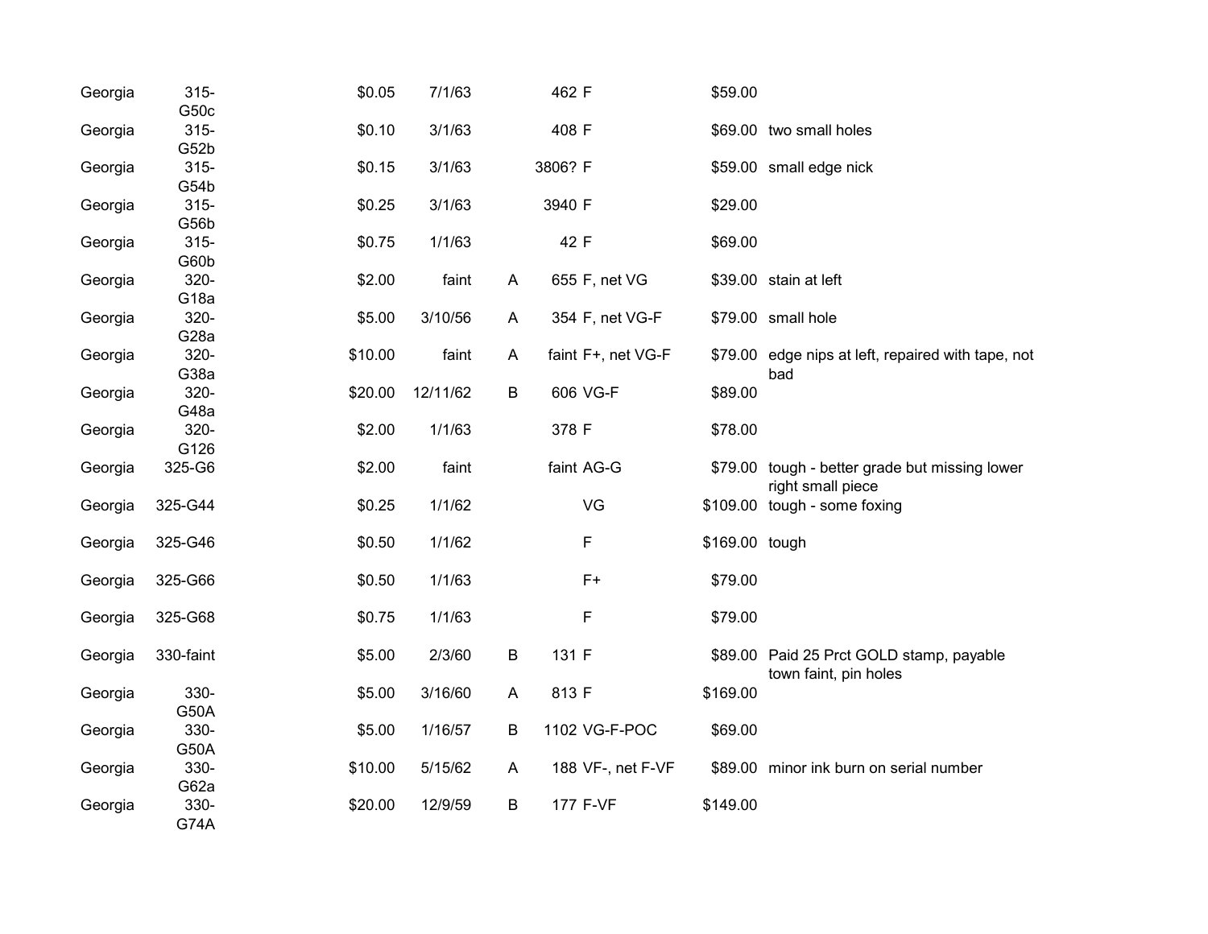| | | | | | | | | |
|---|---|---|---|---|---|---|---|---|
| Georgia | 315-G50c | $0.05 | 7/1/63 | | 462 | F | $59.00 | |
| Georgia | 315-G52b | $0.10 | 3/1/63 | | 408 | F | $69.00 | two small holes |
| Georgia | 315-G54b | $0.15 | 3/1/63 | | 3806? | F | $59.00 | small edge nick |
| Georgia | 315-G56b | $0.25 | 3/1/63 | | 3940 | F | $29.00 | |
| Georgia | 315-G60b | $0.75 | 1/1/63 | | 42 | F | $69.00 | |
| Georgia | 320-G18a | $2.00 | faint | A | 655 | F, net VG | $39.00 | stain at left |
| Georgia | 320-G28a | $5.00 | 3/10/56 | A | 354 | F, net VG-F | $79.00 | small hole |
| Georgia | 320-G38a | $10.00 | faint | A | faint | F+, net VG-F | $79.00 | edge nips at left, repaired with tape, not bad |
| Georgia | 320-G48a | $20.00 | 12/11/62 | B | 606 | VG-F | $89.00 | |
| Georgia | 320-G126 | $2.00 | 1/1/63 | | 378 | F | $78.00 | |
| Georgia | 325-G6 | $2.00 | faint | | faint | AG-G | $79.00 | tough - better grade but missing lower right small piece |
| Georgia | 325-G44 | $0.25 | 1/1/62 | | | VG | $109.00 | tough - some foxing |
| Georgia | 325-G46 | $0.50 | 1/1/62 | | | F | $169.00 | tough |
| Georgia | 325-G66 | $0.50 | 1/1/63 | | | F+ | $79.00 | |
| Georgia | 325-G68 | $0.75 | 1/1/63 | | | F | $79.00 | |
| Georgia | 330-faint | $5.00 | 2/3/60 | B | 131 | F | $89.00 | Paid 25 Prct GOLD stamp, payable town faint, pin holes |
| Georgia | 330-G50A | $5.00 | 3/16/60 | A | 813 | F | $169.00 | |
| Georgia | 330-G50A | $5.00 | 1/16/57 | B | 1102 | VG-F-POC | $69.00 | |
| Georgia | 330-G62a | $10.00 | 5/15/62 | A | 188 | VF-, net F-VF | $89.00 | minor ink burn on serial number |
| Georgia | 330-G74A | $20.00 | 12/9/59 | B | 177 | F-VF | $149.00 | |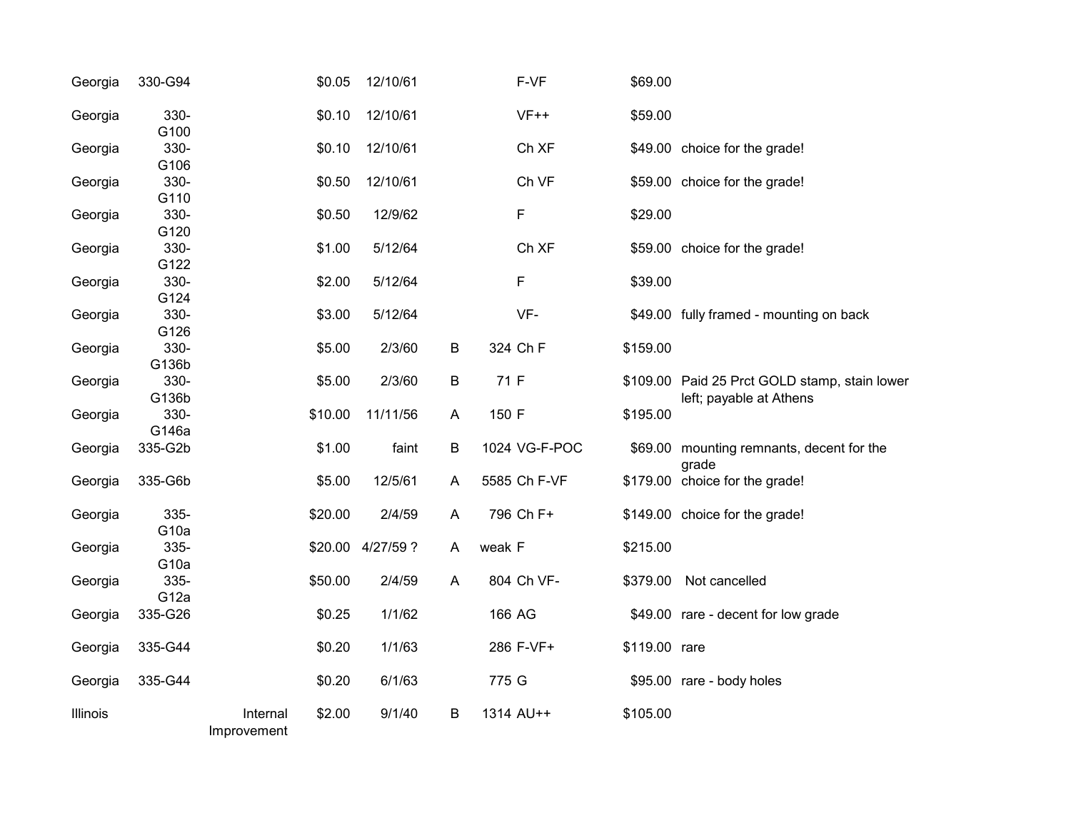| | | | | | | | | | |
|---|---|---|---|---|---|---|---|---|---|
| Georgia | 330-G94 | | $0.05 | 12/10/61 | | | F-VF | $69.00 | |
| Georgia | 330-G100 | | $0.10 | 12/10/61 | | | VF++ | $59.00 | |
| Georgia | 330-G106 | | $0.10 | 12/10/61 | | | Ch XF | $49.00 | choice for the grade! |
| Georgia | 330-G110 | | $0.50 | 12/10/61 | | | Ch VF | $59.00 | choice for the grade! |
| Georgia | 330-G120 | | $0.50 | 12/9/62 | | | F | $29.00 | |
| Georgia | 330-G122 | | $1.00 | 5/12/64 | | | Ch XF | $59.00 | choice for the grade! |
| Georgia | 330-G124 | | $2.00 | 5/12/64 | | | F | $39.00 | |
| Georgia | 330-G126 | | $3.00 | 5/12/64 | | | VF- | $49.00 | fully framed - mounting on back |
| Georgia | 330-G136b | | $5.00 | 2/3/60 | B | 324 | Ch F | $159.00 | |
| Georgia | 330-G136b | | $5.00 | 2/3/60 | B | 71 | F | $109.00 | Paid 25 Prct GOLD stamp, stain lower left; payable at Athens |
| Georgia | 330-G146a | | $10.00 | 11/11/56 | A | 150 | F | $195.00 | |
| Georgia | 335-G2b | | $1.00 | faint | B | 1024 | VG-F-POC | $69.00 | mounting remnants, decent for the grade |
| Georgia | 335-G6b | | $5.00 | 12/5/61 | A | 5585 | Ch F-VF | $179.00 | choice for the grade! |
| Georgia | 335-G10a | | $20.00 | 2/4/59 | A | 796 | Ch F+ | $149.00 | choice for the grade! |
| Georgia | 335-G10a | | $20.00 | 4/27/59 ? | A | weak | F | $215.00 | |
| Georgia | 335-G12a | | $50.00 | 2/4/59 | A | 804 | Ch VF- | $379.00 | Not cancelled |
| Georgia | 335-G26 | | $0.25 | 1/1/62 | | 166 | AG | $49.00 | rare - decent for low grade |
| Georgia | 335-G44 | | $0.20 | 1/1/63 | | 286 | F-VF+ | $119.00 | rare |
| Georgia | 335-G44 | | $0.20 | 6/1/63 | | 775 | G | $95.00 | rare - body holes |
| Illinois | | Internal Improvement | $2.00 | 9/1/40 | B | 1314 | AU++ | $105.00 | |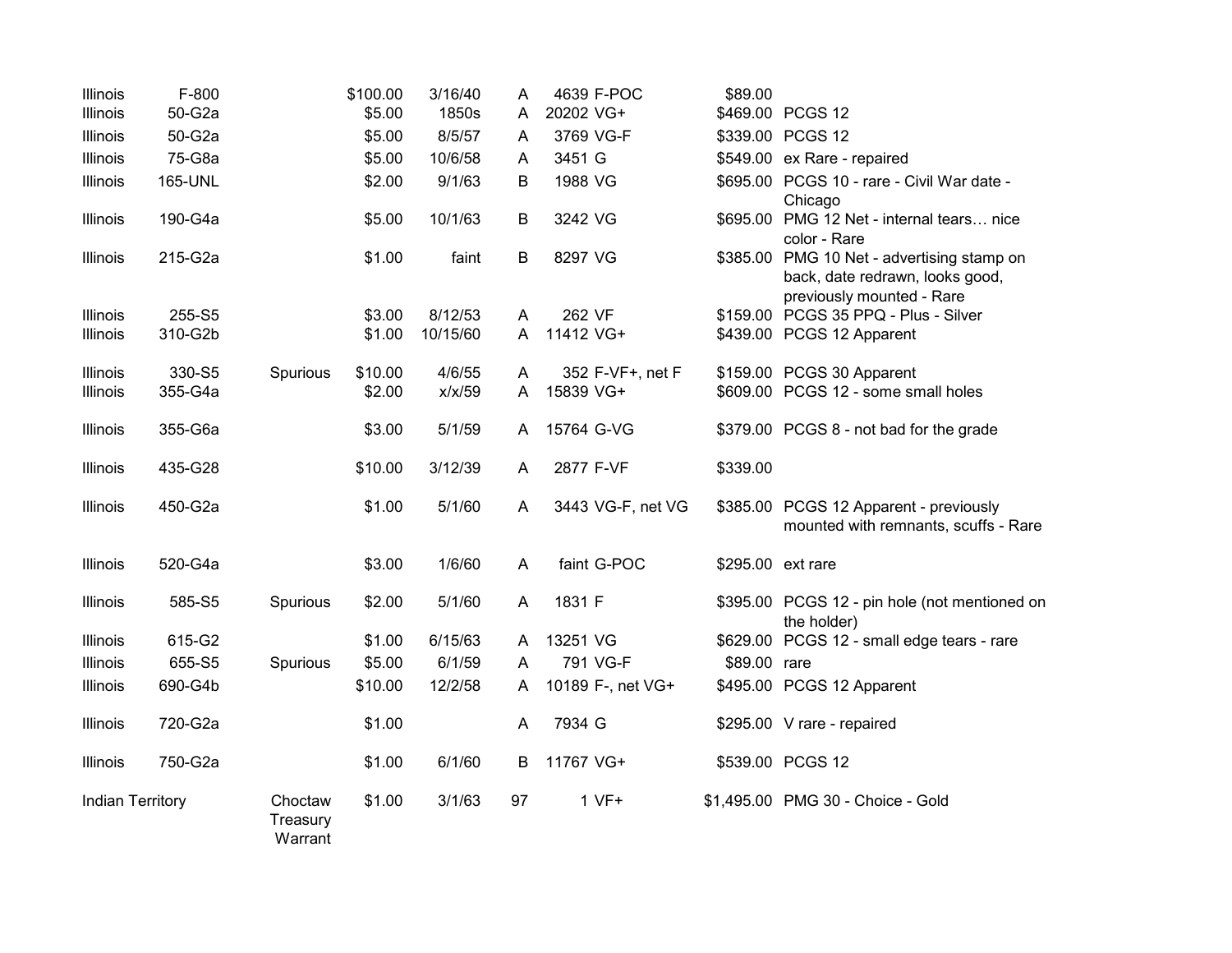| | | | | | | | | | |
|---|---|---|---|---|---|---|---|---|---|
| Illinois | F-800 | | $100.00 | 3/16/40 | A | 4639 | F-POC | $89.00 | |
| Illinois | 50-G2a | | $5.00 | 1850s | A | 20202 | VG+ | $469.00 | PCGS 12 |
| Illinois | 50-G2a | | $5.00 | 8/5/57 | A | 3769 | VG-F | $339.00 | PCGS 12 |
| Illinois | 75-G8a | | $5.00 | 10/6/58 | A | 3451 | G | $549.00 | ex Rare - repaired |
| Illinois | 165-UNL | | $2.00 | 9/1/63 | B | 1988 | VG | $695.00 | PCGS 10 - rare - Civil War date - Chicago |
| Illinois | 190-G4a | | $5.00 | 10/1/63 | B | 3242 | VG | $695.00 | PMG 12 Net - internal tears… nice color - Rare |
| Illinois | 215-G2a | | $1.00 | faint | B | 8297 | VG | $385.00 | PMG 10 Net - advertising stamp on back, date redrawn, looks good, previously mounted - Rare |
| Illinois | 255-S5 | | $3.00 | 8/12/53 | A | 262 | VF | $159.00 | PCGS 35 PPQ - Plus - Silver |
| Illinois | 310-G2b | | $1.00 | 10/15/60 | A | 11412 | VG+ | $439.00 | PCGS 12 Apparent |
| Illinois | 330-S5 | Spurious | $10.00 | 4/6/55 | A | 352 | F-VF+, net F | $159.00 | PCGS 30 Apparent |
| Illinois | 355-G4a | | $2.00 | x/x/59 | A | 15839 | VG+ | $609.00 | PCGS 12 - some small holes |
| Illinois | 355-G6a | | $3.00 | 5/1/59 | A | 15764 | G-VG | $379.00 | PCGS 8 - not bad for the grade |
| Illinois | 435-G28 | | $10.00 | 3/12/39 | A | 2877 | F-VF | $339.00 | |
| Illinois | 450-G2a | | $1.00 | 5/1/60 | A | 3443 | VG-F, net VG | $385.00 | PCGS 12 Apparent - previously mounted with remnants, scuffs - Rare |
| Illinois | 520-G4a | | $3.00 | 1/6/60 | A | faint | G-POC | $295.00 | ext rare |
| Illinois | 585-S5 | Spurious | $2.00 | 5/1/60 | A | 1831 | F | $395.00 | PCGS 12 - pin hole (not mentioned on the holder) |
| Illinois | 615-G2 | | $1.00 | 6/15/63 | A | 13251 | VG | $629.00 | PCGS 12 - small edge tears - rare |
| Illinois | 655-S5 | Spurious | $5.00 | 6/1/59 | A | 791 | VG-F | $89.00 | rare |
| Illinois | 690-G4b | | $10.00 | 12/2/58 | A | 10189 | F-, net VG+ | $495.00 | PCGS 12 Apparent |
| Illinois | 720-G2a | | $1.00 | | A | 7934 | G | $295.00 | V rare - repaired |
| Illinois | 750-G2a | | $1.00 | 6/1/60 | B | 11767 | VG+ | $539.00 | PCGS 12 |
| Indian Territory | | Choctaw Treasury Warrant | $1.00 | 3/1/63 | 97 | 1 | VF+ | $1,495.00 | PMG 30 - Choice - Gold |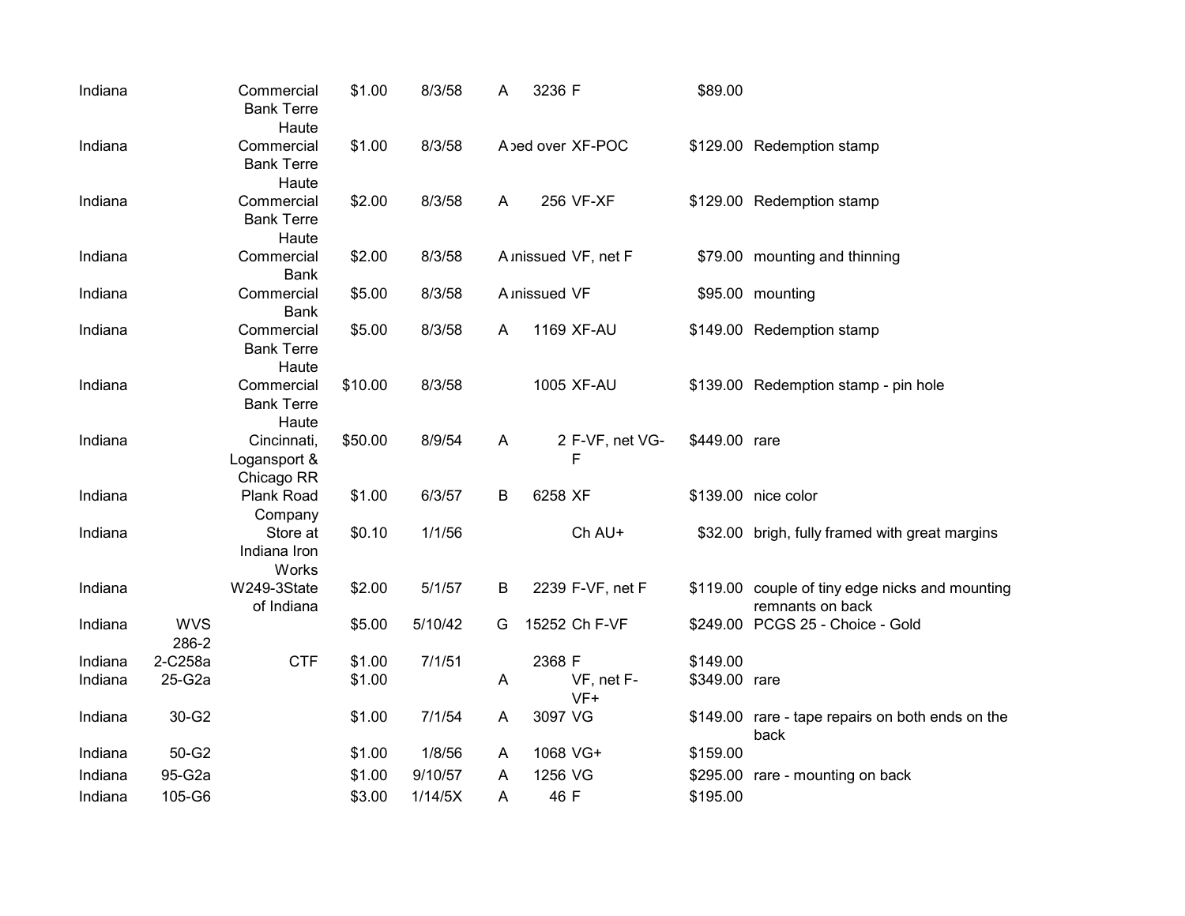| | | | | | | | | | |
|---|---|---|---|---|---|---|---|---|---|
| Indiana | | Commercial Bank Terre Haute | $1.00 | 8/3/58 | A | 3236 | F | $89.00 | |
| Indiana | | Commercial Bank Terre Haute | $1.00 | 8/3/58 | A | ped over | XF-POC | $129.00 | Redemption stamp |
| Indiana | | Commercial Bank Terre Haute | $2.00 | 8/3/58 | A | 256 | VF-XF | $129.00 | Redemption stamp |
| Indiana | | Commercial Bank | $2.00 | 8/3/58 | A | unissued | VF, net F | $79.00 | mounting and thinning |
| Indiana | | Commercial Bank | $5.00 | 8/3/58 | A | unissued | VF | $95.00 | mounting |
| Indiana | | Commercial Bank Terre Haute | $5.00 | 8/3/58 | A | 1169 | XF-AU | $149.00 | Redemption stamp |
| Indiana | | Commercial Bank Terre Haute | $10.00 | 8/3/58 | | 1005 | XF-AU | $139.00 | Redemption stamp - pin hole |
| Indiana | | Cincinnati, Logansport & Chicago RR | $50.00 | 8/9/54 | A | 2 | F-VF, net VG-F | $449.00 | rare |
| Indiana | | Plank Road Company | $1.00 | 6/3/57 | B | 6258 | XF | $139.00 | nice color |
| Indiana | | Store at Indiana Iron Works | $0.10 | 1/1/56 | | | Ch AU+ | $32.00 | brigh, fully framed with great margins |
| Indiana | | W249-3State of Indiana | $2.00 | 5/1/57 | B | 2239 | F-VF, net F | $119.00 | couple of tiny edge nicks and mounting remnants on back |
| Indiana | WVS 286-2 | | $5.00 | 5/10/42 | G | 15252 | Ch F-VF | $249.00 | PCGS 25 - Choice - Gold |
| Indiana | 2-C258a | CTF | $1.00 | 7/1/51 | | 2368 | F | $149.00 | |
| Indiana | 25-G2a | | $1.00 | | A | | VF, net F-VF+ | $349.00 | rare |
| Indiana | 30-G2 | | $1.00 | 7/1/54 | A | 3097 | VG | $149.00 | rare - tape repairs on both ends on the back |
| Indiana | 50-G2 | | $1.00 | 1/8/56 | A | 1068 | VG+ | $159.00 | |
| Indiana | 95-G2a | | $1.00 | 9/10/57 | A | 1256 | VG | $295.00 | rare - mounting on back |
| Indiana | 105-G6 | | $3.00 | 1/14/5X | A | 46 | F | $195.00 | |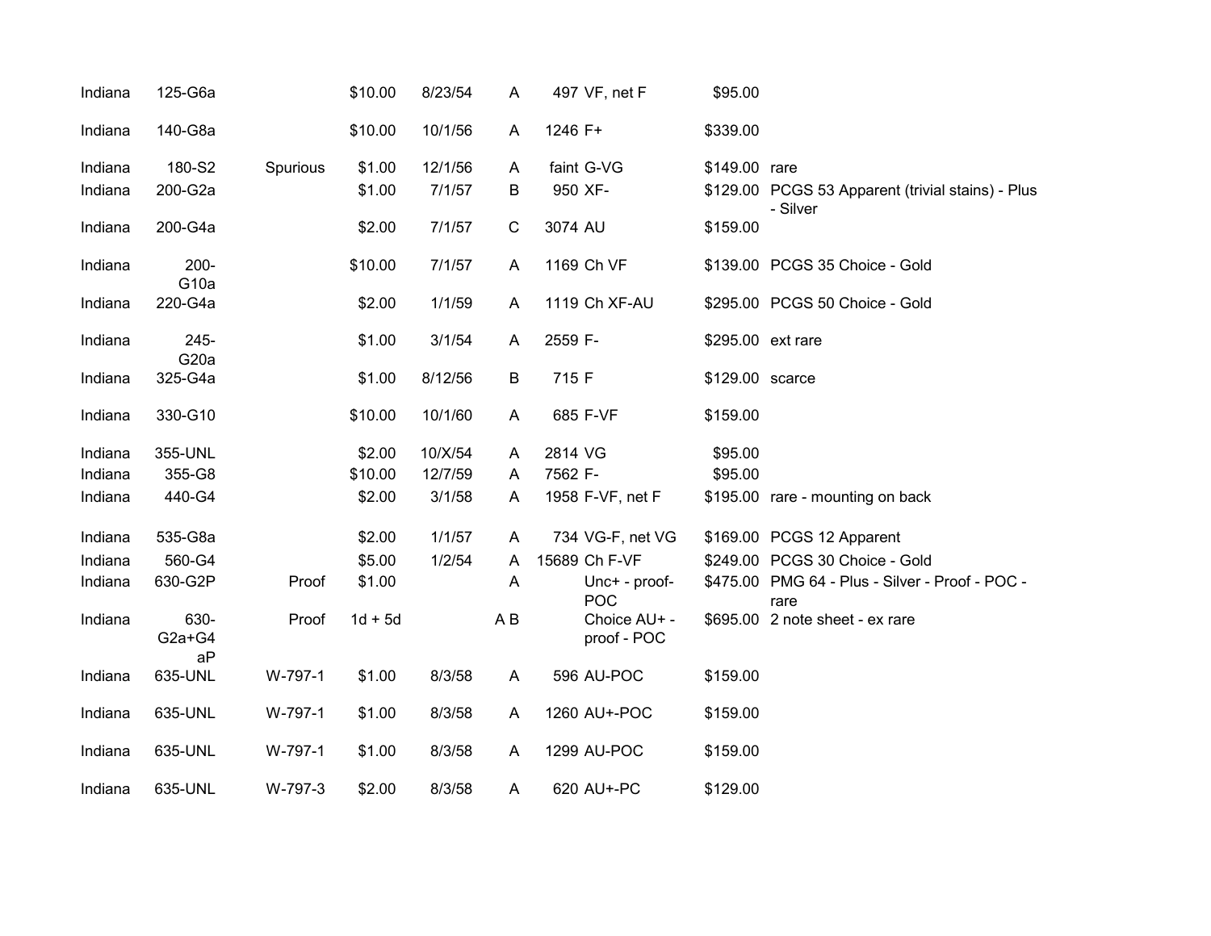| | | | | | | | | | |
|---|---|---|---|---|---|---|---|---|---|
| Indiana | 125-G6a | | $10.00 | 8/23/54 | A | 497 | VF, net F | $95.00 | |
| Indiana | 140-G8a | | $10.00 | 10/1/56 | A | 1246 | F+ | $339.00 | |
| Indiana | 180-S2 | Spurious | $1.00 | 12/1/56 | A | faint | G-VG | $149.00 | rare |
| Indiana | 200-G2a | | $1.00 | 7/1/57 | B | 950 | XF- | $129.00 | PCGS 53 Apparent (trivial stains) - Plus - Silver |
| Indiana | 200-G4a | | $2.00 | 7/1/57 | C | 3074 | AU | $159.00 | |
| Indiana | 200-G10a | | $10.00 | 7/1/57 | A | 1169 | Ch VF | $139.00 | PCGS 35 Choice - Gold |
| Indiana | 220-G4a | | $2.00 | 1/1/59 | A | 1119 | Ch XF-AU | $295.00 | PCGS 50 Choice - Gold |
| Indiana | 245-G20a | | $1.00 | 3/1/54 | A | 2559 | F- | $295.00 | ext rare |
| Indiana | 325-G4a | | $1.00 | 8/12/56 | B | 715 | F | $129.00 | scarce |
| Indiana | 330-G10 | | $10.00 | 10/1/60 | A | 685 | F-VF | $159.00 | |
| Indiana | 355-UNL | | $2.00 | 10/X/54 | A | 2814 | VG | $95.00 | |
| Indiana | 355-G8 | | $10.00 | 12/7/59 | A | 7562 | F- | $95.00 | |
| Indiana | 440-G4 | | $2.00 | 3/1/58 | A | 1958 | F-VF, net F | $195.00 | rare - mounting on back |
| Indiana | 535-G8a | | $2.00 | 1/1/57 | A | 734 | VG-F, net VG | $169.00 | PCGS 12 Apparent |
| Indiana | 560-G4 | | $5.00 | 1/2/54 | A | 15689 | Ch F-VF | $249.00 | PCGS 30 Choice - Gold |
| Indiana | 630-G2P | Proof | $1.00 | | A | | Unc+ - proof-POC | $475.00 | PMG 64 - Plus - Silver - Proof - POC - rare |
| Indiana | 630-G2a+G4aP | Proof | 1d + 5d | | A B | | Choice AU+ - proof - POC | $695.00 | 2 note sheet - ex rare |
| Indiana | 635-UNL | W-797-1 | $1.00 | 8/3/58 | A | 596 | AU-POC | $159.00 | |
| Indiana | 635-UNL | W-797-1 | $1.00 | 8/3/58 | A | 1260 | AU+-POC | $159.00 | |
| Indiana | 635-UNL | W-797-1 | $1.00 | 8/3/58 | A | 1299 | AU-POC | $159.00 | |
| Indiana | 635-UNL | W-797-3 | $2.00 | 8/3/58 | A | 620 | AU+-PC | $129.00 | |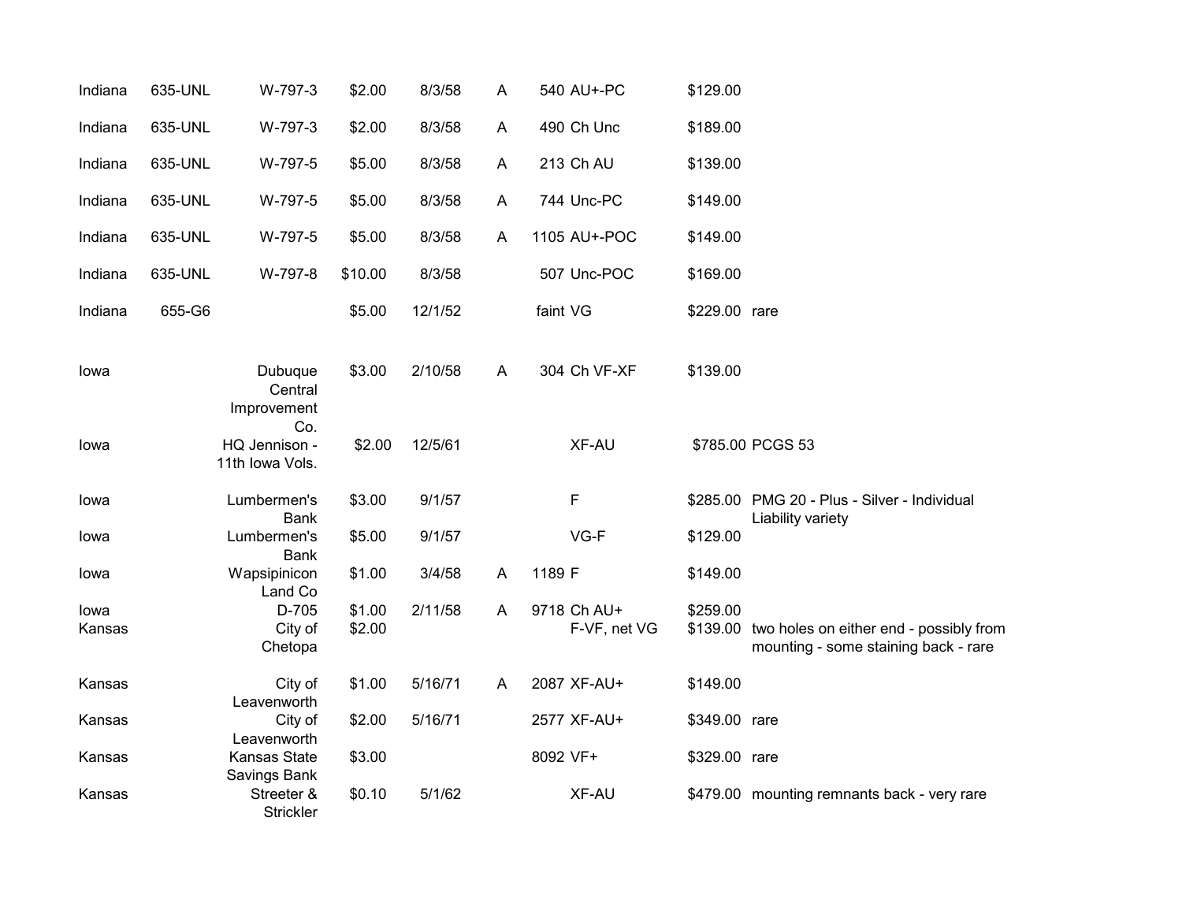| | | | | | | | | |
|---|---|---|---|---|---|---|---|---|
| Indiana | 635-UNL | W-797-3 | $2.00 | 8/3/58 | A | 540 | AU+-PC | $129.00 | |
| Indiana | 635-UNL | W-797-3 | $2.00 | 8/3/58 | A | 490 | Ch Unc | $189.00 | |
| Indiana | 635-UNL | W-797-5 | $5.00 | 8/3/58 | A | 213 | Ch AU | $139.00 | |
| Indiana | 635-UNL | W-797-5 | $5.00 | 8/3/58 | A | 744 | Unc-PC | $149.00 | |
| Indiana | 635-UNL | W-797-5 | $5.00 | 8/3/58 | A | 1105 | AU+-POC | $149.00 | |
| Indiana | 635-UNL | W-797-8 | $10.00 | 8/3/58 | | 507 | Unc-POC | $169.00 | |
| Indiana | 655-G6 | | $5.00 | 12/1/52 | | faint | VG | $229.00 | rare |
| Iowa | | Dubuque Central Improvement Co. | $3.00 | 2/10/58 | A | 304 | Ch VF-XF | $139.00 | |
| Iowa | | HQ Jennison - 11th Iowa Vols. | $2.00 | 12/5/61 | | | XF-AU | $785.00 | PCGS 53 |
| Iowa | | Lumbermen's Bank | $3.00 | 9/1/57 | | | F | $285.00 | PMG 20 - Plus - Silver - Individual Liability variety |
| Iowa | | Lumbermen's Bank | $5.00 | 9/1/57 | | | VG-F | $129.00 | |
| Iowa | | Wapsipinicon Land Co | $1.00 | 3/4/58 | A | 1189 | F | $149.00 | |
| Iowa | | D-705 | $1.00 | 2/11/58 | A | 9718 | Ch AU+ | $259.00 | |
| Kansas | | City of Chetopa | $2.00 | | | | F-VF, net VG | $139.00 | two holes on either end - possibly from mounting - some staining back - rare |
| Kansas | | City of Leavenworth | $1.00 | 5/16/71 | A | 2087 | XF-AU+ | $149.00 | |
| Kansas | | City of Leavenworth | $2.00 | 5/16/71 | | 2577 | XF-AU+ | $349.00 | rare |
| Kansas | | Kansas State Savings Bank | $3.00 | | | 8092 | VF+ | $329.00 | rare |
| Kansas | | Streeter & Strickler | $0.10 | 5/1/62 | | | XF-AU | $479.00 | mounting remnants back - very rare |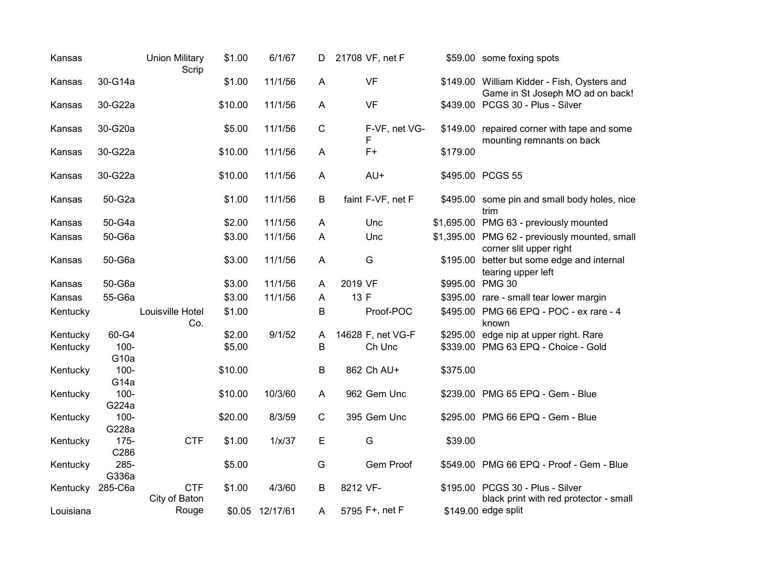| | | | | | | | | | |
|---|---|---|---|---|---|---|---|---|---|
| Kansas | | Union Military Scrip | $1.00 | 6/1/67 | D | 21708 | VF, net F | $59.00 | some foxing spots |
| Kansas | 30-G14a | | $1.00 | 11/1/56 | A | | VF | $149.00 | William Kidder - Fish, Oysters and Game in St Joseph MO ad on back! |
| Kansas | 30-G22a | | $10.00 | 11/1/56 | A | | VF | $439.00 | PCGS 30 - Plus - Silver |
| Kansas | 30-G20a | | $5.00 | 11/1/56 | C | | F-VF, net VG-F | $149.00 | repaired corner with tape and some mounting remnants on back |
| Kansas | 30-G22a | | $10.00 | 11/1/56 | A | | F+ | $179.00 | |
| Kansas | 30-G22a | | $10.00 | 11/1/56 | A | | AU+ | $495.00 | PCGS 55 |
| Kansas | 50-G2a | | $1.00 | 11/1/56 | B | faint | F-VF, net F | $495.00 | some pin and small body holes, nice trim |
| Kansas | 50-G4a | | $2.00 | 11/1/56 | A | | Unc | $1,695.00 | PMG 63 - previously mounted |
| Kansas | 50-G6a | | $3.00 | 11/1/56 | A | | Unc | $1,395.00 | PMG 62 - previously mounted, small corner slit upper right |
| Kansas | 50-G6a | | $3.00 | 11/1/56 | A | | G | $195.00 | better but some edge and internal tearing upper left |
| Kansas | 50-G6a | | $3.00 | 11/1/56 | A | 2019 | VF | $995.00 | PMG 30 |
| Kansas | 55-G6a | | $3.00 | 11/1/56 | A | 13 | F | $395.00 | rare - small tear lower margin |
| Kentucky | | Louisville Hotel Co. | $1.00 | | B | | Proof-POC | $495.00 | PMG 66 EPQ - POC - ex rare - 4 known |
| Kentucky | 60-G4 | | $2.00 | 9/1/52 | A | 14628 | F, net VG-F | $295.00 | edge nip at upper right. Rare |
| Kentucky | 100-G10a | | $5.00 | | B | | Ch Unc | $339.00 | PMG 63 EPQ - Choice - Gold |
| Kentucky | 100-G14a | | $10.00 | | B | 862 | Ch AU+ | $375.00 | |
| Kentucky | 100-G224a | | $10.00 | 10/3/60 | A | 962 | Gem Unc | $239.00 | PMG 65 EPQ - Gem - Blue |
| Kentucky | 100-G228a | | $20.00 | 8/3/59 | C | 395 | Gem Unc | $295.00 | PMG 66 EPQ - Gem - Blue |
| Kentucky | 175-C286 | CTF | $1.00 | 1/x/37 | E | | G | $39.00 | |
| Kentucky | 285-G336a | | $5.00 | | G | | Gem Proof | $549.00 | PMG 66 EPQ - Proof - Gem - Blue |
| Kentucky | 285-C6a | CTF | $1.00 | 4/3/60 | B | 8212 | VF- | $195.00 | PCGS 30 - Plus - Silver |
| Louisiana | | City of Baton Rouge | $0.05 | 12/17/61 | A | 5795 | F+, net F | $149.00 | black print with red protector - small edge split |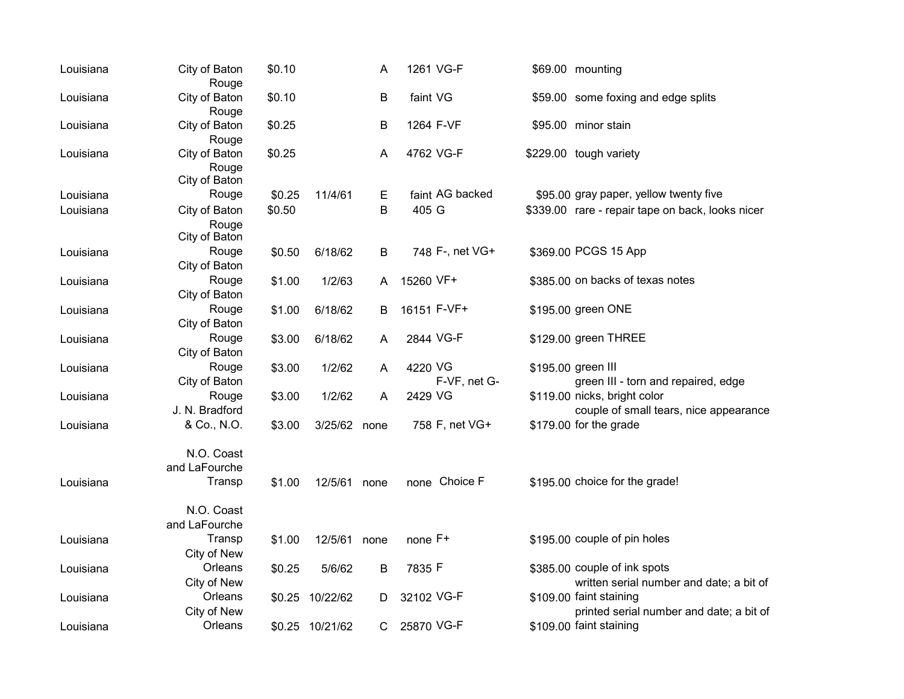| | | | | | | | | |
|---|---|---|---|---|---|---|---|---|
| Louisiana | City of Baton Rouge | $0.10 | | A | 1261 | VG-F | $69.00 | mounting |
| Louisiana | City of Baton Rouge | $0.10 | | B | faint | VG | $59.00 | some foxing and edge splits |
| Louisiana | City of Baton Rouge | $0.25 | | B | 1264 | F-VF | $95.00 | minor stain |
| Louisiana | City of Baton Rouge | $0.25 | | A | 4762 | VG-F | $229.00 | tough variety |
| Louisiana | City of Baton Rouge | $0.25 | 11/4/61 | E | faint | AG backed | $95.00 | gray paper, yellow twenty five |
| Louisiana | City of Baton Rouge | $0.50 | | B | 405 | G | $339.00 | rare - repair tape on back, looks nicer |
| Louisiana | City of Baton Rouge | $0.50 | 6/18/62 | B | 748 | F-, net VG+ | $369.00 | PCGS 15 App |
| Louisiana | City of Baton Rouge | $1.00 | 1/2/63 | A | 15260 | VF+ | $385.00 | on backs of texas notes |
| Louisiana | City of Baton Rouge | $1.00 | 6/18/62 | B | 16151 | F-VF+ | $195.00 | green ONE |
| Louisiana | City of Baton Rouge | $3.00 | 6/18/62 | A | 2844 | VG-F | $129.00 | green THREE |
| Louisiana | City of Baton Rouge | $3.00 | 1/2/62 | A | 4220 | VG | $195.00 | green III |
| Louisiana | City of Baton Rouge | $3.00 | 1/2/62 | A | 2429 | F-VF, net G-VG | $119.00 | green III - torn and repaired, edge nicks, bright color |
| Louisiana | J. N. Bradford & Co., N.O. | $3.00 | 3/25/62 | none | 758 | F, net VG+ | $179.00 | couple of small tears, nice appearance for the grade |
| Louisiana | N.O. Coast and LaFourche Transp | $1.00 | 12/5/61 | none | none | Choice F | $195.00 | choice for the grade! |
| Louisiana | N.O. Coast and LaFourche Transp | $1.00 | 12/5/61 | none | none | F+ | $195.00 | couple of pin holes |
| Louisiana | City of New Orleans | $0.25 | 5/6/62 | B | 7835 | F | $385.00 | couple of ink spots |
| Louisiana | City of New Orleans | $0.25 | 10/22/62 | D | 32102 | VG-F | $109.00 | written serial number and date; a bit of faint staining |
| Louisiana | City of New Orleans | $0.25 | 10/21/62 | C | 25870 | VG-F | $109.00 | printed serial number and date; a bit of faint staining |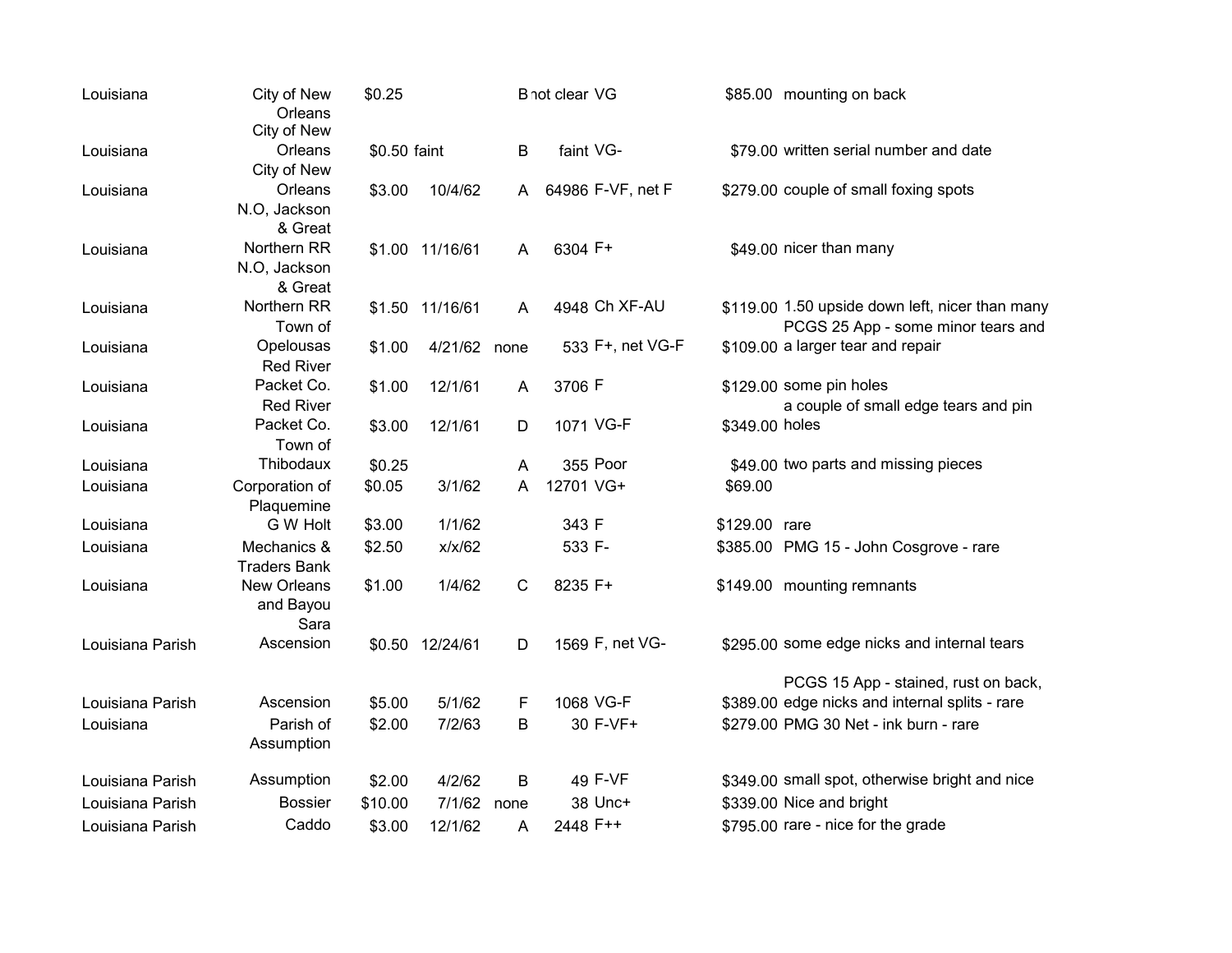| | | | | | | | | |
|---|---|---|---|---|---|---|---|---|
| Louisiana | City of New Orleans | $0.25 | | B | not clear | VG | $85.00 | mounting on back |
| Louisiana | City of New Orleans | $0.50 | faint | B | faint | VG- | $79.00 | written serial number and date |
| Louisiana | City of New Orleans | $3.00 | 10/4/62 | A | 64986 | F-VF, net F | $279.00 | couple of small foxing spots |
| Louisiana | N.O, Jackson & Great Northern RR | $1.00 | 11/16/61 | A | 6304 | F+ | $49.00 | nicer than many |
| Louisiana | N.O, Jackson & Great Northern RR | $1.50 | 11/16/61 | A | 4948 | Ch XF-AU | $119.00 | 1.50 upside down left, nicer than many |
| Louisiana | Town of Opelousas | $1.00 | 4/21/62 | none | 533 | F+, net VG-F | $109.00 | PCGS 25 App - some minor tears and a larger tear and repair |
| Louisiana | Red River Packet Co. | $1.00 | 12/1/61 | A | 3706 | F | $129.00 | some pin holes |
| Louisiana | Red River Packet Co. | $3.00 | 12/1/61 | D | 1071 | VG-F | $349.00 | a couple of small edge tears and pin holes |
| Louisiana | Town of Thibodaux | $0.25 | | A | 355 | Poor | $49.00 | two parts and missing pieces |
| Louisiana | Corporation of Plaquemine | $0.05 | 3/1/62 | A | 12701 | VG+ | $69.00 | |
| Louisiana | G W Holt | $3.00 | 1/1/62 | | 343 | F | $129.00 | rare |
| Louisiana | Mechanics & Traders Bank | $2.50 | x/x/62 | | 533 | F- | $385.00 | PMG 15 - John Cosgrove - rare |
| Louisiana | New Orleans and Bayou Sara | $1.00 | 1/4/62 | C | 8235 | F+ | $149.00 | mounting remnants |
| Louisiana Parish | Ascension | $0.50 | 12/24/61 | D | 1569 | F, net VG- | $295.00 | some edge nicks and internal tears |
| Louisiana Parish | Ascension | $5.00 | 5/1/62 | F | 1068 | VG-F | $389.00 | PCGS 15 App - stained, rust on back, edge nicks and internal splits - rare |
| Louisiana | Parish of Assumption | $2.00 | 7/2/63 | B | 30 | F-VF+ | $279.00 | PMG 30 Net - ink burn - rare |
| Louisiana Parish | Assumption | $2.00 | 4/2/62 | B | 49 | F-VF | $349.00 | small spot, otherwise bright and nice |
| Louisiana Parish | Bossier | $10.00 | 7/1/62 | none | 38 | Unc+ | $339.00 | Nice and bright |
| Louisiana Parish | Caddo | $3.00 | 12/1/62 | A | 2448 | F++ | $795.00 | rare - nice for the grade |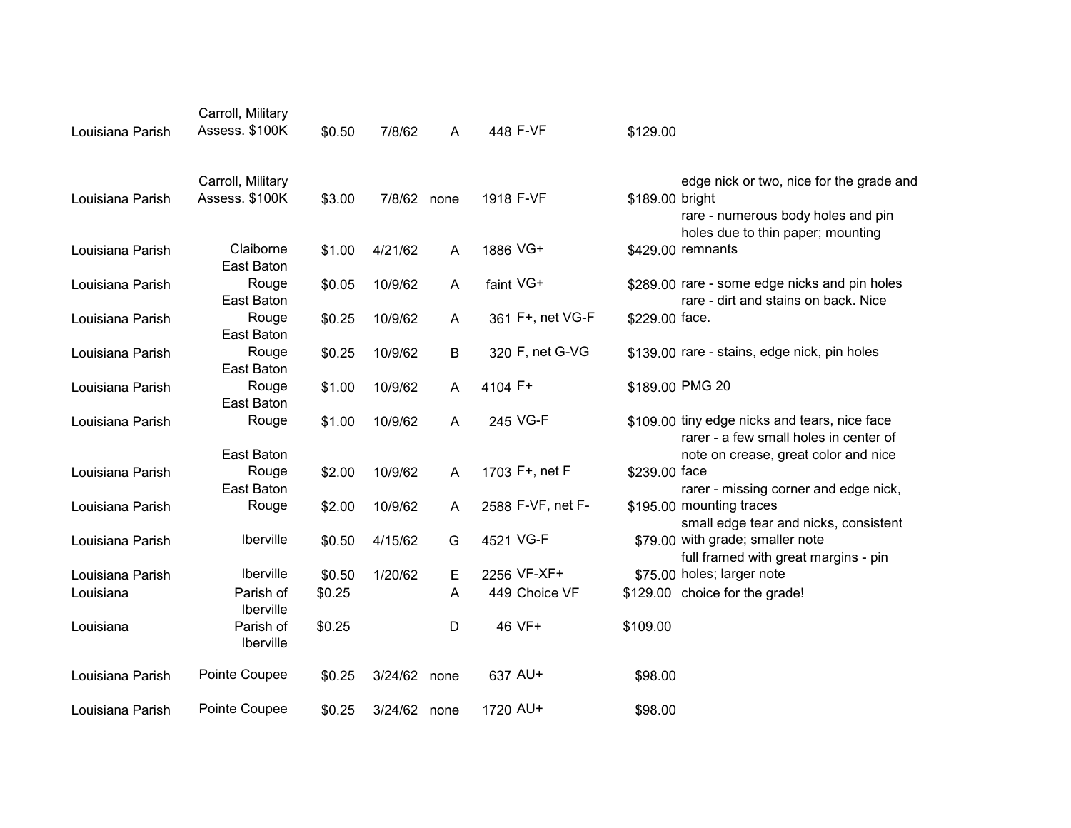| | | | | | | | | |
|---|---|---|---|---|---|---|---|---|
| Louisiana Parish | Carroll, Military Assess. $100K | $0.50 | 7/8/62 | A | 448 | F-VF | $129.00 | |
| Louisiana Parish | Carroll, Military Assess. $100K | $3.00 | 7/8/62 | none | 1918 | F-VF | $189.00 | edge nick or two, nice for the grade and bright |
| Louisiana Parish | Claiborne | $1.00 | 4/21/62 | A | 1886 | VG+ | $429.00 | rare - numerous body holes and pin holes due to thin paper; mounting remnants |
| Louisiana Parish | East Baton Rouge | $0.05 | 10/9/62 | A | faint | VG+ | $289.00 | rare - some edge nicks and pin holes |
| Louisiana Parish | East Baton Rouge | $0.25 | 10/9/62 | A | 361 | F+, net VG-F | $229.00 | rare - dirt and stains on back. Nice face. |
| Louisiana Parish | East Baton Rouge | $0.25 | 10/9/62 | B | 320 | F, net G-VG | $139.00 | rare - stains, edge nick, pin holes |
| Louisiana Parish | East Baton Rouge | $1.00 | 10/9/62 | A | 4104 | F+ | $189.00 | PMG 20 |
| Louisiana Parish | East Baton Rouge | $1.00 | 10/9/62 | A | 245 | VG-F | $109.00 | tiny edge nicks and tears, nice face |
| Louisiana Parish | East Baton Rouge | $2.00 | 10/9/62 | A | 1703 | F+, net F | $239.00 | rarer - a few small holes in center of note on crease, great color and nice face |
| Louisiana Parish | East Baton Rouge | $2.00 | 10/9/62 | A | 2588 | F-VF, net F- | $195.00 | rarer - missing corner and edge nick, mounting traces |
| Louisiana Parish | Iberville | $0.50 | 4/15/62 | G | 4521 | VG-F | $79.00 | small edge tear and nicks, consistent with grade; smaller note |
| Louisiana Parish | Iberville | $0.50 | 1/20/62 | E | 2256 | VF-XF+ | $75.00 | full framed with great margins - pin holes; larger note |
| Louisiana | Parish of Iberville | $0.25 | | A | 449 | Choice VF | $129.00 | choice for the grade! |
| Louisiana | Parish of Iberville | $0.25 | | D | 46 | VF+ | $109.00 | |
| Louisiana Parish | Pointe Coupee | $0.25 | 3/24/62 | none | 637 | AU+ | $98.00 | |
| Louisiana Parish | Pointe Coupee | $0.25 | 3/24/62 | none | 1720 | AU+ | $98.00 | |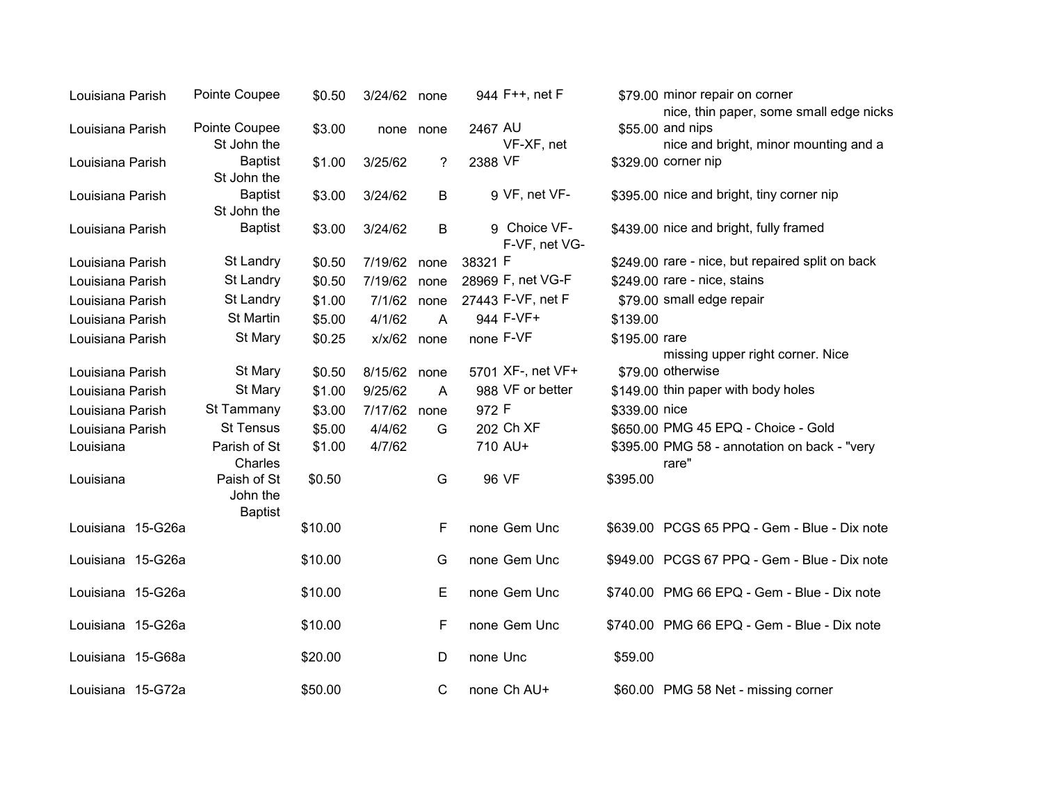| | | | | | | | | |
|---|---|---|---|---|---|---|---|---|
| Louisiana Parish | Pointe Coupee | $0.50 | 3/24/62 | none | 944 | F++, net F | $79.00 | minor repair on corner |
| Louisiana Parish | Pointe Coupee | $3.00 | none | none | 2467 | AU | $55.00 | nice, thin paper, some small edge nicks and nips |
| Louisiana Parish | St John the Baptist | $1.00 | 3/25/62 | ? | 2388 | VF-XF, net VF | $329.00 | nice and bright, minor mounting and a corner nip |
| Louisiana Parish | St John the Baptist | $3.00 | 3/24/62 | B | 9 | VF, net VF- | $395.00 | nice and bright, tiny corner nip |
| Louisiana Parish | St John the Baptist | $3.00 | 3/24/62 | B | 9 | Choice VF- | $439.00 | nice and bright, fully framed |
| Louisiana Parish | St Landry | $0.50 | 7/19/62 | none | 38321 | F-VF, net VG-F | $249.00 | rare - nice, but repaired split on back |
| Louisiana Parish | St Landry | $0.50 | 7/19/62 | none | 28969 | F, net VG-F | $249.00 | rare - nice, stains |
| Louisiana Parish | St Landry | $1.00 | 7/1/62 | none | 27443 | F-VF, net F | $79.00 | small edge repair |
| Louisiana Parish | St Martin | $5.00 | 4/1/62 | A | 944 | F-VF+ | $139.00 | |
| Louisiana Parish | St Mary | $0.25 | x/x/62 | none | none | F-VF | $195.00 | rare |
| Louisiana Parish | St Mary | $0.50 | 8/15/62 | none | 5701 | XF-, net VF+ | $79.00 | missing upper right corner. Nice otherwise |
| Louisiana Parish | St Mary | $1.00 | 9/25/62 | A | 988 | VF or better | $149.00 | thin paper with body holes |
| Louisiana Parish | St Tammany | $3.00 | 7/17/62 | none | 972 | F | $339.00 | nice |
| Louisiana Parish | St Tensus | $5.00 | 4/4/62 | G | 202 | Ch XF | $650.00 | PMG 45 EPQ - Choice - Gold |
| Louisiana | Parish of St Charles | $1.00 | 4/7/62 | | 710 | AU+ | $395.00 | PMG 58 - annotation on back - "very rare" |
| Louisiana | Paish of St John the Baptist | $0.50 | | G | 96 | VF | $395.00 | |
| Louisiana | 15-G26a | $10.00 | | F | none | Gem Unc | $639.00 | PCGS 65 PPQ - Gem - Blue - Dix note |
| Louisiana | 15-G26a | $10.00 | | G | none | Gem Unc | $949.00 | PCGS 67 PPQ - Gem - Blue - Dix note |
| Louisiana | 15-G26a | $10.00 | | E | none | Gem Unc | $740.00 | PMG 66 EPQ - Gem - Blue - Dix note |
| Louisiana | 15-G26a | $10.00 | | F | none | Gem Unc | $740.00 | PMG 66 EPQ - Gem - Blue - Dix note |
| Louisiana | 15-G68a | $20.00 | | D | none | Unc | $59.00 | |
| Louisiana | 15-G72a | $50.00 | | C | none | Ch AU+ | $60.00 | PMG 58 Net - missing corner |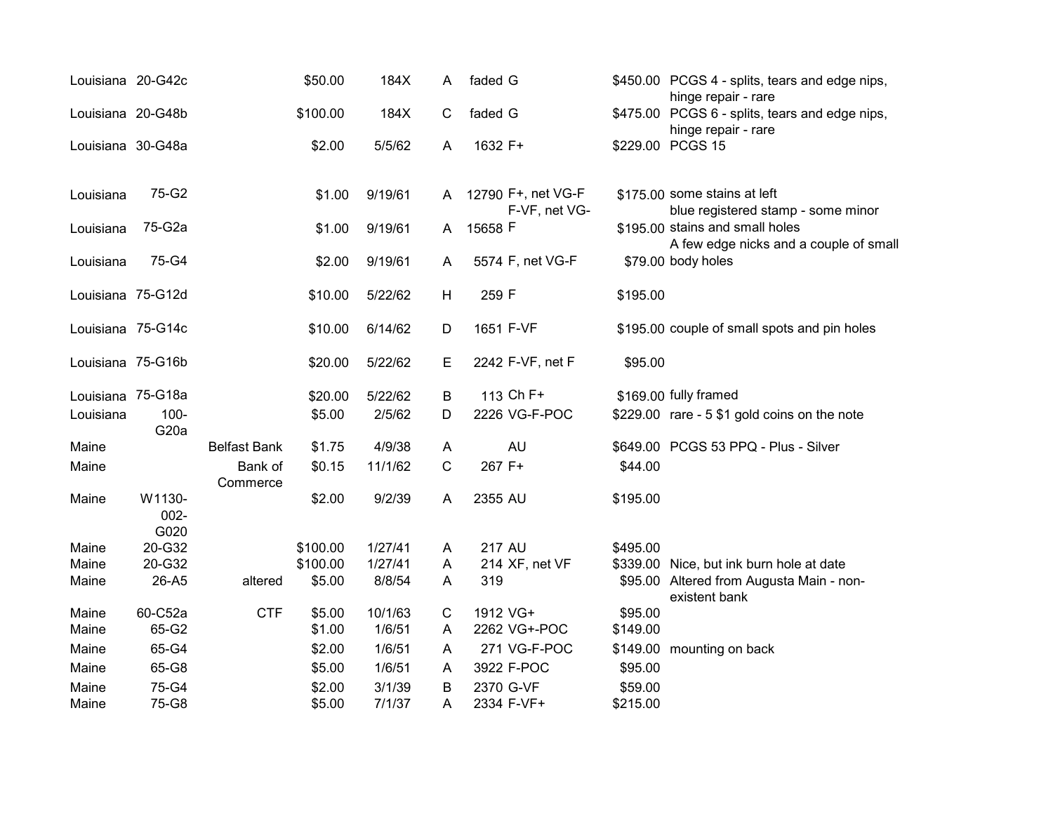| | | | | | | | | | |
|---|---|---|---|---|---|---|---|---|---|
| Louisiana | 20-G42c | | $50.00 | 184X | A | faded | G | $450.00 | PCGS 4 - splits, tears and edge nips, hinge repair - rare |
| Louisiana | 20-G48b | | $100.00 | 184X | C | faded | G | $475.00 | PCGS 6 - splits, tears and edge nips, hinge repair - rare |
| Louisiana | 30-G48a | | $2.00 | 5/5/62 | A | 1632 | F+ | $229.00 | PCGS 15 |
| Louisiana | 75-G2 | | $1.00 | 9/19/61 | A | 12790 | F+, net VG-F | $175.00 | some stains at left |
| Louisiana | 75-G2a | | $1.00 | 9/19/61 | A | 15658 | F-VF, net VG-F | $195.00 | blue registered stamp - some minor stains and small holes |
| Louisiana | 75-G4 | | $2.00 | 9/19/61 | A | 5574 | F, net VG-F | $79.00 | A few edge nicks and a couple of small body holes |
| Louisiana | 75-G12d | | $10.00 | 5/22/62 | H | 259 | F | $195.00 | |
| Louisiana | 75-G14c | | $10.00 | 6/14/62 | D | 1651 | F-VF | $195.00 | couple of small spots and pin holes |
| Louisiana | 75-G16b | | $20.00 | 5/22/62 | E | 2242 | F-VF, net F | $95.00 | |
| Louisiana | 75-G18a | | $20.00 | 5/22/62 | B | 113 | Ch F+ | $169.00 | fully framed |
| Louisiana | 100-G20a | | $5.00 | 2/5/62 | D | 2226 | VG-F-POC | $229.00 | rare - 5 $1 gold coins on the note |
| Maine | | Belfast Bank | $1.75 | 4/9/38 | A | | AU | $649.00 | PCGS 53 PPQ - Plus - Silver |
| Maine | | Bank of Commerce | $0.15 | 11/1/62 | C | 267 | F+ | $44.00 | |
| Maine | W1130-002-G020 | | $2.00 | 9/2/39 | A | 2355 | AU | $195.00 | |
| Maine | 20-G32 | | $100.00 | 1/27/41 | A | 217 | AU | $495.00 | |
| Maine | 20-G32 | | $100.00 | 1/27/41 | A | 214 | XF, net VF | $339.00 | Nice, but ink burn hole at date |
| Maine | 26-A5 | altered | $5.00 | 8/8/54 | A | 319 | | $95.00 | Altered from Augusta Main - non-existent bank |
| Maine | 60-C52a | CTF | $5.00 | 10/1/63 | C | 1912 | VG+ | $95.00 | |
| Maine | 65-G2 | | $1.00 | 1/6/51 | A | 2262 | VG+-POC | $149.00 | |
| Maine | 65-G4 | | $2.00 | 1/6/51 | A | 271 | VG-F-POC | $149.00 | mounting on back |
| Maine | 65-G8 | | $5.00 | 1/6/51 | A | 3922 | F-POC | $95.00 | |
| Maine | 75-G4 | | $2.00 | 3/1/39 | B | 2370 | G-VF | $59.00 | |
| Maine | 75-G8 | | $5.00 | 7/1/37 | A | 2334 | F-VF+ | $215.00 | |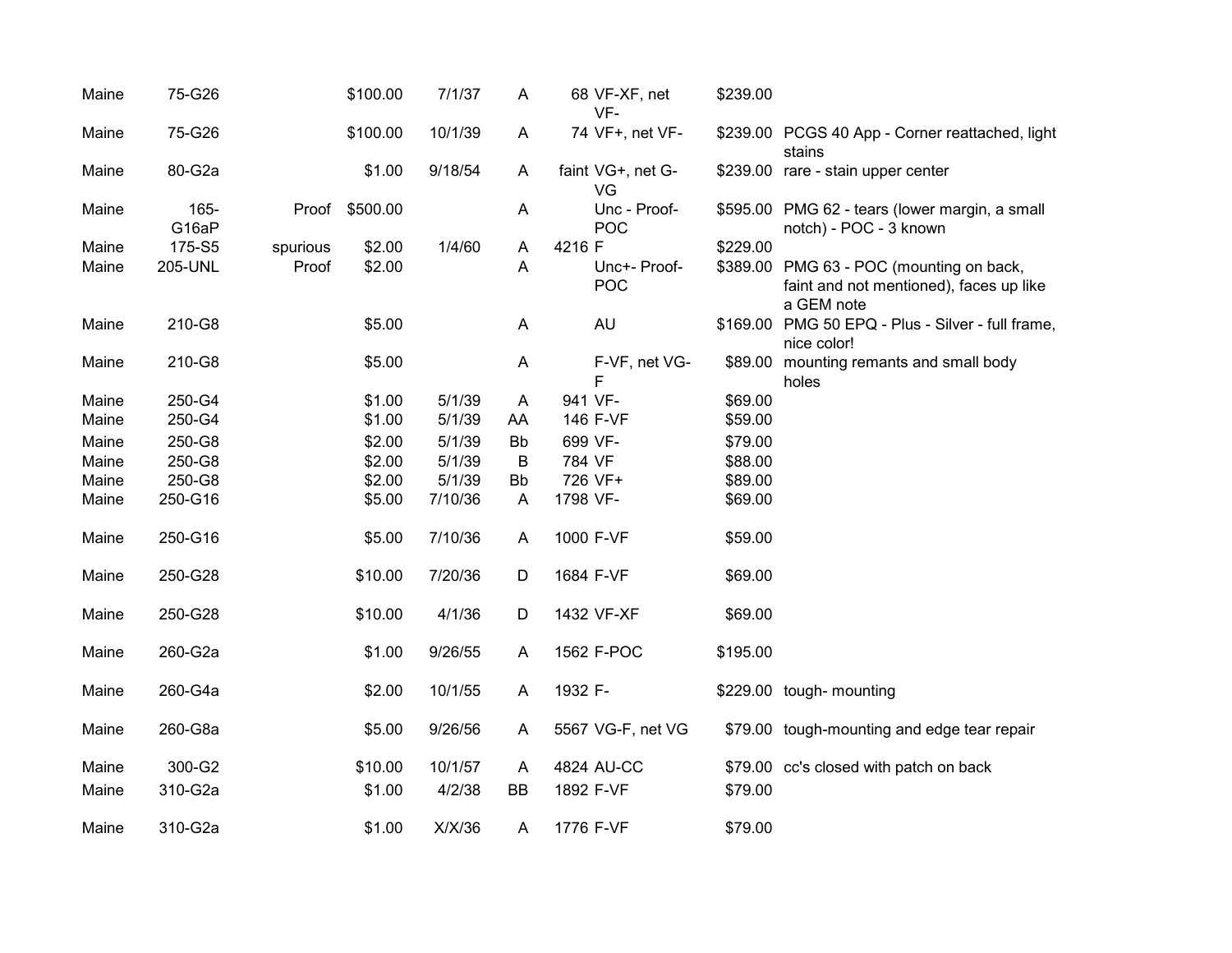| | | | | | | | | | |
|---|---|---|---|---|---|---|---|---|---|
| Maine | 75-G26 | | $100.00 | 7/1/37 | A | 68 | VF-XF, net VF- | $239.00 | |
| Maine | 75-G26 | | $100.00 | 10/1/39 | A | 74 | VF+, net VF- | $239.00 | PCGS 40 App - Corner reattached, light stains |
| Maine | 80-G2a | | $1.00 | 9/18/54 | A | faint | VG+, net G-VG | $239.00 | rare - stain upper center |
| Maine | 165-G16aP | Proof | $500.00 | | A | | Unc - Proof-POC | $595.00 | PMG 62 - tears (lower margin, a small notch) - POC - 3 known |
| Maine | 175-S5 | spurious | $2.00 | 1/4/60 | A | 4216 | F | $229.00 | |
| Maine | 205-UNL | Proof | $2.00 | | A | | Unc+- Proof-POC | $389.00 | PMG 63 - POC (mounting on back, faint and not mentioned), faces up like a GEM note |
| Maine | 210-G8 | | $5.00 | | A | | AU | $169.00 | PMG 50 EPQ - Plus - Silver - full frame, nice color! |
| Maine | 210-G8 | | $5.00 | | A | | F-VF, net VG-F | $89.00 | mounting remants and small body holes |
| Maine | 250-G4 | | $1.00 | 5/1/39 | A | 941 | VF- | $69.00 | |
| Maine | 250-G4 | | $1.00 | 5/1/39 | AA | 146 | F-VF | $59.00 | |
| Maine | 250-G8 | | $2.00 | 5/1/39 | Bb | 699 | VF- | $79.00 | |
| Maine | 250-G8 | | $2.00 | 5/1/39 | B | 784 | VF | $88.00 | |
| Maine | 250-G8 | | $2.00 | 5/1/39 | Bb | 726 | VF+ | $89.00 | |
| Maine | 250-G16 | | $5.00 | 7/10/36 | A | 1798 | VF- | $69.00 | |
| Maine | 250-G16 | | $5.00 | 7/10/36 | A | 1000 | F-VF | $59.00 | |
| Maine | 250-G28 | | $10.00 | 7/20/36 | D | 1684 | F-VF | $69.00 | |
| Maine | 250-G28 | | $10.00 | 4/1/36 | D | 1432 | VF-XF | $69.00 | |
| Maine | 260-G2a | | $1.00 | 9/26/55 | A | 1562 | F-POC | $195.00 | |
| Maine | 260-G4a | | $2.00 | 10/1/55 | A | 1932 | F- | $229.00 | tough- mounting |
| Maine | 260-G8a | | $5.00 | 9/26/56 | A | 5567 | VG-F, net VG | $79.00 | tough-mounting and edge tear repair |
| Maine | 300-G2 | | $10.00 | 10/1/57 | A | 4824 | AU-CC | $79.00 | cc's closed with patch on back |
| Maine | 310-G2a | | $1.00 | 4/2/38 | BB | 1892 | F-VF | $79.00 | |
| Maine | 310-G2a | | $1.00 | X/X/36 | A | 1776 | F-VF | $79.00 | |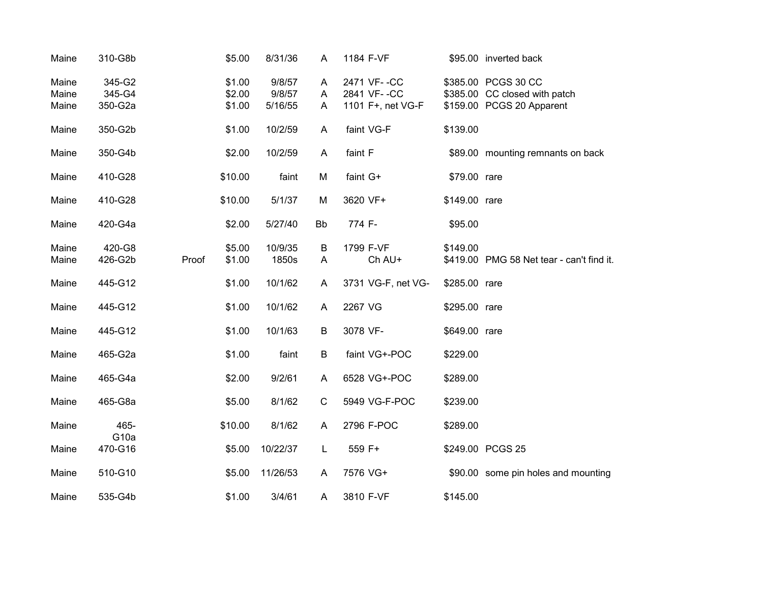| | | | | | | | | | |
|---|---|---|---|---|---|---|---|---|---|
| Maine | 310-G8b | | $5.00 | 8/31/36 | A | 1184 | F-VF | $95.00 | inverted back |
| Maine | 345-G2 | | $1.00 | 9/8/57 | A | 2471 | VF- -CC | $385.00 | PCGS 30 CC |
| Maine | 345-G4 | | $2.00 | 9/8/57 | A | 2841 | VF- -CC | $385.00 | CC closed with patch |
| Maine | 350-G2a | | $1.00 | 5/16/55 | A | 1101 | F+, net VG-F | $159.00 | PCGS 20 Apparent |
| Maine | 350-G2b | | $1.00 | 10/2/59 | A | faint | VG-F | $139.00 | |
| Maine | 350-G4b | | $2.00 | 10/2/59 | A | faint | F | $89.00 | mounting remnants on back |
| Maine | 410-G28 | | $10.00 | faint | M | faint | G+ | $79.00 | rare |
| Maine | 410-G28 | | $10.00 | 5/1/37 | M | 3620 | VF+ | $149.00 | rare |
| Maine | 420-G4a | | $2.00 | 5/27/40 | Bb | 774 | F- | $95.00 | |
| Maine | 420-G8 | | $5.00 | 10/9/35 | B | 1799 | F-VF | $149.00 | |
| Maine | 426-G2b | Proof | $1.00 | 1850s | A | | Ch AU+ | $419.00 | PMG 58 Net tear - can't find it. |
| Maine | 445-G12 | | $1.00 | 10/1/62 | A | 3731 | VG-F, net VG- | $285.00 | rare |
| Maine | 445-G12 | | $1.00 | 10/1/62 | A | 2267 | VG | $295.00 | rare |
| Maine | 445-G12 | | $1.00 | 10/1/63 | B | 3078 | VF- | $649.00 | rare |
| Maine | 465-G2a | | $1.00 | faint | B | faint | VG+-POC | $229.00 | |
| Maine | 465-G4a | | $2.00 | 9/2/61 | A | 6528 | VG+-POC | $289.00 | |
| Maine | 465-G8a | | $5.00 | 8/1/62 | C | 5949 | VG-F-POC | $239.00 | |
| Maine | 465-G10a | | $10.00 | 8/1/62 | A | 2796 | F-POC | $289.00 | |
| Maine | 470-G16 | | $5.00 | 10/22/37 | L | 559 | F+ | $249.00 | PCGS 25 |
| Maine | 510-G10 | | $5.00 | 11/26/53 | A | 7576 | VG+ | $90.00 | some pin holes and mounting |
| Maine | 535-G4b | | $1.00 | 3/4/61 | A | 3810 | F-VF | $145.00 | |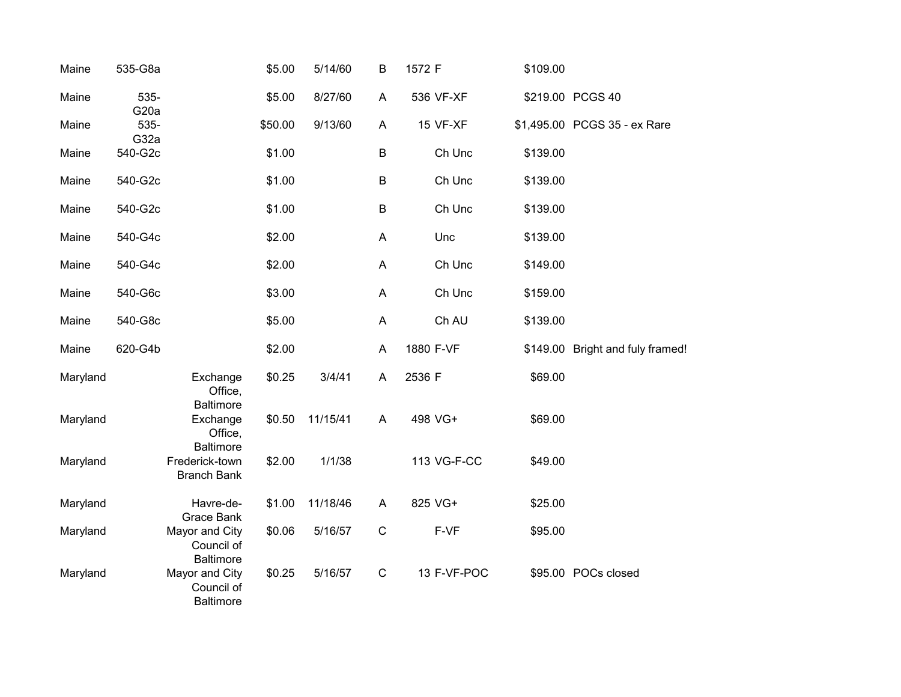| | | | | | | | | | |
|---|---|---|---|---|---|---|---|---|---|
| Maine | 535-G8a | | $5.00 | 5/14/60 | B | 1572 | F | $109.00 | |
| Maine | 535-G20a | | $5.00 | 8/27/60 | A | 536 | VF-XF | $219.00 | PCGS 40 |
| Maine | 535-G32a | | $50.00 | 9/13/60 | A | 15 | VF-XF | $1,495.00 | PCGS 35 - ex Rare |
| Maine | 540-G2c | | $1.00 | | B | | Ch Unc | $139.00 | |
| Maine | 540-G2c | | $1.00 | | B | | Ch Unc | $139.00 | |
| Maine | 540-G2c | | $1.00 | | B | | Ch Unc | $139.00 | |
| Maine | 540-G4c | | $2.00 | | A | | Unc | $139.00 | |
| Maine | 540-G4c | | $2.00 | | A | | Ch Unc | $149.00 | |
| Maine | 540-G6c | | $3.00 | | A | | Ch Unc | $159.00 | |
| Maine | 540-G8c | | $5.00 | | A | | Ch AU | $139.00 | |
| Maine | 620-G4b | | $2.00 | | A | 1880 | F-VF | $149.00 | Bright and fuly framed! |
| Maryland | | Exchange Office, Baltimore | $0.25 | 3/4/41 | A | 2536 | F | $69.00 | |
| Maryland | | Exchange Office, Baltimore | $0.50 | 11/15/41 | A | 498 | VG+ | $69.00 | |
| Maryland | | Frederick-town Branch Bank | $2.00 | 1/1/38 | | 113 | VG-F-CC | $49.00 | |
| Maryland | | Havre-de-Grace Bank | $1.00 | 11/18/46 | A | 825 | VG+ | $25.00 | |
| Maryland | | Mayor and City Council of Baltimore | $0.06 | 5/16/57 | C | | F-VF | $95.00 | |
| Maryland | | Mayor and City Council of Baltimore | $0.25 | 5/16/57 | C | 13 | F-VF-POC | $95.00 | POCs closed |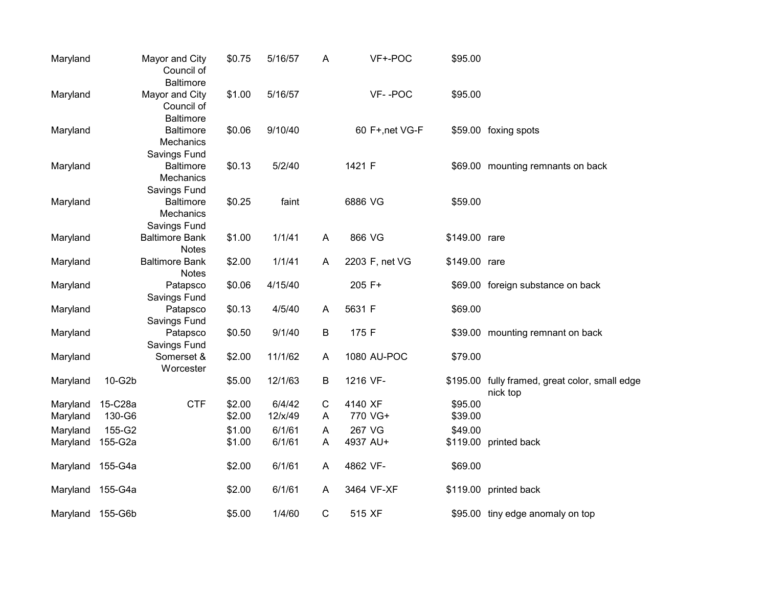| | | | | | | | | | |
|---|---|---|---|---|---|---|---|---|---|
| Maryland | | Mayor and City Council of Baltimore | $0.75 | 5/16/57 | A | | VF+-POC | $95.00 | |
| Maryland | | Mayor and City Council of Baltimore | $1.00 | 5/16/57 | | | VF- -POC | $95.00 | |
| Maryland | | Baltimore Mechanics Savings Fund | $0.06 | 9/10/40 | | 60 | F+,net VG-F | $59.00 | foxing spots |
| Maryland | | Baltimore Mechanics Savings Fund | $0.13 | 5/2/40 | | 1421 | F | $69.00 | mounting remnants on back |
| Maryland | | Baltimore Mechanics Savings Fund | $0.25 | faint | | 6886 | VG | $59.00 | |
| Maryland | | Baltimore Bank Notes | $1.00 | 1/1/41 | A | 866 | VG | $149.00 | rare |
| Maryland | | Baltimore Bank Notes | $2.00 | 1/1/41 | A | 2203 | F, net VG | $149.00 | rare |
| Maryland | | Patapsco Savings Fund | $0.06 | 4/15/40 | | 205 | F+ | $69.00 | foreign substance on back |
| Maryland | | Patapsco Savings Fund | $0.13 | 4/5/40 | A | 5631 | F | $69.00 | |
| Maryland | | Patapsco Savings Fund | $0.50 | 9/1/40 | B | 175 | F | $39.00 | mounting remnant on back |
| Maryland | | Somerset & Worcester | $2.00 | 11/1/62 | A | 1080 | AU-POC | $79.00 | |
| Maryland | 10-G2b | | $5.00 | 12/1/63 | B | 1216 | VF- | $195.00 | fully framed, great color, small edge nick top |
| Maryland | 15-C28a | CTF | $2.00 | 6/4/42 | C | 4140 | XF | $95.00 | |
| Maryland | 130-G6 | | $2.00 | 12/x/49 | A | 770 | VG+ | $39.00 | |
| Maryland | 155-G2 | | $1.00 | 6/1/61 | A | 267 | VG | $49.00 | |
| Maryland | 155-G2a | | $1.00 | 6/1/61 | A | 4937 | AU+ | $119.00 | printed back |
| Maryland | 155-G4a | | $2.00 | 6/1/61 | A | 4862 | VF- | $69.00 | |
| Maryland | 155-G4a | | $2.00 | 6/1/61 | A | 3464 | VF-XF | $119.00 | printed back |
| Maryland | 155-G6b | | $5.00 | 1/4/60 | C | 515 | XF | $95.00 | tiny edge anomaly on top |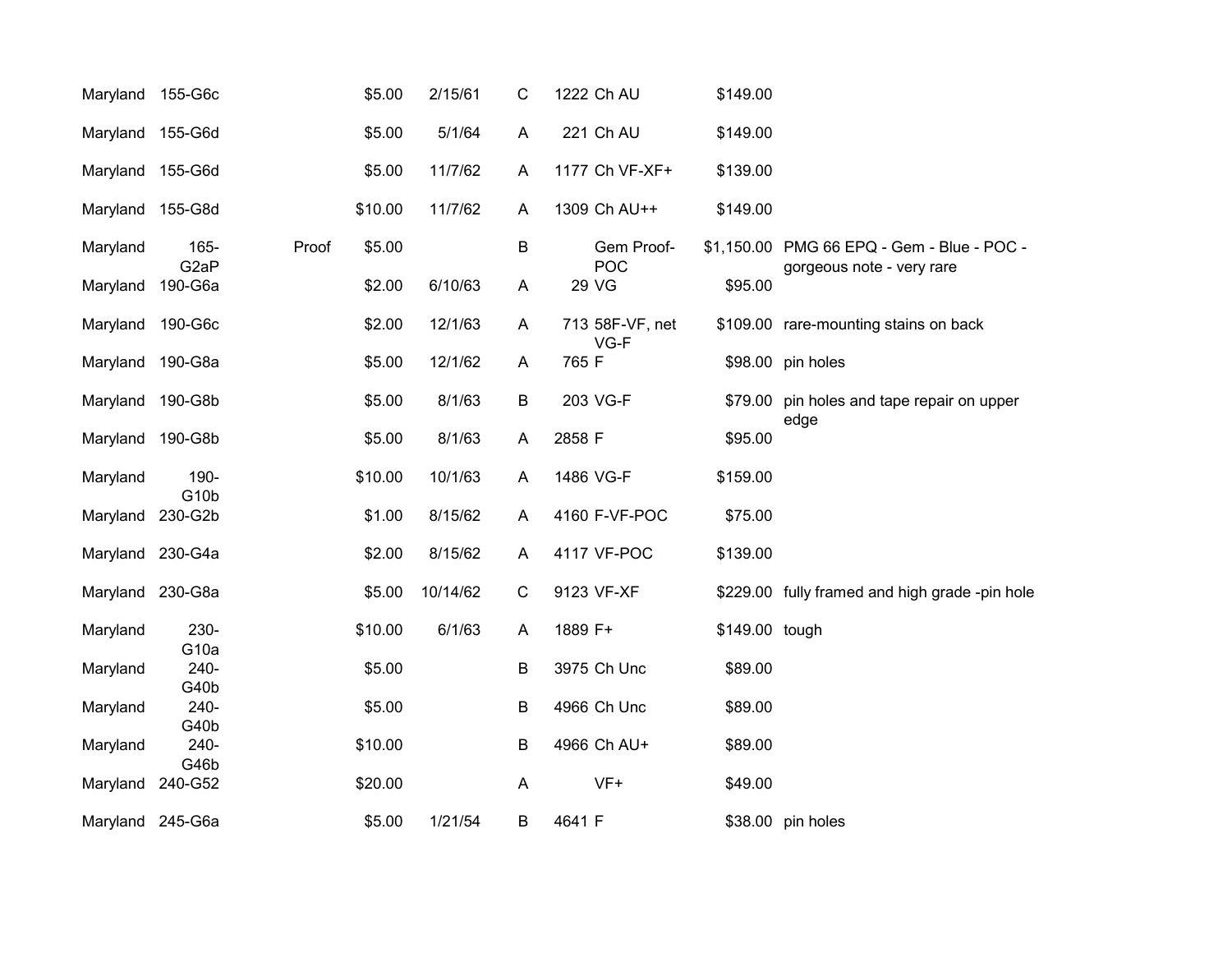| | | | | | | | | | |
|---|---|---|---|---|---|---|---|---|---|
| Maryland | 155-G6c | | $5.00 | 2/15/61 | C | 1222 | Ch AU | $149.00 | |
| Maryland | 155-G6d | | $5.00 | 5/1/64 | A | 221 | Ch AU | $149.00 | |
| Maryland | 155-G6d | | $5.00 | 11/7/62 | A | 1177 | Ch VF-XF+ | $139.00 | |
| Maryland | 155-G8d | | $10.00 | 11/7/62 | A | 1309 | Ch AU++ | $149.00 | |
| Maryland | 165-G2aP | Proof | $5.00 | | B | | Gem Proof-POC | $1,150.00 | PMG 66 EPQ - Gem - Blue - POC - gorgeous note - very rare |
| Maryland | 190-G6a | | $2.00 | 6/10/63 | A | 29 | VG | $95.00 | |
| Maryland | 190-G6c | | $2.00 | 12/1/63 | A | 713 | 58F-VF, net VG-F | $109.00 | rare-mounting stains on back |
| Maryland | 190-G8a | | $5.00 | 12/1/62 | A | 765 | F | $98.00 | pin holes |
| Maryland | 190-G8b | | $5.00 | 8/1/63 | B | 203 | VG-F | $79.00 | pin holes and tape repair on upper edge |
| Maryland | 190-G8b | | $5.00 | 8/1/63 | A | 2858 | F | $95.00 | |
| Maryland | 190-G10b | | $10.00 | 10/1/63 | A | 1486 | VG-F | $159.00 | |
| Maryland | 230-G2b | | $1.00 | 8/15/62 | A | 4160 | F-VF-POC | $75.00 | |
| Maryland | 230-G4a | | $2.00 | 8/15/62 | A | 4117 | VF-POC | $139.00 | |
| Maryland | 230-G8a | | $5.00 | 10/14/62 | C | 9123 | VF-XF | $229.00 | fully framed and high grade -pin hole |
| Maryland | 230-G10a | | $10.00 | 6/1/63 | A | 1889 | F+ | $149.00 | tough |
| Maryland | 240-G40b | | $5.00 | | B | 3975 | Ch Unc | $89.00 | |
| Maryland | 240-G40b | | $5.00 | | B | 4966 | Ch Unc | $89.00 | |
| Maryland | 240-G46b | | $10.00 | | B | 4966 | Ch AU+ | $89.00 | |
| Maryland | 240-G52 | | $20.00 | | A | | VF+ | $49.00 | |
| Maryland | 245-G6a | | $5.00 | 1/21/54 | B | 4641 | F | $38.00 | pin holes |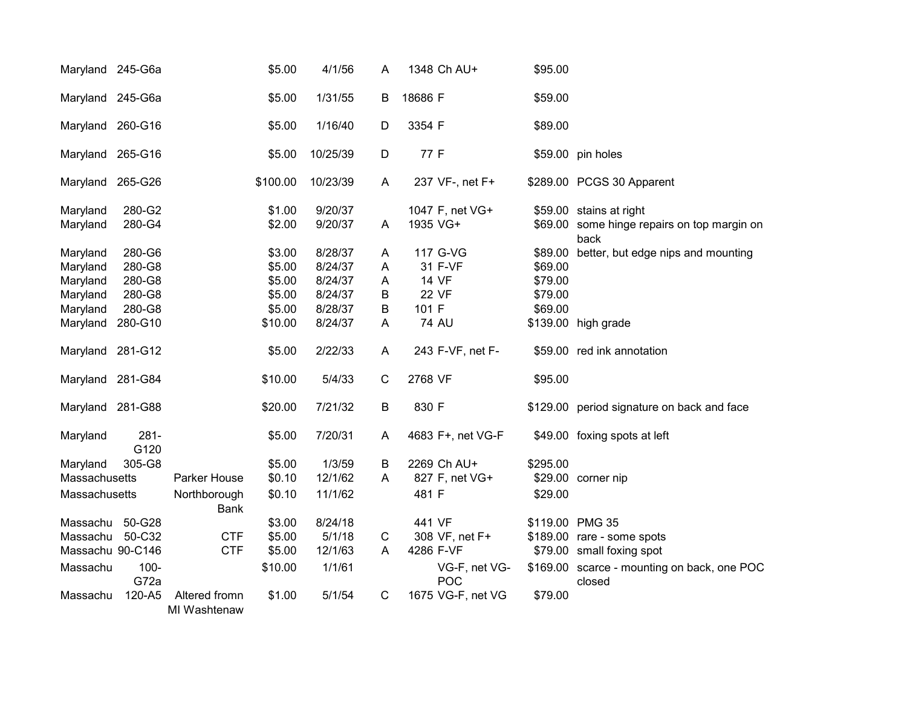| | | | | | | | | | |
|---|---|---|---|---|---|---|---|---|---|
| Maryland | 245-G6a | | $5.00 | 4/1/56 | A | 1348 | Ch AU+ | $95.00 | |
| Maryland | 245-G6a | | $5.00 | 1/31/55 | B | 18686 | F | $59.00 | |
| Maryland | 260-G16 | | $5.00 | 1/16/40 | D | 3354 | F | $89.00 | |
| Maryland | 265-G16 | | $5.00 | 10/25/39 | D | 77 | F | $59.00 | pin holes |
| Maryland | 265-G26 | | $100.00 | 10/23/39 | A | 237 | VF-, net F+ | $289.00 | PCGS 30 Apparent |
| Maryland | 280-G2 | | $1.00 | 9/20/37 | | 1047 | F, net VG+ | $59.00 | stains at right |
| Maryland | 280-G4 | | $2.00 | 9/20/37 | A | 1935 | VG+ | $69.00 | some hinge repairs on top margin on back |
| Maryland | 280-G6 | | $3.00 | 8/28/37 | A | 117 | G-VG | $89.00 | better, but edge nips and mounting |
| Maryland | 280-G8 | | $5.00 | 8/24/37 | A | 31 | F-VF | $69.00 | |
| Maryland | 280-G8 | | $5.00 | 8/24/37 | A | 14 | VF | $79.00 | |
| Maryland | 280-G8 | | $5.00 | 8/24/37 | B | 22 | VF | $79.00 | |
| Maryland | 280-G8 | | $5.00 | 8/28/37 | B | 101 | F | $69.00 | |
| Maryland | 280-G10 | | $10.00 | 8/24/37 | A | 74 | AU | $139.00 | high grade |
| Maryland | 281-G12 | | $5.00 | 2/22/33 | A | 243 | F-VF, net F- | $59.00 | red ink annotation |
| Maryland | 281-G84 | | $10.00 | 5/4/33 | C | 2768 | VF | $95.00 | |
| Maryland | 281-G88 | | $20.00 | 7/21/32 | B | 830 | F | $129.00 | period signature on back and face |
| Maryland | 281-G120 | | $5.00 | 7/20/31 | A | 4683 | F+, net VG-F | $49.00 | foxing spots at left |
| Maryland | 305-G8 | | $5.00 | 1/3/59 | B | 2269 | Ch AU+ | $295.00 | |
| Massachusetts | | Parker House | $0.10 | 12/1/62 | A | 827 | F, net VG+ | $29.00 | corner nip |
| Massachusetts | | Northborough Bank | $0.10 | 11/1/62 | | 481 | F | $29.00 | |
| Massachu | 50-G28 | | $3.00 | 8/24/18 | | 441 | VF | $119.00 | PMG 35 |
| Massachu | 50-C32 | CTF | $5.00 | 5/1/18 | C | 308 | VF, net F+ | $189.00 | rare - some spots |
| Massachu | 90-C146 | CTF | $5.00 | 12/1/63 | A | 4286 | F-VF | $79.00 | small foxing spot |
| Massachu | 100-G72a | | $10.00 | 1/1/61 | | | VG-F, net VG- POC | $169.00 | scarce - mounting on back, one POC closed |
| Massachu | 120-A5 | Altered fromn MI Washtenaw | $1.00 | 5/1/54 | C | 1675 | VG-F, net VG | $79.00 | |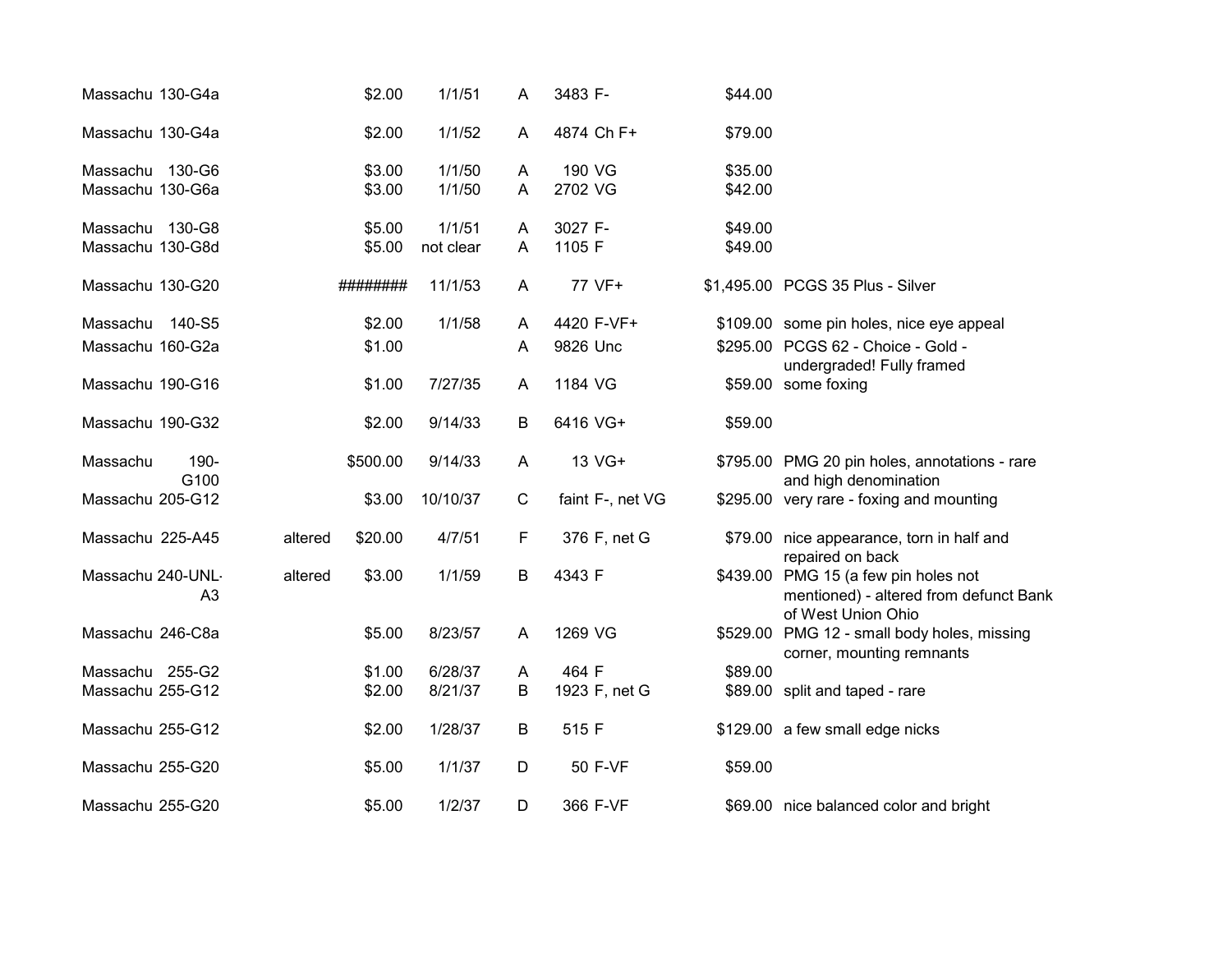| | | | | | | | | | |
|---|---|---|---|---|---|---|---|---|---|
| Massachu | 130-G4a | | $2.00 | 1/1/51 | A | 3483 | F- | $44.00 | |
| Massachu | 130-G4a | | $2.00 | 1/1/52 | A | 4874 | Ch F+ | $79.00 | |
| Massachu | 130-G6 | | $3.00 | 1/1/50 | A | 190 | VG | $35.00 | |
| Massachu | 130-G6a | | $3.00 | 1/1/50 | A | 2702 | VG | $42.00 | |
| Massachu | 130-G8 | | $5.00 | 1/1/51 | A | 3027 | F- | $49.00 | |
| Massachu | 130-G8d | | $5.00 | not clear | A | 1105 | F | $49.00 | |
| Massachu | 130-G20 | | ######## | 11/1/53 | A | 77 | VF+ | $1,495.00 | PCGS 35 Plus - Silver |
| Massachu | 140-S5 | | $2.00 | 1/1/58 | A | 4420 | F-VF+ | $109.00 | some pin holes, nice eye appeal |
| Massachu | 160-G2a | | $1.00 | | A | 9826 | Unc | $295.00 | PCGS 62 - Choice - Gold - undergraded! Fully framed |
| Massachu | 190-G16 | | $1.00 | 7/27/35 | A | 1184 | VG | $59.00 | some foxing |
| Massachu | 190-G32 | | $2.00 | 9/14/33 | B | 6416 | VG+ | $59.00 | |
| Massachu | 190-G100 | | $500.00 | 9/14/33 | A | 13 | VG+ | $795.00 | PMG 20 pin holes, annotations - rare and high denomination |
| Massachu | 205-G12 | | $3.00 | 10/10/37 | C | faint | F-, net VG | $295.00 | very rare - foxing and mounting |
| Massachu | 225-A45 | altered | $20.00 | 4/7/51 | F | 376 | F, net G | $79.00 | nice appearance, torn in half and repaired on back |
| Massachu | 240-UNL-A3 | altered | $3.00 | 1/1/59 | B | 4343 | F | $439.00 | PMG 15 (a few pin holes not mentioned) - altered from defunct Bank of West Union Ohio |
| Massachu | 246-C8a | | $5.00 | 8/23/57 | A | 1269 | VG | $529.00 | PMG 12 - small body holes, missing corner, mounting remnants |
| Massachu | 255-G2 | | $1.00 | 6/28/37 | A | 464 | F | $89.00 | |
| Massachu | 255-G12 | | $2.00 | 8/21/37 | B | 1923 | F, net G | $89.00 | split and taped - rare |
| Massachu | 255-G12 | | $2.00 | 1/28/37 | B | 515 | F | $129.00 | a few small edge nicks |
| Massachu | 255-G20 | | $5.00 | 1/1/37 | D | 50 | F-VF | $59.00 | |
| Massachu | 255-G20 | | $5.00 | 1/2/37 | D | 366 | F-VF | $69.00 | nice balanced color and bright |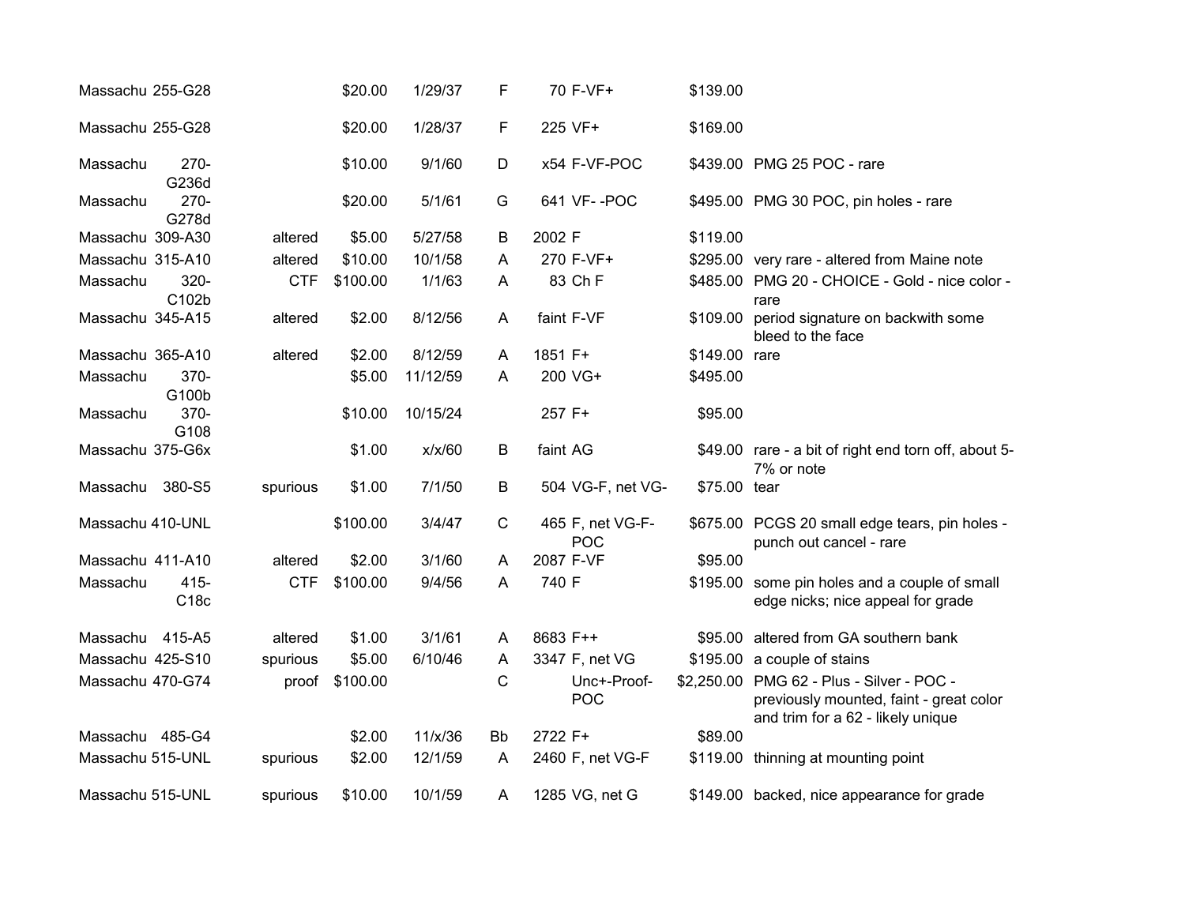| | | | | | | | | | |
|---|---|---|---|---|---|---|---|---|---|
| Massachu | 255-G28 | | $20.00 | 1/29/37 | F | 70 | F-VF+ | $139.00 | |
| Massachu | 255-G28 | | $20.00 | 1/28/37 | F | 225 | VF+ | $169.00 | |
| Massachu | 270-G236d | | $10.00 | 9/1/60 | D | x54 | F-VF-POC | $439.00 | PMG 25 POC - rare |
| Massachu | 270-G278d | | $20.00 | 5/1/61 | G | 641 | VF- -POC | $495.00 | PMG 30 POC, pin holes - rare |
| Massachu | 309-A30 | altered | $5.00 | 5/27/58 | B | 2002 | F | $119.00 | |
| Massachu | 315-A10 | altered | $10.00 | 10/1/58 | A | 270 | F-VF+ | $295.00 | very rare - altered from Maine note |
| Massachu | 320-C102b | CTF | $100.00 | 1/1/63 | A | 83 | Ch F | $485.00 | PMG 20 - CHOICE - Gold - nice color - rare |
| Massachu | 345-A15 | altered | $2.00 | 8/12/56 | A | faint | F-VF | $109.00 | period signature on backwith some bleed to the face |
| Massachu | 365-A10 | altered | $2.00 | 8/12/59 | A | 1851 | F+ | $149.00 | rare |
| Massachu | 370-G100b | | $5.00 | 11/12/59 | A | 200 | VG+ | $495.00 | |
| Massachu | 370-G108 | | $10.00 | 10/15/24 | | 257 | F+ | $95.00 | |
| Massachu | 375-G6x | | $1.00 | x/x/60 | B | faint | AG | $49.00 | rare - a bit of right end torn off, about 5-7% or note |
| Massachu | 380-S5 | spurious | $1.00 | 7/1/50 | B | 504 | VG-F, net VG- | $75.00 | tear |
| Massachu | 410-UNL | | $100.00 | 3/4/47 | C | 465 | F, net VG-F-POC | $675.00 | PCGS 20 small edge tears, pin holes - punch out cancel - rare |
| Massachu | 411-A10 | altered | $2.00 | 3/1/60 | A | 2087 | F-VF | $95.00 | |
| Massachu | 415-C18c | CTF | $100.00 | 9/4/56 | A | 740 | F | $195.00 | some pin holes and a couple of small edge nicks; nice appeal for grade |
| Massachu | 415-A5 | altered | $1.00 | 3/1/61 | A | 8683 | F++ | $95.00 | altered from GA southern bank |
| Massachu | 425-S10 | spurious | $5.00 | 6/10/46 | A | 3347 | F, net VG | $195.00 | a couple of stains |
| Massachu | 470-G74 | proof | $100.00 | | C | | Unc+-Proof-POC | $2,250.00 | PMG 62 - Plus - Silver - POC - previously mounted, faint - great color and trim for a 62 - likely unique |
| Massachu | 485-G4 | | $2.00 | 11/x/36 | Bb | 2722 | F+ | $89.00 | |
| Massachu | 515-UNL | spurious | $2.00 | 12/1/59 | A | 2460 | F, net VG-F | $119.00 | thinning at mounting point |
| Massachu | 515-UNL | spurious | $10.00 | 10/1/59 | A | 1285 | VG, net G | $149.00 | backed, nice appearance for grade |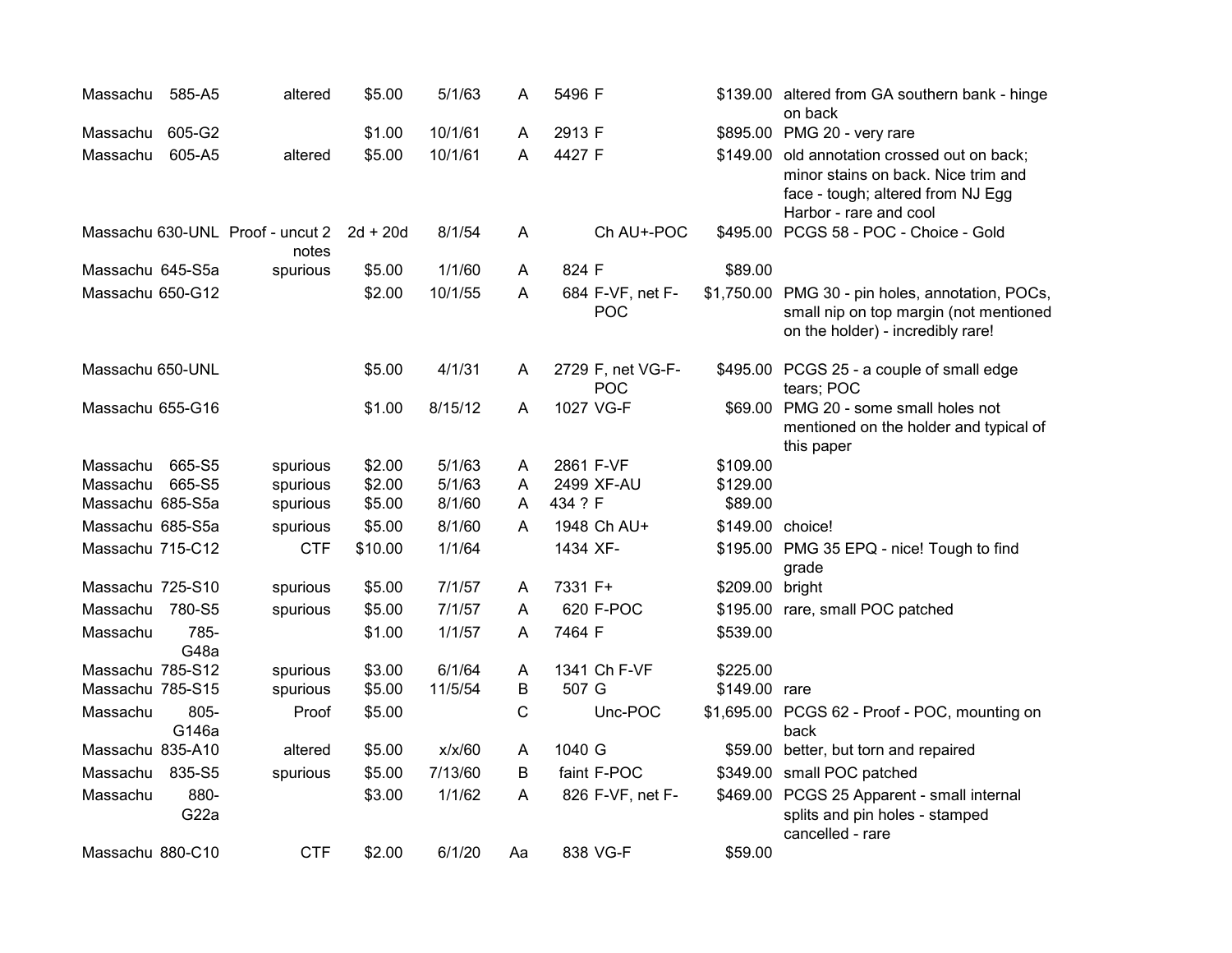| | | | | | | | | | |
|---|---|---|---|---|---|---|---|---|---|
| Massachu | 585-A5 | altered | $5.00 | 5/1/63 | A | 5496 | F | $139.00 | altered from GA southern bank - hinge on back |
| Massachu | 605-G2 | | $1.00 | 10/1/61 | A | 2913 | F | $895.00 | PMG 20 - very rare |
| Massachu | 605-A5 | altered | $5.00 | 10/1/61 | A | 4427 | F | $149.00 | old annotation crossed out on back; minor stains on back. Nice trim and face - tough; altered from NJ Egg Harbor - rare and cool |
| Massachu | 630-UNL | Proof - uncut 2 notes | 2d + 20d | 8/1/54 | A | | Ch AU+-POC | $495.00 | PCGS 58 - POC - Choice - Gold |
| Massachu | 645-S5a | spurious | $5.00 | 1/1/60 | A | 824 | F | $89.00 | |
| Massachu | 650-G12 | | $2.00 | 10/1/55 | A | 684 | F-VF, net F-POC | $1,750.00 | PMG 30 - pin holes, annotation, POCs, small nip on top margin (not mentioned on the holder) - incredibly rare! |
| Massachu | 650-UNL | | $5.00 | 4/1/31 | A | 2729 | F, net VG-F-POC | $495.00 | PCGS 25 - a couple of small edge tears; POC |
| Massachu | 655-G16 | | $1.00 | 8/15/12 | A | 1027 | VG-F | $69.00 | PMG 20 - some small holes not mentioned on the holder and typical of this paper |
| Massachu | 665-S5 | spurious | $2.00 | 5/1/63 | A | 2861 | F-VF | $109.00 | |
| Massachu | 665-S5 | spurious | $2.00 | 5/1/63 | A | 2499 | XF-AU | $129.00 | |
| Massachu | 685-S5a | spurious | $5.00 | 8/1/60 | A | 434 ? | F | $89.00 | |
| Massachu | 685-S5a | spurious | $5.00 | 8/1/60 | A | 1948 | Ch AU+ | $149.00 | choice! |
| Massachu | 715-C12 | CTF | $10.00 | 1/1/64 | | 1434 | XF- | $195.00 | PMG 35 EPQ - nice! Tough to find grade |
| Massachu | 725-S10 | spurious | $5.00 | 7/1/57 | A | 7331 | F+ | $209.00 | bright |
| Massachu | 780-S5 | spurious | $5.00 | 7/1/57 | A | 620 | F-POC | $195.00 | rare, small POC patched |
| Massachu | 785-G48a | | $1.00 | 1/1/57 | A | 7464 | F | $539.00 | |
| Massachu | 785-S12 | spurious | $3.00 | 6/1/64 | A | 1341 | Ch F-VF | $225.00 | |
| Massachu | 785-S15 | spurious | $5.00 | 11/5/54 | B | 507 | G | $149.00 | rare |
| Massachu | 805-G146a | Proof | $5.00 | | C | | Unc-POC | $1,695.00 | PCGS 62 - Proof - POC, mounting on back |
| Massachu | 835-A10 | altered | $5.00 | x/x/60 | A | 1040 | G | $59.00 | better, but torn and repaired |
| Massachu | 835-S5 | spurious | $5.00 | 7/13/60 | B | faint | F-POC | $349.00 | small POC patched |
| Massachu | 880-G22a | | $3.00 | 1/1/62 | A | 826 | F-VF, net F- | $469.00 | PCGS 25 Apparent - small internal splits and pin holes - stamped cancelled - rare |
| Massachu | 880-C10 | CTF | $2.00 | 6/1/20 | Aa | 838 | VG-F | $59.00 | |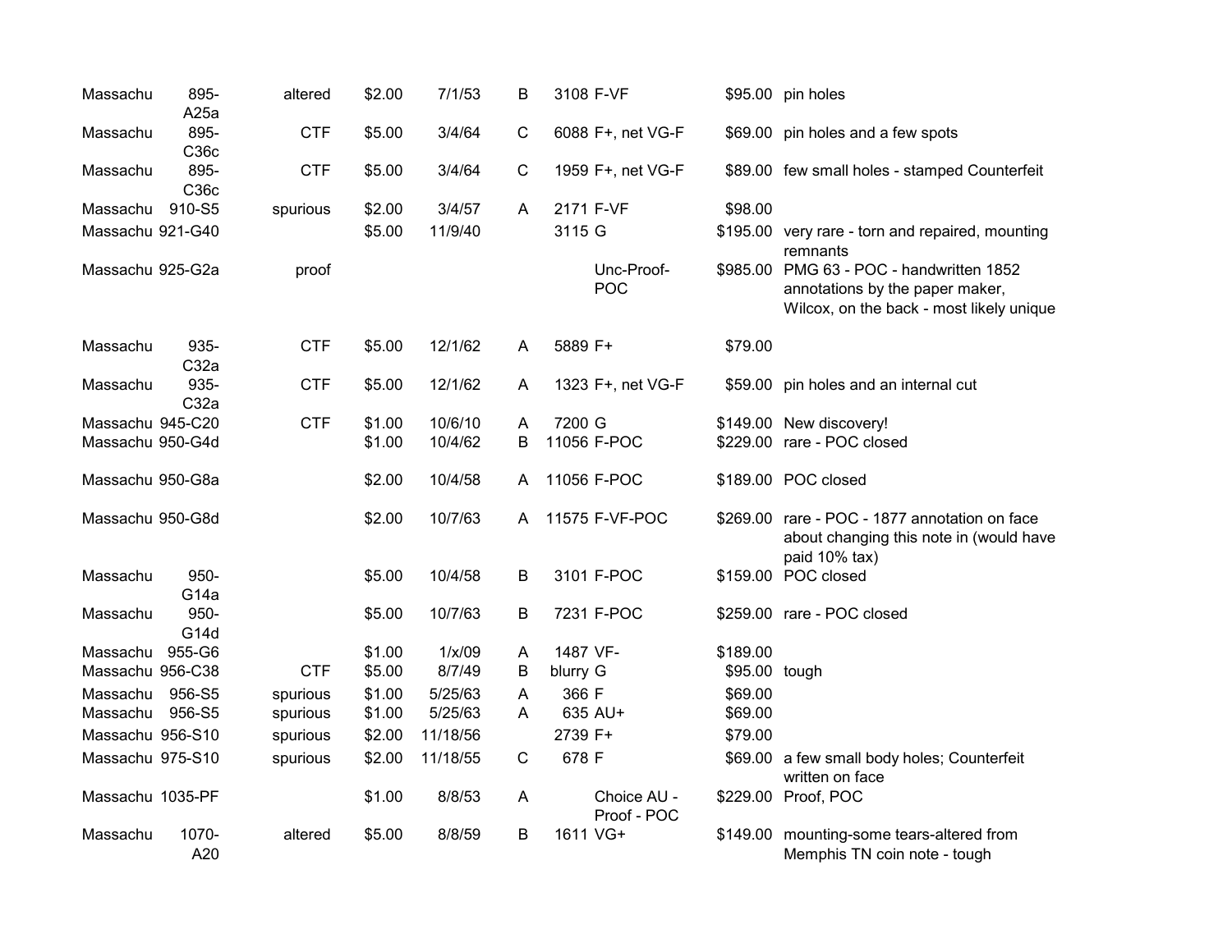| | | | | | | | | | |
|---|---|---|---|---|---|---|---|---|---|
| Massachu | 895-A25a | altered | $2.00 | 7/1/53 | B | 3108 | F-VF | $95.00 | pin holes |
| Massachu | 895-C36c | CTF | $5.00 | 3/4/64 | C | 6088 | F+, net VG-F | $69.00 | pin holes and a few spots |
| Massachu | 895-C36c | CTF | $5.00 | 3/4/64 | C | 1959 | F+, net VG-F | $89.00 | few small holes - stamped Counterfeit |
| Massachu | 910-S5 | spurious | $2.00 | 3/4/57 | A | 2171 | F-VF | $98.00 | |
| Massachu | 921-G40 | | $5.00 | 11/9/40 | | 3115 | G | $195.00 | very rare - torn and repaired, mounting remnants |
| Massachu | 925-G2a | proof | | | | | Unc-Proof-POC | $985.00 | PMG 63 - POC - handwritten 1852 annotations by the paper maker, Wilcox, on the back - most likely unique |
| Massachu | 935-C32a | CTF | $5.00 | 12/1/62 | A | 5889 | F+ | $79.00 | |
| Massachu | 935-C32a | CTF | $5.00 | 12/1/62 | A | 1323 | F+, net VG-F | $59.00 | pin holes and an internal cut |
| Massachu | 945-C20 | CTF | $1.00 | 10/6/10 | A | 7200 | G | $149.00 | New discovery! |
| Massachu | 950-G4d | | $1.00 | 10/4/62 | B | 11056 | F-POC | $229.00 | rare - POC closed |
| Massachu | 950-G8a | | $2.00 | 10/4/58 | A | 11056 | F-POC | $189.00 | POC closed |
| Massachu | 950-G8d | | $2.00 | 10/7/63 | A | 11575 | F-VF-POC | $269.00 | rare - POC - 1877 annotation on face about changing this note in (would have paid 10% tax) |
| Massachu | 950-G14a | | $5.00 | 10/4/58 | B | 3101 | F-POC | $159.00 | POC closed |
| Massachu | 950-G14d | | $5.00 | 10/7/63 | B | 7231 | F-POC | $259.00 | rare - POC closed |
| Massachu | 955-G6 | | $1.00 | 1/x/09 | A | 1487 | VF- | $189.00 | |
| Massachu | 956-C38 | CTF | $5.00 | 8/7/49 | B | blurry | G | $95.00 | tough |
| Massachu | 956-S5 | spurious | $1.00 | 5/25/63 | A | 366 | F | $69.00 | |
| Massachu | 956-S5 | spurious | $1.00 | 5/25/63 | A | 635 | AU+ | $69.00 | |
| Massachu | 956-S10 | spurious | $2.00 | 11/18/56 | | 2739 | F+ | $79.00 | |
| Massachu | 975-S10 | spurious | $2.00 | 11/18/55 | C | 678 | F | $69.00 | a few small body holes; Counterfeit written on face |
| Massachu | 1035-PF | | $1.00 | 8/8/53 | A | | Choice AU - Proof - POC | $229.00 | Proof, POC |
| Massachu | 1070-A20 | altered | $5.00 | 8/8/59 | B | 1611 | VG+ | $149.00 | mounting-some tears-altered from Memphis TN coin note - tough |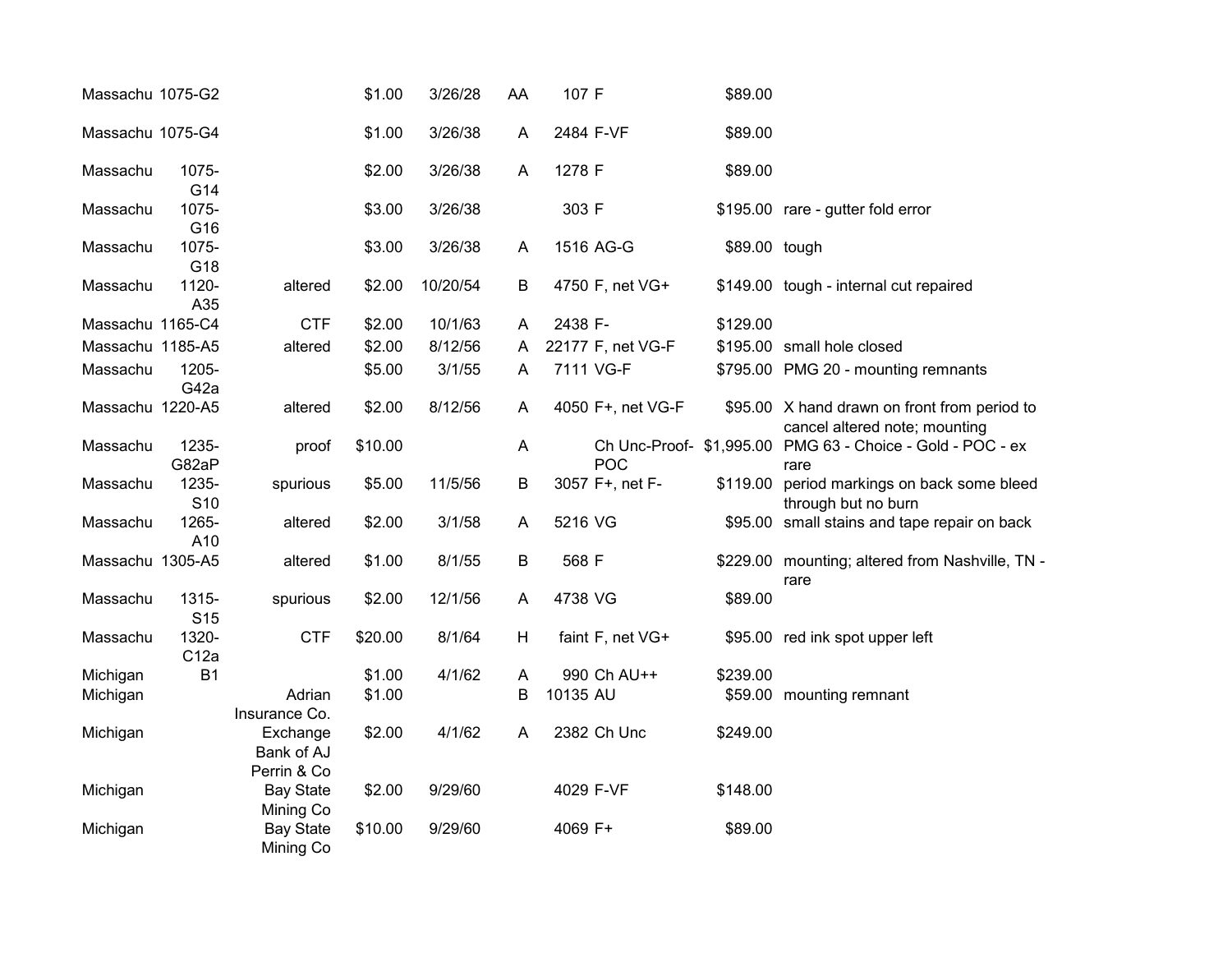| | | | | | | | | | |
|---|---|---|---|---|---|---|---|---|---|
| Massachu | 1075-G2 | | $1.00 | 3/26/28 | AA | 107 | F | $89.00 | |
| Massachu | 1075-G4 | | $1.00 | 3/26/38 | A | 2484 | F-VF | $89.00 | |
| Massachu | 1075-G14 | | $2.00 | 3/26/38 | A | 1278 | F | $89.00 | |
| Massachu | 1075-G16 | | $3.00 | 3/26/38 | | 303 | F | $195.00 | rare - gutter fold error |
| Massachu | 1075-G18 | | $3.00 | 3/26/38 | A | 1516 | AG-G | $89.00 | tough |
| Massachu | 1120-A35 | altered | $2.00 | 10/20/54 | B | 4750 | F, net VG+ | $149.00 | tough - internal cut repaired |
| Massachu | 1165-C4 | CTF | $2.00 | 10/1/63 | A | 2438 | F- | $129.00 | |
| Massachu | 1185-A5 | altered | $2.00 | 8/12/56 | A | 22177 | F, net VG-F | $195.00 | small hole closed |
| Massachu | 1205-G42a | | $5.00 | 3/1/55 | A | 7111 | VG-F | $795.00 | PMG 20 - mounting remnants |
| Massachu | 1220-A5 | altered | $2.00 | 8/12/56 | A | 4050 | F+, net VG-F | $95.00 | X hand drawn on front from period to cancel altered note; mounting |
| Massachu | 1235-G82aP | proof | $10.00 | | A | | Ch Unc-Proof-POC | $1,995.00 | PMG 63 - Choice - Gold - POC - ex rare |
| Massachu | 1235-S10 | spurious | $5.00 | 11/5/56 | B | 3057 | F+, net F- | $119.00 | period markings on back some bleed through but no burn |
| Massachu | 1265-A10 | altered | $2.00 | 3/1/58 | A | 5216 | VG | $95.00 | small stains and tape repair on back |
| Massachu | 1305-A5 | altered | $1.00 | 8/1/55 | B | 568 | F | $229.00 | mounting; altered from Nashville, TN - rare |
| Massachu | 1315-S15 | spurious | $2.00 | 12/1/56 | A | 4738 | VG | $89.00 | |
| Massachu | 1320-C12a | CTF | $20.00 | 8/1/64 | H | faint | F, net VG+ | $95.00 | red ink spot upper left |
| Michigan | B1 | | $1.00 | 4/1/62 | A | 990 | Ch AU++ | $239.00 | |
| Michigan | | Adrian Insurance Co. | $1.00 | | B | 10135 | AU | $59.00 | mounting remnant |
| Michigan | | Exchange Bank of AJ Perrin & Co | $2.00 | 4/1/62 | A | 2382 | Ch Unc | $249.00 | |
| Michigan | | Bay State Mining Co | $2.00 | 9/29/60 | | 4029 | F-VF | $148.00 | |
| Michigan | | Bay State Mining Co | $10.00 | 9/29/60 | | 4069 | F+ | $89.00 | |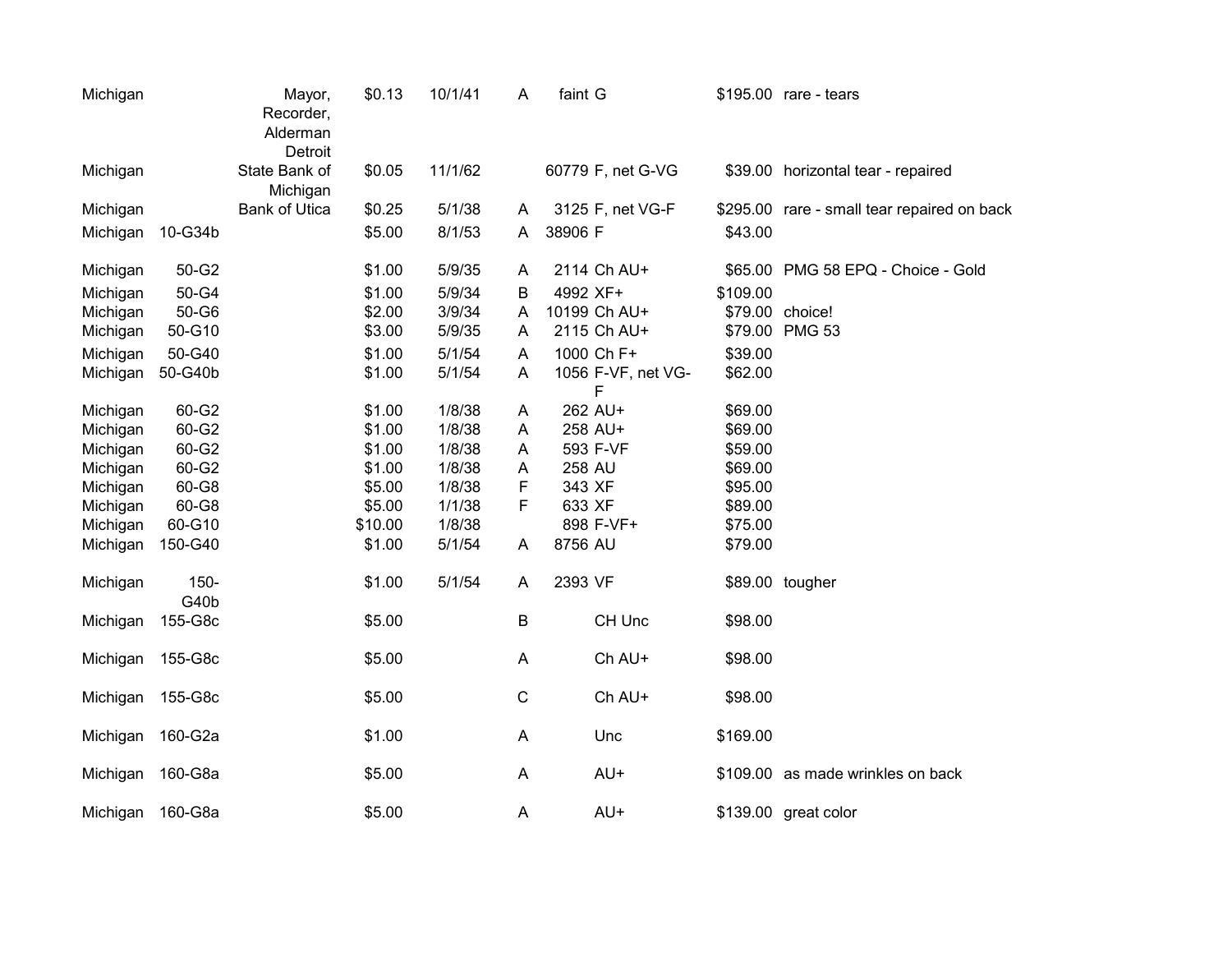| | | | | | | | | | |
|---|---|---|---|---|---|---|---|---|---|
| Michigan | | Mayor, Recorder, Alderman Detroit | $0.13 | 10/1/41 | A | faint | G | $195.00 | rare - tears |
| Michigan | | State Bank of Michigan | $0.05 | 11/1/62 | | 60779 | F, net G-VG | $39.00 | horizontal tear - repaired |
| Michigan | | Bank of Utica | $0.25 | 5/1/38 | A | 3125 | F, net VG-F | $295.00 | rare - small tear repaired on back |
| Michigan | 10-G34b | | $5.00 | 8/1/53 | A | 38906 | F | $43.00 | |
| Michigan | 50-G2 | | $1.00 | 5/9/35 | A | 2114 | Ch AU+ | $65.00 | PMG 58 EPQ - Choice - Gold |
| Michigan | 50-G4 | | $1.00 | 5/9/34 | B | 4992 | XF+ | $109.00 | |
| Michigan | 50-G6 | | $2.00 | 3/9/34 | A | 10199 | Ch AU+ | $79.00 | choice! |
| Michigan | 50-G10 | | $3.00 | 5/9/35 | A | 2115 | Ch AU+ | $79.00 | PMG 53 |
| Michigan | 50-G40 | | $1.00 | 5/1/54 | A | 1000 | Ch F+ | $39.00 | |
| Michigan | 50-G40b | | $1.00 | 5/1/54 | A | 1056 | F-VF, net VG-F | $62.00 | |
| Michigan | 60-G2 | | $1.00 | 1/8/38 | A | 262 | AU+ | $69.00 | |
| Michigan | 60-G2 | | $1.00 | 1/8/38 | A | 258 | AU+ | $69.00 | |
| Michigan | 60-G2 | | $1.00 | 1/8/38 | A | 593 | F-VF | $59.00 | |
| Michigan | 60-G2 | | $1.00 | 1/8/38 | A | 258 | AU | $69.00 | |
| Michigan | 60-G8 | | $5.00 | 1/8/38 | F | 343 | XF | $95.00 | |
| Michigan | 60-G8 | | $5.00 | 1/1/38 | F | 633 | XF | $89.00 | |
| Michigan | 60-G10 | | $10.00 | 1/8/38 | | 898 | F-VF+ | $75.00 | |
| Michigan | 150-G40 | | $1.00 | 5/1/54 | A | 8756 | AU | $79.00 | |
| Michigan | 150-G40b | | $1.00 | 5/1/54 | A | 2393 | VF | $89.00 | tougher |
| Michigan | 155-G8c | | $5.00 | | B | | CH Unc | $98.00 | |
| Michigan | 155-G8c | | $5.00 | | A | | Ch AU+ | $98.00 | |
| Michigan | 155-G8c | | $5.00 | | C | | Ch AU+ | $98.00 | |
| Michigan | 160-G2a | | $1.00 | | A | | Unc | $169.00 | |
| Michigan | 160-G8a | | $5.00 | | A | | AU+ | $109.00 | as made wrinkles on back |
| Michigan | 160-G8a | | $5.00 | | A | | AU+ | $139.00 | great color |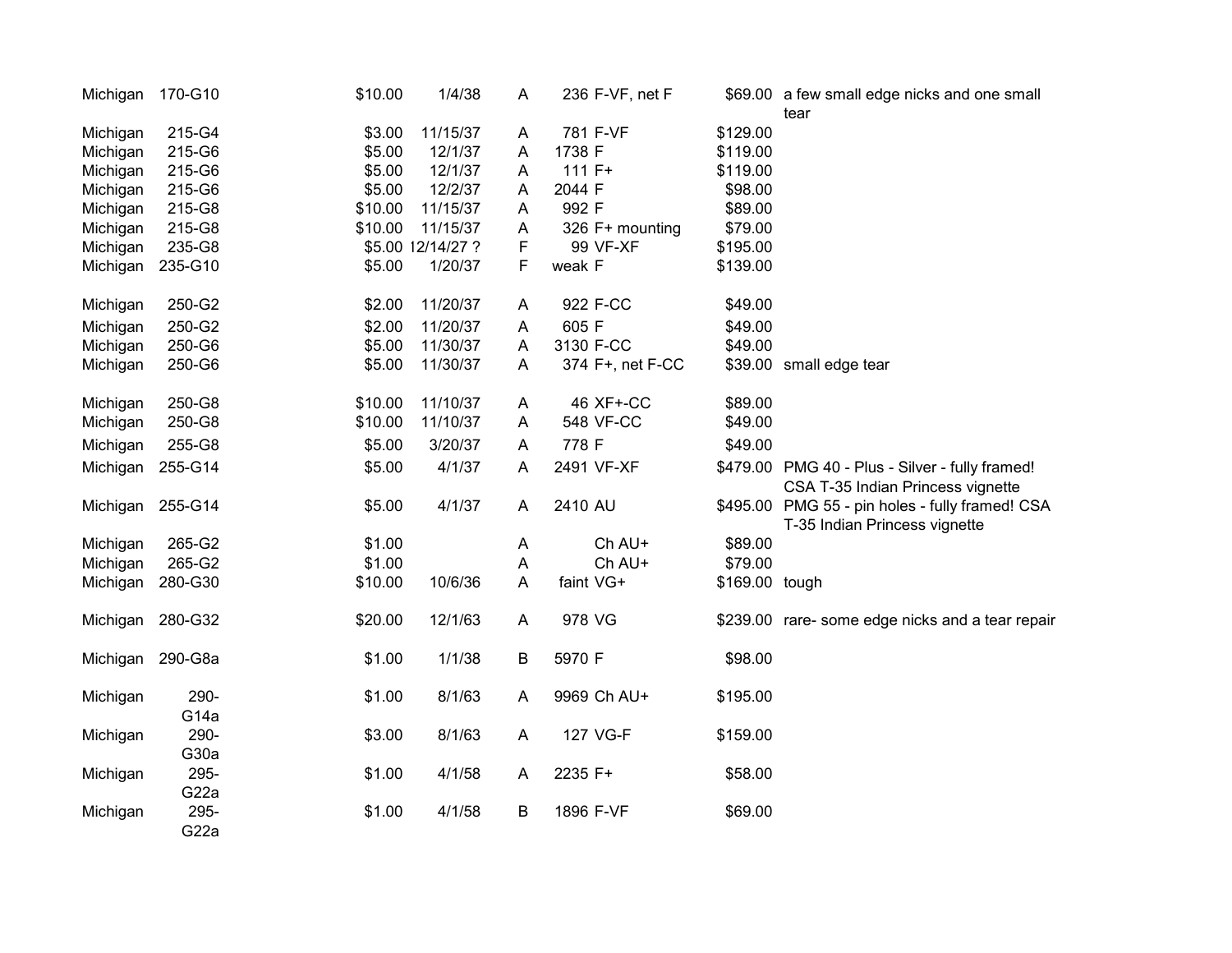| | | | | | | | | |
|---|---|---|---|---|---|---|---|---|
| Michigan | 170-G10 | $10.00 | 1/4/38 | A | 236 | F-VF, net F | $69.00 | a few small edge nicks and one small tear |
| Michigan | 215-G4 | $3.00 | 11/15/37 | A | 781 | F-VF | $129.00 | |
| Michigan | 215-G6 | $5.00 | 12/1/37 | A | 1738 | F | $119.00 | |
| Michigan | 215-G6 | $5.00 | 12/1/37 | A | 111 | F+ | $119.00 | |
| Michigan | 215-G6 | $5.00 | 12/2/37 | A | 2044 | F | $98.00 | |
| Michigan | 215-G8 | $10.00 | 11/15/37 | A | 992 | F | $89.00 | |
| Michigan | 215-G8 | $10.00 | 11/15/37 | A | 326 | F+ mounting | $79.00 | |
| Michigan | 235-G8 | $5.00 | 12/14/27 ? | F | 99 | VF-XF | $195.00 | |
| Michigan | 235-G10 | $5.00 | 1/20/37 | F | weak | F | $139.00 | |
| Michigan | 250-G2 | $2.00 | 11/20/37 | A | 922 | F-CC | $49.00 | |
| Michigan | 250-G2 | $2.00 | 11/20/37 | A | 605 | F | $49.00 | |
| Michigan | 250-G6 | $5.00 | 11/30/37 | A | 3130 | F-CC | $49.00 | |
| Michigan | 250-G6 | $5.00 | 11/30/37 | A | 374 | F+, net F-CC | $39.00 | small edge tear |
| Michigan | 250-G8 | $10.00 | 11/10/37 | A | 46 | XF+-CC | $89.00 | |
| Michigan | 250-G8 | $10.00 | 11/10/37 | A | 548 | VF-CC | $49.00 | |
| Michigan | 255-G8 | $5.00 | 3/20/37 | A | 778 | F | $49.00 | |
| Michigan | 255-G14 | $5.00 | 4/1/37 | A | 2491 | VF-XF | $479.00 | PMG 40 - Plus - Silver - fully framed! CSA T-35 Indian Princess vignette |
| Michigan | 255-G14 | $5.00 | 4/1/37 | A | 2410 | AU | $495.00 | PMG 55 - pin holes - fully framed! CSA T-35 Indian Princess vignette |
| Michigan | 265-G2 | $1.00 | | A | | Ch AU+ | $89.00 | |
| Michigan | 265-G2 | $1.00 | | A | | Ch AU+ | $79.00 | |
| Michigan | 280-G30 | $10.00 | 10/6/36 | A | faint | VG+ | $169.00 | tough |
| Michigan | 280-G32 | $20.00 | 12/1/63 | A | 978 | VG | $239.00 | rare- some edge nicks and a tear repair |
| Michigan | 290-G8a | $1.00 | 1/1/38 | B | 5970 | F | $98.00 | |
| Michigan | 290-G14a | $1.00 | 8/1/63 | A | 9969 | Ch AU+ | $195.00 | |
| Michigan | 290-G30a | $3.00 | 8/1/63 | A | 127 | VG-F | $159.00 | |
| Michigan | 295-G22a | $1.00 | 4/1/58 | A | 2235 | F+ | $58.00 | |
| Michigan | 295-G22a | $1.00 | 4/1/58 | B | 1896 | F-VF | $69.00 | |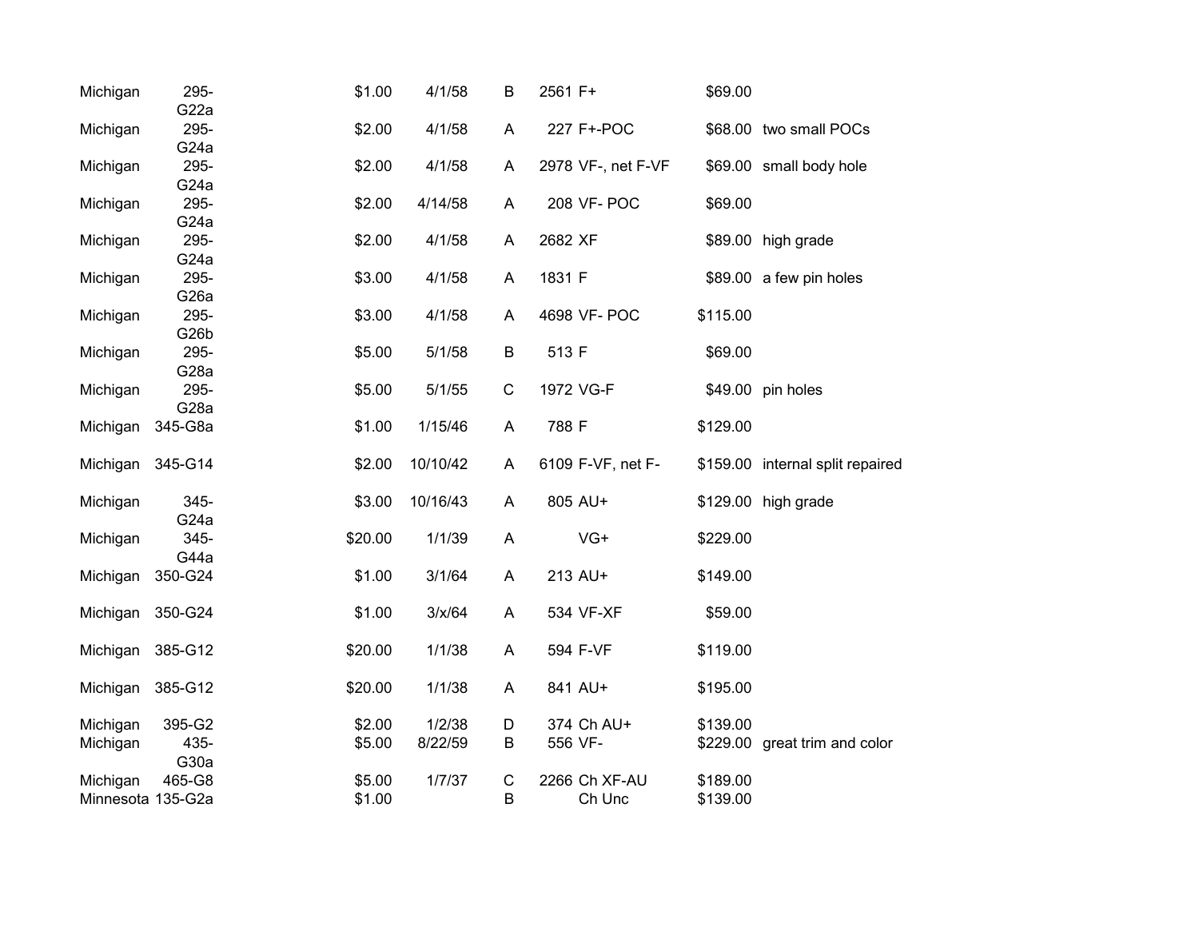| | | | | | | | | |
|---|---|---|---|---|---|---|---|---|
| Michigan | 295-G22a | $1.00 | 4/1/58 | B | 2561 | F+ | $69.00 | |
| Michigan | 295-G24a | $2.00 | 4/1/58 | A | 227 | F+-POC | $68.00 | two small POCs |
| Michigan | 295-G24a | $2.00 | 4/1/58 | A | 2978 | VF-, net F-VF | $69.00 | small body hole |
| Michigan | 295-G24a | $2.00 | 4/14/58 | A | 208 | VF- POC | $69.00 | |
| Michigan | 295-G24a | $2.00 | 4/1/58 | A | 2682 | XF | $89.00 | high grade |
| Michigan | 295-G26a | $3.00 | 4/1/58 | A | 1831 | F | $89.00 | a few pin holes |
| Michigan | 295-G26b | $3.00 | 4/1/58 | A | 4698 | VF- POC | $115.00 | |
| Michigan | 295-G28a | $5.00 | 5/1/58 | B | 513 | F | $69.00 | |
| Michigan | 295-G28a | $5.00 | 5/1/55 | C | 1972 | VG-F | $49.00 | pin holes |
| Michigan | 345-G8a | $1.00 | 1/15/46 | A | 788 | F | $129.00 | |
| Michigan | 345-G14 | $2.00 | 10/10/42 | A | 6109 | F-VF, net F- | $159.00 | internal split repaired |
| Michigan | 345-G24a | $3.00 | 10/16/43 | A | 805 | AU+ | $129.00 | high grade |
| Michigan | 345-G44a | $20.00 | 1/1/39 | A | | VG+ | $229.00 | |
| Michigan | 350-G24 | $1.00 | 3/1/64 | A | 213 | AU+ | $149.00 | |
| Michigan | 350-G24 | $1.00 | 3/x/64 | A | 534 | VF-XF | $59.00 | |
| Michigan | 385-G12 | $20.00 | 1/1/38 | A | 594 | F-VF | $119.00 | |
| Michigan | 385-G12 | $20.00 | 1/1/38 | A | 841 | AU+ | $195.00 | |
| Michigan | 395-G2 | $2.00 | 1/2/38 | D | 374 | Ch AU+ | $139.00 | |
| Michigan | 435-G30a | $5.00 | 8/22/59 | B | 556 | VF- | $229.00 | great trim and color |
| Michigan | 465-G8 | $5.00 | 1/7/37 | C | 2266 | Ch XF-AU | $189.00 | |
| Minnesota | 135-G2a | $1.00 | | B | | Ch Unc | $139.00 | |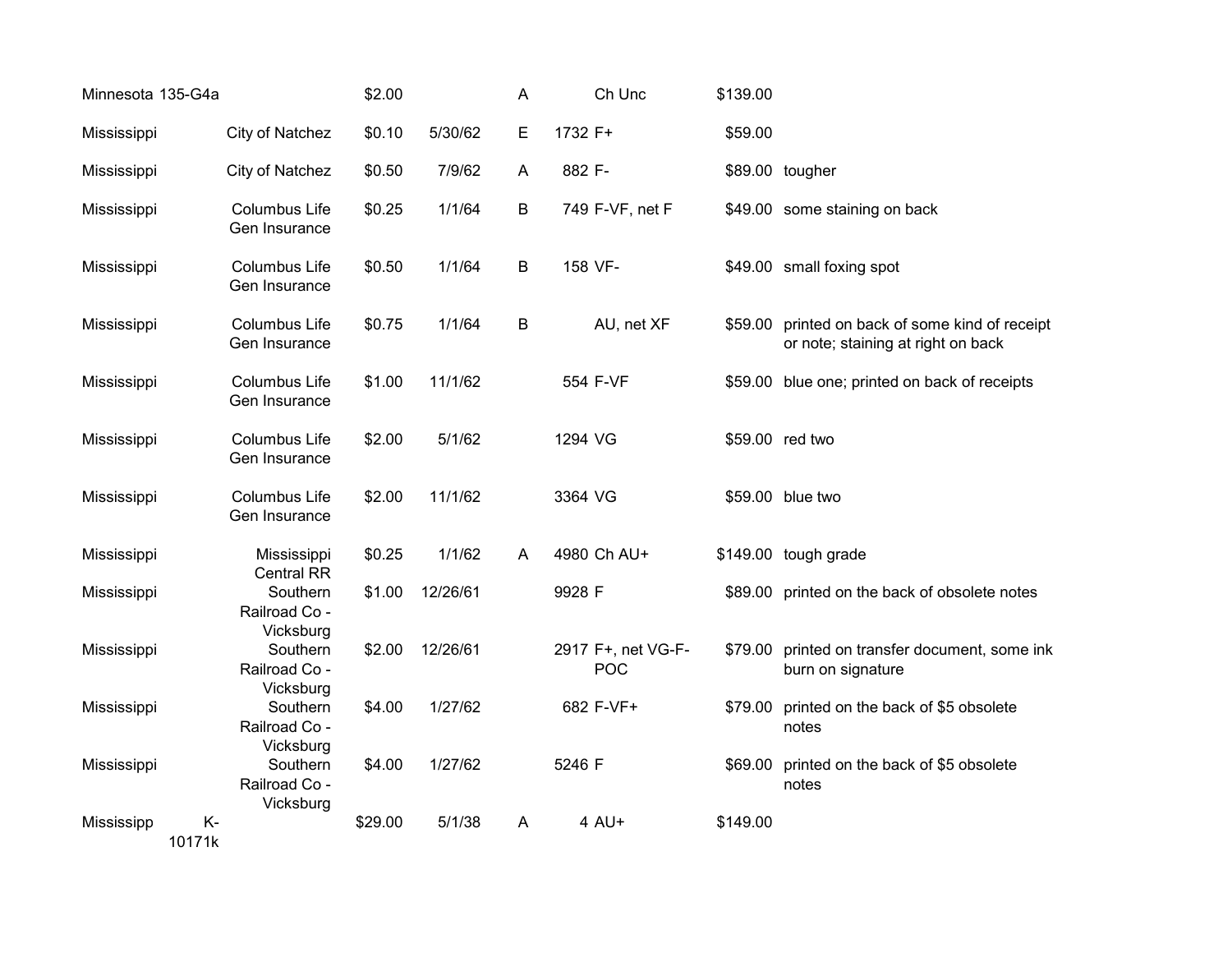| | | | | | | | | |
|---|---|---|---|---|---|---|---|---|
| Minnesota | 135-G4a | | $2.00 | | A | | Ch Unc | $139.00 | |
| Mississippi | | City of Natchez | $0.10 | 5/30/62 | E | 1732 | F+ | $59.00 | |
| Mississippi | | City of Natchez | $0.50 | 7/9/62 | A | 882 | F- | $89.00 | tougher |
| Mississippi | | Columbus Life Gen Insurance | $0.25 | 1/1/64 | B | 749 | F-VF, net F | $49.00 | some staining on back |
| Mississippi | | Columbus Life Gen Insurance | $0.50 | 1/1/64 | B | 158 | VF- | $49.00 | small foxing spot |
| Mississippi | | Columbus Life Gen Insurance | $0.75 | 1/1/64 | B | | AU, net XF | $59.00 | printed on back of some kind of receipt or note; staining at right on back |
| Mississippi | | Columbus Life Gen Insurance | $1.00 | 11/1/62 | | 554 | F-VF | $59.00 | blue one; printed on back of receipts |
| Mississippi | | Columbus Life Gen Insurance | $2.00 | 5/1/62 | | 1294 | VG | $59.00 | red two |
| Mississippi | | Columbus Life Gen Insurance | $2.00 | 11/1/62 | | 3364 | VG | $59.00 | blue two |
| Mississippi | | Mississippi Central RR | $0.25 | 1/1/62 | A | 4980 | Ch AU+ | $149.00 | tough grade |
| Mississippi | | Southern Railroad Co - Vicksburg | $1.00 | 12/26/61 | | 9928 | F | $89.00 | printed on the back of obsolete notes |
| Mississippi | | Southern Railroad Co - Vicksburg | $2.00 | 12/26/61 | | 2917 | F+, net VG-F-POC | $79.00 | printed on transfer document, some ink burn on signature |
| Mississippi | | Southern Railroad Co - Vicksburg | $4.00 | 1/27/62 | | 682 | F-VF+ | $79.00 | printed on the back of $5 obsolete notes |
| Mississippi | | Southern Railroad Co - Vicksburg | $4.00 | 1/27/62 | | 5246 | F | $69.00 | printed on the back of $5 obsolete notes |
| Mississipp | K-10171k | | $29.00 | 5/1/38 | A | 4 | AU+ | $149.00 | |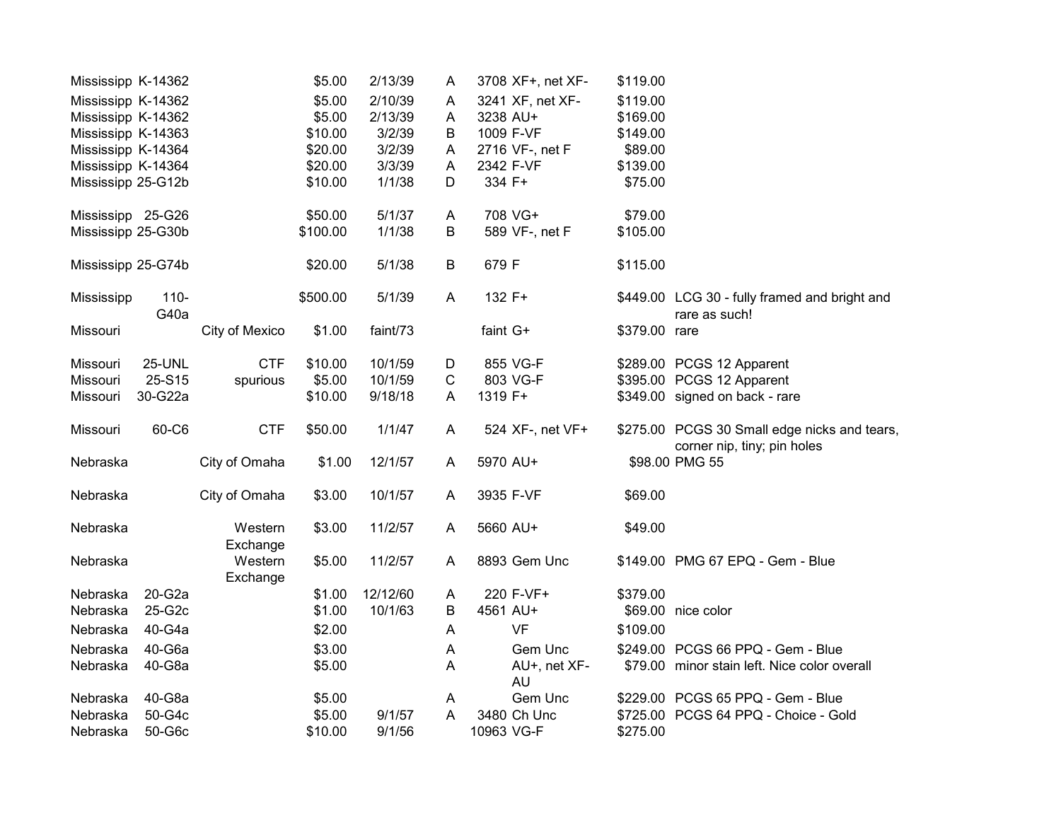| | | | | | | | | | |
|---|---|---|---|---|---|---|---|---|---|
| Mississipp | K-14362 | | $5.00 | 2/13/39 | A | 3708 | XF+, net XF- | $119.00 | |
| Mississipp | K-14362 | | $5.00 | 2/10/39 | A | 3241 | XF, net XF- | $119.00 | |
| Mississipp | K-14362 | | $5.00 | 2/13/39 | A | 3238 | AU+ | $169.00 | |
| Mississipp | K-14363 | | $10.00 | 3/2/39 | B | 1009 | F-VF | $149.00 | |
| Mississipp | K-14364 | | $20.00 | 3/2/39 | A | 2716 | VF-, net F | $89.00 | |
| Mississipp | K-14364 | | $20.00 | 3/3/39 | A | 2342 | F-VF | $139.00 | |
| Mississipp | 25-G12b | | $10.00 | 1/1/38 | D | 334 | F+ | $75.00 | |
| Mississipp | 25-G26 | | $50.00 | 5/1/37 | A | 708 | VG+ | $79.00 | |
| Mississipp | 25-G30b | | $100.00 | 1/1/38 | B | 589 | VF-, net F | $105.00 | |
| Mississipp | 25-G74b | | $20.00 | 5/1/38 | B | 679 | F | $115.00 | |
| Mississipp | 110-G40a | | $500.00 | 5/1/39 | A | 132 | F+ | $449.00 | LCG 30 - fully framed and bright and rare as such! |
| Missouri | | City of Mexico | $1.00 | faint/73 | | faint | G+ | $379.00 | rare |
| Missouri | 25-UNL | CTF | $10.00 | 10/1/59 | D | 855 | VG-F | $289.00 | PCGS 12 Apparent |
| Missouri | 25-S15 | spurious | $5.00 | 10/1/59 | C | 803 | VG-F | $395.00 | PCGS 12 Apparent |
| Missouri | 30-G22a | | $10.00 | 9/18/18 | A | 1319 | F+ | $349.00 | signed on back - rare |
| Missouri | 60-C6 | CTF | $50.00 | 1/1/47 | A | 524 | XF-, net VF+ | $275.00 | PCGS 30 Small edge nicks and tears, corner nip, tiny; pin holes |
| Nebraska | | City of Omaha | $1.00 | 12/1/57 | A | 5970 | AU+ | $98.00 | PMG 55 |
| Nebraska | | City of Omaha | $3.00 | 10/1/57 | A | 3935 | F-VF | $69.00 | |
| Nebraska | | Western Exchange | $3.00 | 11/2/57 | A | 5660 | AU+ | $49.00 | |
| Nebraska | | Western Exchange | $5.00 | 11/2/57 | A | 8893 | Gem Unc | $149.00 | PMG 67 EPQ - Gem - Blue |
| Nebraska | 20-G2a | | $1.00 | 12/12/60 | A | 220 | F-VF+ | $379.00 | |
| Nebraska | 25-G2c | | $1.00 | 10/1/63 | B | 4561 | AU+ | $69.00 | nice color |
| Nebraska | 40-G4a | | $2.00 | | A | | VF | $109.00 | |
| Nebraska | 40-G6a | | $3.00 | | A | | Gem Unc | $249.00 | PCGS 66 PPQ - Gem - Blue |
| Nebraska | 40-G8a | | $5.00 | | A | | AU+, net XF-AU | $79.00 | minor stain left. Nice color overall |
| Nebraska | 40-G8a | | $5.00 | | A | | Gem Unc | $229.00 | PCGS 65 PPQ - Gem - Blue |
| Nebraska | 50-G4c | | $5.00 | 9/1/57 | A | 3480 | Ch Unc | $725.00 | PCGS 64 PPQ - Choice - Gold |
| Nebraska | 50-G6c | | $10.00 | 9/1/56 | | 10963 | VG-F | $275.00 | |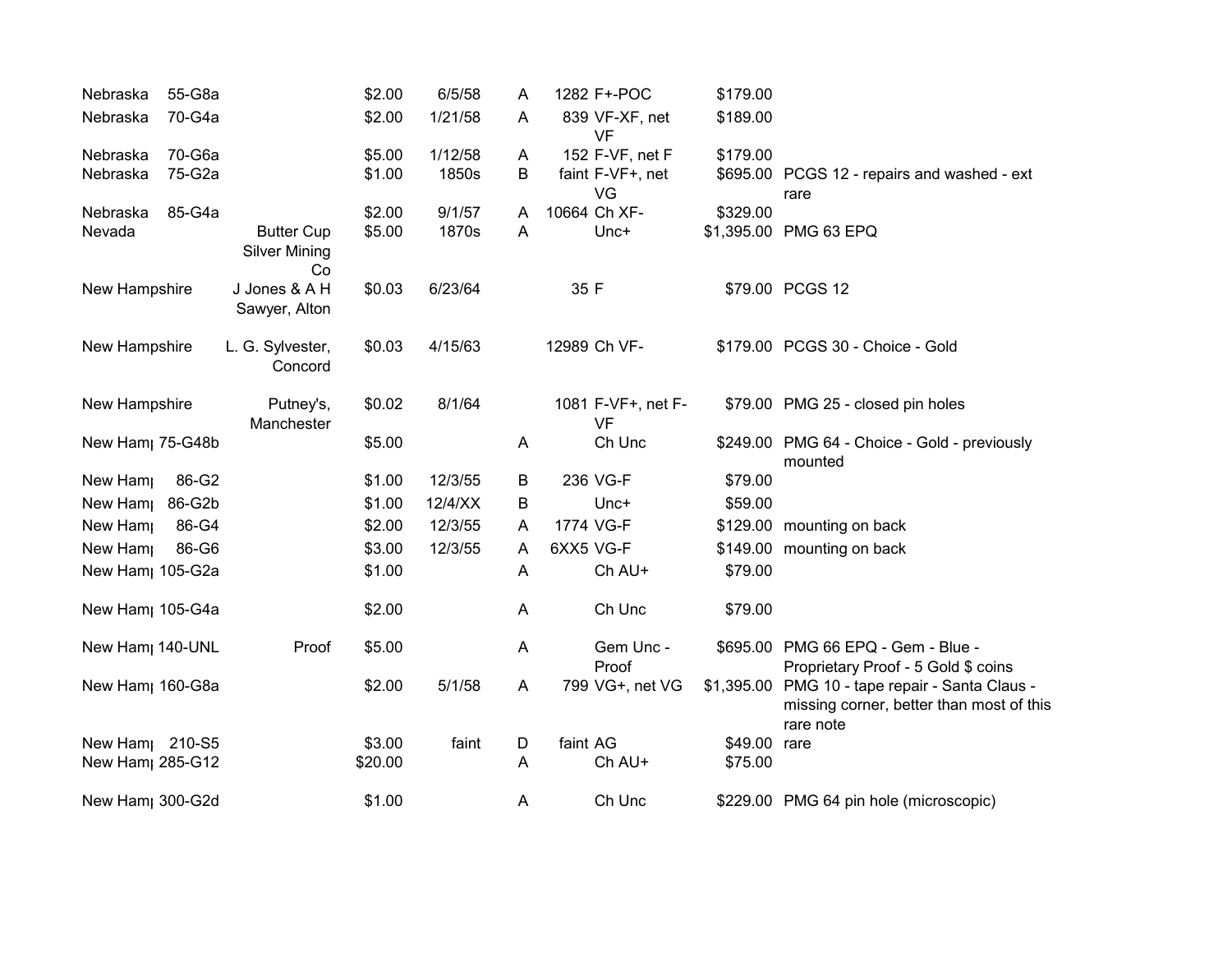| | | | | | | | | | |
|---|---|---|---|---|---|---|---|---|---|
| Nebraska | 55-G8a | | $2.00 | 6/5/58 | A | 1282 | F+-POC | $179.00 | |
| Nebraska | 70-G4a | | $2.00 | 1/21/58 | A | 839 | VF-XF, net VF | $189.00 | |
| Nebraska | 70-G6a | | $5.00 | 1/12/58 | A | 152 | F-VF, net F | $179.00 | |
| Nebraska | 75-G2a | | $1.00 | 1850s | B | faint | F-VF+, net VG | $695.00 | PCGS 12 - repairs and washed - ext rare |
| Nebraska | 85-G4a | | $2.00 | 9/1/57 | A | 10664 | Ch XF- | $329.00 | |
| Nevada | | Butter Cup Silver Mining Co | $5.00 | 1870s | A | | Unc+ | $1,395.00 | PMG 63 EPQ |
| New Hampshire | | J Jones & A H Sawyer, Alton | $0.03 | 6/23/64 | | 35 | F | $79.00 | PCGS 12 |
| New Hampshire | | L. G. Sylvester, Concord | $0.03 | 4/15/63 | | 12989 | Ch VF- | $179.00 | PCGS 30 - Choice - Gold |
| New Hampshire | | Putney's, Manchester | $0.02 | 8/1/64 | | 1081 | F-VF+, net F-VF | $79.00 | PMG 25 - closed pin holes |
| New Hamp | 75-G48b | | $5.00 | | A | | Ch Unc | $249.00 | PMG 64 - Choice - Gold - previously mounted |
| New Hamp | 86-G2 | | $1.00 | 12/3/55 | B | 236 | VG-F | $79.00 | |
| New Hamp | 86-G2b | | $1.00 | 12/4/XX | B | | Unc+ | $59.00 | |
| New Hamp | 86-G4 | | $2.00 | 12/3/55 | A | 1774 | VG-F | $129.00 | mounting on back |
| New Hamp | 86-G6 | | $3.00 | 12/3/55 | A | 6XX5 | VG-F | $149.00 | mounting on back |
| New Hamp | 105-G2a | | $1.00 | | A | | Ch AU+ | $79.00 | |
| New Hamp | 105-G4a | | $2.00 | | A | | Ch Unc | $79.00 | |
| New Hamp | 140-UNL | Proof | $5.00 | | A | | Gem Unc - Proof | $695.00 | PMG 66 EPQ - Gem - Blue - Proprietary Proof - 5 Gold $ coins |
| New Hamp | 160-G8a | | $2.00 | 5/1/58 | A | 799 | VG+, net VG | $1,395.00 | PMG 10 - tape repair - Santa Claus - missing corner, better than most of this rare note |
| New Hamp | 210-S5 | | $3.00 | faint | D | faint | AG | $49.00 | rare |
| New Hamp | 285-G12 | | $20.00 | | A | | Ch AU+ | $75.00 | |
| New Hamp | 300-G2d | | $1.00 | | A | | Ch Unc | $229.00 | PMG 64 pin hole (microscopic) |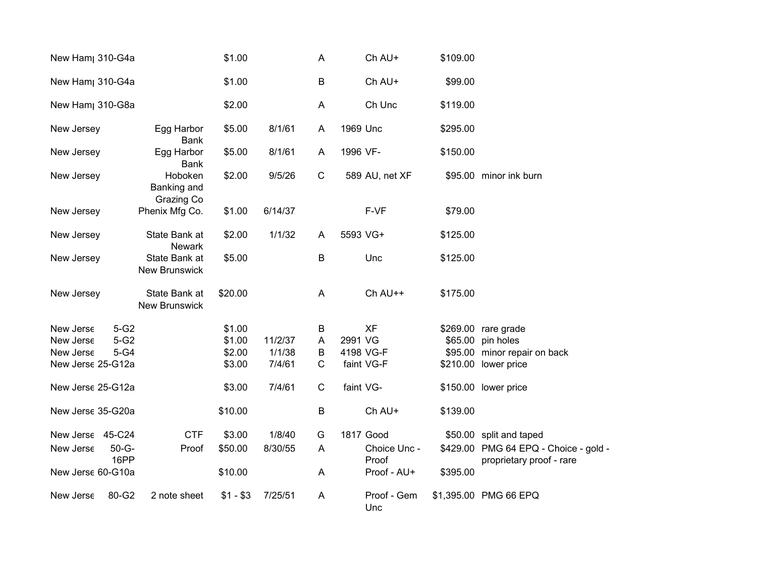| | | | | | | | | | |
|---|---|---|---|---|---|---|---|---|---|
| New Hamp | 310-G4a | | $1.00 | | A | | Ch AU+ | $109.00 | |
| New Hamp | 310-G4a | | $1.00 | | B | | Ch AU+ | $99.00 | |
| New Hamp | 310-G8a | | $2.00 | | A | | Ch Unc | $119.00 | |
| New Jersey | | Egg Harbor Bank | $5.00 | 8/1/61 | A | 1969 | Unc | $295.00 | |
| New Jersey | | Egg Harbor Bank | $5.00 | 8/1/61 | A | 1996 | VF- | $150.00 | |
| New Jersey | | Hoboken Banking and Grazing Co | $2.00 | 9/5/26 | C | 589 | AU, net XF | $95.00 | minor ink burn |
| New Jersey | | Phenix Mfg Co. | $1.00 | 6/14/37 | | | F-VF | $79.00 | |
| New Jersey | | State Bank at Newark | $2.00 | 1/1/32 | A | 5593 | VG+ | $125.00 | |
| New Jersey | | State Bank at New Brunswick | $5.00 | | B | | Unc | $125.00 | |
| New Jersey | | State Bank at New Brunswick | $20.00 | | A | | Ch AU++ | $175.00 | |
| New Jerse | 5-G2 | | $1.00 | | B | | XF | $269.00 | rare grade |
| New Jerse | 5-G2 | | $1.00 | 11/2/37 | A | 2991 | VG | $65.00 | pin holes |
| New Jerse | 5-G4 | | $2.00 | 1/1/38 | B | 4198 | VG-F | $95.00 | minor repair on back |
| New Jerse | 25-G12a | | $3.00 | 7/4/61 | C | faint | VG-F | $210.00 | lower price |
| New Jerse | 25-G12a | | $3.00 | 7/4/61 | C | faint | VG- | $150.00 | lower price |
| New Jerse | 35-G20a | | $10.00 | | B | | Ch AU+ | $139.00 | |
| New Jerse | 45-C24 | CTF | $3.00 | 1/8/40 | G | 1817 | Good | $50.00 | split and taped |
| New Jerse | 50-G-16PP | Proof | $50.00 | 8/30/55 | A | | Choice Unc - Proof | $429.00 | PMG 64 EPQ - Choice - gold - proprietary proof - rare |
| New Jerse | 60-G10a | | $10.00 | | A | | Proof - AU+ | $395.00 | |
| New Jerse | 80-G2 | 2 note sheet | $1 - $3 | 7/25/51 | A | | Proof - Gem Unc | $1,395.00 | PMG 66 EPQ |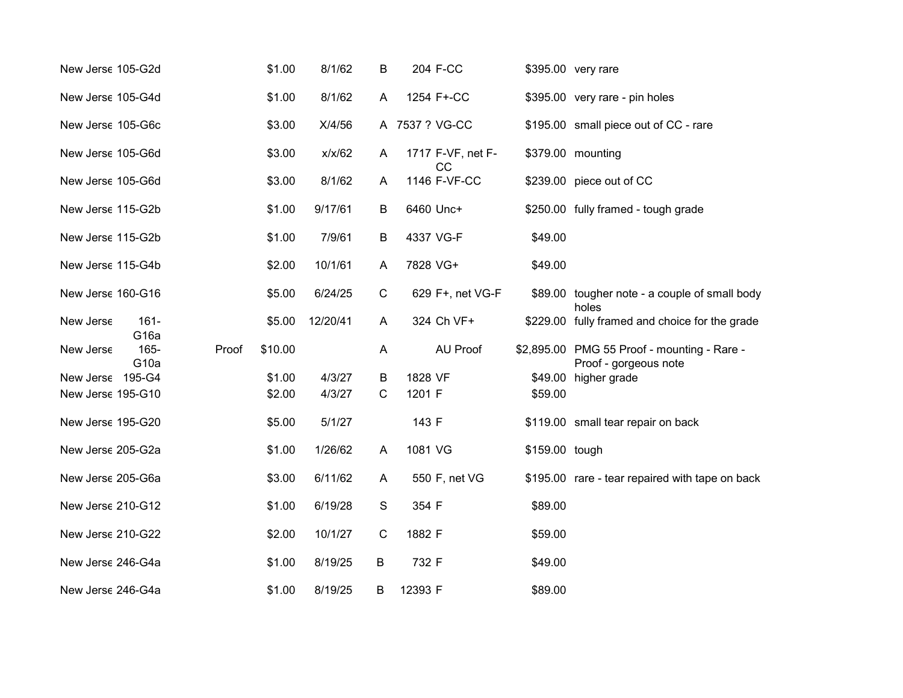| | | | | | | | | | |
|---|---|---|---|---|---|---|---|---|---|
| New Jerse | 105-G2d | | $1.00 | 8/1/62 | B | 204 | F-CC | $395.00 | very rare |
| New Jerse | 105-G4d | | $1.00 | 8/1/62 | A | 1254 | F+-CC | $395.00 | very rare - pin holes |
| New Jerse | 105-G6c | | $3.00 | X/4/56 | A | 7537 ? | VG-CC | $195.00 | small piece out of CC - rare |
| New Jerse | 105-G6d | | $3.00 | x/x/62 | A | 1717 | F-VF, net F-CC | $379.00 | mounting |
| New Jerse | 105-G6d | | $3.00 | 8/1/62 | A | 1146 | F-VF-CC | $239.00 | piece out of CC |
| New Jerse | 115-G2b | | $1.00 | 9/17/61 | B | 6460 | Unc+ | $250.00 | fully framed - tough grade |
| New Jerse | 115-G2b | | $1.00 | 7/9/61 | B | 4337 | VG-F | $49.00 | |
| New Jerse | 115-G4b | | $2.00 | 10/1/61 | A | 7828 | VG+ | $49.00 | |
| New Jerse | 160-G16 | | $5.00 | 6/24/25 | C | 629 | F+, net VG-F | $89.00 | tougher note - a couple of small body holes |
| New Jerse | 161-G16a | | $5.00 | 12/20/41 | A | 324 | Ch VF+ | $229.00 | fully framed and choice for the grade |
| New Jerse | 165-G10a | Proof | $10.00 | | A | | AU Proof | $2,895.00 | PMG 55 Proof - mounting - Rare - Proof - gorgeous note |
| New Jerse | 195-G4 | | $1.00 | 4/3/27 | B | 1828 | VF | $49.00 | higher grade |
| New Jerse | 195-G10 | | $2.00 | 4/3/27 | C | 1201 | F | $59.00 | |
| New Jerse | 195-G20 | | $5.00 | 5/1/27 | | 143 | F | $119.00 | small tear repair on back |
| New Jerse | 205-G2a | | $1.00 | 1/26/62 | A | 1081 | VG | $159.00 | tough |
| New Jerse | 205-G6a | | $3.00 | 6/11/62 | A | 550 | F, net VG | $195.00 | rare - tear repaired with tape on back |
| New Jerse | 210-G12 | | $1.00 | 6/19/28 | S | 354 | F | $89.00 | |
| New Jerse | 210-G22 | | $2.00 | 10/1/27 | C | 1882 | F | $59.00 | |
| New Jerse | 246-G4a | | $1.00 | 8/19/25 | B | 732 | F | $49.00 | |
| New Jerse | 246-G4a | | $1.00 | 8/19/25 | B | 12393 | F | $89.00 | |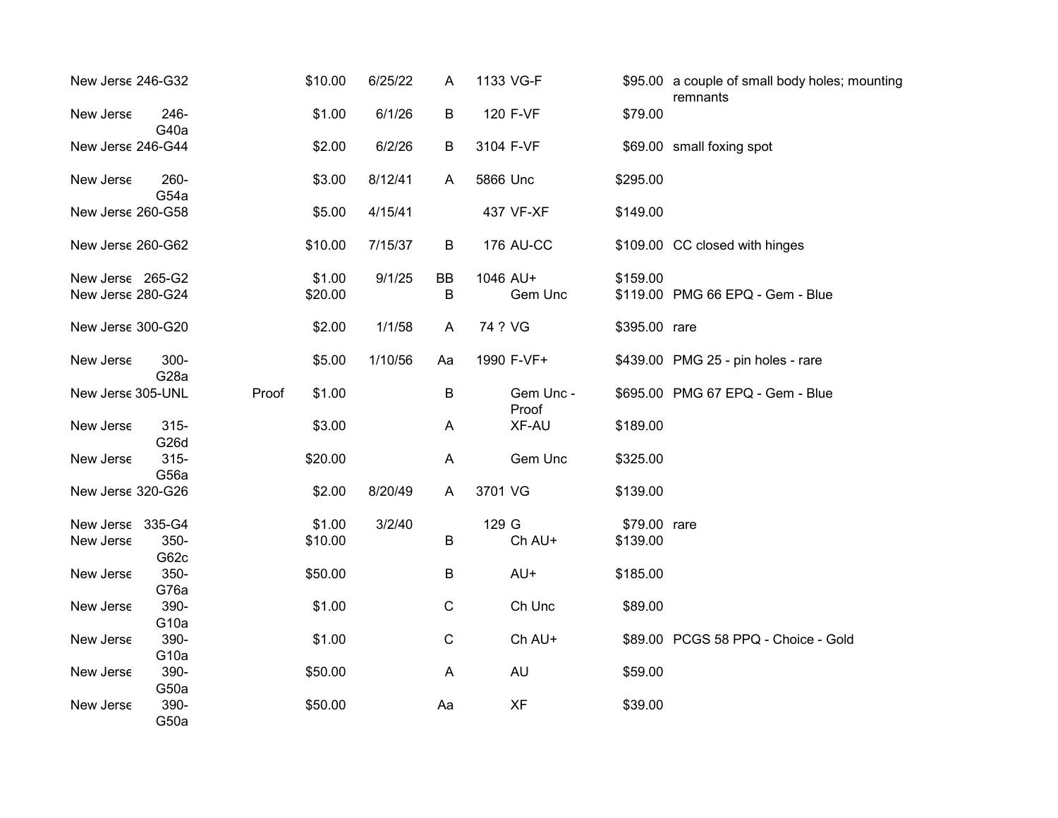| | | | | | | | | | |
|---|---|---|---|---|---|---|---|---|---|
| New Jerse | 246-G32 | | $10.00 | 6/25/22 | A | 1133 | VG-F | $95.00 | a couple of small body holes; mounting remnants |
| New Jerse | 246-G40a | | $1.00 | 6/1/26 | B | 120 | F-VF | $79.00 | |
| New Jerse | 246-G44 | | $2.00 | 6/2/26 | B | 3104 | F-VF | $69.00 | small foxing spot |
| New Jerse | 260-G54a | | $3.00 | 8/12/41 | A | 5866 | Unc | $295.00 | |
| New Jerse | 260-G58 | | $5.00 | 4/15/41 | | 437 | VF-XF | $149.00 | |
| New Jerse | 260-G62 | | $10.00 | 7/15/37 | B | 176 | AU-CC | $109.00 | CC closed with hinges |
| New Jerse | 265-G2 | | $1.00 | 9/1/25 | BB | 1046 | AU+ | $159.00 | |
| New Jerse | 280-G24 | | $20.00 | | B | | Gem Unc | $119.00 | PMG 66 EPQ - Gem - Blue |
| New Jerse | 300-G20 | | $2.00 | 1/1/58 | A | 74 ? | VG | $395.00 | rare |
| New Jerse | 300-G28a | | $5.00 | 1/10/56 | Aa | 1990 | F-VF+ | $439.00 | PMG 25 - pin holes - rare |
| New Jerse | 305-UNL | Proof | $1.00 | | B | | Gem Unc - Proof | $695.00 | PMG 67 EPQ - Gem - Blue |
| New Jerse | 315-G26d | | $3.00 | | A | | XF-AU | $189.00 | |
| New Jerse | 315-G56a | | $20.00 | | A | | Gem Unc | $325.00 | |
| New Jerse | 320-G26 | | $2.00 | 8/20/49 | A | 3701 | VG | $139.00 | |
| New Jerse | 335-G4 | | $1.00 | 3/2/40 | | 129 | G | $79.00 | rare |
| New Jerse | 350-G62c | | $10.00 | | B | | Ch AU+ | $139.00 | |
| New Jerse | 350-G76a | | $50.00 | | B | | AU+ | $185.00 | |
| New Jerse | 390-G10a | | $1.00 | | C | | Ch Unc | $89.00 | |
| New Jerse | 390-G10a | | $1.00 | | C | | Ch AU+ | $89.00 | PCGS 58 PPQ - Choice - Gold |
| New Jerse | 390-G50a | | $50.00 | | A | | AU | $59.00 | |
| New Jerse | 390-G50a | | $50.00 | | Aa | | XF | $39.00 | |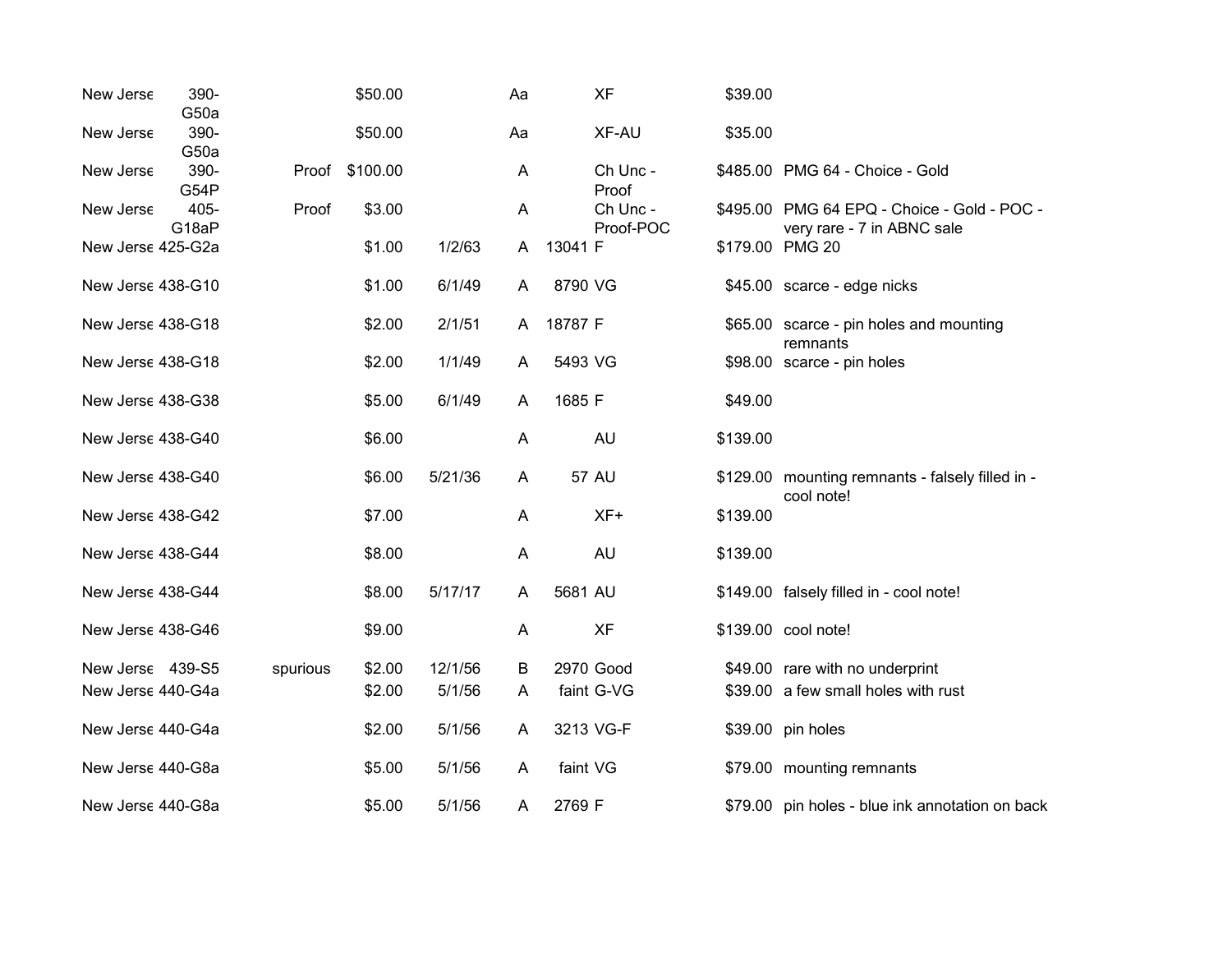| | | | | | | | | | |
|---|---|---|---|---|---|---|---|---|---|
| New Jerse | 390-G50a | | $50.00 | | Aa | | XF | $39.00 | |
| New Jerse | 390-G50a | | $50.00 | | Aa | | XF-AU | $35.00 | |
| New Jerse | 390-G54P | Proof | $100.00 | | A | | Ch Unc - Proof | $485.00 | PMG 64 - Choice - Gold |
| New Jerse | 405-G18aP | Proof | $3.00 | | A | | Ch Unc - Proof-POC | $495.00 | PMG 64 EPQ - Choice - Gold - POC - very rare - 7 in ABNC sale |
| New Jerse | 425-G2a | | $1.00 | 1/2/63 | A | 13041 | F | $179.00 | PMG 20 |
| New Jerse | 438-G10 | | $1.00 | 6/1/49 | A | 8790 | VG | $45.00 | scarce - edge nicks |
| New Jerse | 438-G18 | | $2.00 | 2/1/51 | A | 18787 | F | $65.00 | scarce - pin holes and mounting remnants |
| New Jerse | 438-G18 | | $2.00 | 1/1/49 | A | 5493 | VG | $98.00 | scarce - pin holes |
| New Jerse | 438-G38 | | $5.00 | 6/1/49 | A | 1685 | F | $49.00 | |
| New Jerse | 438-G40 | | $6.00 | | A | | AU | $139.00 | |
| New Jerse | 438-G40 | | $6.00 | 5/21/36 | A | 57 | AU | $129.00 | mounting remnants - falsely filled in - cool note! |
| New Jerse | 438-G42 | | $7.00 | | A | | XF+ | $139.00 | |
| New Jerse | 438-G44 | | $8.00 | | A | | AU | $139.00 | |
| New Jerse | 438-G44 | | $8.00 | 5/17/17 | A | 5681 | AU | $149.00 | falsely filled in - cool note! |
| New Jerse | 438-G46 | | $9.00 | | A | | XF | $139.00 | cool note! |
| New Jerse | 439-S5 | spurious | $2.00 | 12/1/56 | B | 2970 | Good | $49.00 | rare with no underprint |
| New Jerse | 440-G4a | | $2.00 | 5/1/56 | A | faint | G-VG | $39.00 | a few small holes with rust |
| New Jerse | 440-G4a | | $2.00 | 5/1/56 | A | 3213 | VG-F | $39.00 | pin holes |
| New Jerse | 440-G8a | | $5.00 | 5/1/56 | A | faint | VG | $79.00 | mounting remnants |
| New Jerse | 440-G8a | | $5.00 | 5/1/56 | A | 2769 | F | $79.00 | pin holes - blue ink annotation on back |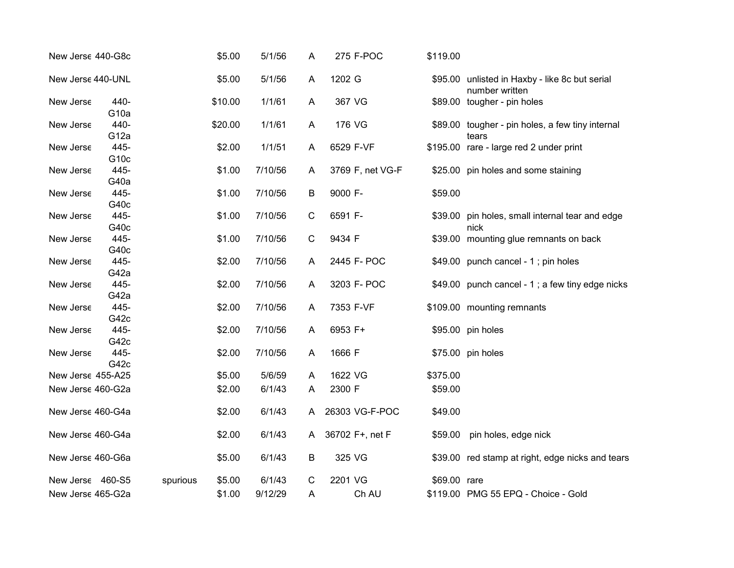| | | | | | | | | |
|---|---|---|---|---|---|---|---|---|
| New Jerse | 440-G8c | | $5.00 | 5/1/56 | A | 275 | F-POC | $119.00 | |
| New Jerse | 440-UNL | | $5.00 | 5/1/56 | A | 1202 | G | $95.00 | unlisted in Haxby - like 8c but serial number written |
| New Jerse | 440-G10a | | $10.00 | 1/1/61 | A | 367 | VG | $89.00 | tougher - pin holes |
| New Jerse | 440-G12a | | $20.00 | 1/1/61 | A | 176 | VG | $89.00 | tougher - pin holes, a few tiny internal tears |
| New Jerse | 445-G10c | | $2.00 | 1/1/51 | A | 6529 | F-VF | $195.00 | rare - large red 2 under print |
| New Jerse | 445-G40a | | $1.00 | 7/10/56 | A | 3769 | F, net VG-F | $25.00 | pin holes and some staining |
| New Jerse | 445-G40c | | $1.00 | 7/10/56 | B | 9000 | F- | $59.00 | |
| New Jerse | 445-G40c | | $1.00 | 7/10/56 | C | 6591 | F- | $39.00 | pin holes, small internal tear and edge nick |
| New Jerse | 445-G40c | | $1.00 | 7/10/56 | C | 9434 | F | $39.00 | mounting glue remnants on back |
| New Jerse | 445-G42a | | $2.00 | 7/10/56 | A | 2445 | F- POC | $49.00 | punch cancel - 1 ; pin holes |
| New Jerse | 445-G42a | | $2.00 | 7/10/56 | A | 3203 | F- POC | $49.00 | punch cancel - 1 ; a few tiny edge nicks |
| New Jerse | 445-G42c | | $2.00 | 7/10/56 | A | 7353 | F-VF | $109.00 | mounting remnants |
| New Jerse | 445-G42c | | $2.00 | 7/10/56 | A | 6953 | F+ | $95.00 | pin holes |
| New Jerse | 445-G42c | | $2.00 | 7/10/56 | A | 1666 | F | $75.00 | pin holes |
| New Jerse | 455-A25 | | $5.00 | 5/6/59 | A | 1622 | VG | $375.00 | |
| New Jerse | 460-G2a | | $2.00 | 6/1/43 | A | 2300 | F | $59.00 | |
| New Jerse | 460-G4a | | $2.00 | 6/1/43 | A | 26303 | VG-F-POC | $49.00 | |
| New Jerse | 460-G4a | | $2.00 | 6/1/43 | A | 36702 | F+, net F | $59.00 | pin holes, edge nick |
| New Jerse | 460-G6a | | $5.00 | 6/1/43 | B | 325 | VG | $39.00 | red stamp at right, edge nicks and tears |
| New Jerse | 460-S5 | spurious | $5.00 | 6/1/43 | C | 2201 | VG | $69.00 | rare |
| New Jerse | 465-G2a | | $1.00 | 9/12/29 | A | | Ch AU | $119.00 | PMG 55 EPQ - Choice - Gold |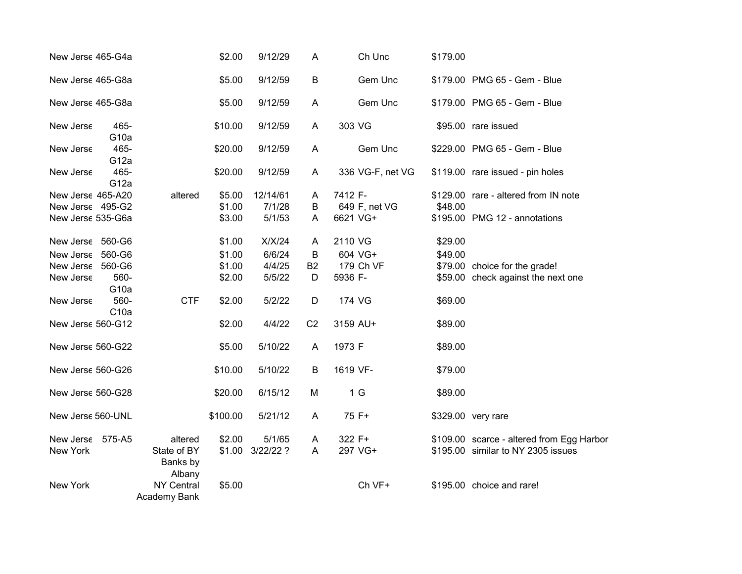| | | | | | | | | | |
|---|---|---|---|---|---|---|---|---|---|
| New Jerse | 465-G4a | | $2.00 | 9/12/29 | A | | Ch Unc | $179.00 | |
| New Jerse | 465-G8a | | $5.00 | 9/12/59 | B | | Gem Unc | $179.00 | PMG 65 - Gem - Blue |
| New Jerse | 465-G8a | | $5.00 | 9/12/59 | A | | Gem Unc | $179.00 | PMG 65 - Gem - Blue |
| New Jerse | 465-G10a | | $10.00 | 9/12/59 | A | 303 | VG | $95.00 | rare issued |
| New Jerse | 465-G12a | | $20.00 | 9/12/59 | A | | Gem Unc | $229.00 | PMG 65 - Gem - Blue |
| New Jerse | 465-G12a | | $20.00 | 9/12/59 | A | 336 | VG-F, net VG | $119.00 | rare issued - pin holes |
| New Jerse | 465-A20 | altered | $5.00 | 12/14/61 | A | 7412 | F- | $129.00 | rare - altered from IN note |
| New Jerse | 495-G2 | | $1.00 | 7/1/28 | B | 649 | F, net VG | $48.00 | |
| New Jerse | 535-G6a | | $3.00 | 5/1/53 | A | 6621 | VG+ | $195.00 | PMG 12 - annotations |
| New Jerse | 560-G6 | | $1.00 | X/X/24 | A | 2110 | VG | $29.00 | |
| New Jerse | 560-G6 | | $1.00 | 6/6/24 | B | 604 | VG+ | $49.00 | |
| New Jerse | 560-G6 | | $1.00 | 4/4/25 | B2 | 179 | Ch VF | $79.00 | choice for the grade! |
| New Jerse | 560-G10a | | $2.00 | 5/5/22 | D | 5936 | F- | $59.00 | check against the next one |
| New Jerse | 560-C10a | CTF | $2.00 | 5/2/22 | D | 174 | VG | $69.00 | |
| New Jerse | 560-G12 | | $2.00 | 4/4/22 | C2 | 3159 | AU+ | $89.00 | |
| New Jerse | 560-G22 | | $5.00 | 5/10/22 | A | 1973 | F | $89.00 | |
| New Jerse | 560-G26 | | $10.00 | 5/10/22 | B | 1619 | VF- | $79.00 | |
| New Jerse | 560-G28 | | $20.00 | 6/15/12 | M | 1 | G | $89.00 | |
| New Jerse | 560-UNL | | $100.00 | 5/21/12 | A | 75 | F+ | $329.00 | very rare |
| New Jerse | 575-A5 | altered | $2.00 | 5/1/65 | A | 322 | F+ | $109.00 | scarce - altered from Egg Harbor |
| New York | | State of BY Banks by Albany | $1.00 | 3/22/22 ? | A | 297 | VG+ | $195.00 | similar to NY 2305 issues |
| New York | | NY Central Academy Bank | $5.00 | | | | Ch VF+ | $195.00 | choice and rare! |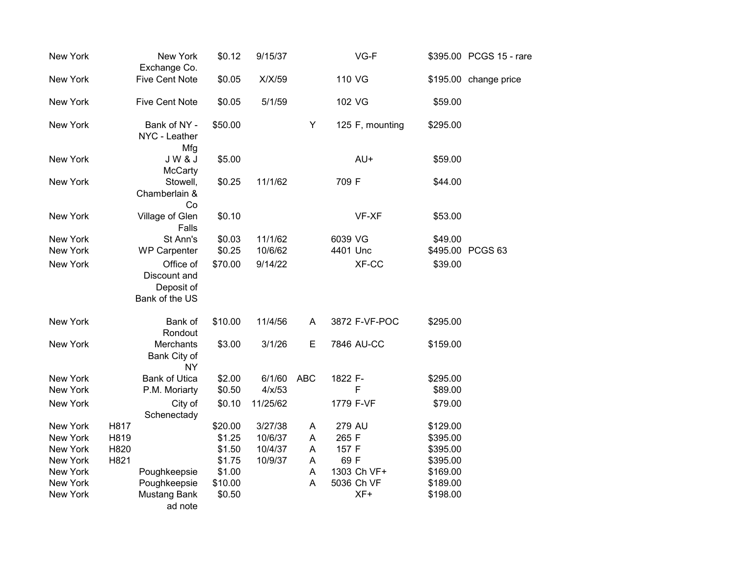| | | | | | | | | | |
|---|---|---|---|---|---|---|---|---|---|
| New York | | New York Exchange Co. | $0.12 | 9/15/37 | | | VG-F | $395.00 | PCGS 15 - rare |
| New York | | Five Cent Note | $0.05 | X/X/59 | | 110 | VG | $195.00 | change price |
| New York | | Five Cent Note | $0.05 | 5/1/59 | | 102 | VG | $59.00 | |
| New York | | Bank of NY - NYC - Leather Mfg | $50.00 | | Y | 125 | F, mounting | $295.00 | |
| New York | | J W & J McCarty | $5.00 | | | | AU+ | $59.00 | |
| New York | | Stowell, Chamberlain & Co | $0.25 | 11/1/62 | | 709 | F | $44.00 | |
| New York | | Village of Glen Falls | $0.10 | | | | VF-XF | $53.00 | |
| New York | | St Ann's | $0.03 | 11/1/62 | | 6039 | VG | $49.00 | |
| New York | | WP Carpenter | $0.25 | 10/6/62 | | 4401 | Unc | $495.00 | PCGS 63 |
| New York | | Office of Discount and Deposit of Bank of the US | $70.00 | 9/14/22 | | | XF-CC | $39.00 | |
| New York | | Bank of Rondout | $10.00 | 11/4/56 | A | 3872 | F-VF-POC | $295.00 | |
| New York | | Merchants Bank City of NY | $3.00 | 3/1/26 | E | 7846 | AU-CC | $159.00 | |
| New York | | Bank of Utica | $2.00 | 6/1/60 | ABC | 1822 | F- | $295.00 | |
| New York | | P.M. Moriarty | $0.50 | 4/x/53 | | | F | $89.00 | |
| New York | | City of Schenectady | $0.10 | 11/25/62 | | 1779 | F-VF | $79.00 | |
| New York | H817 | | $20.00 | 3/27/38 | A | 279 | AU | $129.00 | |
| New York | H819 | | $1.25 | 10/6/37 | A | 265 | F | $395.00 | |
| New York | H820 | | $1.50 | 10/4/37 | A | 157 | F | $395.00 | |
| New York | H821 | | $1.75 | 10/9/37 | A | 69 | F | $395.00 | |
| New York | | Poughkeepsie | $1.00 | | A | 1303 | Ch VF+ | $169.00 | |
| New York | | Poughkeepsie | $10.00 | | A | 5036 | Ch VF | $189.00 | |
| New York | | Mustang Bank ad note | $0.50 | | | | XF+ | $198.00 | |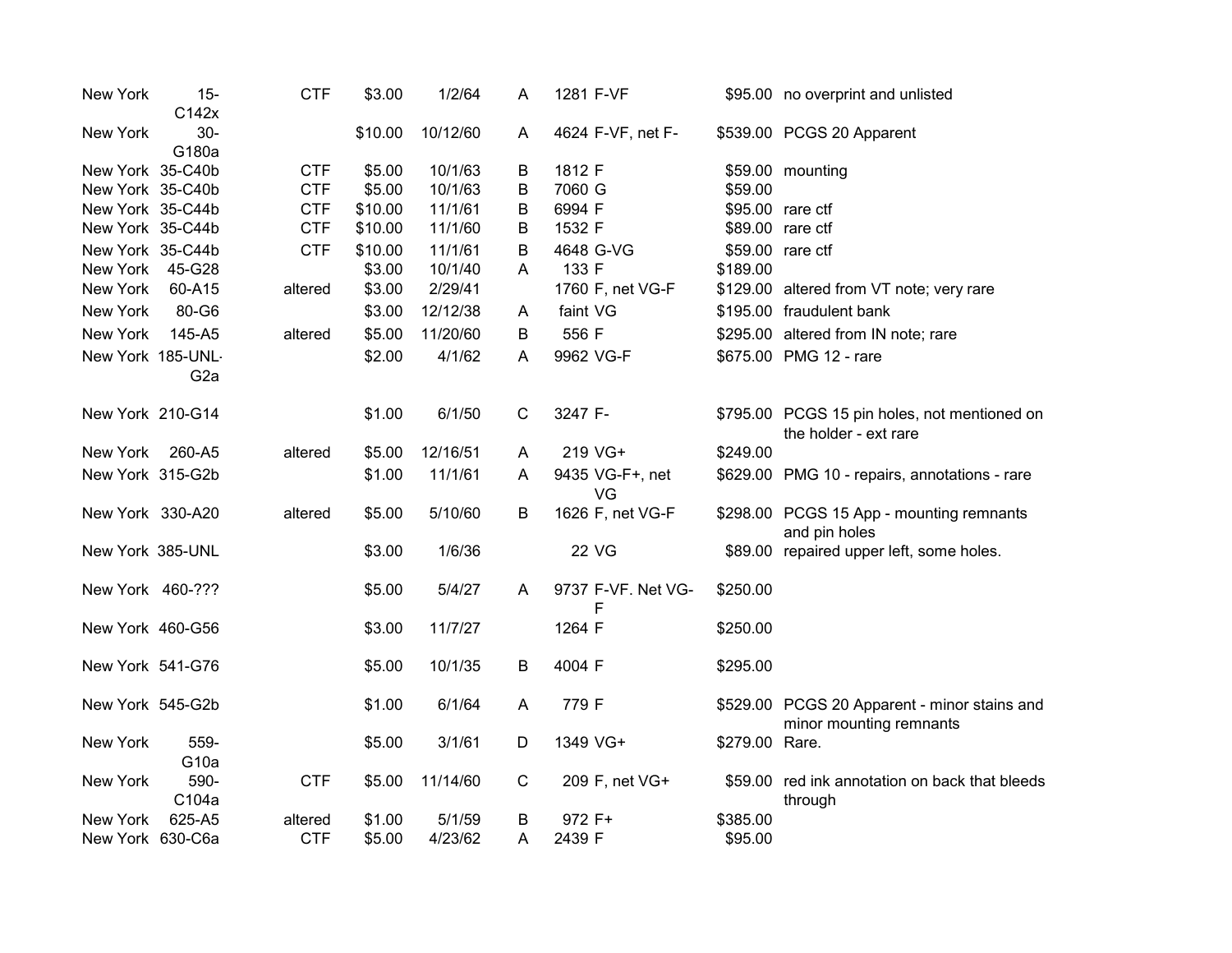| | | | | | | | | | |
|---|---|---|---|---|---|---|---|---|---|
| New York | 15-C142x | CTF | $3.00 | 1/2/64 | A | 1281 | F-VF | $95.00 | no overprint and unlisted |
| New York | 30-G180a | | $10.00 | 10/12/60 | A | 4624 | F-VF, net F- | $539.00 | PCGS 20 Apparent |
| New York | 35-C40b | CTF | $5.00 | 10/1/63 | B | 1812 | F | $59.00 | mounting |
| New York | 35-C40b | CTF | $5.00 | 10/1/63 | B | 7060 | G | $59.00 | |
| New York | 35-C44b | CTF | $10.00 | 11/1/61 | B | 6994 | F | $95.00 | rare ctf |
| New York | 35-C44b | CTF | $10.00 | 11/1/60 | B | 1532 | F | $89.00 | rare ctf |
| New York | 35-C44b | CTF | $10.00 | 11/1/61 | B | 4648 | G-VG | $59.00 | rare ctf |
| New York | 45-G28 | | $3.00 | 10/1/40 | A | 133 | F | $189.00 | |
| New York | 60-A15 | altered | $3.00 | 2/29/41 | | 1760 | F, net VG-F | $129.00 | altered from VT note; very rare |
| New York | 80-G6 | | $3.00 | 12/12/38 | A | faint | VG | $195.00 | fraudulent bank |
| New York | 145-A5 | altered | $5.00 | 11/20/60 | B | 556 | F | $295.00 | altered from IN note; rare |
| New York | 185-UNL-G2a | | $2.00 | 4/1/62 | A | 9962 | VG-F | $675.00 | PMG 12 - rare |
| New York | 210-G14 | | $1.00 | 6/1/50 | C | 3247 | F- | $795.00 | PCGS 15 pin holes, not mentioned on the holder - ext rare |
| New York | 260-A5 | altered | $5.00 | 12/16/51 | A | 219 | VG+ | $249.00 | |
| New York | 315-G2b | | $1.00 | 11/1/61 | A | 9435 | VG-F+, net VG | $629.00 | PMG 10 - repairs, annotations - rare |
| New York | 330-A20 | altered | $5.00 | 5/10/60 | B | 1626 | F, net VG-F | $298.00 | PCGS 15 App - mounting remnants and pin holes |
| New York | 385-UNL | | $3.00 | 1/6/36 | | 22 | VG | $89.00 | repaired upper left, some holes. |
| New York | 460-??? | | $5.00 | 5/4/27 | A | 9737 | F-VF. Net VG-F | $250.00 | |
| New York | 460-G56 | | $3.00 | 11/7/27 | | 1264 | F | $250.00 | |
| New York | 541-G76 | | $5.00 | 10/1/35 | B | 4004 | F | $295.00 | |
| New York | 545-G2b | | $1.00 | 6/1/64 | A | 779 | F | $529.00 | PCGS 20 Apparent - minor stains and minor mounting remnants |
| New York | 559-G10a | | $5.00 | 3/1/61 | D | 1349 | VG+ | $279.00 | Rare. |
| New York | 590-C104a | CTF | $5.00 | 11/14/60 | C | 209 | F, net VG+ | $59.00 | red ink annotation on back that bleeds through |
| New York | 625-A5 | altered | $1.00 | 5/1/59 | B | 972 | F+ | $385.00 | |
| New York | 630-C6a | CTF | $5.00 | 4/23/62 | A | 2439 | F | $95.00 | |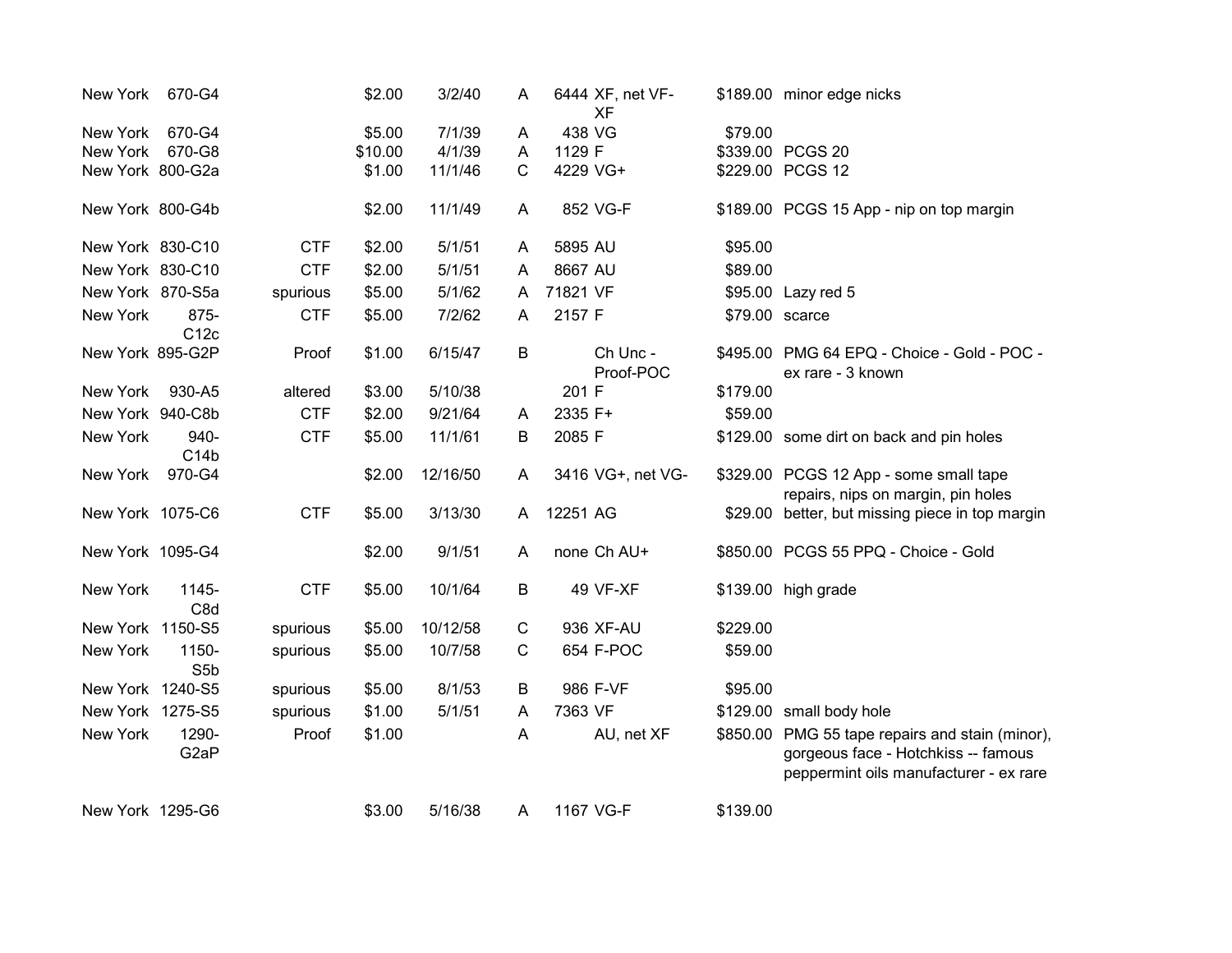| | | | | | | | | | |
|---|---|---|---|---|---|---|---|---|---|
| New York | 670-G4 | | $2.00 | 3/2/40 | A | 6444 | XF, net VF-XF | $189.00 | minor edge nicks |
| New York | 670-G4 | | $5.00 | 7/1/39 | A | 438 | VG | $79.00 | |
| New York | 670-G8 | | $10.00 | 4/1/39 | A | 1129 | F | $339.00 | PCGS 20 |
| New York | 800-G2a | | $1.00 | 11/1/46 | C | 4229 | VG+ | $229.00 | PCGS 12 |
| New York | 800-G4b | | $2.00 | 11/1/49 | A | 852 | VG-F | $189.00 | PCGS 15 App - nip on top margin |
| New York | 830-C10 | CTF | $2.00 | 5/1/51 | A | 5895 | AU | $95.00 | |
| New York | 830-C10 | CTF | $2.00 | 5/1/51 | A | 8667 | AU | $89.00 | |
| New York | 870-S5a | spurious | $5.00 | 5/1/62 | A | 71821 | VF | $95.00 | Lazy red 5 |
| New York | 875-C12c | CTF | $5.00 | 7/2/62 | A | 2157 | F | $79.00 | scarce |
| New York | 895-G2P | Proof | $1.00 | 6/15/47 | B | | Ch Unc - Proof-POC | $495.00 | PMG 64 EPQ - Choice - Gold - POC - ex rare - 3 known |
| New York | 930-A5 | altered | $3.00 | 5/10/38 | | 201 | F | $179.00 | |
| New York | 940-C8b | CTF | $2.00 | 9/21/64 | A | 2335 | F+ | $59.00 | |
| New York | 940-C14b | CTF | $5.00 | 11/1/61 | B | 2085 | F | $129.00 | some dirt on back and pin holes |
| New York | 970-G4 | | $2.00 | 12/16/50 | A | 3416 | VG+, net VG- | $329.00 | PCGS 12 App - some small tape repairs, nips on margin, pin holes |
| New York | 1075-C6 | CTF | $5.00 | 3/13/30 | A | 12251 | AG | $29.00 | better, but missing piece in top margin |
| New York | 1095-G4 | | $2.00 | 9/1/51 | A | none | Ch AU+ | $850.00 | PCGS 55 PPQ - Choice - Gold |
| New York | 1145-C8d | CTF | $5.00 | 10/1/64 | B | 49 | VF-XF | $139.00 | high grade |
| New York | 1150-S5 | spurious | $5.00 | 10/12/58 | C | 936 | XF-AU | $229.00 | |
| New York | 1150-S5b | spurious | $5.00 | 10/7/58 | C | 654 | F-POC | $59.00 | |
| New York | 1240-S5 | spurious | $5.00 | 8/1/53 | B | 986 | F-VF | $95.00 | |
| New York | 1275-S5 | spurious | $1.00 | 5/1/51 | A | 7363 | VF | $129.00 | small body hole |
| New York | 1290-G2aP | Proof | $1.00 | | A | | AU, net XF | $850.00 | PMG 55 tape repairs and stain (minor), gorgeous face - Hotchkiss -- famous peppermint oils manufacturer - ex rare |
| New York | 1295-G6 | | $3.00 | 5/16/38 | A | 1167 | VG-F | $139.00 | |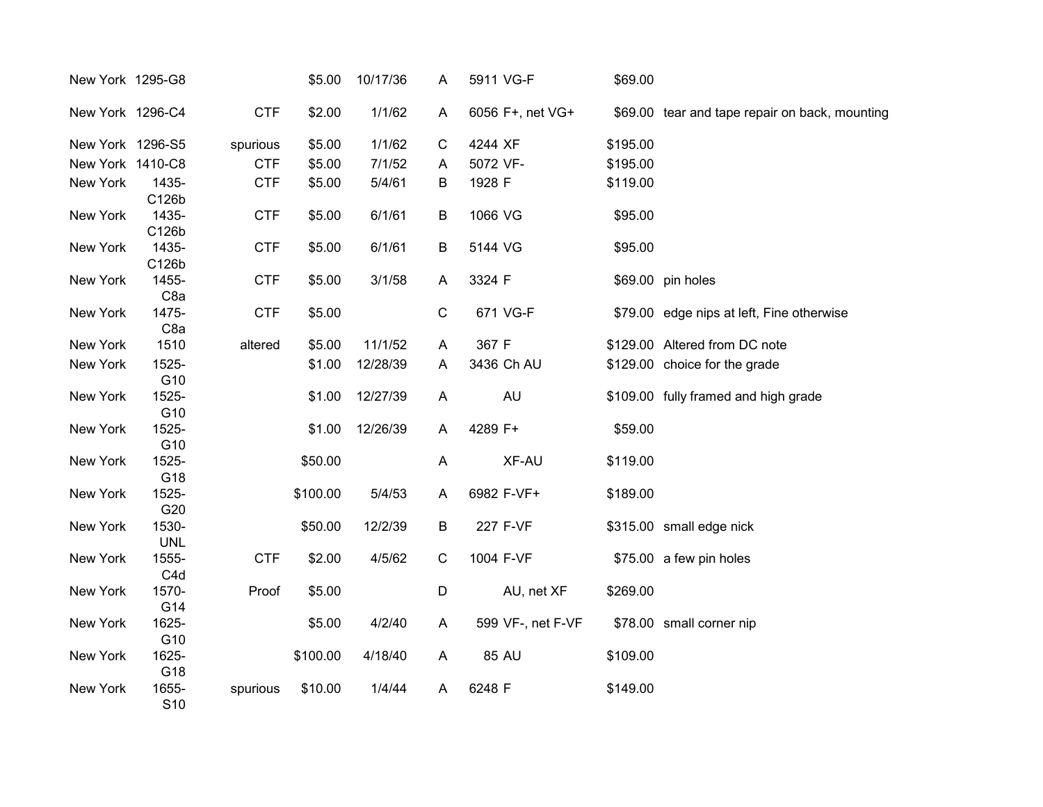| | | | | | | | | | |
|---|---|---|---|---|---|---|---|---|---|
| New York | 1295-G8 | | $5.00 | 10/17/36 | A | 5911 | VG-F | $69.00 | |
| New York | 1296-C4 | CTF | $2.00 | 1/1/62 | A | 6056 | F+, net VG+ | $69.00 | tear and tape repair on back, mounting |
| New York | 1296-S5 | spurious | $5.00 | 1/1/62 | C | 4244 | XF | $195.00 | |
| New York | 1410-C8 | CTF | $5.00 | 7/1/52 | A | 5072 | VF- | $195.00 | |
| New York | 1435-C126b | CTF | $5.00 | 5/4/61 | B | 1928 | F | $119.00 | |
| New York | 1435-C126b | CTF | $5.00 | 6/1/61 | B | 1066 | VG | $95.00 | |
| New York | 1435-C126b | CTF | $5.00 | 6/1/61 | B | 5144 | VG | $95.00 | |
| New York | 1455-C8a | CTF | $5.00 | 3/1/58 | A | 3324 | F | $69.00 | pin holes |
| New York | 1475-C8a | CTF | $5.00 | | C | 671 | VG-F | $79.00 | edge nips at left, Fine otherwise |
| New York | 1510 | altered | $5.00 | 11/1/52 | A | 367 | F | $129.00 | Altered from DC note |
| New York | 1525-G10 | | $1.00 | 12/28/39 | A | 3436 | Ch AU | $129.00 | choice for the grade |
| New York | 1525-G10 | | $1.00 | 12/27/39 | A | | AU | $109.00 | fully framed and high grade |
| New York | 1525-G10 | | $1.00 | 12/26/39 | A | 4289 | F+ | $59.00 | |
| New York | 1525-G18 | | $50.00 | | A | | XF-AU | $119.00 | |
| New York | 1525-G20 | | $100.00 | 5/4/53 | A | 6982 | F-VF+ | $189.00 | |
| New York | 1530-UNL | | $50.00 | 12/2/39 | B | 227 | F-VF | $315.00 | small edge nick |
| New York | 1555-C4d | CTF | $2.00 | 4/5/62 | C | 1004 | F-VF | $75.00 | a few pin holes |
| New York | 1570-G14 | Proof | $5.00 | | D | | AU, net XF | $269.00 | |
| New York | 1625-G10 | | $5.00 | 4/2/40 | A | 599 | VF-, net F-VF | $78.00 | small corner nip |
| New York | 1625-G18 | | $100.00 | 4/18/40 | A | 85 | AU | $109.00 | |
| New York | 1655-S10 | spurious | $10.00 | 1/4/44 | A | 6248 | F | $149.00 | |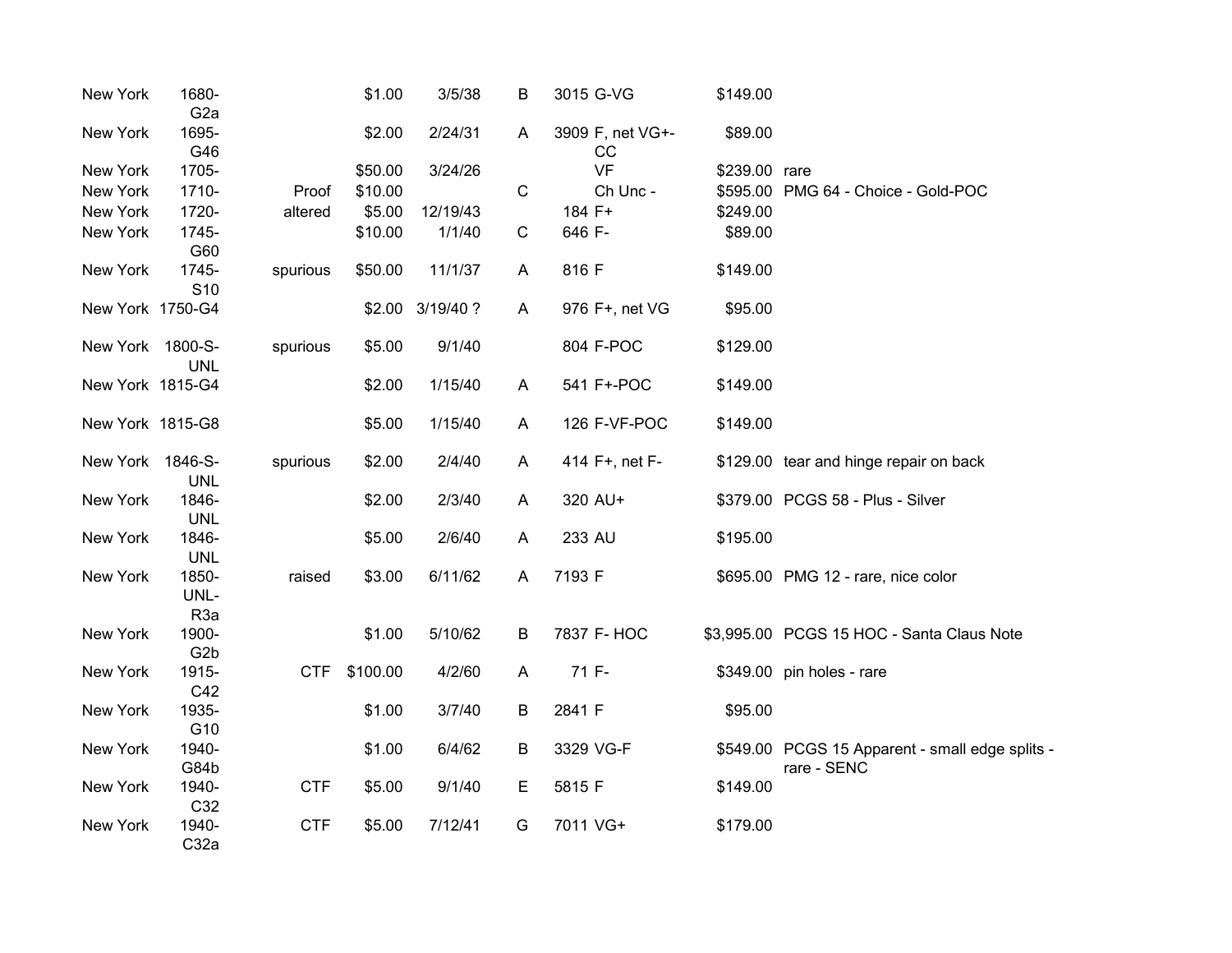| | | | | | | | | | |
|---|---|---|---|---|---|---|---|---|---|
| New York | 1680-G2a | | $1.00 | 3/5/38 | B | 3015 | G-VG | $149.00 | |
| New York | 1695-G46 | | $2.00 | 2/24/31 | A | 3909 | F, net VG+-CC | $89.00 | |
| New York | 1705- | | $50.00 | 3/24/26 | | | VF | $239.00 | rare |
| New York | 1710- | Proof | $10.00 | | C | | Ch Unc - | $595.00 | PMG 64 - Choice - Gold-POC |
| New York | 1720- | altered | $5.00 | 12/19/43 | | 184 | F+ | $249.00 | |
| New York | 1745-G60 | | $10.00 | 1/1/40 | C | 646 | F- | $89.00 | |
| New York | 1745-S10 | spurious | $50.00 | 11/1/37 | A | 816 | F | $149.00 | |
| New York | 1750-G4 | | $2.00 | 3/19/40 ? | A | 976 | F+, net VG | $95.00 | |
| New York | 1800-S-UNL | spurious | $5.00 | 9/1/40 | | 804 | F-POC | $129.00 | |
| New York | 1815-G4 | | $2.00 | 1/15/40 | A | 541 | F+-POC | $149.00 | |
| New York | 1815-G8 | | $5.00 | 1/15/40 | A | 126 | F-VF-POC | $149.00 | |
| New York | 1846-S-UNL | spurious | $2.00 | 2/4/40 | A | 414 | F+, net F- | $129.00 | tear and hinge repair on back |
| New York | 1846-UNL | | $2.00 | 2/3/40 | A | 320 | AU+ | $379.00 | PCGS 58 - Plus - Silver |
| New York | 1846-UNL | | $5.00 | 2/6/40 | A | 233 | AU | $195.00 | |
| New York | 1850-UNL-R3a | raised | $3.00 | 6/11/62 | A | 7193 | F | $695.00 | PMG 12 - rare, nice color |
| New York | 1900-G2b | | $1.00 | 5/10/62 | B | 7837 | F- HOC | $3,995.00 | PCGS 15 HOC - Santa Claus Note |
| New York | 1915-C42 | CTF | $100.00 | 4/2/60 | A | 71 | F- | $349.00 | pin holes - rare |
| New York | 1935-G10 | | $1.00 | 3/7/40 | B | 2841 | F | $95.00 | |
| New York | 1940-G84b | | $1.00 | 6/4/62 | B | 3329 | VG-F | $549.00 | PCGS 15 Apparent - small edge splits - rare - SENC |
| New York | 1940-C32 | CTF | $5.00 | 9/1/40 | E | 5815 | F | $149.00 | |
| New York | 1940-C32a | CTF | $5.00 | 7/12/41 | G | 7011 | VG+ | $179.00 | |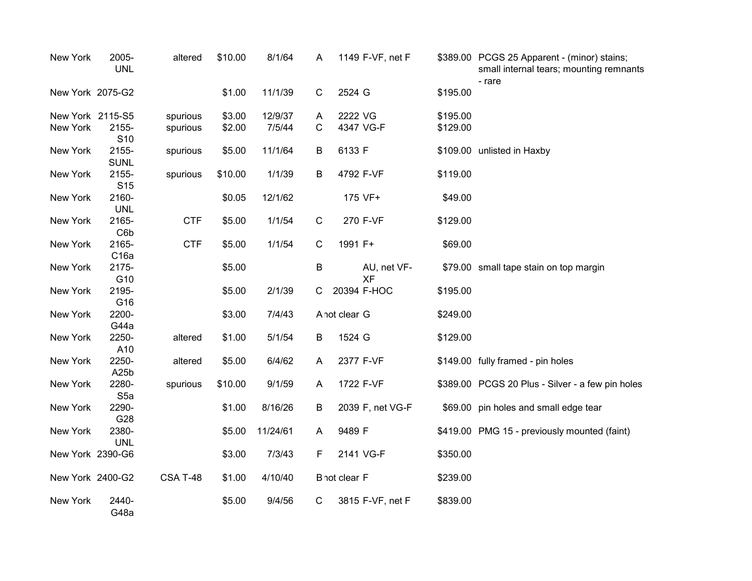| | | | | | | | | | |
|---|---|---|---|---|---|---|---|---|---|
| New York | 2005-UNL | altered | $10.00 | 8/1/64 | A | 1149 | F-VF, net F | $389.00 | PCGS 25 Apparent - (minor) stains; small internal tears; mounting remnants - rare |
| New York | 2075-G2 | | $1.00 | 11/1/39 | C | 2524 | G | $195.00 | |
| New York | 2115-S5 | spurious | $3.00 | 12/9/37 | A | 2222 | VG | $195.00 | |
| New York | 2155-S10 | spurious | $2.00 | 7/5/44 | C | 4347 | VG-F | $129.00 | |
| New York | 2155-SUNL | spurious | $5.00 | 11/1/64 | B | 6133 | F | $109.00 | unlisted in Haxby |
| New York | 2155-S15 | spurious | $10.00 | 1/1/39 | B | 4792 | F-VF | $119.00 | |
| New York | 2160-UNL | | $0.05 | 12/1/62 | | 175 | VF+ | $49.00 | |
| New York | 2165-C6b | CTF | $5.00 | 1/1/54 | C | 270 | F-VF | $129.00 | |
| New York | 2165-C16a | CTF | $5.00 | 1/1/54 | C | 1991 | F+ | $69.00 | |
| New York | 2175-G10 | | $5.00 | | B | | AU, net VF-XF | $79.00 | small tape stain on top margin |
| New York | 2195-G16 | | $5.00 | 2/1/39 | C | 20394 | F-HOC | $195.00 | |
| New York | 2200-G44a | | $3.00 | 7/4/43 | A | not clear | G | $249.00 | |
| New York | 2250-A10 | altered | $1.00 | 5/1/54 | B | 1524 | G | $129.00 | |
| New York | 2250-A25b | altered | $5.00 | 6/4/62 | A | 2377 | F-VF | $149.00 | fully framed - pin holes |
| New York | 2280-S5a | spurious | $10.00 | 9/1/59 | A | 1722 | F-VF | $389.00 | PCGS 20 Plus - Silver - a few pin holes |
| New York | 2290-G28 | | $1.00 | 8/16/26 | B | 2039 | F, net VG-F | $69.00 | pin holes and small edge tear |
| New York | 2380-UNL | | $5.00 | 11/24/61 | A | 9489 | F | $419.00 | PMG 15 - previously mounted (faint) |
| New York | 2390-G6 | | $3.00 | 7/3/43 | F | 2141 | VG-F | $350.00 | |
| New York | 2400-G2 | CSA T-48 | $1.00 | 4/10/40 | B | not clear | F | $239.00 | |
| New York | 2440-G48a | | $5.00 | 9/4/56 | C | 3815 | F-VF, net F | $839.00 | |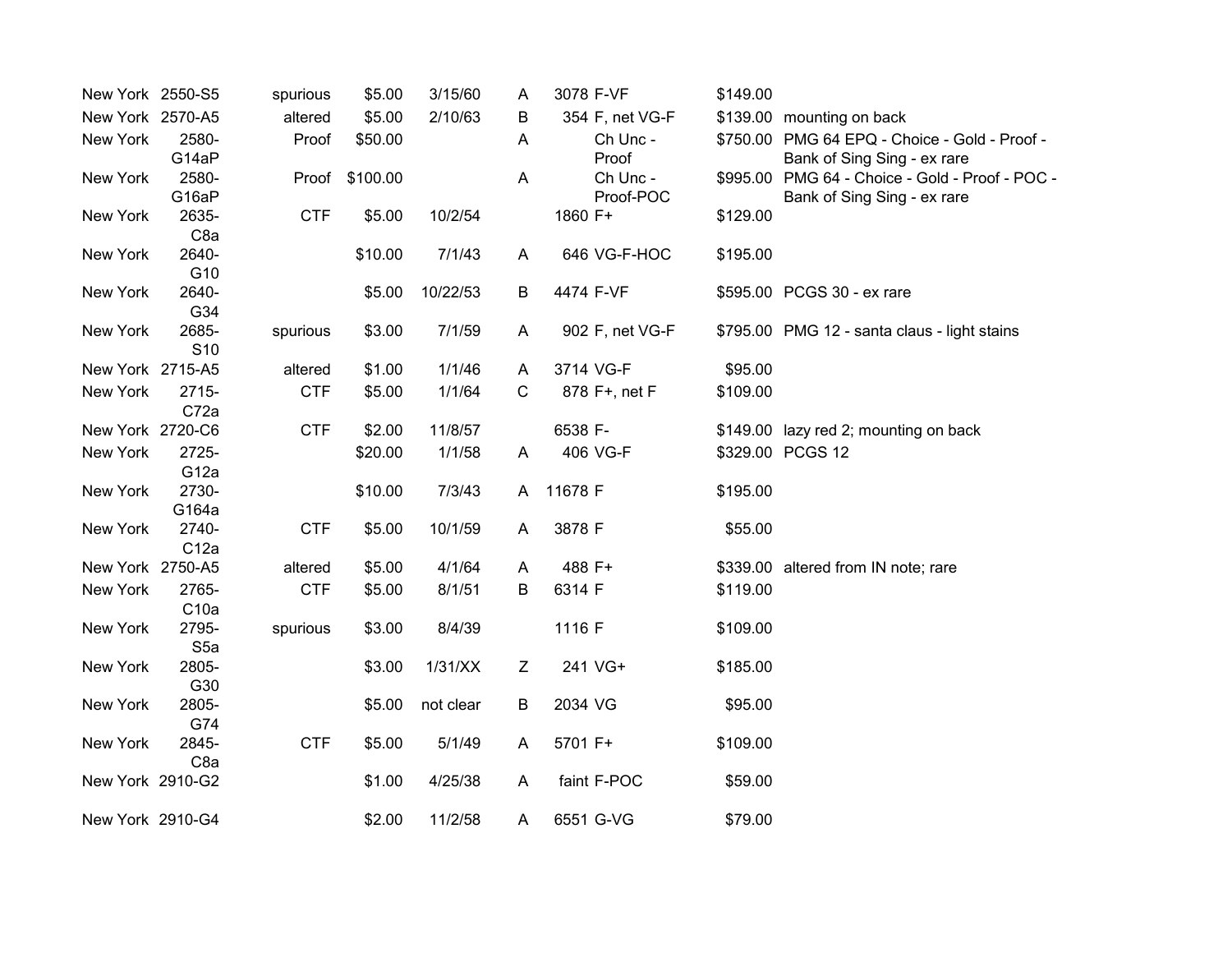| | | | | | | | | | |
|---|---|---|---|---|---|---|---|---|---|
| New York | 2550-S5 | spurious | $5.00 | 3/15/60 | A | 3078 | F-VF | $149.00 | |
| New York | 2570-A5 | altered | $5.00 | 2/10/63 | B | 354 | F, net VG-F | $139.00 | mounting on back |
| New York | 2580-G14aP | Proof | $50.00 | | A | | Ch Unc - Proof | $750.00 | PMG 64 EPQ - Choice - Gold - Proof - Bank of Sing Sing - ex rare |
| New York | 2580-G16aP | Proof | $100.00 | | A | | Ch Unc - Proof-POC | $995.00 | PMG 64 - Choice - Gold - Proof - POC - Bank of Sing Sing - ex rare |
| New York | 2635-C8a | CTF | $5.00 | 10/2/54 | | 1860 | F+ | $129.00 | |
| New York | 2640-G10 | | $10.00 | 7/1/43 | A | 646 | VG-F-HOC | $195.00 | |
| New York | 2640-G34 | | $5.00 | 10/22/53 | B | 4474 | F-VF | $595.00 | PCGS 30 - ex rare |
| New York | 2685-S10 | spurious | $3.00 | 7/1/59 | A | 902 | F, net VG-F | $795.00 | PMG 12 - santa claus - light stains |
| New York | 2715-A5 | altered | $1.00 | 1/1/46 | A | 3714 | VG-F | $95.00 | |
| New York | 2715-C72a | CTF | $5.00 | 1/1/64 | C | 878 | F+, net F | $109.00 | |
| New York | 2720-C6 | CTF | $2.00 | 11/8/57 | | 6538 | F- | $149.00 | lazy red 2; mounting on back |
| New York | 2725-G12a | | $20.00 | 1/1/58 | A | 406 | VG-F | $329.00 | PCGS 12 |
| New York | 2730-G164a | | $10.00 | 7/3/43 | A | 11678 | F | $195.00 | |
| New York | 2740-C12a | CTF | $5.00 | 10/1/59 | A | 3878 | F | $55.00 | |
| New York | 2750-A5 | altered | $5.00 | 4/1/64 | A | 488 | F+ | $339.00 | altered from IN note; rare |
| New York | 2765-C10a | CTF | $5.00 | 8/1/51 | B | 6314 | F | $119.00 | |
| New York | 2795-S5a | spurious | $3.00 | 8/4/39 | | 1116 | F | $109.00 | |
| New York | 2805-G30 | | $3.00 | 1/31/XX | Z | 241 | VG+ | $185.00 | |
| New York | 2805-G74 | | $5.00 | not clear | B | 2034 | VG | $95.00 | |
| New York | 2845-C8a | CTF | $5.00 | 5/1/49 | A | 5701 | F+ | $109.00 | |
| New York | 2910-G2 | | $1.00 | 4/25/38 | A | faint | F-POC | $59.00 | |
| New York | 2910-G4 | | $2.00 | 11/2/58 | A | 6551 | G-VG | $79.00 | |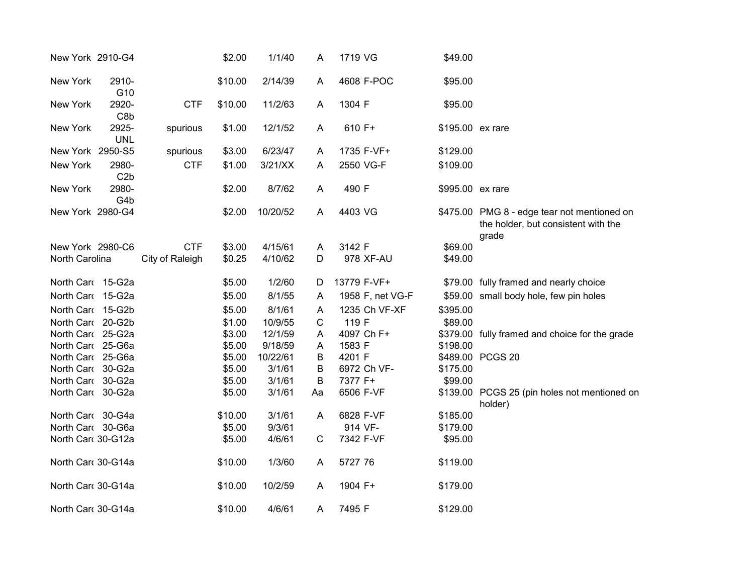| | | | | | | | | | |
|---|---|---|---|---|---|---|---|---|---|
| New York | 2910-G4 | | $2.00 | 1/1/40 | A | 1719 | VG | $49.00 | |
| New York | 2910-G10 | | $10.00 | 2/14/39 | A | 4608 | F-POC | $95.00 | |
| New York | 2920-C8b | CTF | $10.00 | 11/2/63 | A | 1304 | F | $95.00 | |
| New York | 2925-UNL | spurious | $1.00 | 12/1/52 | A | 610 | F+ | $195.00 | ex rare |
| New York | 2950-S5 | spurious | $3.00 | 6/23/47 | A | 1735 | F-VF+ | $129.00 | |
| New York | 2980-C2b | CTF | $1.00 | 3/21/XX | A | 2550 | VG-F | $109.00 | |
| New York | 2980-G4b | | $2.00 | 8/7/62 | A | 490 | F | $995.00 | ex rare |
| New York | 2980-G4 | | $2.00 | 10/20/52 | A | 4403 | VG | $475.00 | PMG 8 - edge tear not mentioned on the holder, but consistent with the grade |
| New York | 2980-C6 | CTF | $3.00 | 4/15/61 | A | 3142 | F | $69.00 | |
| North Carolina | | City of Raleigh | $0.25 | 4/10/62 | D | 978 | XF-AU | $49.00 | |
| North Carc | 15-G2a | | $5.00 | 1/2/60 | D | 13779 | F-VF+ | $79.00 | fully framed and nearly choice |
| North Carc | 15-G2a | | $5.00 | 8/1/55 | A | 1958 | F, net VG-F | $59.00 | small body hole, few pin holes |
| North Carc | 15-G2b | | $5.00 | 8/1/61 | A | 1235 | Ch VF-XF | $395.00 | |
| North Carc | 20-G2b | | $1.00 | 10/9/55 | C | 119 | F | $89.00 | |
| North Carc | 25-G2a | | $3.00 | 12/1/59 | A | 4097 | Ch F+ | $379.00 | fully framed and choice for the grade |
| North Carc | 25-G6a | | $5.00 | 9/18/59 | A | 1583 | F | $198.00 | |
| North Carc | 25-G6a | | $5.00 | 10/22/61 | B | 4201 | F | $489.00 | PCGS 20 |
| North Carc | 30-G2a | | $5.00 | 3/1/61 | B | 6972 | Ch VF- | $175.00 | |
| North Carc | 30-G2a | | $5.00 | 3/1/61 | B | 7377 | F+ | $99.00 | |
| North Carc | 30-G2a | | $5.00 | 3/1/61 | Aa | 6506 | F-VF | $139.00 | PCGS 25 (pin holes not mentioned on holder) |
| North Carc | 30-G4a | | $10.00 | 3/1/61 | A | 6828 | F-VF | $185.00 | |
| North Carc | 30-G6a | | $5.00 | 9/3/61 | | 914 | VF- | $179.00 | |
| North Carc | 30-G12a | | $5.00 | 4/6/61 | C | 7342 | F-VF | $95.00 | |
| North Carc | 30-G14a | | $10.00 | 1/3/60 | A | 5727 | 76 | $119.00 | |
| North Carc | 30-G14a | | $10.00 | 10/2/59 | A | 1904 | F+ | $179.00 | |
| North Carc | 30-G14a | | $10.00 | 4/6/61 | A | 7495 | F | $129.00 | |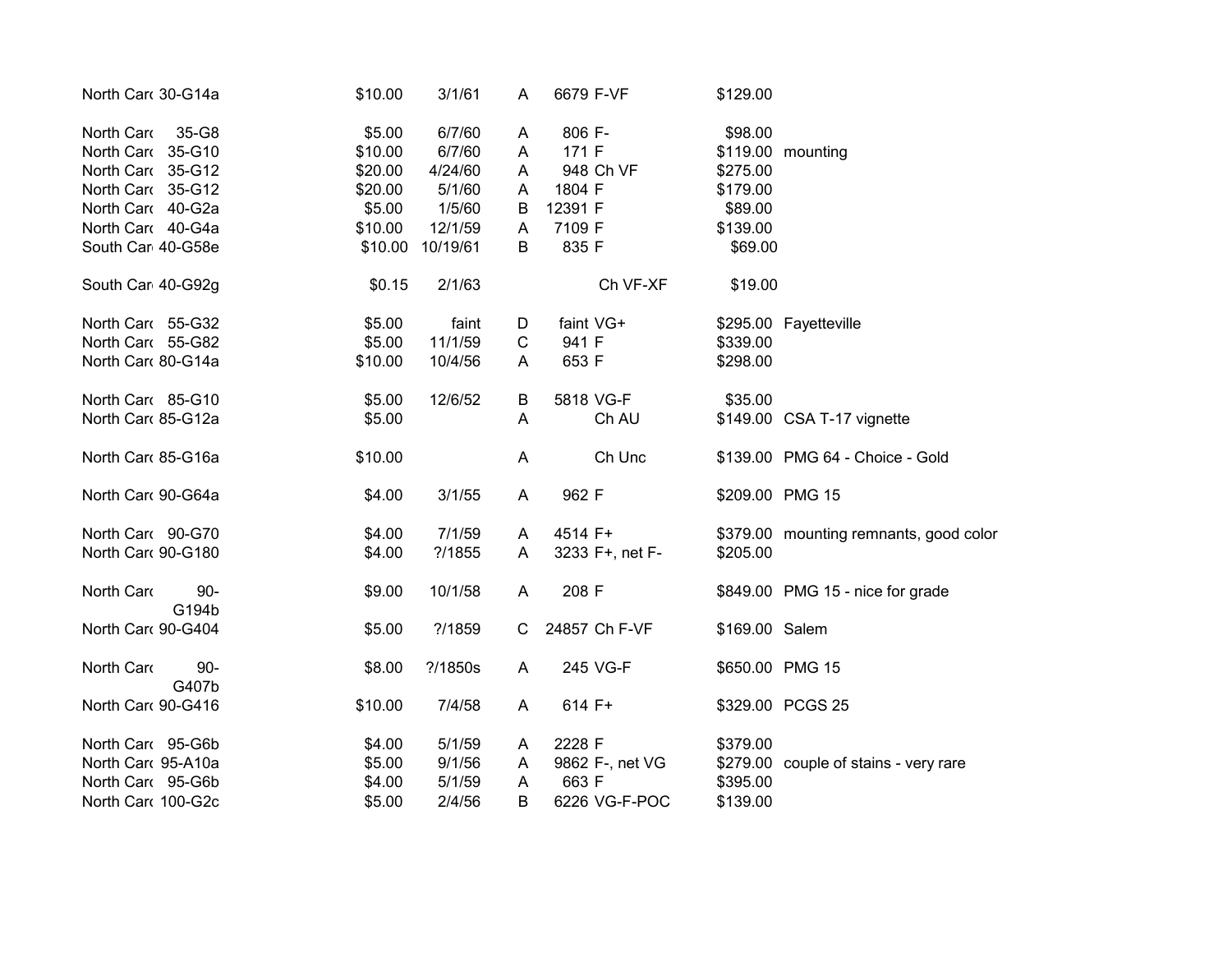| | | | | | | | | |
|---|---|---|---|---|---|---|---|---|
| North Carc | 30-G14a | $10.00 | 3/1/61 | A | 6679 | F-VF | $129.00 | |
| | | | | | | | | |
| North Carc | 35-G8 | $5.00 | 6/7/60 | A | 806 | F- | $98.00 | |
| North Carc | 35-G10 | $10.00 | 6/7/60 | A | 171 | F | $119.00 | mounting |
| North Carc | 35-G12 | $20.00 | 4/24/60 | A | 948 | Ch VF | $275.00 | |
| North Carc | 35-G12 | $20.00 | 5/1/60 | A | 1804 | F | $179.00 | |
| North Carc | 40-G2a | $5.00 | 1/5/60 | B | 12391 | F | $89.00 | |
| North Carc | 40-G4a | $10.00 | 12/1/59 | A | 7109 | F | $139.00 | |
| South Car | 40-G58e | $10.00 | 10/19/61 | B | 835 | F | $69.00 | |
| | | | | | | | | |
| South Car | 40-G92g | $0.15 | 2/1/63 | | | Ch VF-XF | $19.00 | |
| | | | | | | | | |
| North Carc | 55-G32 | $5.00 | faint | D | faint | VG+ | $295.00 | Fayetteville |
| North Carc | 55-G82 | $5.00 | 11/1/59 | C | 941 | F | $339.00 | |
| North Carc | 80-G14a | $10.00 | 10/4/56 | A | 653 | F | $298.00 | |
| | | | | | | | | |
| North Carc | 85-G10 | $5.00 | 12/6/52 | B | 5818 | VG-F | $35.00 | |
| North Carc | 85-G12a | $5.00 | | A | | Ch AU | $149.00 | CSA T-17 vignette |
| | | | | | | | | |
| North Carc | 85-G16a | $10.00 | | A | | Ch Unc | $139.00 | PMG 64 - Choice - Gold |
| | | | | | | | | |
| North Carc | 90-G64a | $4.00 | 3/1/55 | A | 962 | F | $209.00 | PMG 15 |
| | | | | | | | | |
| North Carc | 90-G70 | $4.00 | 7/1/59 | A | 4514 | F+ | $379.00 | mounting remnants, good color |
| North Carc | 90-G180 | $4.00 | ?/1855 | A | 3233 | F+, net F- | $205.00 | |
| | | | | | | | | |
| North Carc | 90-G194b | $9.00 | 10/1/58 | A | 208 | F | $849.00 | PMG 15 - nice for grade |
| North Carc | 90-G404 | $5.00 | ?/1859 | C | 24857 | Ch F-VF | $169.00 | Salem |
| | | | | | | | | |
| North Carc | 90-G407b | $8.00 | ?/1850s | A | 245 | VG-F | $650.00 | PMG 15 |
| North Carc | 90-G416 | $10.00 | 7/4/58 | A | 614 | F+ | $329.00 | PCGS 25 |
| | | | | | | | | |
| North Carc | 95-G6b | $4.00 | 5/1/59 | A | 2228 | F | $379.00 | |
| North Carc | 95-A10a | $5.00 | 9/1/56 | A | 9862 | F-, net VG | $279.00 | couple of stains - very rare |
| North Carc | 95-G6b | $4.00 | 5/1/59 | A | 663 | F | $395.00 | |
| North Carc | 100-G2c | $5.00 | 2/4/56 | B | 6226 | VG-F-POC | $139.00 | |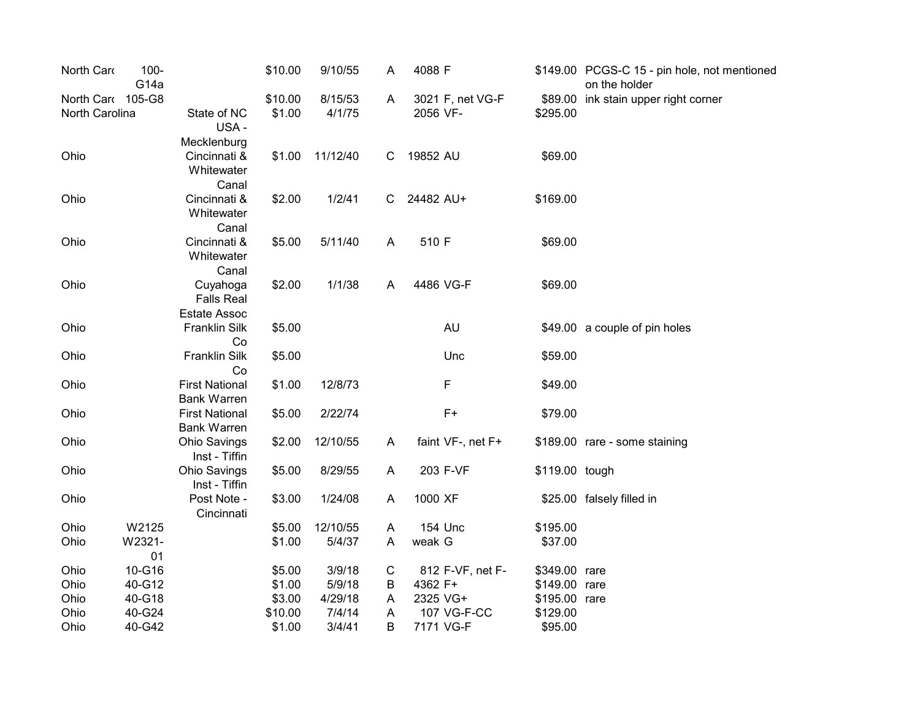| | | | | | | | | | |
|---|---|---|---|---|---|---|---|---|---|
| North Carc | 100-G14a | | $10.00 | 9/10/55 | A | 4088 | F | $149.00 | PCGS-C 15 - pin hole, not mentioned on the holder |
| North Carc | 105-G8 | | $10.00 | 8/15/53 | A | 3021 | F, net VG-F | $89.00 | ink stain upper right corner |
| North Carolina | | State of NC USA - Mecklenburg | $1.00 | 4/1/75 | | 2056 | VF- | $295.00 | |
| Ohio | | Cincinnati & Whitewater Canal | $1.00 | 11/12/40 | C | 19852 | AU | $69.00 | |
| Ohio | | Cincinnati & Whitewater Canal | $2.00 | 1/2/41 | C | 24482 | AU+ | $169.00 | |
| Ohio | | Cincinnati & Whitewater Canal | $5.00 | 5/11/40 | A | 510 | F | $69.00 | |
| Ohio | | Cuyahoga Falls Real Estate Assoc | $2.00 | 1/1/38 | A | 4486 | VG-F | $69.00 | |
| Ohio | | Franklin Silk Co | $5.00 | | | | AU | $49.00 | a couple of pin holes |
| Ohio | | Franklin Silk Co | $5.00 | | | | Unc | $59.00 | |
| Ohio | | First National Bank Warren | $1.00 | 12/8/73 | | | F | $49.00 | |
| Ohio | | First National Bank Warren | $5.00 | 2/22/74 | | | F+ | $79.00 | |
| Ohio | | Ohio Savings Inst - Tiffin | $2.00 | 12/10/55 | A | faint | VF-, net F+ | $189.00 | rare - some staining |
| Ohio | | Ohio Savings Inst - Tiffin | $5.00 | 8/29/55 | A | 203 | F-VF | $119.00 | tough |
| Ohio | | Post Note - Cincinnati | $3.00 | 1/24/08 | A | 1000 | XF | $25.00 | falsely filled in |
| Ohio | W2125 | | $5.00 | 12/10/55 | A | 154 | Unc | $195.00 | |
| Ohio | W2321-01 | | $1.00 | 5/4/37 | A | weak | G | $37.00 | |
| Ohio | 10-G16 | | $5.00 | 3/9/18 | C | 812 | F-VF, net F- | $349.00 | rare |
| Ohio | 40-G12 | | $1.00 | 5/9/18 | B | 4362 | F+ | $149.00 | rare |
| Ohio | 40-G18 | | $3.00 | 4/29/18 | A | 2325 | VG+ | $195.00 | rare |
| Ohio | 40-G24 | | $10.00 | 7/4/14 | A | 107 | VG-F-CC | $129.00 | |
| Ohio | 40-G42 | | $1.00 | 3/4/41 | B | 7171 | VG-F | $95.00 | |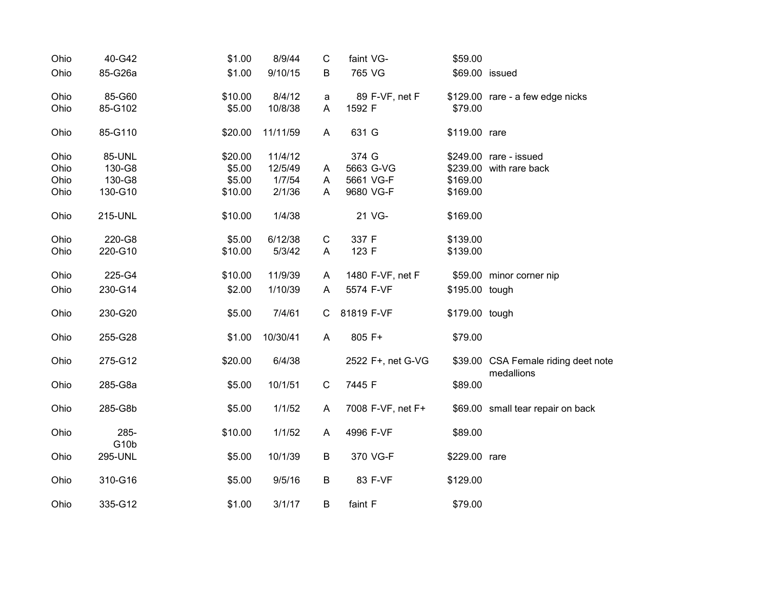| | | | | | | | | |
|---|---|---|---|---|---|---|---|---|
| Ohio | 40-G42 | $1.00 | 8/9/44 | C | faint | VG- | $59.00 | |
| Ohio | 85-G26a | $1.00 | 9/10/15 | B | 765 | VG | $69.00 | issued |
| Ohio | 85-G60 | $10.00 | 8/4/12 | a | 89 | F-VF, net F | $129.00 | rare - a few edge nicks |
| Ohio | 85-G102 | $5.00 | 10/8/38 | A | 1592 | F | $79.00 | |
| Ohio | 85-G110 | $20.00 | 11/11/59 | A | 631 | G | $119.00 | rare |
| Ohio | 85-UNL | $20.00 | 11/4/12 | | 374 | G | $249.00 | rare - issued |
| Ohio | 130-G8 | $5.00 | 12/5/49 | A | 5663 | G-VG | $239.00 | with rare back |
| Ohio | 130-G8 | $5.00 | 1/7/54 | A | 5661 | VG-F | $169.00 | |
| Ohio | 130-G10 | $10.00 | 2/1/36 | A | 9680 | VG-F | $169.00 | |
| Ohio | 215-UNL | $10.00 | 1/4/38 | | 21 | VG- | $169.00 | |
| Ohio | 220-G8 | $5.00 | 6/12/38 | C | 337 | F | $139.00 | |
| Ohio | 220-G10 | $10.00 | 5/3/42 | A | 123 | F | $139.00 | |
| Ohio | 225-G4 | $10.00 | 11/9/39 | A | 1480 | F-VF, net F | $59.00 | minor corner nip |
| Ohio | 230-G14 | $2.00 | 1/10/39 | A | 5574 | F-VF | $195.00 | tough |
| Ohio | 230-G20 | $5.00 | 7/4/61 | C | 81819 | F-VF | $179.00 | tough |
| Ohio | 255-G28 | $1.00 | 10/30/41 | A | 805 | F+ | $79.00 | |
| Ohio | 275-G12 | $20.00 | 6/4/38 | | 2522 | F+, net G-VG | $39.00 | CSA Female riding deet note medallions |
| Ohio | 285-G8a | $5.00 | 10/1/51 | C | 7445 | F | $89.00 | |
| Ohio | 285-G8b | $5.00 | 1/1/52 | A | 7008 | F-VF, net F+ | $69.00 | small tear repair on back |
| Ohio | 285-G10b | $10.00 | 1/1/52 | A | 4996 | F-VF | $89.00 | |
| Ohio | 295-UNL | $5.00 | 10/1/39 | B | 370 | VG-F | $229.00 | rare |
| Ohio | 310-G16 | $5.00 | 9/5/16 | B | 83 | F-VF | $129.00 | |
| Ohio | 335-G12 | $1.00 | 3/1/17 | B | faint | F | $79.00 | |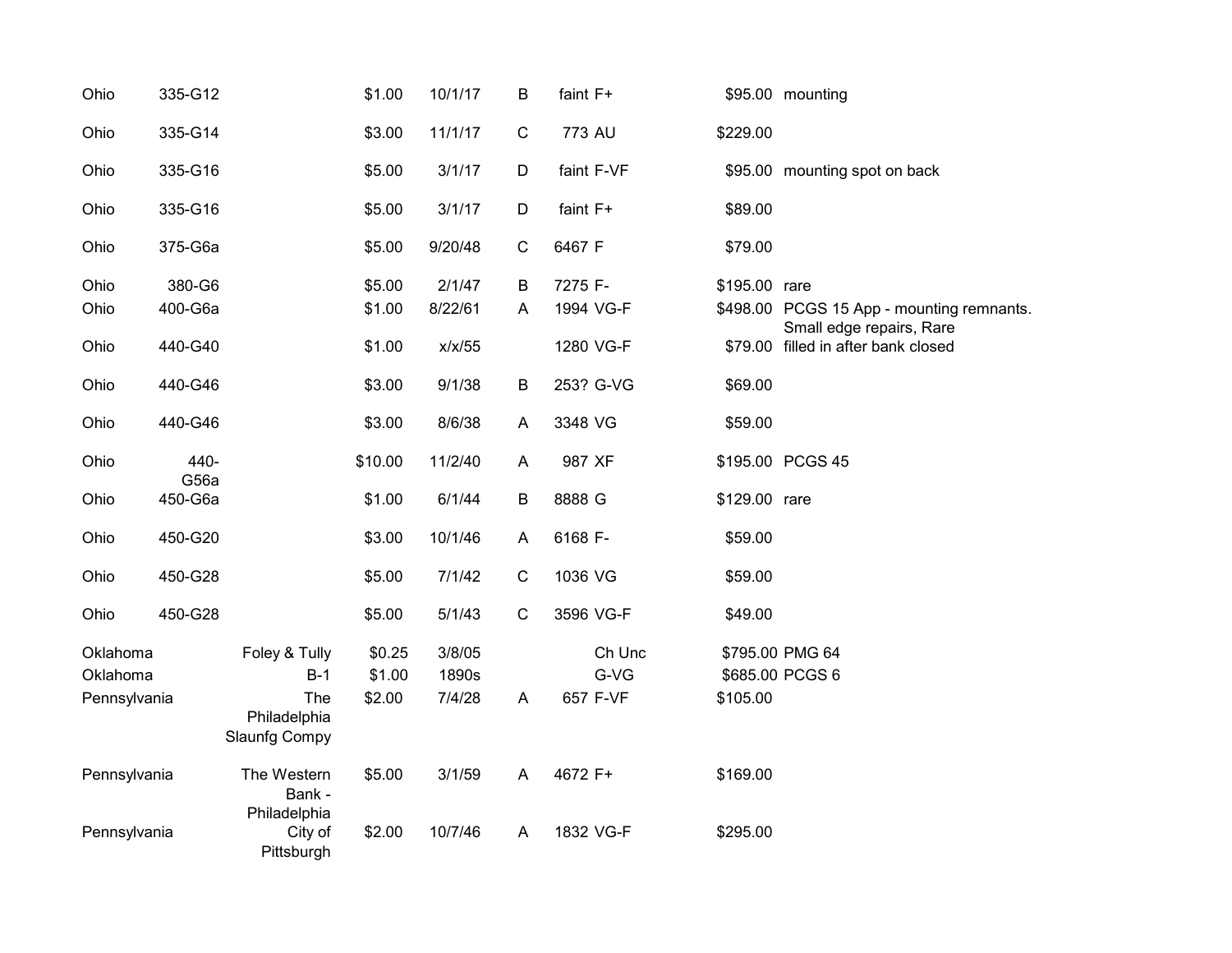| | | | | | | | | | |
|---|---|---|---|---|---|---|---|---|---|
| Ohio | 335-G12 | | $1.00 | 10/1/17 | B | faint | F+ | $95.00 | mounting |
| Ohio | 335-G14 | | $3.00 | 11/1/17 | C | 773 | AU | $229.00 | |
| Ohio | 335-G16 | | $5.00 | 3/1/17 | D | faint | F-VF | $95.00 | mounting spot on back |
| Ohio | 335-G16 | | $5.00 | 3/1/17 | D | faint | F+ | $89.00 | |
| Ohio | 375-G6a | | $5.00 | 9/20/48 | C | 6467 | F | $79.00 | |
| Ohio | 380-G6 | | $5.00 | 2/1/47 | B | 7275 | F- | $195.00 | rare |
| Ohio | 400-G6a | | $1.00 | 8/22/61 | A | 1994 | VG-F | $498.00 | PCGS 15 App - mounting remnants. Small edge repairs, Rare |
| Ohio | 440-G40 | | $1.00 | x/x/55 | | 1280 | VG-F | $79.00 | filled in after bank closed |
| Ohio | 440-G46 | | $3.00 | 9/1/38 | B | 253? | G-VG | $69.00 | |
| Ohio | 440-G46 | | $3.00 | 8/6/38 | A | 3348 | VG | $59.00 | |
| Ohio | 440-G56a | | $10.00 | 11/2/40 | A | 987 | XF | $195.00 | PCGS 45 |
| Ohio | 450-G6a | | $1.00 | 6/1/44 | B | 8888 | G | $129.00 | rare |
| Ohio | 450-G20 | | $3.00 | 10/1/46 | A | 6168 | F- | $59.00 | |
| Ohio | 450-G28 | | $5.00 | 7/1/42 | C | 1036 | VG | $59.00 | |
| Ohio | 450-G28 | | $5.00 | 5/1/43 | C | 3596 | VG-F | $49.00 | |
| Oklahoma | | Foley & Tully | $0.25 | 3/8/05 | | | Ch Unc | $795.00 | PMG 64 |
| Oklahoma | | B-1 | $1.00 | 1890s | | | G-VG | $685.00 | PCGS 6 |
| Pennsylvania | | The Philadelphia Slaunfg Compy | $2.00 | 7/4/28 | A | 657 | F-VF | $105.00 | |
| Pennsylvania | | The Western Bank - Philadelphia | $5.00 | 3/1/59 | A | 4672 | F+ | $169.00 | |
| Pennsylvania | | City of Pittsburgh | $2.00 | 10/7/46 | A | 1832 | VG-F | $295.00 | |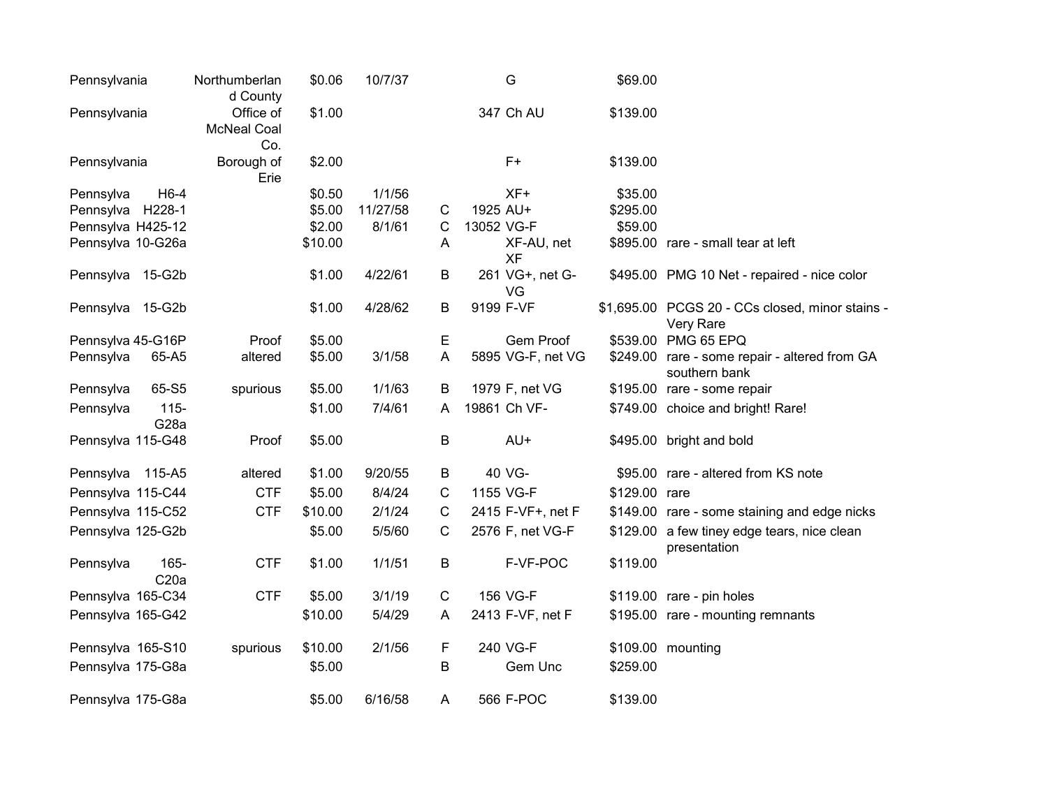| | | | | | | | | | |
|---|---|---|---|---|---|---|---|---|---|
| Pennsylvania | | Northumberland County | $0.06 | 10/7/37 | | | G | $69.00 | |
| Pennsylvania | | Office of McNeal Coal Co. | $1.00 | | | 347 | Ch AU | $139.00 | |
| Pennsylvania | | Borough of Erie | $2.00 | | | | F+ | $139.00 | |
| Pennsylva | H6-4 | | $0.50 | 1/1/56 | | | XF+ | $35.00 | |
| Pennsylva | H228-1 | | $5.00 | 11/27/58 | C | 1925 | AU+ | $295.00 | |
| Pennsylva | H425-12 | | $2.00 | 8/1/61 | C | 13052 | VG-F | $59.00 | |
| Pennsylva | 10-G26a | | $10.00 | | A | | XF-AU, net XF | $895.00 | rare - small tear at left |
| Pennsylva | 15-G2b | | $1.00 | 4/22/61 | B | 261 | VG+, net G-VG | $495.00 | PMG 10 Net - repaired - nice color |
| Pennsylva | 15-G2b | | $1.00 | 4/28/62 | B | 9199 | F-VF | $1,695.00 | PCGS 20 - CCs closed, minor stains - Very Rare |
| Pennsylva | 45-G16P | Proof | $5.00 | | E | | Gem Proof | $539.00 | PMG 65 EPQ |
| Pennsylva | 65-A5 | altered | $5.00 | 3/1/58 | A | 5895 | VG-F, net VG | $249.00 | rare - some repair - altered from GA southern bank |
| Pennsylva | 65-S5 | spurious | $5.00 | 1/1/63 | B | 1979 | F, net VG | $195.00 | rare - some repair |
| Pennsylva | 115-G28a | | $1.00 | 7/4/61 | A | 19861 | Ch VF- | $749.00 | choice and bright! Rare! |
| Pennsylva | 115-G48 | Proof | $5.00 | | B | | AU+ | $495.00 | bright and bold |
| Pennsylva | 115-A5 | altered | $1.00 | 9/20/55 | B | 40 | VG- | $95.00 | rare - altered from KS note |
| Pennsylva | 115-C44 | CTF | $5.00 | 8/4/24 | C | 1155 | VG-F | $129.00 | rare |
| Pennsylva | 115-C52 | CTF | $10.00 | 2/1/24 | C | 2415 | F-VF+, net F | $149.00 | rare - some staining and edge nicks |
| Pennsylva | 125-G2b | | $5.00 | 5/5/60 | C | 2576 | F, net VG-F | $129.00 | a few tiney edge tears, nice clean presentation |
| Pennsylva | 165-C20a | CTF | $1.00 | 1/1/51 | B | | F-VF-POC | $119.00 | |
| Pennsylva | 165-C34 | CTF | $5.00 | 3/1/19 | C | 156 | VG-F | $119.00 | rare - pin holes |
| Pennsylva | 165-G42 | | $10.00 | 5/4/29 | A | 2413 | F-VF, net F | $195.00 | rare - mounting remnants |
| Pennsylva | 165-S10 | spurious | $10.00 | 2/1/56 | F | 240 | VG-F | $109.00 | mounting |
| Pennsylva | 175-G8a | | $5.00 | | B | | Gem Unc | $259.00 | |
| Pennsylva | 175-G8a | | $5.00 | 6/16/58 | A | 566 | F-POC | $139.00 | |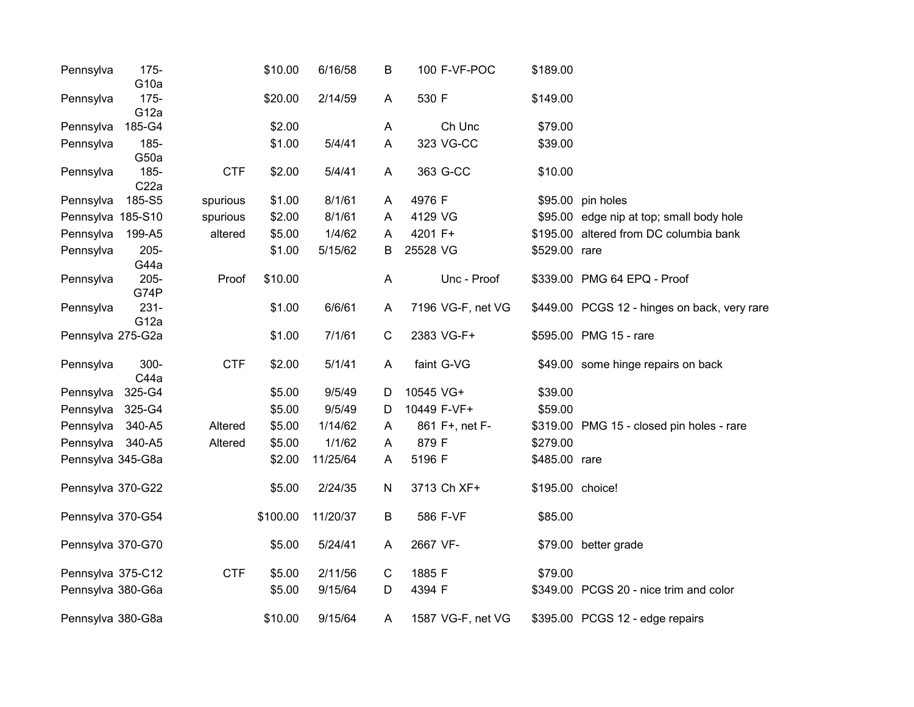| | | | | | | | | | |
|---|---|---|---|---|---|---|---|---|---|
| Pennsylva | 175-G10a | | $10.00 | 6/16/58 | B | 100 | F-VF-POC | $189.00 | |
| Pennsylva | 175-G12a | | $20.00 | 2/14/59 | A | 530 | F | $149.00 | |
| Pennsylva | 185-G4 | | $2.00 | | A | | Ch Unc | $79.00 | |
| Pennsylva | 185-G50a | | $1.00 | 5/4/41 | A | 323 | VG-CC | $39.00 | |
| Pennsylva | 185-C22a | CTF | $2.00 | 5/4/41 | A | 363 | G-CC | $10.00 | |
| Pennsylva | 185-S5 | spurious | $1.00 | 8/1/61 | A | 4976 | F | $95.00 | pin holes |
| Pennsylva | 185-S10 | spurious | $2.00 | 8/1/61 | A | 4129 | VG | $95.00 | edge nip at top; small body hole |
| Pennsylva | 199-A5 | altered | $5.00 | 1/4/62 | A | 4201 | F+ | $195.00 | altered from DC columbia bank |
| Pennsylva | 205-G44a | | $1.00 | 5/15/62 | B | 25528 | VG | $529.00 | rare |
| Pennsylva | 205-G74P | Proof | $10.00 | | A | | Unc - Proof | $339.00 | PMG 64 EPQ - Proof |
| Pennsylva | 231-G12a | | $1.00 | 6/6/61 | A | 7196 | VG-F, net VG | $449.00 | PCGS 12 - hinges on back, very rare |
| Pennsylva | 275-G2a | | $1.00 | 7/1/61 | C | 2383 | VG-F+ | $595.00 | PMG 15 - rare |
| Pennsylva | 300-C44a | CTF | $2.00 | 5/1/41 | A | faint | G-VG | $49.00 | some hinge repairs on back |
| Pennsylva | 325-G4 | | $5.00 | 9/5/49 | D | 10545 | VG+ | $39.00 | |
| Pennsylva | 325-G4 | | $5.00 | 9/5/49 | D | 10449 | F-VF+ | $59.00 | |
| Pennsylva | 340-A5 | Altered | $5.00 | 1/14/62 | A | 861 | F+, net F- | $319.00 | PMG 15 - closed pin holes - rare |
| Pennsylva | 340-A5 | Altered | $5.00 | 1/1/62 | A | 879 | F | $279.00 | |
| Pennsylva | 345-G8a | | $2.00 | 11/25/64 | A | 5196 | F | $485.00 | rare |
| Pennsylva | 370-G22 | | $5.00 | 2/24/35 | N | 3713 | Ch XF+ | $195.00 | choice! |
| Pennsylva | 370-G54 | | $100.00 | 11/20/37 | B | 586 | F-VF | $85.00 | |
| Pennsylva | 370-G70 | | $5.00 | 5/24/41 | A | 2667 | VF- | $79.00 | better grade |
| Pennsylva | 375-C12 | CTF | $5.00 | 2/11/56 | C | 1885 | F | $79.00 | |
| Pennsylva | 380-G6a | | $5.00 | 9/15/64 | D | 4394 | F | $349.00 | PCGS 20 - nice trim and color |
| Pennsylva | 380-G8a | | $10.00 | 9/15/64 | A | 1587 | VG-F, net VG | $395.00 | PCGS 12 - edge repairs |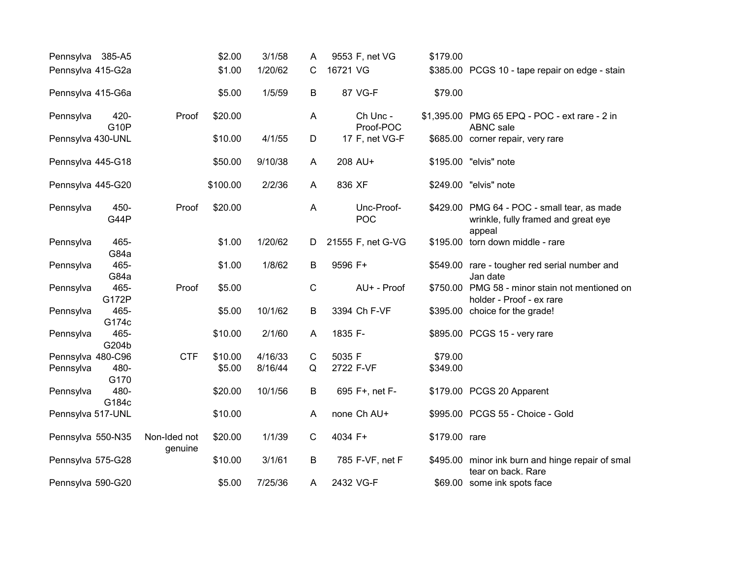| | | | | | | | | | |
|---|---|---|---|---|---|---|---|---|---|
| Pennsylva | 385-A5 | | $2.00 | 3/1/58 | A | 9553 | F, net VG | $179.00 | |
| Pennsylva | 415-G2a | | $1.00 | 1/20/62 | C | 16721 | VG | $385.00 | PCGS 10 - tape repair on edge - stain |
| Pennsylva | 415-G6a | | $5.00 | 1/5/59 | B | 87 | VG-F | $79.00 | |
| Pennsylva | 420-G10P | Proof | $20.00 | | A | | Ch Unc - Proof-POC | $1,395.00 | PMG 65 EPQ - POC - ext rare - 2 in ABNC sale |
| Pennsylva | 430-UNL | | $10.00 | 4/1/55 | D | 17 | F, net VG-F | $685.00 | corner repair, very rare |
| Pennsylva | 445-G18 | | $50.00 | 9/10/38 | A | 208 | AU+ | $195.00 | "elvis" note |
| Pennsylva | 445-G20 | | $100.00 | 2/2/36 | A | 836 | XF | $249.00 | "elvis" note |
| Pennsylva | 450-G44P | Proof | $20.00 | | A | | Unc-Proof-POC | $429.00 | PMG 64 - POC - small tear, as made wrinkle, fully framed and great eye appeal |
| Pennsylva | 465-G84a | | $1.00 | 1/20/62 | D | 21555 | F, net G-VG | $195.00 | torn down middle - rare |
| Pennsylva | 465-G84a | | $1.00 | 1/8/62 | B | 9596 | F+ | $549.00 | rare - tougher red serial number and Jan date |
| Pennsylva | 465-G172P | Proof | $5.00 | | C | | AU+ - Proof | $750.00 | PMG 58 - minor stain not mentioned on holder - Proof - ex rare |
| Pennsylva | 465-G174c | | $5.00 | 10/1/62 | B | 3394 | Ch F-VF | $395.00 | choice for the grade! |
| Pennsylva | 465-G204b | | $10.00 | 2/1/60 | A | 1835 | F- | $895.00 | PCGS 15 - very rare |
| Pennsylva | 480-C96 | CTF | $10.00 | 4/16/33 | C | 5035 | F | $79.00 | |
| Pennsylva | 480-G170 | | $5.00 | 8/16/44 | Q | 2722 | F-VF | $349.00 | |
| Pennsylva | 480-G184c | | $20.00 | 10/1/56 | B | 695 | F+, net F- | $179.00 | PCGS 20 Apparent |
| Pennsylva | 517-UNL | | $10.00 | | A | none | Ch AU+ | $995.00 | PCGS 55 - Choice - Gold |
| Pennsylva | 550-N35 | Non-Ided not genuine | $20.00 | 1/1/39 | C | 4034 | F+ | $179.00 | rare |
| Pennsylva | 575-G28 | | $10.00 | 3/1/61 | B | 785 | F-VF, net F | $495.00 | minor ink burn and hinge repair of smal tear on back. Rare |
| Pennsylva | 590-G20 | | $5.00 | 7/25/36 | A | 2432 | VG-F | $69.00 | some ink spots face |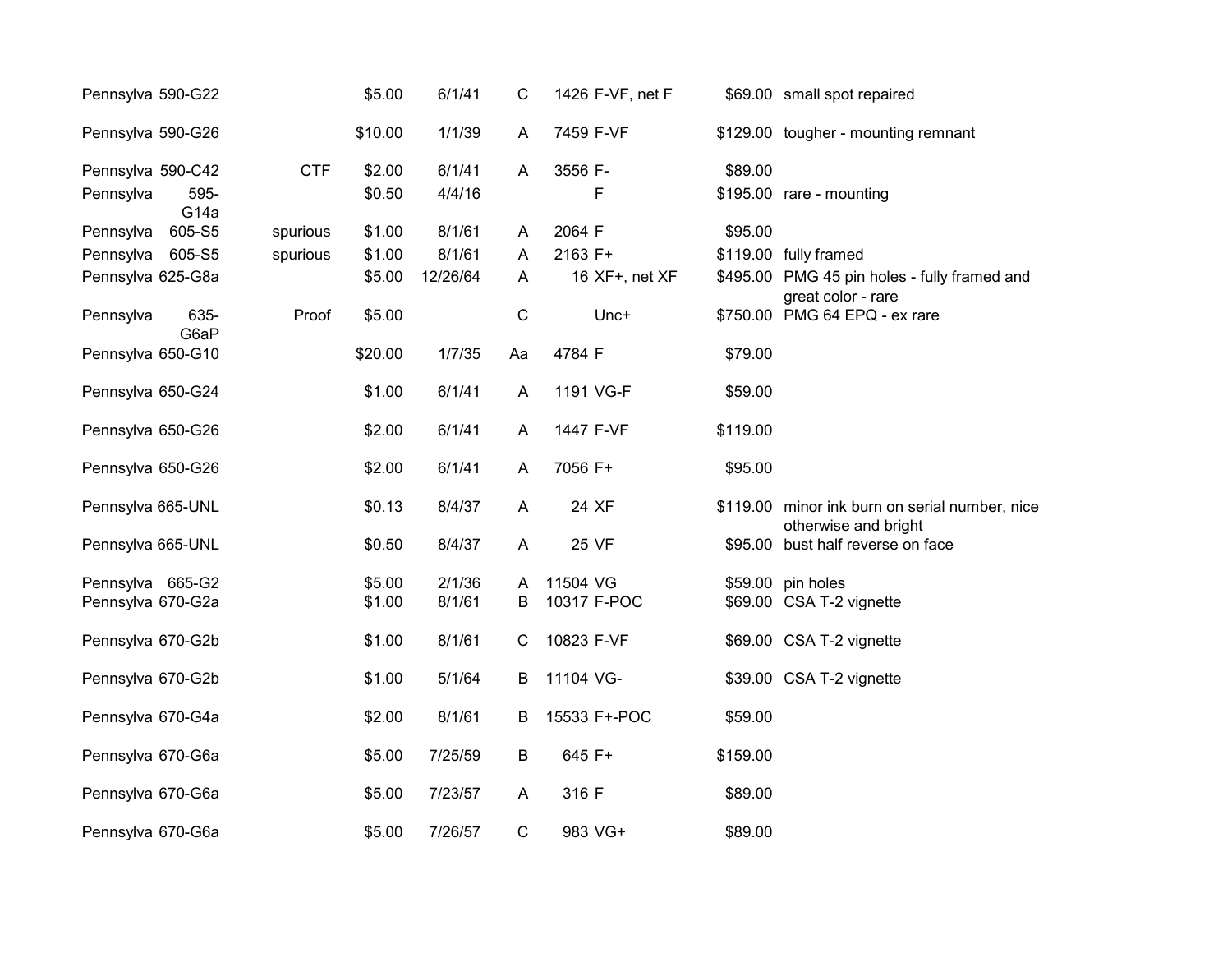| | | | | | | | | | |
|---|---|---|---|---|---|---|---|---|---|
| Pennsylva | 590-G22 | | $5.00 | 6/1/41 | C | 1426 | F-VF, net F | $69.00 | small spot repaired |
| Pennsylva | 590-G26 | | $10.00 | 1/1/39 | A | 7459 | F-VF | $129.00 | tougher - mounting remnant |
| Pennsylva | 590-C42 | CTF | $2.00 | 6/1/41 | A | 3556 | F- | $89.00 | |
| Pennsylva | 595-G14a | | $0.50 | 4/4/16 | | | F | $195.00 | rare - mounting |
| Pennsylva | 605-S5 | spurious | $1.00 | 8/1/61 | A | 2064 | F | $95.00 | |
| Pennsylva | 605-S5 | spurious | $1.00 | 8/1/61 | A | 2163 | F+ | $119.00 | fully framed |
| Pennsylva | 625-G8a | | $5.00 | 12/26/64 | A | 16 | XF+, net XF | $495.00 | PMG 45 pin holes - fully framed and great color - rare |
| Pennsylva | 635-G6aP | Proof | $5.00 | | C | | Unc+ | $750.00 | PMG 64 EPQ - ex rare |
| Pennsylva | 650-G10 | | $20.00 | 1/7/35 | Aa | 4784 | F | $79.00 | |
| Pennsylva | 650-G24 | | $1.00 | 6/1/41 | A | 1191 | VG-F | $59.00 | |
| Pennsylva | 650-G26 | | $2.00 | 6/1/41 | A | 1447 | F-VF | $119.00 | |
| Pennsylva | 650-G26 | | $2.00 | 6/1/41 | A | 7056 | F+ | $95.00 | |
| Pennsylva | 665-UNL | | $0.13 | 8/4/37 | A | 24 | XF | $119.00 | minor ink burn on serial number, nice otherwise and bright |
| Pennsylva | 665-UNL | | $0.50 | 8/4/37 | A | 25 | VF | $95.00 | bust half reverse on face |
| Pennsylva | 665-G2 | | $5.00 | 2/1/36 | A | 11504 | VG | $59.00 | pin holes |
| Pennsylva | 670-G2a | | $1.00 | 8/1/61 | B | 10317 | F-POC | $69.00 | CSA T-2 vignette |
| Pennsylva | 670-G2b | | $1.00 | 8/1/61 | C | 10823 | F-VF | $69.00 | CSA T-2 vignette |
| Pennsylva | 670-G2b | | $1.00 | 5/1/64 | B | 11104 | VG- | $39.00 | CSA T-2 vignette |
| Pennsylva | 670-G4a | | $2.00 | 8/1/61 | B | 15533 | F+-POC | $59.00 | |
| Pennsylva | 670-G6a | | $5.00 | 7/25/59 | B | 645 | F+ | $159.00 | |
| Pennsylva | 670-G6a | | $5.00 | 7/23/57 | A | 316 | F | $89.00 | |
| Pennsylva | 670-G6a | | $5.00 | 7/26/57 | C | 983 | VG+ | $89.00 | |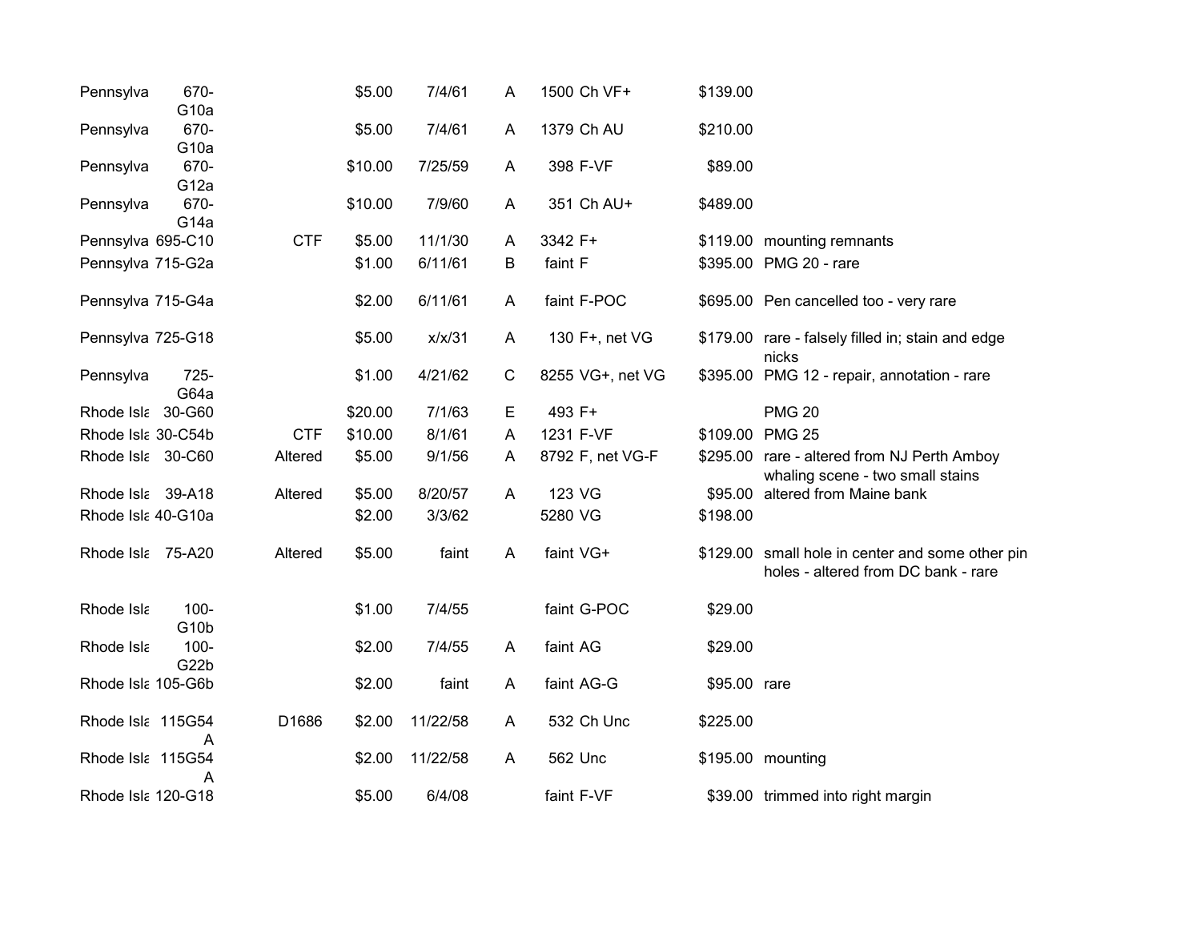| | | | | | | | | | |
|---|---|---|---|---|---|---|---|---|---|
| Pennsylva | 670-G10a | | $5.00 | 7/4/61 | A | 1500 | Ch VF+ | $139.00 | |
| Pennsylva | 670-G10a | | $5.00 | 7/4/61 | A | 1379 | Ch AU | $210.00 | |
| Pennsylva | 670-G12a | | $10.00 | 7/25/59 | A | 398 | F-VF | $89.00 | |
| Pennsylva | 670-G14a | | $10.00 | 7/9/60 | A | 351 | Ch AU+ | $489.00 | |
| Pennsylva | 695-C10 | CTF | $5.00 | 11/1/30 | A | 3342 | F+ | $119.00 | mounting remnants |
| Pennsylva | 715-G2a | | $1.00 | 6/11/61 | B | faint | F | $395.00 | PMG 20 - rare |
| Pennsylva | 715-G4a | | $2.00 | 6/11/61 | A | faint | F-POC | $695.00 | Pen cancelled too - very rare |
| Pennsylva | 725-G18 | | $5.00 | x/x/31 | A | 130 | F+, net VG | $179.00 | rare - falsely filled in; stain and edge nicks |
| Pennsylva | 725-G64a | | $1.00 | 4/21/62 | C | 8255 | VG+, net VG | $395.00 | PMG 12 - repair, annotation - rare |
| Rhode Isla | 30-G60 | | $20.00 | 7/1/63 | E | 493 | F+ | | PMG 20 |
| Rhode Isla | 30-C54b | CTF | $10.00 | 8/1/61 | A | 1231 | F-VF | $109.00 | PMG 25 |
| Rhode Isla | 30-C60 | Altered | $5.00 | 9/1/56 | A | 8792 | F, net VG-F | $295.00 | rare - altered from NJ Perth Amboy whaling scene - two small stains |
| Rhode Isla | 39-A18 | Altered | $5.00 | 8/20/57 | A | 123 | VG | $95.00 | altered from Maine bank |
| Rhode Isla | 40-G10a | | $2.00 | 3/3/62 | | 5280 | VG | $198.00 | |
| Rhode Isla | 75-A20 | Altered | $5.00 | faint | A | faint | VG+ | $129.00 | small hole in center and some other pin holes - altered from DC bank - rare |
| Rhode Isla | 100-G10b | | $1.00 | 7/4/55 | | faint | G-POC | $29.00 | |
| Rhode Isla | 100-G22b | | $2.00 | 7/4/55 | A | faint | AG | $29.00 | |
| Rhode Isla | 105-G6b | | $2.00 | faint | A | faint | AG-G | $95.00 | rare |
| Rhode Isla | 115G54A | D1686 | $2.00 | 11/22/58 | A | 532 | Ch Unc | $225.00 | |
| Rhode Isla | 115G54A | | $2.00 | 11/22/58 | A | 562 | Unc | $195.00 | mounting |
| Rhode Isla | 120-G18 | | $5.00 | 6/4/08 | | faint | F-VF | $39.00 | trimmed into right margin |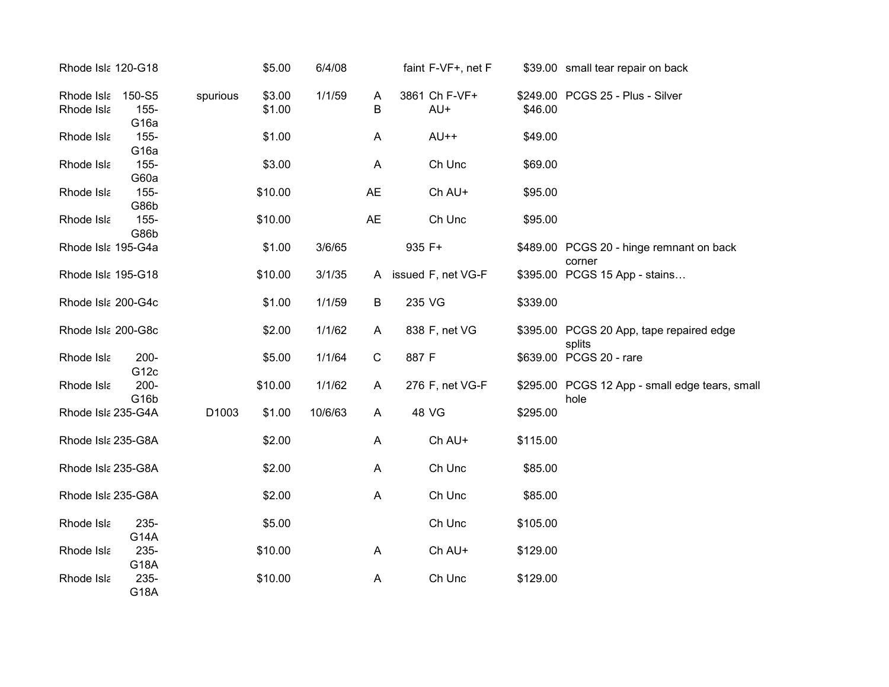| | | | | | | | | | |
|---|---|---|---|---|---|---|---|---|---|
| Rhode Isla | 120-G18 | | $5.00 | 6/4/08 | | faint | F-VF+, net F | $39.00 | small tear repair on back |
| Rhode Isla | 150-S5 | spurious | $3.00 | 1/1/59 | A | 3861 | Ch F-VF+ | $249.00 | PCGS 25 - Plus - Silver |
| Rhode Isla | 155-G16a | | $1.00 | | B | | AU+ | $46.00 | |
| Rhode Isla | 155-G16a | | $1.00 | | A | | AU++ | $49.00 | |
| Rhode Isla | 155-G60a | | $3.00 | | A | | Ch Unc | $69.00 | |
| Rhode Isla | 155-G86b | | $10.00 | | AE | | Ch AU+ | $95.00 | |
| Rhode Isla | 155-G86b | | $10.00 | | AE | | Ch Unc | $95.00 | |
| Rhode Isla | 195-G4a | | $1.00 | 3/6/65 | | 935 | F+ | $489.00 | PCGS 20 - hinge remnant on back corner |
| Rhode Isla | 195-G18 | | $10.00 | 3/1/35 | A | issued | F, net VG-F | $395.00 | PCGS 15 App - stains… |
| Rhode Isla | 200-G4c | | $1.00 | 1/1/59 | B | 235 | VG | $339.00 | |
| Rhode Isla | 200-G8c | | $2.00 | 1/1/62 | A | 838 | F, net VG | $395.00 | PCGS 20 App, tape repaired edge splits |
| Rhode Isla | 200-G12c | | $5.00 | 1/1/64 | C | 887 | F | $639.00 | PCGS 20 - rare |
| Rhode Isla | 200-G16b | | $10.00 | 1/1/62 | A | 276 | F, net VG-F | $295.00 | PCGS 12 App - small edge tears, small hole |
| Rhode Isla | 235-G4A | D1003 | $1.00 | 10/6/63 | A | 48 | VG | $295.00 | |
| Rhode Isla | 235-G8A | | $2.00 | | A | | Ch AU+ | $115.00 | |
| Rhode Isla | 235-G8A | | $2.00 | | A | | Ch Unc | $85.00 | |
| Rhode Isla | 235-G8A | | $2.00 | | A | | Ch Unc | $85.00 | |
| Rhode Isla | 235-G14A | | $5.00 | | | | Ch Unc | $105.00 | |
| Rhode Isla | 235-G18A | | $10.00 | | A | | Ch AU+ | $129.00 | |
| Rhode Isla | 235-G18A | | $10.00 | | A | | Ch Unc | $129.00 | |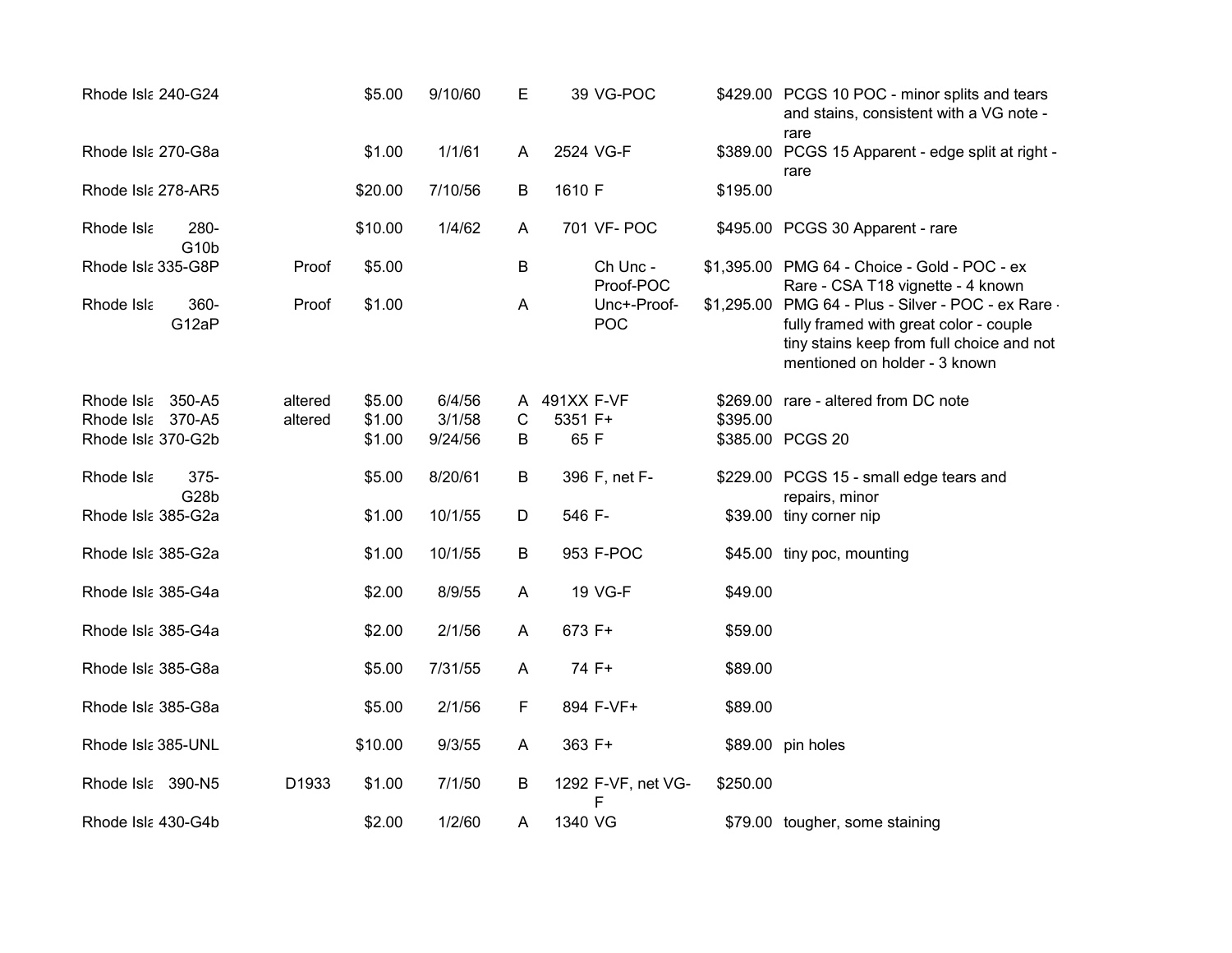| | | | | | | | | | |
|---|---|---|---|---|---|---|---|---|---|
| Rhode Isla | 240-G24 | | $5.00 | 9/10/60 | E | 39 | VG-POC | $429.00 | PCGS 10 POC - minor splits and tears and stains, consistent with a VG note - rare |
| Rhode Isla | 270-G8a | | $1.00 | 1/1/61 | A | 2524 | VG-F | $389.00 | PCGS 15 Apparent - edge split at right - rare |
| Rhode Isla | 278-AR5 | | $20.00 | 7/10/56 | B | 1610 | F | $195.00 | |
| Rhode Isla | 280-G10b | | $10.00 | 1/4/62 | A | 701 | VF- POC | $495.00 | PCGS 30 Apparent - rare |
| Rhode Isla | 335-G8P | Proof | $5.00 | | B | | Ch Unc - Proof-POC | $1,395.00 | PMG 64 - Choice - Gold - POC - ex Rare - CSA T18 vignette - 4 known |
| Rhode Isla | 360-G12aP | Proof | $1.00 | | A | | Unc+-Proof-POC | $1,295.00 | PMG 64 - Plus - Silver - POC - ex Rare - fully framed with great color - couple tiny stains keep from full choice and not mentioned on holder - 3 known |
| Rhode Isla | 350-A5 | altered | $5.00 | 6/4/56 | A | 491XX | F-VF | $269.00 | rare - altered from DC note |
| Rhode Isla | 370-A5 | altered | $1.00 | 3/1/58 | C | 5351 | F+ | $395.00 | |
| Rhode Isla | 370-G2b | | $1.00 | 9/24/56 | B | 65 | F | $385.00 | PCGS 20 |
| Rhode Isla | 375-G28b | | $5.00 | 8/20/61 | B | 396 | F, net F- | $229.00 | PCGS 15 - small edge tears and repairs, minor |
| Rhode Isla | 385-G2a | | $1.00 | 10/1/55 | D | 546 | F- | $39.00 | tiny corner nip |
| Rhode Isla | 385-G2a | | $1.00 | 10/1/55 | B | 953 | F-POC | $45.00 | tiny poc, mounting |
| Rhode Isla | 385-G4a | | $2.00 | 8/9/55 | A | 19 | VG-F | $49.00 | |
| Rhode Isla | 385-G4a | | $2.00 | 2/1/56 | A | 673 | F+ | $59.00 | |
| Rhode Isla | 385-G8a | | $5.00 | 7/31/55 | A | 74 | F+ | $89.00 | |
| Rhode Isla | 385-G8a | | $5.00 | 2/1/56 | F | 894 | F-VF+ | $89.00 | |
| Rhode Isla | 385-UNL | | $10.00 | 9/3/55 | A | 363 | F+ | $89.00 | pin holes |
| Rhode Isla | 390-N5 | D1933 | $1.00 | 7/1/50 | B | 1292 | F-VF, net VG-F | $250.00 | |
| Rhode Isla | 430-G4b | | $2.00 | 1/2/60 | A | 1340 | VG | $79.00 | tougher, some staining |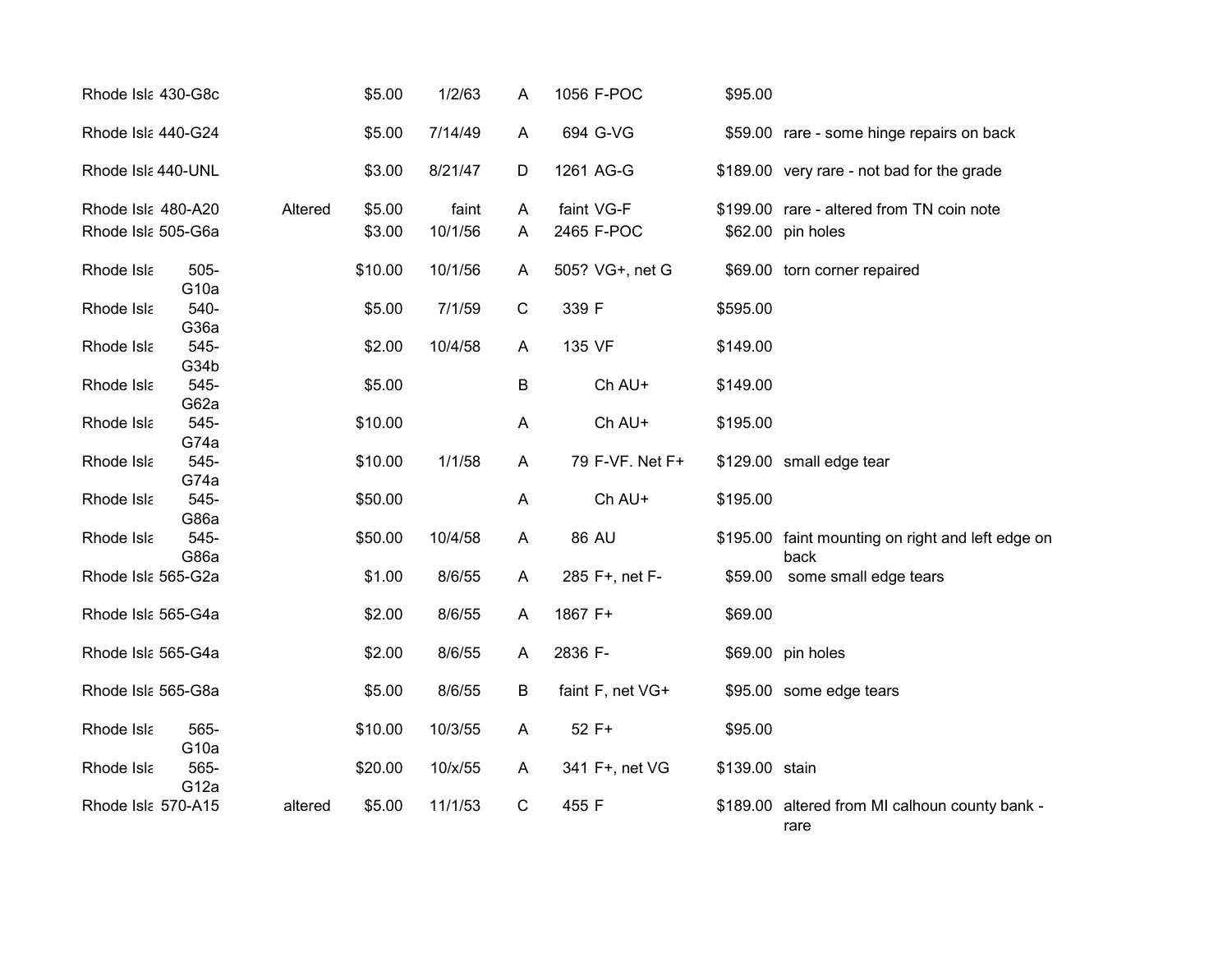| | | | | | | | | | |
|---|---|---|---|---|---|---|---|---|---|
| Rhode Isla | 430-G8c | | $5.00 | 1/2/63 | A | 1056 | F-POC | $95.00 | |
| Rhode Isla | 440-G24 | | $5.00 | 7/14/49 | A | 694 | G-VG | $59.00 | rare - some hinge repairs on back |
| Rhode Isla | 440-UNL | | $3.00 | 8/21/47 | D | 1261 | AG-G | $189.00 | very rare - not bad for the grade |
| Rhode Isla | 480-A20 | Altered | $5.00 | faint | A | faint | VG-F | $199.00 | rare - altered from TN coin note |
| Rhode Isla | 505-G6a | | $3.00 | 10/1/56 | A | 2465 | F-POC | $62.00 | pin holes |
| Rhode Isla | 505-G10a | | $10.00 | 10/1/56 | A | 505? | VG+, net G | $69.00 | torn corner repaired |
| Rhode Isla | 540-G36a | | $5.00 | 7/1/59 | C | 339 | F | $595.00 | |
| Rhode Isla | 545-G34b | | $2.00 | 10/4/58 | A | 135 | VF | $149.00 | |
| Rhode Isla | 545-G62a | | $5.00 | | B | | Ch AU+ | $149.00 | |
| Rhode Isla | 545-G74a | | $10.00 | | A | | Ch AU+ | $195.00 | |
| Rhode Isla | 545-G74a | | $10.00 | 1/1/58 | A | 79 | F-VF. Net F+ | $129.00 | small edge tear |
| Rhode Isla | 545-G86a | | $50.00 | | A | | Ch AU+ | $195.00 | |
| Rhode Isla | 545-G86a | | $50.00 | 10/4/58 | A | 86 | AU | $195.00 | faint mounting on right and left edge on back |
| Rhode Isla | 565-G2a | | $1.00 | 8/6/55 | A | 285 | F+, net F- | $59.00 | some small edge tears |
| Rhode Isla | 565-G4a | | $2.00 | 8/6/55 | A | 1867 | F+ | $69.00 | |
| Rhode Isla | 565-G4a | | $2.00 | 8/6/55 | A | 2836 | F- | $69.00 | pin holes |
| Rhode Isla | 565-G8a | | $5.00 | 8/6/55 | B | faint | F, net VG+ | $95.00 | some edge tears |
| Rhode Isla | 565-G10a | | $10.00 | 10/3/55 | A | 52 | F+ | $95.00 | |
| Rhode Isla | 565-G12a | | $20.00 | 10/x/55 | A | 341 | F+, net VG | $139.00 | stain |
| Rhode Isla | 570-A15 | altered | $5.00 | 11/1/53 | C | 455 | F | $189.00 | altered from MI calhoun county bank - rare |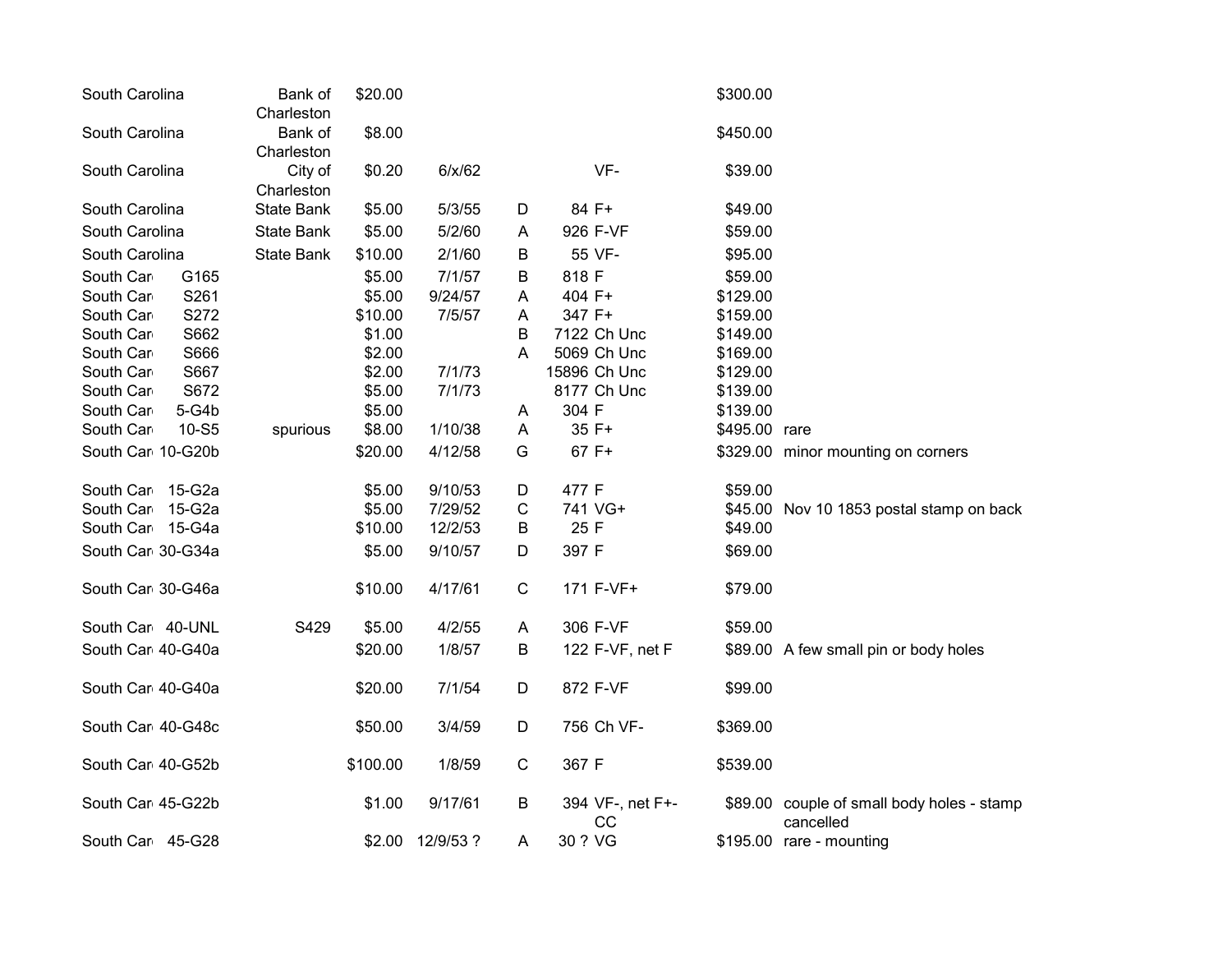| | | | | | | | | | |
|---|---|---|---|---|---|---|---|---|---|
| South Carolina | | Bank of Charleston | $20.00 | | | | | $300.00 | |
| South Carolina | | Bank of Charleston | $8.00 | | | | | $450.00 | |
| South Carolina | | City of Charleston | $0.20 | 6/x/62 | | | VF- | $39.00 | |
| South Carolina | | State Bank | $5.00 | 5/3/55 | D | 84 | F+ | $49.00 | |
| South Carolina | | State Bank | $5.00 | 5/2/60 | A | 926 | F-VF | $59.00 | |
| South Carolina | | State Bank | $10.00 | 2/1/60 | B | 55 | VF- | $95.00 | |
| South Car | G165 | | $5.00 | 7/1/57 | B | 818 | F | $59.00 | |
| South Car | S261 | | $5.00 | 9/24/57 | A | 404 | F+ | $129.00 | |
| South Car | S272 | | $10.00 | 7/5/57 | A | 347 | F+ | $159.00 | |
| South Car | S662 | | $1.00 | | B | 7122 | Ch Unc | $149.00 | |
| South Car | S666 | | $2.00 | | A | 5069 | Ch Unc | $169.00 | |
| South Car | S667 | | $2.00 | 7/1/73 | | 15896 | Ch Unc | $129.00 | |
| South Car | S672 | | $5.00 | 7/1/73 | | 8177 | Ch Unc | $139.00 | |
| South Car | 5-G4b | | $5.00 | | A | 304 | F | $139.00 | |
| South Car | 10-S5 | spurious | $8.00 | 1/10/38 | A | 35 | F+ | $495.00 | rare |
| South Car | 10-G20b | | $20.00 | 4/12/58 | G | 67 | F+ | $329.00 | minor mounting on corners |
| South Car | 15-G2a | | $5.00 | 9/10/53 | D | 477 | F | $59.00 | |
| South Car | 15-G2a | | $5.00 | 7/29/52 | C | 741 | VG+ | $45.00 | Nov 10 1853 postal stamp on back |
| South Car | 15-G4a | | $10.00 | 12/2/53 | B | 25 | F | $49.00 | |
| South Car | 30-G34a | | $5.00 | 9/10/57 | D | 397 | F | $69.00 | |
| South Car | 30-G46a | | $10.00 | 4/17/61 | C | 171 | F-VF+ | $79.00 | |
| South Car | 40-UNL | S429 | $5.00 | 4/2/55 | A | 306 | F-VF | $59.00 | |
| South Car | 40-G40a | | $20.00 | 1/8/57 | B | 122 | F-VF, net F | $89.00 | A few small pin or body holes |
| South Car | 40-G40a | | $20.00 | 7/1/54 | D | 872 | F-VF | $99.00 | |
| South Car | 40-G48c | | $50.00 | 3/4/59 | D | 756 | Ch VF- | $369.00 | |
| South Car | 40-G52b | | $100.00 | 1/8/59 | C | 367 | F | $539.00 | |
| South Car | 45-G22b | | $1.00 | 9/17/61 | B | 394 | VF-, net F+- CC | $89.00 | couple of small body holes - stamp cancelled |
| South Car | 45-G28 | | $2.00 | 12/9/53 ? | A | 30 ? | VG | $195.00 | rare - mounting |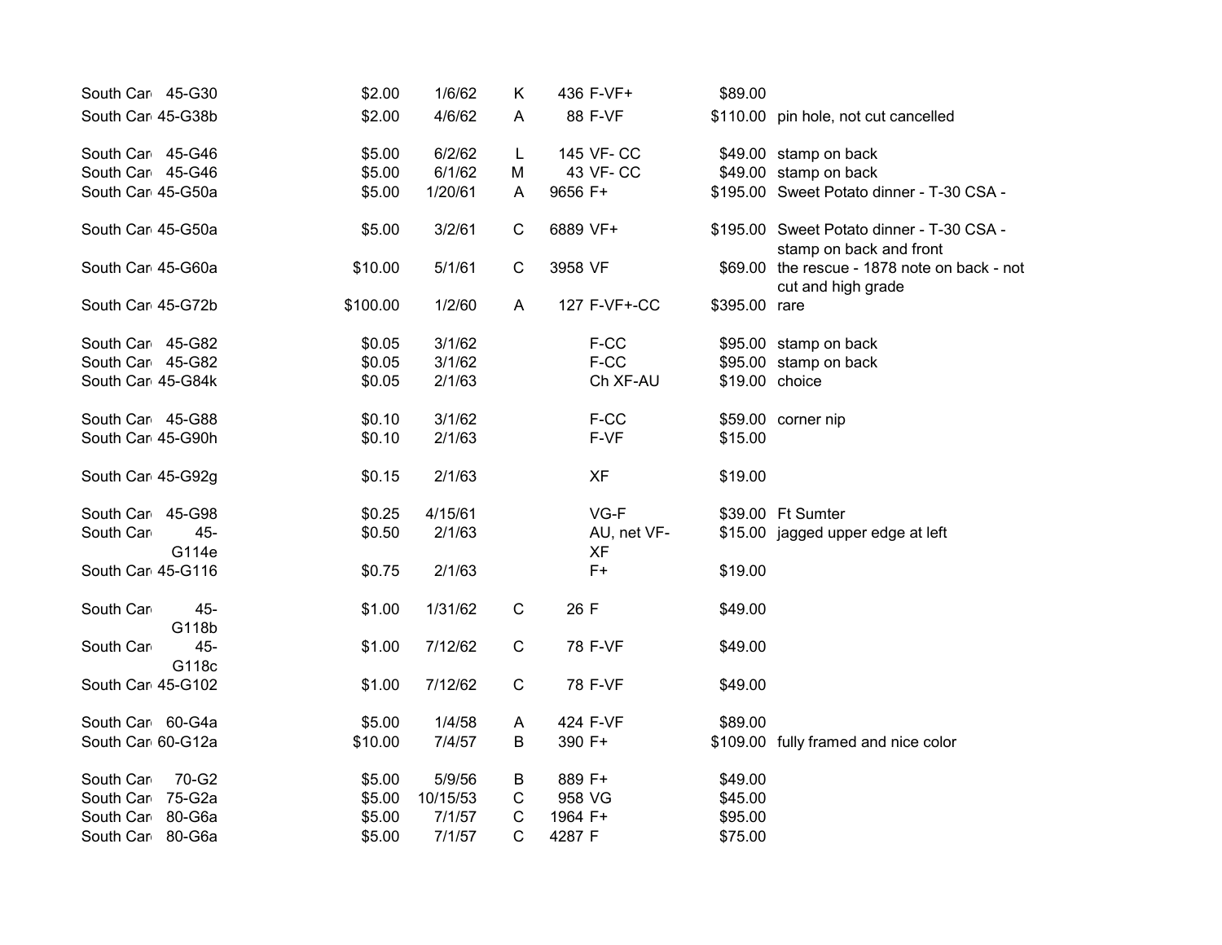| | | | | | | | | |
|---|---|---|---|---|---|---|---|---|
| South Car | 45-G30 | $2.00 | 1/6/62 | K | 436 | F-VF+ | $89.00 | |
| South Car | 45-G38b | $2.00 | 4/6/62 | A | 88 | F-VF | $110.00 | pin hole, not cut cancelled |
| South Car | 45-G46 | $5.00 | 6/2/62 | L | 145 | VF- CC | $49.00 | stamp on back |
| South Car | 45-G46 | $5.00 | 6/1/62 | M | 43 | VF- CC | $49.00 | stamp on back |
| South Car | 45-G50a | $5.00 | 1/20/61 | A | 9656 | F+ | $195.00 | Sweet Potato dinner - T-30 CSA - |
| South Car | 45-G50a | $5.00 | 3/2/61 | C | 6889 | VF+ | $195.00 | Sweet Potato dinner - T-30 CSA - stamp on back and front |
| South Car | 45-G60a | $10.00 | 5/1/61 | C | 3958 | VF | $69.00 | the rescue - 1878 note on back - not cut and high grade |
| South Car | 45-G72b | $100.00 | 1/2/60 | A | 127 | F-VF+-CC | $395.00 | rare |
| South Car | 45-G82 | $0.05 | 3/1/62 | | | F-CC | $95.00 | stamp on back |
| South Car | 45-G82 | $0.05 | 3/1/62 | | | F-CC | $95.00 | stamp on back |
| South Car | 45-G84k | $0.05 | 2/1/63 | | | Ch XF-AU | $19.00 | choice |
| South Car | 45-G88 | $0.10 | 3/1/62 | | | F-CC | $59.00 | corner nip |
| South Car | 45-G90h | $0.10 | 2/1/63 | | | F-VF | $15.00 | |
| South Car | 45-G92g | $0.15 | 2/1/63 | | | XF | $19.00 | |
| South Car | 45-G98 | $0.25 | 4/15/61 | | | VG-F | $39.00 | Ft Sumter |
| South Car | 45-G114e | $0.50 | 2/1/63 | | | AU, net VF-XF | $15.00 | jagged upper edge at left |
| South Car | 45-G116 | $0.75 | 2/1/63 | | | F+ | $19.00 | |
| South Car | 45-G118b | $1.00 | 1/31/62 | C | 26 | F | $49.00 | |
| South Car | 45-G118c | $1.00 | 7/12/62 | C | 78 | F-VF | $49.00 | |
| South Car | 45-G102 | $1.00 | 7/12/62 | C | 78 | F-VF | $49.00 | |
| South Car | 60-G4a | $5.00 | 1/4/58 | A | 424 | F-VF | $89.00 | |
| South Car | 60-G12a | $10.00 | 7/4/57 | B | 390 | F+ | $109.00 | fully framed and nice color |
| South Car | 70-G2 | $5.00 | 5/9/56 | B | 889 | F+ | $49.00 | |
| South Car | 75-G2a | $5.00 | 10/15/53 | C | 958 | VG | $45.00 | |
| South Car | 80-G6a | $5.00 | 7/1/57 | C | 1964 | F+ | $95.00 | |
| South Car | 80-G6a | $5.00 | 7/1/57 | C | 4287 | F | $75.00 | |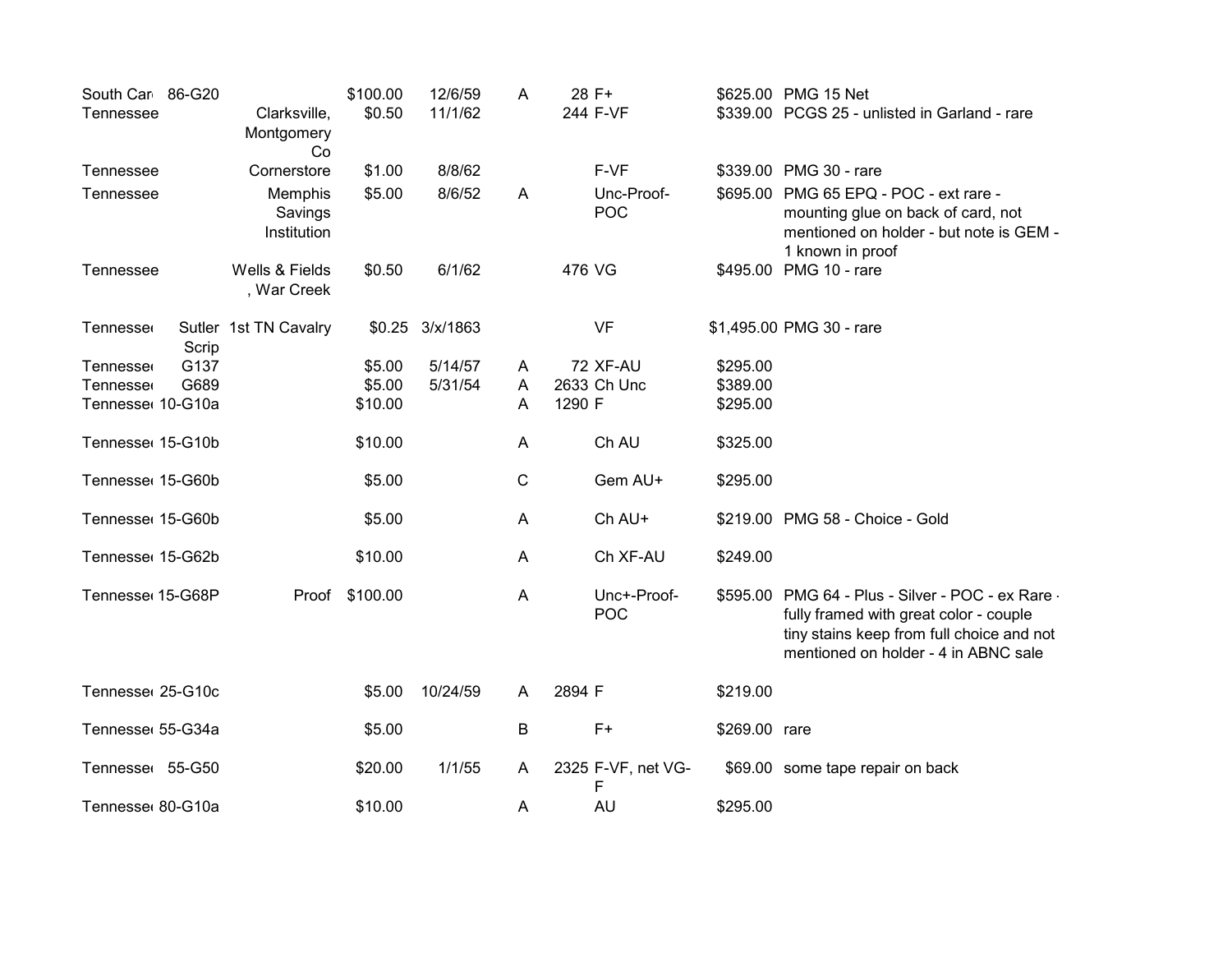| | | | | | | | | | |
|---|---|---|---|---|---|---|---|---|---|
| South Car | 86-G20 | | $100.00 | 12/6/59 | A | 28 | F+ | $625.00 | PMG 15 Net |
| Tennessee | | Clarksville, Montgomery Co | $0.50 | 11/1/62 | | 244 | F-VF | $339.00 | PCGS 25 - unlisted in Garland - rare |
| Tennessee | | Cornerstore | $1.00 | 8/8/62 | | | F-VF | $339.00 | PMG 30 - rare |
| Tennessee | | Memphis Savings Institution | $5.00 | 8/6/52 | A | | Unc-Proof-POC | $695.00 | PMG 65 EPQ - POC - ext rare - mounting glue on back of card, not mentioned on holder - but note is GEM - 1 known in proof |
| Tennessee | | Wells & Fields , War Creek | $0.50 | 6/1/62 | | 476 | VG | $495.00 | PMG 10 - rare |
| Tennessee | Sutler Scrip | 1st TN Cavalry | $0.25 | 3/x/1863 | | | VF | $1,495.00 | PMG 30 - rare |
| Tennessee | G137 | | $5.00 | 5/14/57 | A | 72 | XF-AU | $295.00 | |
| Tennessee | G689 | | $5.00 | 5/31/54 | A | 2633 | Ch Unc | $389.00 | |
| Tennessee | 10-G10a | | $10.00 | | A | 1290 | F | $295.00 | |
| Tennessee | 15-G10b | | $10.00 | | A | | Ch AU | $325.00 | |
| Tennessee | 15-G60b | | $5.00 | | C | | Gem AU+ | $295.00 | |
| Tennessee | 15-G60b | | $5.00 | | A | | Ch AU+ | $219.00 | PMG 58 - Choice - Gold |
| Tennessee | 15-G62b | | $10.00 | | A | | Ch XF-AU | $249.00 | |
| Tennessee | 15-G68P | Proof | $100.00 | | A | | Unc+-Proof-POC | $595.00 | PMG 64 - Plus - Silver - POC - ex Rare - fully framed with great color - couple tiny stains keep from full choice and not mentioned on holder - 4 in ABNC sale |
| Tennessee | 25-G10c | | $5.00 | 10/24/59 | A | 2894 | F | $219.00 | |
| Tennessee | 55-G34a | | $5.00 | | B | | F+ | $269.00 | rare |
| Tennessee | 55-G50 | | $20.00 | 1/1/55 | A | 2325 | F-VF, net VG-F | $69.00 | some tape repair on back |
| Tennessee | 80-G10a | | $10.00 | | A | | AU | $295.00 | |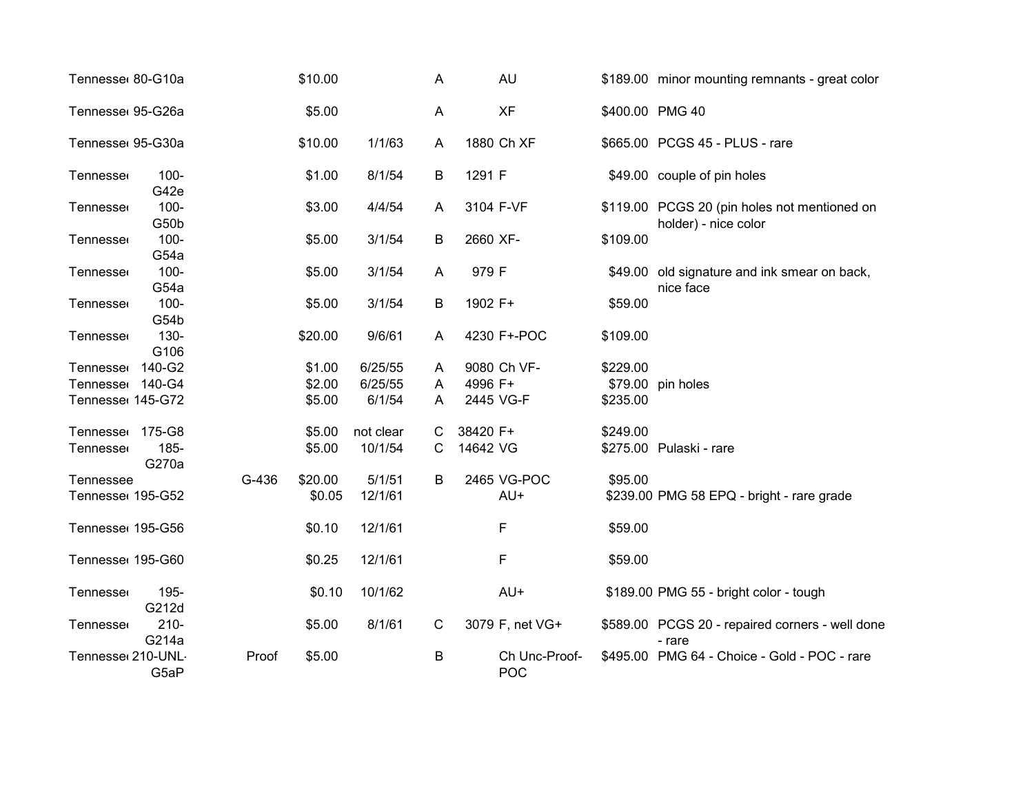| | | | | | | | | | |
|---|---|---|---|---|---|---|---|---|---|
| Tennesse | 80-G10a | | $10.00 | | A | | AU | $189.00 | minor mounting remnants - great color |
| Tennesse | 95-G26a | | $5.00 | | A | | XF | $400.00 | PMG 40 |
| Tennesse | 95-G30a | | $10.00 | 1/1/63 | A | 1880 | Ch XF | $665.00 | PCGS 45 - PLUS - rare |
| Tennesse | 100-G42e | | $1.00 | 8/1/54 | B | 1291 | F | $49.00 | couple of pin holes |
| Tennesse | 100-G50b | | $3.00 | 4/4/54 | A | 3104 | F-VF | $119.00 | PCGS 20 (pin holes not mentioned on holder) - nice color |
| Tennesse | 100-G54a | | $5.00 | 3/1/54 | B | 2660 | XF- | $109.00 | |
| Tennesse | 100-G54a | | $5.00 | 3/1/54 | A | 979 | F | $49.00 | old signature and ink smear on back, nice face |
| Tennesse | 100-G54b | | $5.00 | 3/1/54 | B | 1902 | F+ | $59.00 | |
| Tennesse | 130-G106 | | $20.00 | 9/6/61 | A | 4230 | F+-POC | $109.00 | |
| Tennesse | 140-G2 | | $1.00 | 6/25/55 | A | 9080 | Ch VF- | $229.00 | |
| Tennesse | 140-G4 | | $2.00 | 6/25/55 | A | 4996 | F+ | $79.00 | pin holes |
| Tennesse | 145-G72 | | $5.00 | 6/1/54 | A | 2445 | VG-F | $235.00 | |
| Tennesse | 175-G8 | | $5.00 | not clear | C | 38420 | F+ | $249.00 | |
| Tennesse | 185-G270a | | $5.00 | 10/1/54 | C | 14642 | VG | $275.00 | Pulaski - rare |
| Tennessee | | G-436 | $20.00 | 5/1/51 | B | 2465 | VG-POC | $95.00 | |
| Tennesse | 195-G52 | | $0.05 | 12/1/61 | | | AU+ | $239.00 | PMG 58 EPQ - bright - rare grade |
| Tennesse | 195-G56 | | $0.10 | 12/1/61 | | | F | $59.00 | |
| Tennesse | 195-G60 | | $0.25 | 12/1/61 | | | F | $59.00 | |
| Tennesse | 195-G212d | | $0.10 | 10/1/62 | | | AU+ | $189.00 | PMG 55 - bright color - tough |
| Tennesse | 210-G214a | | $5.00 | 8/1/61 | C | 3079 | F, net VG+ | $589.00 | PCGS 20 - repaired corners - well done - rare |
| Tennesse | 210-UNL-G5aP | Proof | $5.00 | | B | | Ch Unc-Proof-POC | $495.00 | PMG 64 - Choice - Gold - POC - rare |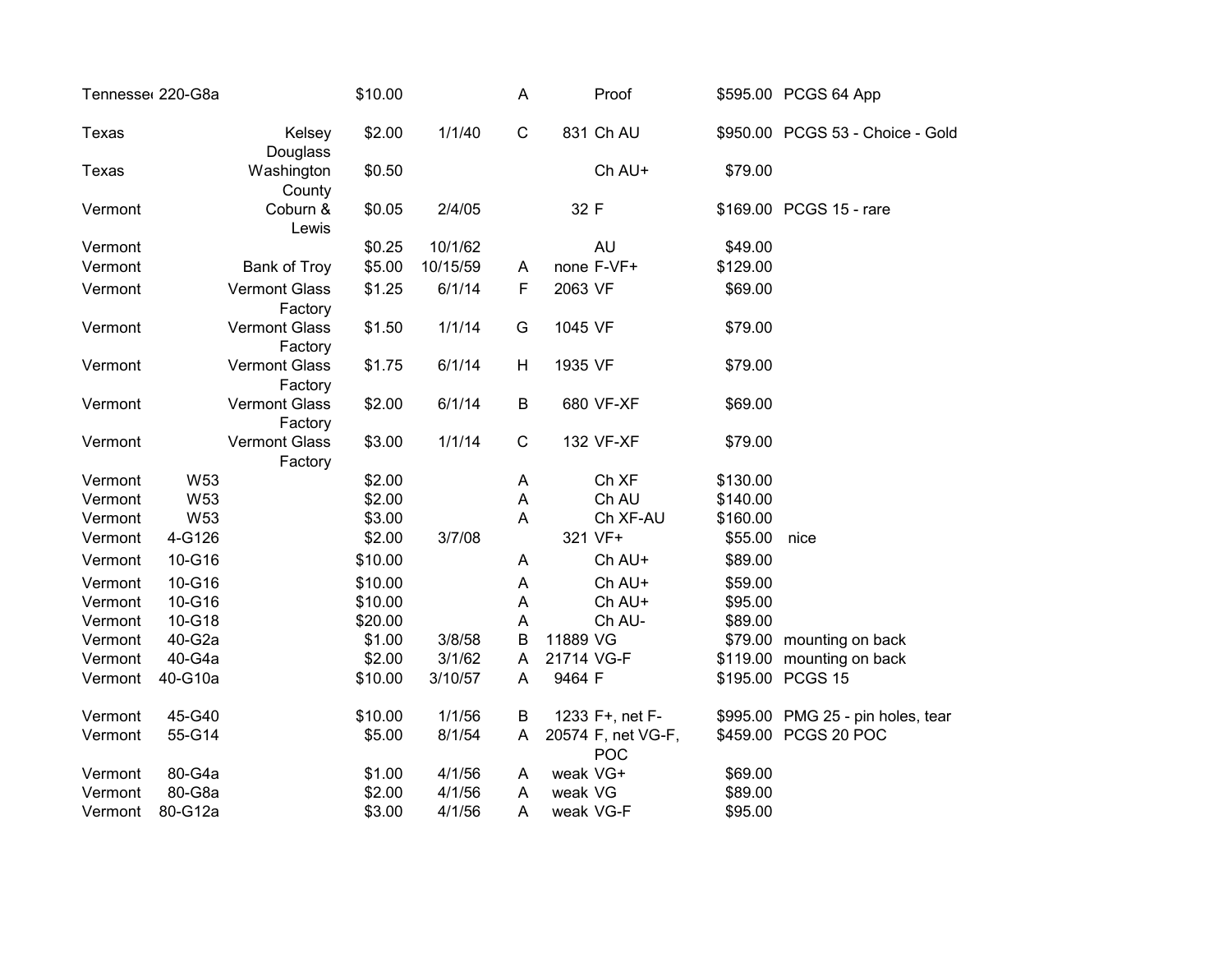| | | | | | | | | | |
|---|---|---|---|---|---|---|---|---|---|
| Tennessee | 220-G8a | | $10.00 | | A | | Proof | $595.00 | PCGS 64 App |
| Texas | | Kelsey Douglass | $2.00 | 1/1/40 | C | 831 | Ch AU | $950.00 | PCGS 53 - Choice - Gold |
| Texas | | Washington County | $0.50 | | | | Ch AU+ | $79.00 | |
| Vermont | | Coburn & Lewis | $0.05 | 2/4/05 | | 32 | F | $169.00 | PCGS 15 - rare |
| Vermont | | | $0.25 | 10/1/62 | | | AU | $49.00 | |
| Vermont | | Bank of Troy | $5.00 | 10/15/59 | A | none | F-VF+ | $129.00 | |
| Vermont | | Vermont Glass Factory | $1.25 | 6/1/14 | F | 2063 | VF | $69.00 | |
| Vermont | | Vermont Glass Factory | $1.50 | 1/1/14 | G | 1045 | VF | $79.00 | |
| Vermont | | Vermont Glass Factory | $1.75 | 6/1/14 | H | 1935 | VF | $79.00 | |
| Vermont | | Vermont Glass Factory | $2.00 | 6/1/14 | B | 680 | VF-XF | $69.00 | |
| Vermont | | Vermont Glass Factory | $3.00 | 1/1/14 | C | 132 | VF-XF | $79.00 | |
| Vermont | W53 | | $2.00 | | A | | Ch XF | $130.00 | |
| Vermont | W53 | | $2.00 | | A | | Ch AU | $140.00 | |
| Vermont | W53 | | $3.00 | | A | | Ch XF-AU | $160.00 | |
| Vermont | 4-G126 | | $2.00 | 3/7/08 | | 321 | VF+ | $55.00 | nice |
| Vermont | 10-G16 | | $10.00 | | A | | Ch AU+ | $89.00 | |
| Vermont | 10-G16 | | $10.00 | | A | | Ch AU+ | $59.00 | |
| Vermont | 10-G16 | | $10.00 | | A | | Ch AU+ | $95.00 | |
| Vermont | 10-G18 | | $20.00 | | A | | Ch AU- | $89.00 | |
| Vermont | 40-G2a | | $1.00 | 3/8/58 | B | 11889 | VG | $79.00 | mounting on back |
| Vermont | 40-G4a | | $2.00 | 3/1/62 | A | 21714 | VG-F | $119.00 | mounting on back |
| Vermont | 40-G10a | | $10.00 | 3/10/57 | A | 9464 | F | $195.00 | PCGS 15 |
| Vermont | 45-G40 | | $10.00 | 1/1/56 | B | 1233 | F+, net F- | $995.00 | PMG 25 - pin holes, tear |
| Vermont | 55-G14 | | $5.00 | 8/1/54 | A | 20574 | F, net VG-F, POC | $459.00 | PCGS 20 POC |
| Vermont | 80-G4a | | $1.00 | 4/1/56 | A | weak | VG+ | $69.00 | |
| Vermont | 80-G8a | | $2.00 | 4/1/56 | A | weak | VG | $89.00 | |
| Vermont | 80-G12a | | $3.00 | 4/1/56 | A | weak | VG-F | $95.00 | |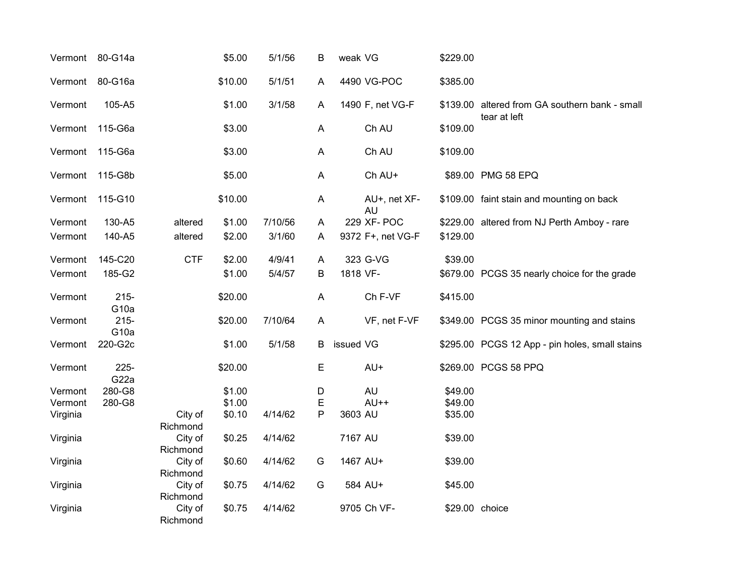| | | | | | | | | | |
|---|---|---|---|---|---|---|---|---|---|
| Vermont | 80-G14a | | $5.00 | 5/1/56 | B | weak | VG | $229.00 | |
| Vermont | 80-G16a | | $10.00 | 5/1/51 | A | 4490 | VG-POC | $385.00 | |
| Vermont | 105-A5 | | $1.00 | 3/1/58 | A | 1490 | F, net VG-F | $139.00 | altered from GA southern bank - small tear at left |
| Vermont | 115-G6a | | $3.00 | | A | | Ch AU | $109.00 | |
| Vermont | 115-G6a | | $3.00 | | A | | Ch AU | $109.00 | |
| Vermont | 115-G8b | | $5.00 | | A | | Ch AU+ | $89.00 | PMG 58 EPQ |
| Vermont | 115-G10 | | $10.00 | | A | | AU+, net XF-AU | $109.00 | faint stain and mounting on back |
| Vermont | 130-A5 | altered | $1.00 | 7/10/56 | A | 229 | XF- POC | $229.00 | altered from NJ Perth Amboy - rare |
| Vermont | 140-A5 | altered | $2.00 | 3/1/60 | A | 9372 | F+, net VG-F | $129.00 | |
| Vermont | 145-C20 | CTF | $2.00 | 4/9/41 | A | 323 | G-VG | $39.00 | |
| Vermont | 185-G2 | | $1.00 | 5/4/57 | B | 1818 | VF- | $679.00 | PCGS 35 nearly choice for the grade |
| Vermont | 215-G10a | | $20.00 | | A | | Ch F-VF | $415.00 | |
| Vermont | 215-G10a | | $20.00 | 7/10/64 | A | | VF, net F-VF | $349.00 | PCGS 35 minor mounting and stains |
| Vermont | 220-G2c | | $1.00 | 5/1/58 | B | issued | VG | $295.00 | PCGS 12 App - pin holes, small stains |
| Vermont | 225-G22a | | $20.00 | | E | | AU+ | $269.00 | PCGS 58 PPQ |
| Vermont | 280-G8 | | $1.00 | | D | | AU | $49.00 | |
| Vermont | 280-G8 | | $1.00 | | E | | AU++ | $49.00 | |
| Virginia | | City of Richmond | $0.10 | 4/14/62 | P | 3603 | AU | $35.00 | |
| Virginia | | City of Richmond | $0.25 | 4/14/62 | | 7167 | AU | $39.00 | |
| Virginia | | City of Richmond | $0.60 | 4/14/62 | G | 1467 | AU+ | $39.00 | |
| Virginia | | City of Richmond | $0.75 | 4/14/62 | G | 584 | AU+ | $45.00 | |
| Virginia | | City of Richmond | $0.75 | 4/14/62 | | 9705 | Ch VF- | $29.00 | choice |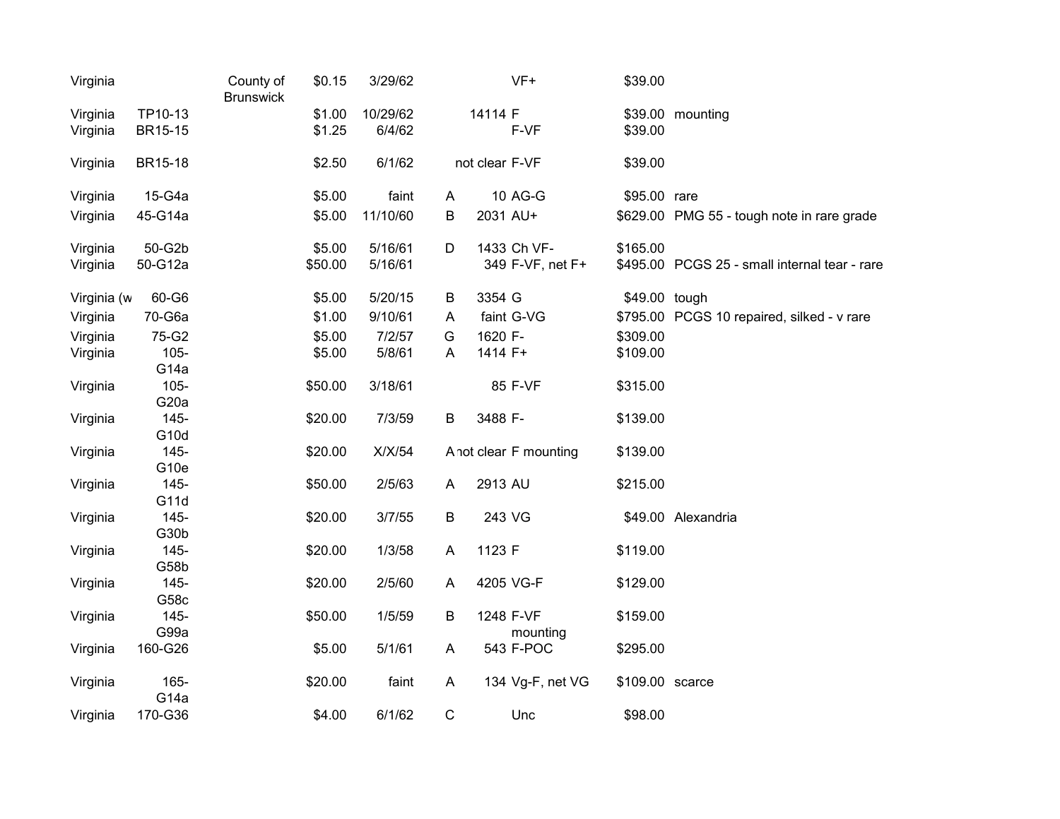| | | | | | | | | | |
|---|---|---|---|---|---|---|---|---|---|
| Virginia | | County of Brunswick | $0.15 | 3/29/62 | | | VF+ | $39.00 | |
| Virginia | TP10-13 | | $1.00 | 10/29/62 | | 14114 | F | $39.00 | mounting |
| Virginia | BR15-15 | | $1.25 | 6/4/62 | | | F-VF | $39.00 | |
| Virginia | BR15-18 | | $2.50 | 6/1/62 | | not clear | F-VF | $39.00 | |
| Virginia | 15-G4a | | $5.00 | faint | A | 10 | AG-G | $95.00 | rare |
| Virginia | 45-G14a | | $5.00 | 11/10/60 | B | 2031 | AU+ | $629.00 | PMG 55 - tough note in rare grade |
| Virginia | 50-G2b | | $5.00 | 5/16/61 | D | 1433 | Ch VF- | $165.00 | |
| Virginia | 50-G12a | | $50.00 | 5/16/61 | | 349 | F-VF, net F+ | $495.00 | PCGS 25 - small internal tear - rare |
| Virginia (w | 60-G6 | | $5.00 | 5/20/15 | B | 3354 | G | $49.00 | tough |
| Virginia | 70-G6a | | $1.00 | 9/10/61 | A | faint | G-VG | $795.00 | PCGS 10 repaired, silked - v rare |
| Virginia | 75-G2 | | $5.00 | 7/2/57 | G | 1620 | F- | $309.00 | |
| Virginia | 105-G14a | | $5.00 | 5/8/61 | A | 1414 | F+ | $109.00 | |
| Virginia | 105-G20a | | $50.00 | 3/18/61 | | 85 | F-VF | $315.00 | |
| Virginia | 145-G10d | | $20.00 | 7/3/59 | B | 3488 | F- | $139.00 | |
| Virginia | 145-G10e | | $20.00 | X/X/54 | A | not clear | F mounting | $139.00 | |
| Virginia | 145-G11d | | $50.00 | 2/5/63 | A | 2913 | AU | $215.00 | |
| Virginia | 145-G30b | | $20.00 | 3/7/55 | B | 243 | VG | $49.00 | Alexandria |
| Virginia | 145-G58b | | $20.00 | 1/3/58 | A | 1123 | F | $119.00 | |
| Virginia | 145-G58c | | $20.00 | 2/5/60 | A | 4205 | VG-F | $129.00 | |
| Virginia | 145-G99a | | $50.00 | 1/5/59 | B | 1248 | F-VF mounting | $159.00 | |
| Virginia | 160-G26 | | $5.00 | 5/1/61 | A | 543 | F-POC | $295.00 | |
| Virginia | 165-G14a | | $20.00 | faint | A | 134 | Vg-F, net VG | $109.00 | scarce |
| Virginia | 170-G36 | | $4.00 | 6/1/62 | C | | Unc | $98.00 | |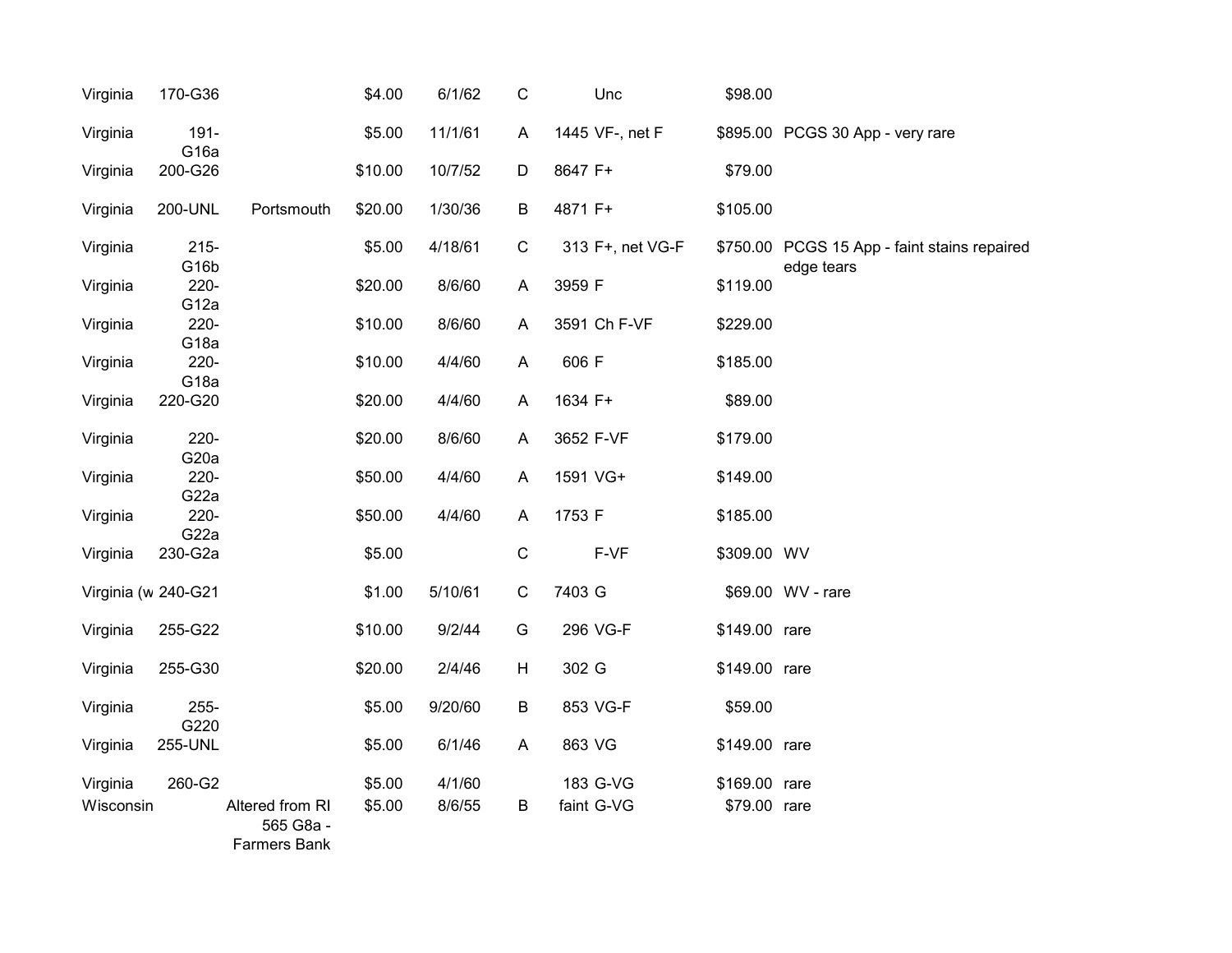| | | | | | | | | | |
|---|---|---|---|---|---|---|---|---|---|
| Virginia | 170-G36 | | $4.00 | 6/1/62 | C | | Unc | $98.00 | |
| Virginia | 191-G16a | | $5.00 | 11/1/61 | A | 1445 | VF-, net F | $895.00 | PCGS 30 App - very rare |
| Virginia | 200-G26 | | $10.00 | 10/7/52 | D | 8647 | F+ | $79.00 | |
| Virginia | 200-UNL | Portsmouth | $20.00 | 1/30/36 | B | 4871 | F+ | $105.00 | |
| Virginia | 215-G16b | | $5.00 | 4/18/61 | C | 313 | F+, net VG-F | $750.00 | PCGS 15 App - faint stains repaired edge tears |
| Virginia | 220-G12a | | $20.00 | 8/6/60 | A | 3959 | F | $119.00 | |
| Virginia | 220-G18a | | $10.00 | 8/6/60 | A | 3591 | Ch F-VF | $229.00 | |
| Virginia | 220-G18a | | $10.00 | 4/4/60 | A | 606 | F | $185.00 | |
| Virginia | 220-G20 | | $20.00 | 4/4/60 | A | 1634 | F+ | $89.00 | |
| Virginia | 220-G20a | | $20.00 | 8/6/60 | A | 3652 | F-VF | $179.00 | |
| Virginia | 220-G22a | | $50.00 | 4/4/60 | A | 1591 | VG+ | $149.00 | |
| Virginia | 220-G22a | | $50.00 | 4/4/60 | A | 1753 | F | $185.00 | |
| Virginia | 230-G2a | | $5.00 | | C | | F-VF | $309.00 | WV |
| Virginia (w | 240-G21 | | $1.00 | 5/10/61 | C | 7403 | G | $69.00 | WV - rare |
| Virginia | 255-G22 | | $10.00 | 9/2/44 | G | 296 | VG-F | $149.00 | rare |
| Virginia | 255-G30 | | $20.00 | 2/4/46 | H | 302 | G | $149.00 | rare |
| Virginia | 255-G220 | | $5.00 | 9/20/60 | B | 853 | VG-F | $59.00 | |
| Virginia | 255-UNL | | $5.00 | 6/1/46 | A | 863 | VG | $149.00 | rare |
| Virginia | 260-G2 | | $5.00 | 4/1/60 | | 183 | G-VG | $169.00 | rare |
| Wisconsin | | Altered from RI 565 G8a - Farmers Bank | $5.00 | 8/6/55 | B | faint | G-VG | $79.00 | rare |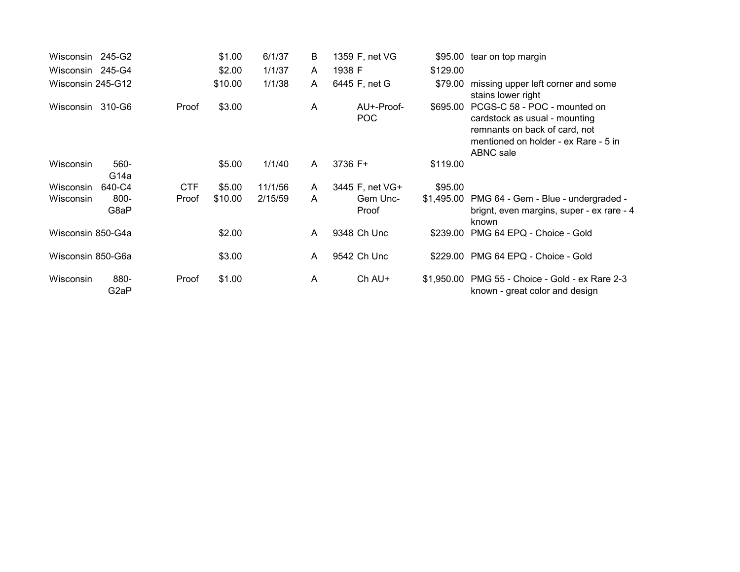| | | | | | | | | | |
|---|---|---|---|---|---|---|---|---|---|
| Wisconsin | 245-G2 | | $1.00 | 6/1/37 | B | 1359 | F, net VG | $95.00 | tear on top margin |
| Wisconsin | 245-G4 | | $2.00 | 1/1/37 | A | 1938 | F | $129.00 | |
| Wisconsin | 245-G12 | | $10.00 | 1/1/38 | A | 6445 | F, net G | $79.00 | missing upper left corner and some stains lower right |
| Wisconsin | 310-G6 | Proof | $3.00 | | A | | AU+-Proof-POC | $695.00 | PCGS-C 58 - POC - mounted on cardstock as usual - mounting remnants on back of card, not mentioned on holder - ex Rare - 5 in ABNC sale |
| Wisconsin | 560-G14a | | $5.00 | 1/1/40 | A | 3736 | F+ | $119.00 | |
| Wisconsin | 640-C4 | CTF | $5.00 | 11/1/56 | A | 3445 | F, net VG+ | $95.00 | |
| Wisconsin | 800-G8aP | Proof | $10.00 | 2/15/59 | A | | Gem Unc-Proof | $1,495.00 | PMG 64 - Gem - Blue - undergraded - brignt, even margins, super - ex rare - 4 known |
| Wisconsin | 850-G4a | | $2.00 | | A | 9348 | Ch Unc | $239.00 | PMG 64 EPQ - Choice - Gold |
| Wisconsin | 850-G6a | | $3.00 | | A | 9542 | Ch Unc | $229.00 | PMG 64 EPQ - Choice - Gold |
| Wisconsin | 880-G2aP | Proof | $1.00 | | A | | Ch AU+ | $1,950.00 | PMG 55 - Choice - Gold - ex Rare 2-3 known - great color and design |